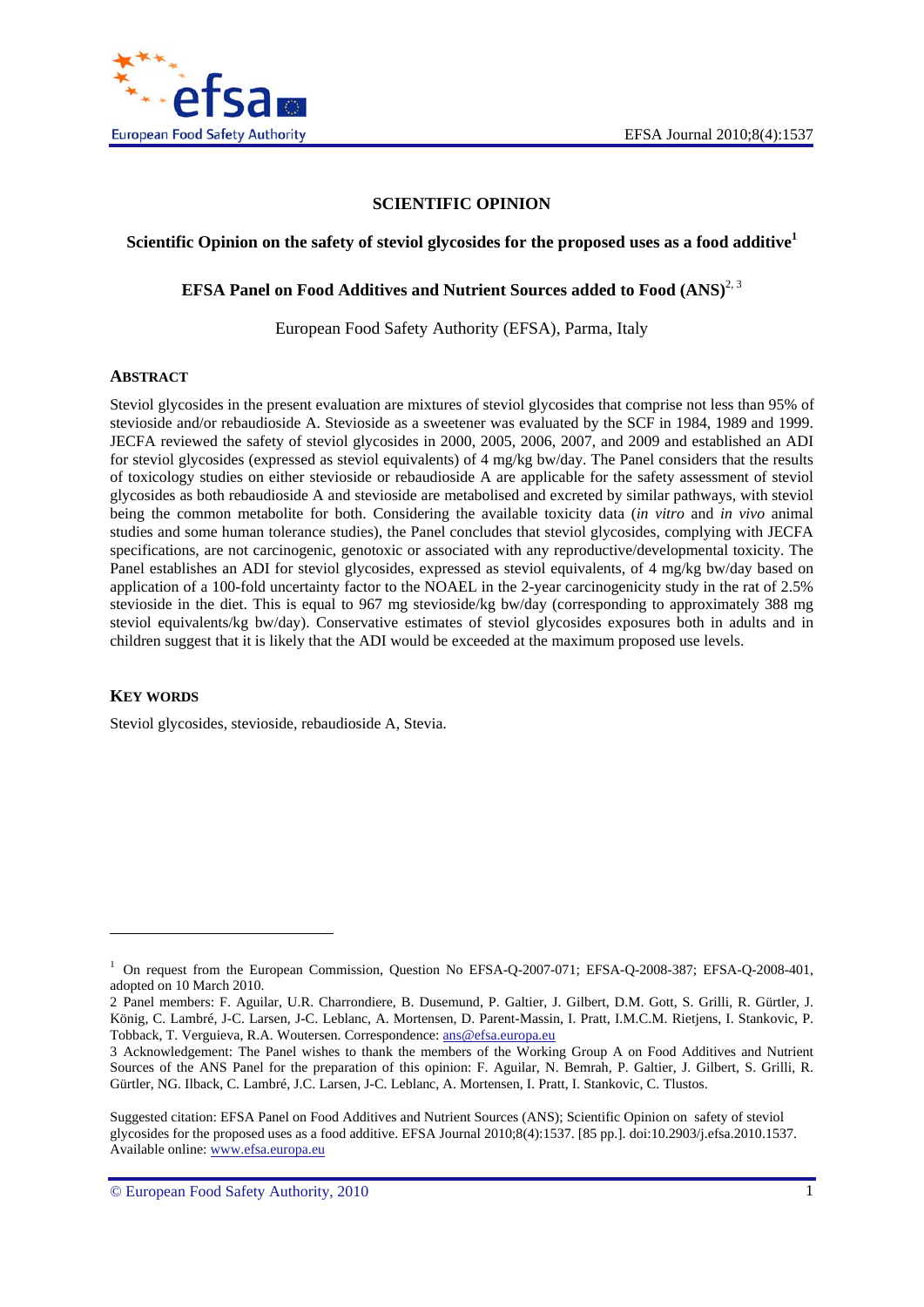# SCIENTIFIC OPINION

## Scientific Opinion on the safety of steviol glycosides for the proposed uses as a food additive[1]

### EFSA Panel on Food Additives and Nutrient Sources added to Food (ANS)[2, 3]

European Food Safety Authority (EFSA), Parma, Italy

## ABSTRACT

Steviol glycosides in the present evaluation are mixtures of steviol glycosides that comprise not less than 95% of stevioside and/or rebaudioside A. Stevioside as a sweetener was evaluated by the SCF in 1984, 1989 and 1999. JECFA reviewed the safety of steviol glycosides in 2000, 2005, 2006, 2007, and 2009 and established an ADI for steviol glycosides (expressed as steviol equivalents) of 4 mg/kg bw/day. The Panel considers that the results of toxicology studies on either stevioside or rebaudioside A are applicable for the safety assessment of steviol glycosides as both rebaudioside A and stevioside are metabolised and excreted by similar pathways, with steviol being the common metabolite for both. Considering the available toxicity data (*in vitro* and *in vivo* animal studies and some human tolerance studies), the Panel concludes that steviol glycosides, complying with JECFA specifications, are not carcinogenic, genotoxic or associated with any reproductive/developmental toxicity. The Panel establishes an ADI for steviol glycosides, expressed as steviol equivalents, of 4 mg/kg bw/day based on application of a 100-fold uncertainty factor to the NOAEL in the 2-year carcinogenicity study in the rat of 2.5% stevioside in the diet. This is equal to 967 mg stevioside/kg bw/day (corresponding to approximately 388 mg steviol equivalents/kg bw/day). Conservative estimates of steviol glycosides exposures both in adults and in children suggest that it is likely that the ADI would be exceeded at the maximum proposed use levels.

## KEY WORDS

Steviol glycosides, stevioside, rebaudioside A, Stevia.

---

[1] On request from the European Commission, Question No EFSA-Q-2007-071; EFSA-Q-2008-387; EFSA-Q-2008-401, adopted on 10 March 2010.

[2] Panel members: F. Aguilar, U.R. Charrondiere, B. Dusemund, P. Galtier, J. Gilbert, D.M. Gott, S. Grilli, R. Gürtler, J. König, C. Lambré, J-C. Larsen, J-C. Leblanc, A. Mortensen, D. Parent-Massin, I. Pratt, I.M.C.M. Rietjens, I. Stankovic, P. Tobback, T. Verguieva, R.A. Woutersen. Correspondence: ans@efsa.europa.eu

[3] Acknowledgement: The Panel wishes to thank the members of the Working Group A on Food Additives and Nutrient Sources of the ANS Panel for the preparation of this opinion: F. Aguilar, N. Bemrah, P. Galtier, J. Gilbert, S. Grilli, R. Gürtler, NG. Ilback, C. Lambré, J.C. Larsen, J-C. Leblanc, A. Mortensen, I. Pratt, I. Stankovic, C. Tlustos.

Suggested citation: EFSA Panel on Food Additives and Nutrient Sources (ANS); Scientific Opinion on safety of steviol glycosides for the proposed uses as a food additive. EFSA Journal 2010;8(4):1537. [85 pp.]. doi:10.2903/j.efsa.2010.1537. Available online: www.efsa.europa.eu

© European Food Safety Authority, 2010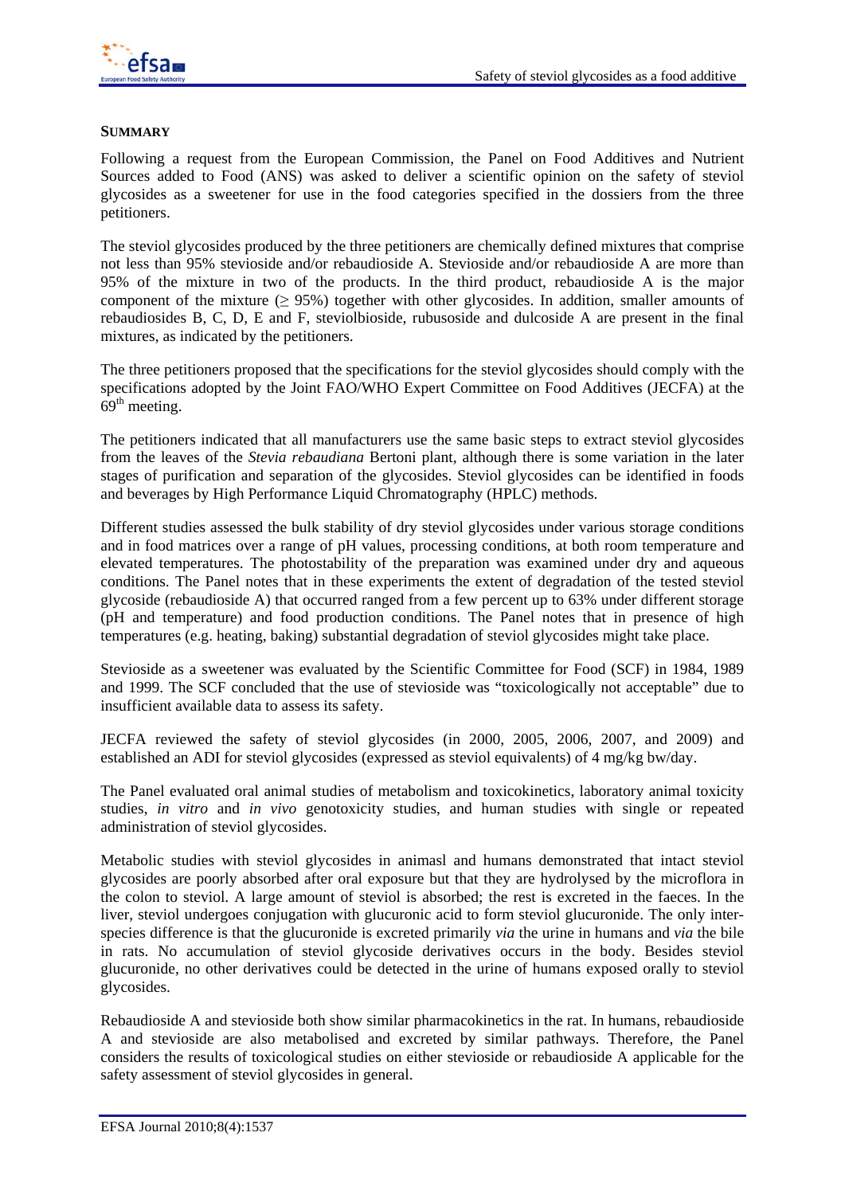**SUMMARY**

Following a request from the European Commission, the Panel on Food Additives and Nutrient Sources added to Food (ANS) was asked to deliver a scientific opinion on the safety of steviol glycosides as a sweetener for use in the food categories specified in the dossiers from the three petitioners.

The steviol glycosides produced by the three petitioners are chemically defined mixtures that comprise not less than 95% stevioside and/or rebaudioside A. Stevioside and/or rebaudioside A are more than 95% of the mixture in two of the products. In the third product, rebaudioside A is the major component of the mixture ($\geq$ 95%) together with other glycosides. In addition, smaller amounts of rebaudiosides B, C, D, E and F, steviolbioside, rubusoside and dulcoside A are present in the final mixtures, as indicated by the petitioners.

The three petitioners proposed that the specifications for the steviol glycosides should comply with the specifications adopted by the Joint FAO/WHO Expert Committee on Food Additives (JECFA) at the 69$^{th}$ meeting.

The petitioners indicated that all manufacturers use the same basic steps to extract steviol glycosides from the leaves of the *Stevia rebaudiana* Bertoni plant, although there is some variation in the later stages of purification and separation of the glycosides. Steviol glycosides can be identified in foods and beverages by High Performance Liquid Chromatography (HPLC) methods.

Different studies assessed the bulk stability of dry steviol glycosides under various storage conditions and in food matrices over a range of pH values, processing conditions, at both room temperature and elevated temperatures. The photostability of the preparation was examined under dry and aqueous conditions. The Panel notes that in these experiments the extent of degradation of the tested steviol glycoside (rebaudioside A) that occurred ranged from a few percent up to 63% under different storage (pH and temperature) and food production conditions. The Panel notes that in presence of high temperatures (e.g. heating, baking) substantial degradation of steviol glycosides might take place.

Stevioside as a sweetener was evaluated by the Scientific Committee for Food (SCF) in 1984, 1989 and 1999. The SCF concluded that the use of stevioside was "toxicologically not acceptable" due to insufficient available data to assess its safety.

JECFA reviewed the safety of steviol glycosides (in 2000, 2005, 2006, 2007, and 2009) and established an ADI for steviol glycosides (expressed as steviol equivalents) of 4 mg/kg bw/day.

The Panel evaluated oral animal studies of metabolism and toxicokinetics, laboratory animal toxicity studies, *in vitro* and *in vivo* genotoxicity studies, and human studies with single or repeated administration of steviol glycosides.

Metabolic studies with steviol glycosides in animasl and humans demonstrated that intact steviol glycosides are poorly absorbed after oral exposure but that they are hydrolysed by the microflora in the colon to steviol. A large amount of steviol is absorbed; the rest is excreted in the faeces. In the liver, steviol undergoes conjugation with glucuronic acid to form steviol glucuronide. The only inter-species difference is that the glucuronide is excreted primarily *via* the urine in humans and *via* the bile in rats. No accumulation of steviol glycoside derivatives occurs in the body. Besides steviol glucuronide, no other derivatives could be detected in the urine of humans exposed orally to steviol glycosides.

Rebaudioside A and stevioside both show similar pharmacokinetics in the rat. In humans, rebaudioside A and stevioside are also metabolised and excreted by similar pathways. Therefore, the Panel considers the results of toxicological studies on either stevioside or rebaudioside A applicable for the safety assessment of steviol glycosides in general.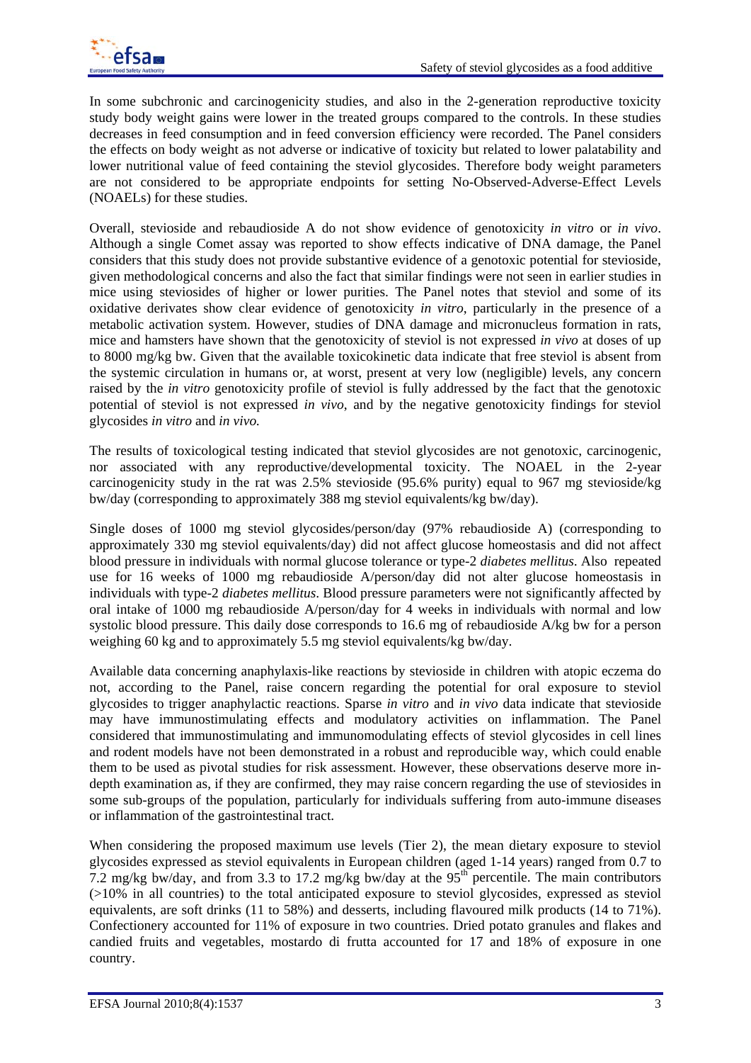In some subchronic and carcinogenicity studies, and also in the 2-generation reproductive toxicity study body weight gains were lower in the treated groups compared to the controls. In these studies decreases in feed consumption and in feed conversion efficiency were recorded. The Panel considers the effects on body weight as not adverse or indicative of toxicity but related to lower palatability and lower nutritional value of feed containing the steviol glycosides. Therefore body weight parameters are not considered to be appropriate endpoints for setting No-Observed-Adverse-Effect Levels (NOAELs) for these studies.

Overall, stevioside and rebaudioside A do not show evidence of genotoxicity *in vitro* or *in vivo*. Although a single Comet assay was reported to show effects indicative of DNA damage, the Panel considers that this study does not provide substantive evidence of a genotoxic potential for stevioside, given methodological concerns and also the fact that similar findings were not seen in earlier studies in mice using steviosides of higher or lower purities. The Panel notes that steviol and some of its oxidative derivates show clear evidence of genotoxicity *in vitro*, particularly in the presence of a metabolic activation system. However, studies of DNA damage and micronucleus formation in rats, mice and hamsters have shown that the genotoxicity of steviol is not expressed *in vivo* at doses of up to 8000 mg/kg bw. Given that the available toxicokinetic data indicate that free steviol is absent from the systemic circulation in humans or, at worst, present at very low (negligible) levels, any concern raised by the *in vitro* genotoxicity profile of steviol is fully addressed by the fact that the genotoxic potential of steviol is not expressed *in vivo*, and by the negative genotoxicity findings for steviol glycosides *in vitro* and *in vivo.*

The results of toxicological testing indicated that steviol glycosides are not genotoxic, carcinogenic, nor associated with any reproductive/developmental toxicity. The NOAEL in the 2-year carcinogenicity study in the rat was 2.5% stevioside (95.6% purity) equal to 967 mg stevioside/kg bw/day (corresponding to approximately 388 mg steviol equivalents/kg bw/day).

Single doses of 1000 mg steviol glycosides/person/day (97% rebaudioside A) (corresponding to approximately 330 mg steviol equivalents/day) did not affect glucose homeostasis and did not affect blood pressure in individuals with normal glucose tolerance or type-2 *diabetes mellitus*. Also repeated use for 16 weeks of 1000 mg rebaudioside A/person/day did not alter glucose homeostasis in individuals with type-2 *diabetes mellitus*. Blood pressure parameters were not significantly affected by oral intake of 1000 mg rebaudioside A/person/day for 4 weeks in individuals with normal and low systolic blood pressure. This daily dose corresponds to 16.6 mg of rebaudioside A/kg bw for a person weighing 60 kg and to approximately 5.5 mg steviol equivalents/kg bw/day.

Available data concerning anaphylaxis-like reactions by stevioside in children with atopic eczema do not, according to the Panel, raise concern regarding the potential for oral exposure to steviol glycosides to trigger anaphylactic reactions. Sparse *in vitro* and *in vivo* data indicate that stevioside may have immunostimulating effects and modulatory activities on inflammation. The Panel considered that immunostimulating and immunomodulating effects of steviol glycosides in cell lines and rodent models have not been demonstrated in a robust and reproducible way, which could enable them to be used as pivotal studies for risk assessment. However, these observations deserve more in-depth examination as, if they are confirmed, they may raise concern regarding the use of steviosides in some sub-groups of the population, particularly for individuals suffering from auto-immune diseases or inflammation of the gastrointestinal tract.

When considering the proposed maximum use levels (Tier 2), the mean dietary exposure to steviol glycosides expressed as steviol equivalents in European children (aged 1-14 years) ranged from 0.7 to 7.2 mg/kg bw/day, and from 3.3 to 17.2 mg/kg bw/day at the 95$^{th}$ percentile. The main contributors (>10% in all countries) to the total anticipated exposure to steviol glycosides, expressed as steviol equivalents, are soft drinks (11 to 58%) and desserts, including flavoured milk products (14 to 71%). Confectionery accounted for 11% of exposure in two countries. Dried potato granules and flakes and candied fruits and vegetables, mostardo di frutta accounted for 17 and 18% of exposure in one country.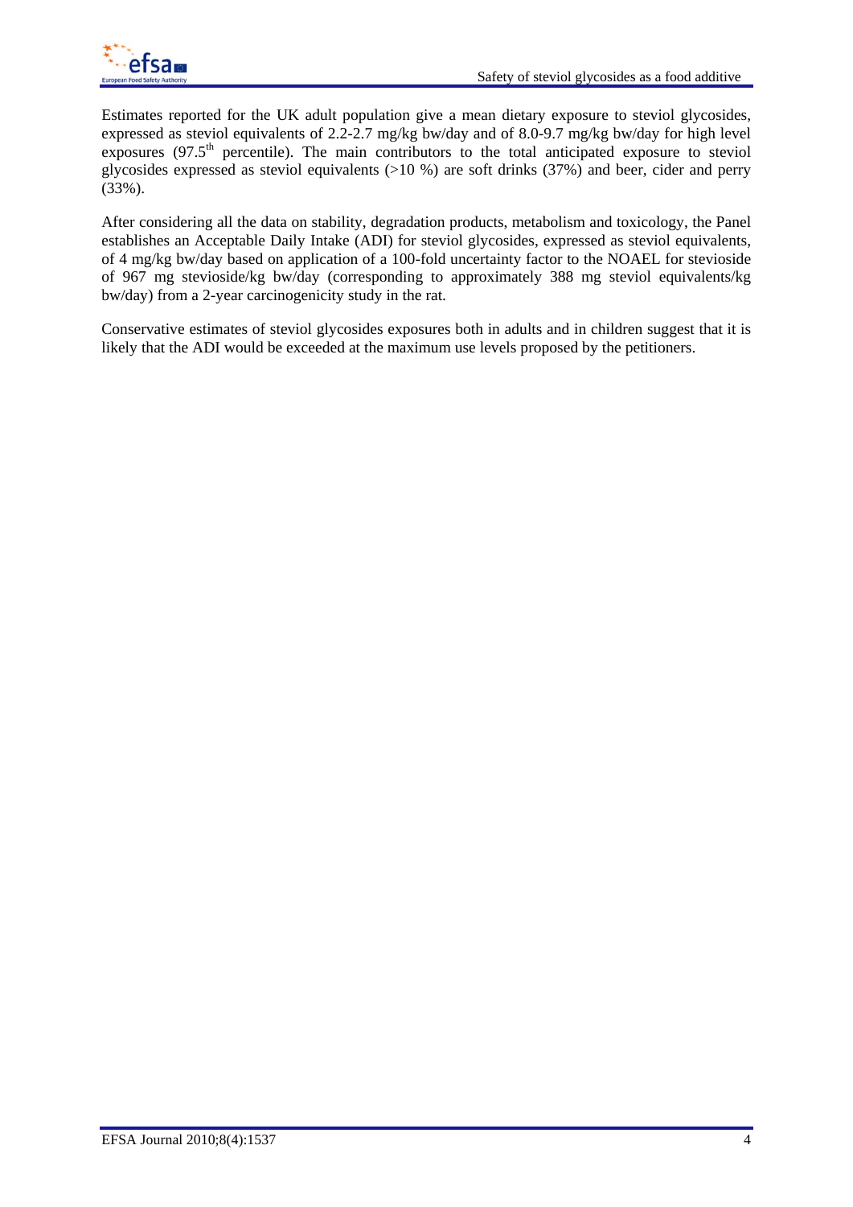Estimates reported for the UK adult population give a mean dietary exposure to steviol glycosides, expressed as steviol equivalents of 2.2-2.7 mg/kg bw/day and of 8.0-9.7 mg/kg bw/day for high level exposures ($97.5^{th}$ percentile). The main contributors to the total anticipated exposure to steviol glycosides expressed as steviol equivalents (>10 %) are soft drinks (37%) and beer, cider and perry (33%).

After considering all the data on stability, degradation products, metabolism and toxicology, the Panel establishes an Acceptable Daily Intake (ADI) for steviol glycosides, expressed as steviol equivalents, of 4 mg/kg bw/day based on application of a 100-fold uncertainty factor to the NOAEL for stevioside of 967 mg stevioside/kg bw/day (corresponding to approximately 388 mg steviol equivalents/kg bw/day) from a 2-year carcinogenicity study in the rat.

Conservative estimates of steviol glycosides exposures both in adults and in children suggest that it is likely that the ADI would be exceeded at the maximum use levels proposed by the petitioners.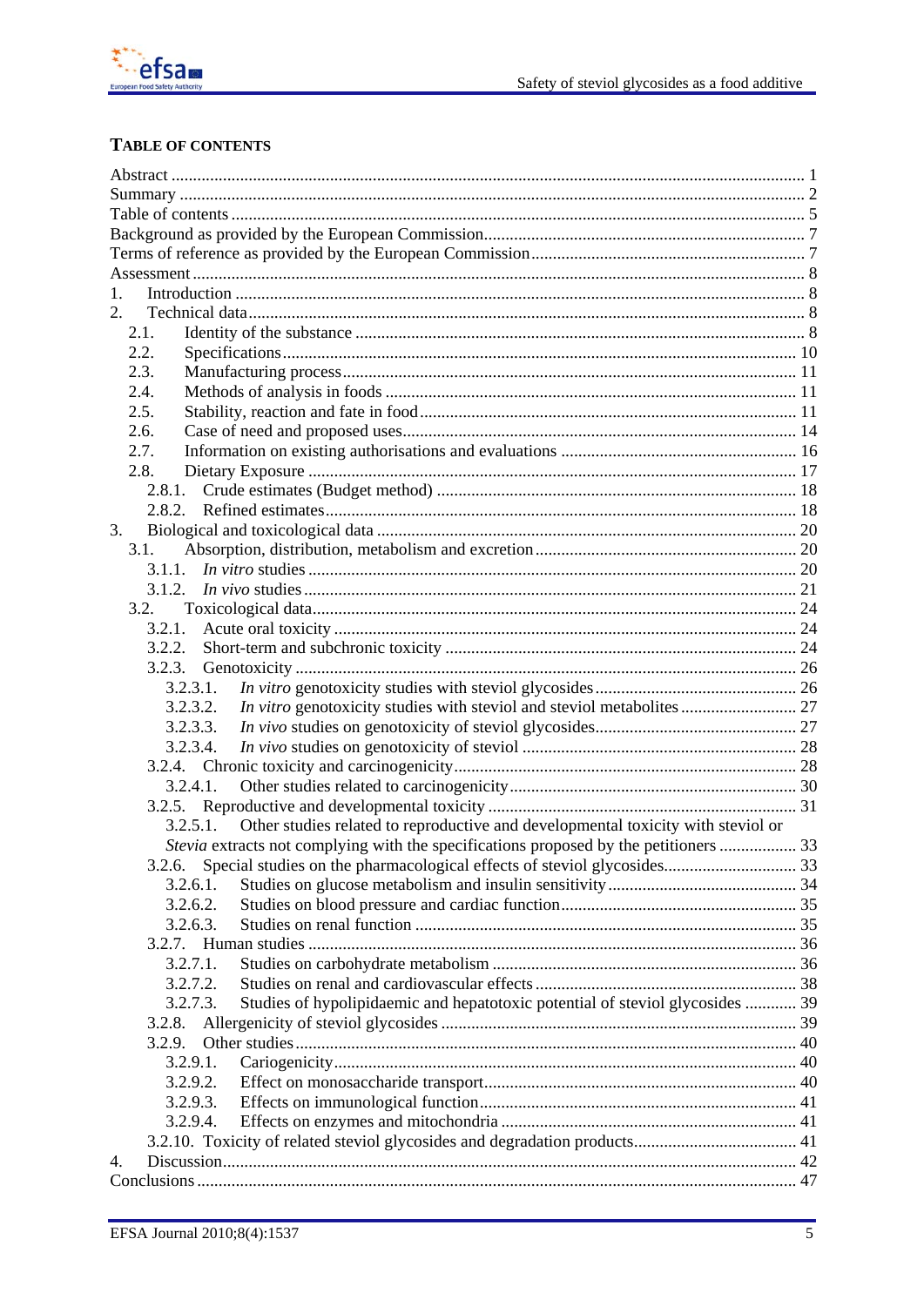## Table of contents

Abstract .......... 1
Summary .......... 2
Table of contents .......... 5
Background as provided by the European Commission .......... 7
Terms of reference as provided by the European Commission .......... 7
Assessment .......... 8
1. Introduction .......... 8
2. Technical data .......... 8
   2.1. Identity of the substance .......... 8
   2.2. Specifications .......... 10
   2.3. Manufacturing process .......... 11
   2.4. Methods of analysis in foods .......... 11
   2.5. Stability, reaction and fate in food .......... 11
   2.6. Case of need and proposed uses .......... 14
   2.7. Information on existing authorisations and evaluations .......... 16
   2.8. Dietary Exposure .......... 17
      2.8.1. Crude estimates (Budget method) .......... 18
      2.8.2. Refined estimates .......... 18
3. Biological and toxicological data .......... 20
   3.1. Absorption, distribution, metabolism and excretion .......... 20
      3.1.1. *In vitro* studies .......... 20
      3.1.2. *In vivo* studies .......... 21
   3.2. Toxicological data .......... 24
      3.2.1. Acute oral toxicity .......... 24
      3.2.2. Short-term and subchronic toxicity .......... 24
      3.2.3. Genotoxicity .......... 26
         3.2.3.1. *In vitro* genotoxicity studies with steviol glycosides .......... 26
         3.2.3.2. *In vitro* genotoxicity studies with steviol and steviol metabolites .......... 27
         3.2.3.3. *In vivo* studies on genotoxicity of steviol glycosides .......... 27
         3.2.3.4. *In vivo* studies on genotoxicity of steviol .......... 28
      3.2.4. Chronic toxicity and carcinogenicity .......... 28
         3.2.4.1. Other studies related to carcinogenicity .......... 30
      3.2.5. Reproductive and developmental toxicity .......... 31
         3.2.5.1. Other studies related to reproductive and developmental toxicity with steviol or *Stevia* extracts not complying with the specifications proposed by the petitioners .......... 33
      3.2.6. Special studies on the pharmacological effects of steviol glycosides .......... 33
         3.2.6.1. Studies on glucose metabolism and insulin sensitivity .......... 34
         3.2.6.2. Studies on blood pressure and cardiac function .......... 35
         3.2.6.3. Studies on renal function .......... 35
      3.2.7. Human studies .......... 36
         3.2.7.1. Studies on carbohydrate metabolism .......... 36
         3.2.7.2. Studies on renal and cardiovascular effects .......... 38
         3.2.7.3. Studies of hypolipidaemic and hepatotoxic potential of steviol glycosides .......... 39
      3.2.8. Allergenicity of steviol glycosides .......... 39
      3.2.9. Other studies .......... 40
         3.2.9.1. Cariogenicity .......... 40
         3.2.9.2. Effect on monosaccharide transport .......... 40
         3.2.9.3. Effects on immunological function .......... 41
         3.2.9.4. Effects on enzymes and mitochondria .......... 41
      3.2.10. Toxicity of related steviol glycosides and degradation products .......... 41
4. Discussion .......... 42
Conclusions .......... 47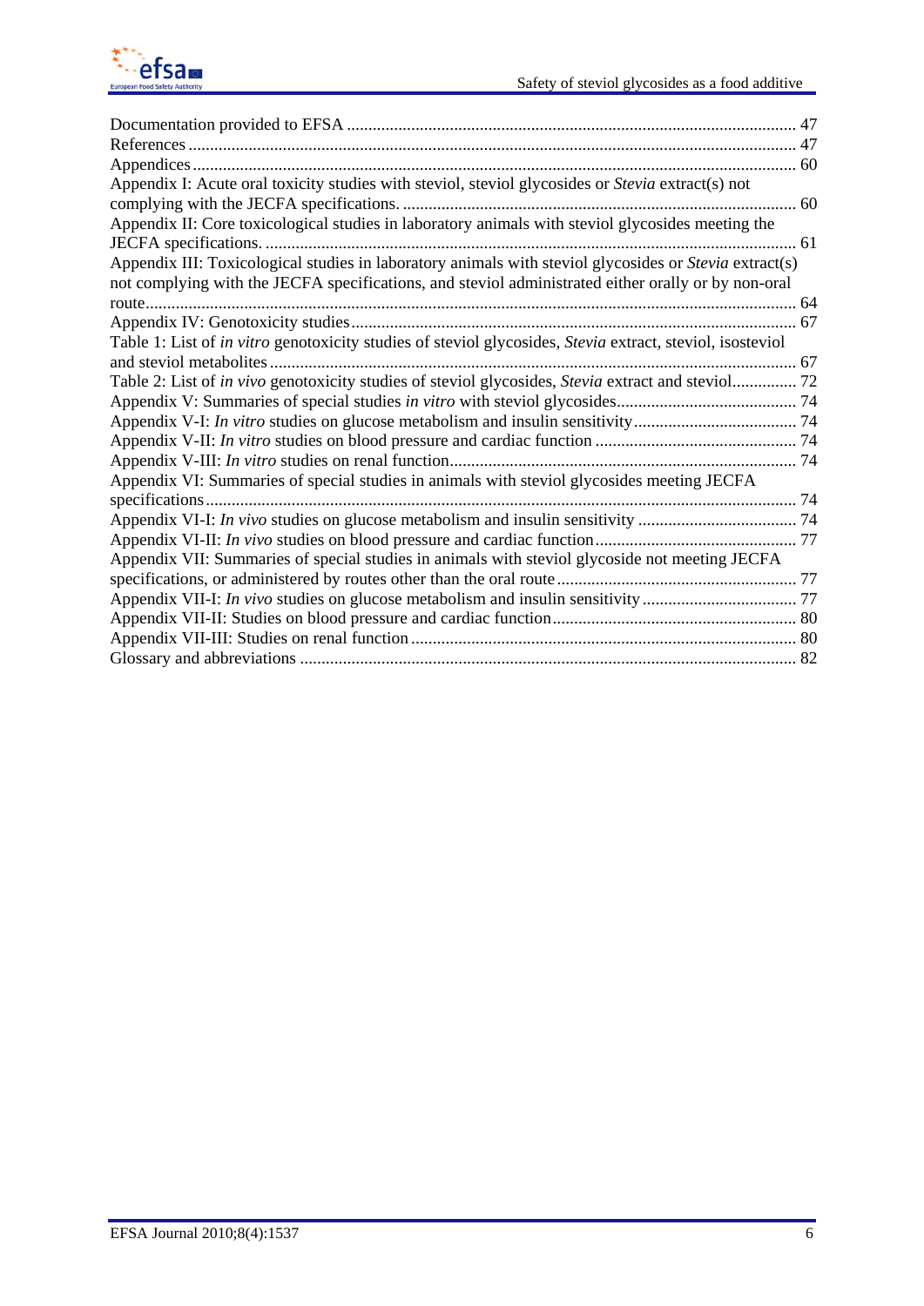Documentation provided to EFSA ........................................................................................................ 47
References ............................................................................................................................................ 47
Appendices ........................................................................................................................................... 60
Appendix I: Acute oral toxicity studies with steviol, steviol glycosides or *Stevia* extract(s) not complying with the JECFA specifications. ........................................................................................... 60
Appendix II: Core toxicological studies in laboratory animals with steviol glycosides meeting the JECFA specifications. ........................................................................................................................... 61
Appendix III: Toxicological studies in laboratory animals with steviol glycosides or *Stevia* extract(s) not complying with the JECFA specifications, and steviol administrated either orally or by non-oral route ...................................................................................................................................................... 64
Appendix IV: Genotoxicity studies ....................................................................................................... 67
Table 1: List of *in vitro* genotoxicity studies of steviol glycosides, *Stevia* extract, steviol, isosteviol and steviol metabolites .......................................................................................................................... 67
Table 2: List of *in vivo* genotoxicity studies of steviol glycosides, *Stevia* extract and steviol............... 72
Appendix V: Summaries of special studies *in vitro* with steviol glycosides.......................................... 74
Appendix V-I: *In vitro* studies on glucose metabolism and insulin sensitivity...................................... 74
Appendix V-II: *In vitro* studies on blood pressure and cardiac function .............................................. 74
Appendix V-III: *In vitro* studies on renal function................................................................................ 74
Appendix VI: Summaries of special studies in animals with steviol glycosides meeting JECFA specifications ......................................................................................................................................... 74
Appendix VI-I: *In vivo* studies on glucose metabolism and insulin sensitivity ..................................... 74
Appendix VI-II: *In vivo* studies on blood pressure and cardiac function............................................... 77
Appendix VII: Summaries of special studies in animals with steviol glycoside not meeting JECFA specifications, or administered by routes other than the oral route ........................................................ 77
Appendix VII-I: *In vivo* studies on glucose metabolism and insulin sensitivity .................................... 77
Appendix VII-II: Studies on blood pressure and cardiac function......................................................... 80
Appendix VII-III: Studies on renal function ......................................................................................... 80
Glossary and abbreviations .................................................................................................................. 82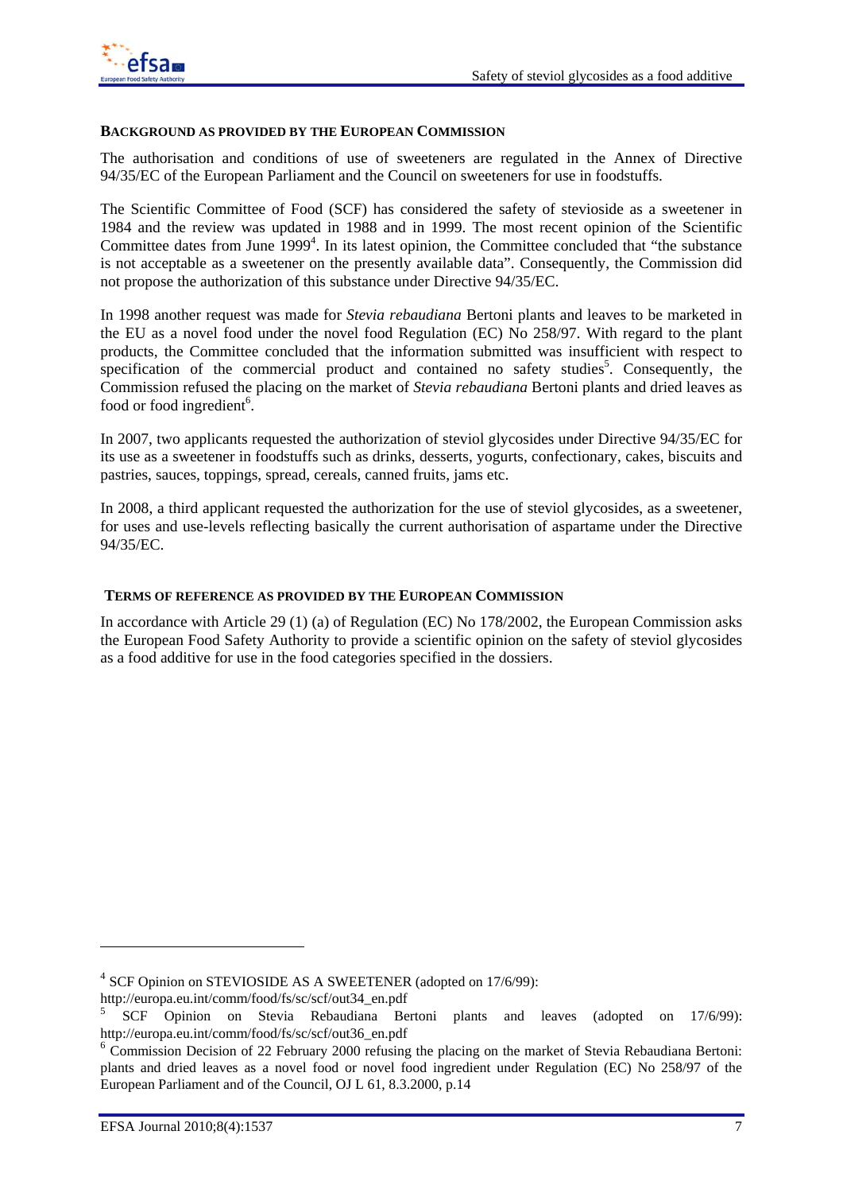### BACKGROUND AS PROVIDED BY THE EUROPEAN COMMISSION

The authorisation and conditions of use of sweeteners are regulated in the Annex of Directive 94/35/EC of the European Parliament and the Council on sweeteners for use in foodstuffs.

The Scientific Committee of Food (SCF) has considered the safety of stevioside as a sweetener in 1984 and the review was updated in 1988 and in 1999. The most recent opinion of the Scientific Committee dates from June 1999[4]. In its latest opinion, the Committee concluded that "the substance is not acceptable as a sweetener on the presently available data". Consequently, the Commission did not propose the authorization of this substance under Directive 94/35/EC.

In 1998 another request was made for *Stevia rebaudiana* Bertoni plants and leaves to be marketed in the EU as a novel food under the novel food Regulation (EC) No 258/97. With regard to the plant products, the Committee concluded that the information submitted was insufficient with respect to specification of the commercial product and contained no safety studies[5]. Consequently, the Commission refused the placing on the market of *Stevia rebaudiana* Bertoni plants and dried leaves as food or food ingredient[6].

In 2007, two applicants requested the authorization of steviol glycosides under Directive 94/35/EC for its use as a sweetener in foodstuffs such as drinks, desserts, yogurts, confectionary, cakes, biscuits and pastries, sauces, toppings, spread, cereals, canned fruits, jams etc.

In 2008, a third applicant requested the authorization for the use of steviol glycosides, as a sweetener, for uses and use-levels reflecting basically the current authorisation of aspartame under the Directive 94/35/EC.

### TERMS OF REFERENCE AS PROVIDED BY THE EUROPEAN COMMISSION

In accordance with Article 29 (1) (a) of Regulation (EC) No 178/2002, the European Commission asks the European Food Safety Authority to provide a scientific opinion on the safety of steviol glycosides as a food additive for use in the food categories specified in the dossiers.

---

[4] SCF Opinion on STEVIOSIDE AS A SWEETENER (adopted on 17/6/99): http://europa.eu.int/comm/food/fs/sc/scf/out34_en.pdf

[5] SCF Opinion on Stevia Rebaudiana Bertoni plants and leaves (adopted on 17/6/99): http://europa.eu.int/comm/food/fs/sc/scf/out36_en.pdf

[6] Commission Decision of 22 February 2000 refusing the placing on the market of Stevia Rebaudiana Bertoni: plants and dried leaves as a novel food or novel food ingredient under Regulation (EC) No 258/97 of the European Parliament and of the Council, OJ L 61, 8.3.2000, p.14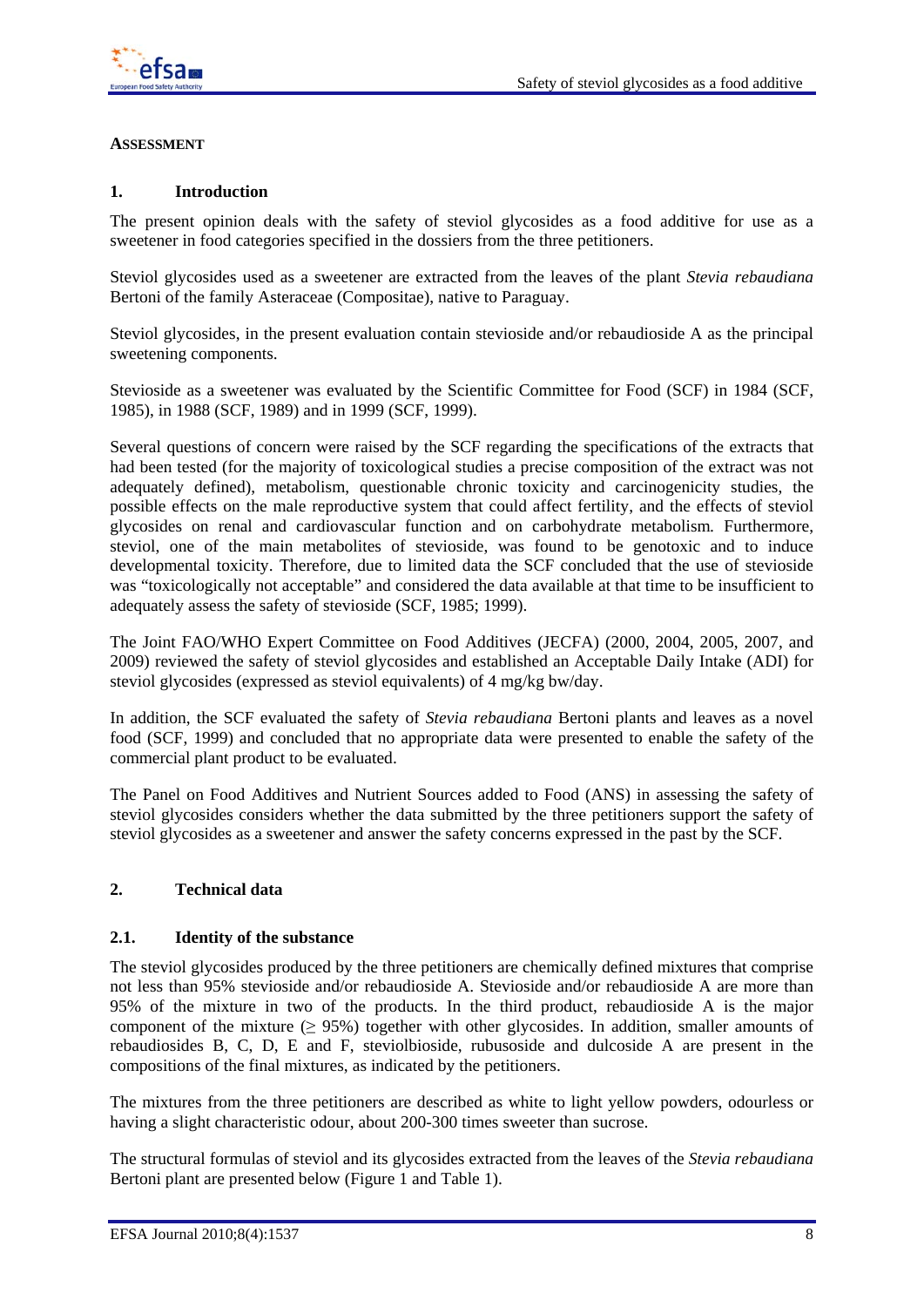## ASSESSMENT

## 1. Introduction

The present opinion deals with the safety of steviol glycosides as a food additive for use as a sweetener in food categories specified in the dossiers from the three petitioners.

Steviol glycosides used as a sweetener are extracted from the leaves of the plant *Stevia rebaudiana* Bertoni of the family Asteraceae (Compositae), native to Paraguay.

Steviol glycosides, in the present evaluation contain stevioside and/or rebaudioside A as the principal sweetening components.

Stevioside as a sweetener was evaluated by the Scientific Committee for Food (SCF) in 1984 (SCF, 1985), in 1988 (SCF, 1989) and in 1999 (SCF, 1999).

Several questions of concern were raised by the SCF regarding the specifications of the extracts that had been tested (for the majority of toxicological studies a precise composition of the extract was not adequately defined), metabolism, questionable chronic toxicity and carcinogenicity studies, the possible effects on the male reproductive system that could affect fertility, and the effects of steviol glycosides on renal and cardiovascular function and on carbohydrate metabolism. Furthermore, steviol, one of the main metabolites of stevioside, was found to be genotoxic and to induce developmental toxicity. Therefore, due to limited data the SCF concluded that the use of stevioside was "toxicologically not acceptable" and considered the data available at that time to be insufficient to adequately assess the safety of stevioside (SCF, 1985; 1999).

The Joint FAO/WHO Expert Committee on Food Additives (JECFA) (2000, 2004, 2005, 2007, and 2009) reviewed the safety of steviol glycosides and established an Acceptable Daily Intake (ADI) for steviol glycosides (expressed as steviol equivalents) of 4 mg/kg bw/day.

In addition, the SCF evaluated the safety of *Stevia rebaudiana* Bertoni plants and leaves as a novel food (SCF, 1999) and concluded that no appropriate data were presented to enable the safety of the commercial plant product to be evaluated.

The Panel on Food Additives and Nutrient Sources added to Food (ANS) in assessing the safety of steviol glycosides considers whether the data submitted by the three petitioners support the safety of steviol glycosides as a sweetener and answer the safety concerns expressed in the past by the SCF.

## 2. Technical data

### 2.1. Identity of the substance

The steviol glycosides produced by the three petitioners are chemically defined mixtures that comprise not less than 95% stevioside and/or rebaudioside A. Stevioside and/or rebaudioside A are more than 95% of the mixture in two of the products. In the third product, rebaudioside A is the major component of the mixture ($\geq$ 95%) together with other glycosides. In addition, smaller amounts of rebaudiosides B, C, D, E and F, steviolbioside, rubusoside and dulcoside A are present in the compositions of the final mixtures, as indicated by the petitioners.

The mixtures from the three petitioners are described as white to light yellow powders, odourless or having a slight characteristic odour, about 200-300 times sweeter than sucrose.

The structural formulas of steviol and its glycosides extracted from the leaves of the *Stevia rebaudiana* Bertoni plant are presented below (Figure 1 and Table 1).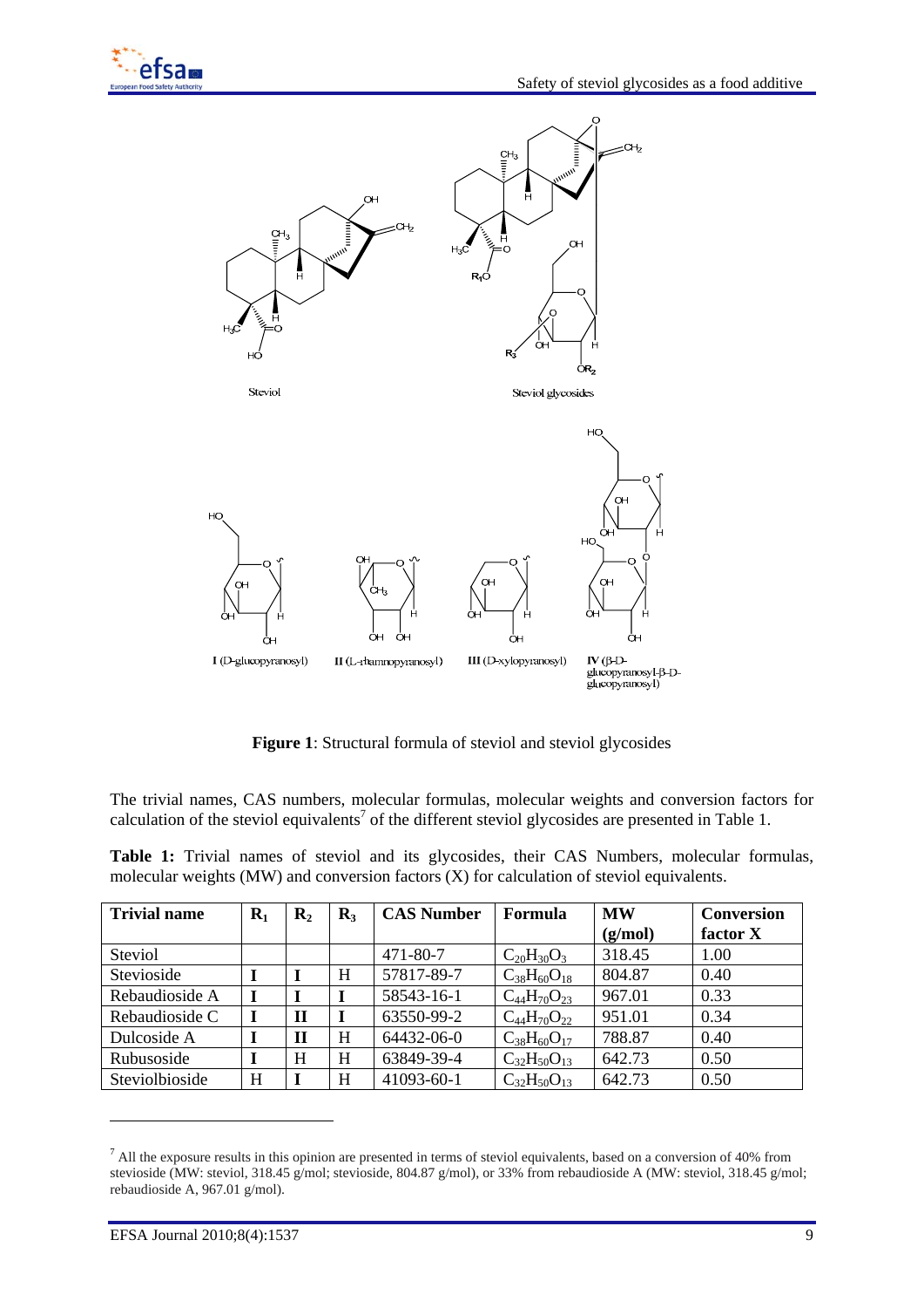Steviol

Steviol glycosides

I (D-glucopyranosyl) II (L-rhamnopyranosyl) III (D-xylopyranosyl) IV (β-D-glucopyranosyl-β-D-glucopyranosyl)

**Figure 1**: Structural formula of steviol and steviol glycosides

The trivial names, CAS numbers, molecular formulas, molecular weights and conversion factors for calculation of the steviol equivalents[7] of the different steviol glycosides are presented in Table 1.

**Table 1:** Trivial names of steviol and its glycosides, their CAS Numbers, molecular formulas, molecular weights (MW) and conversion factors (X) for calculation of steviol equivalents.

| Trivial name | $R_1$ | $R_2$ | $R_3$ | CAS Number | Formula | MW (g/mol) | Conversion factor X |
|---|---|---|---|---|---|---|---|
| Steviol | | | | 471-80-7 | $C_{20}H_{30}O_3$ | 318.45 | 1.00 |
| Stevioside | **I** | **I** | H | 57817-89-7 | $C_{38}H_{60}O_{18}$ | 804.87 | 0.40 |
| Rebaudioside A | **I** | **I** | **I** | 58543-16-1 | $C_{44}H_{70}O_{23}$ | 967.01 | 0.33 |
| Rebaudioside C | **I** | **II** | **I** | 63550-99-2 | $C_{44}H_{70}O_{22}$ | 951.01 | 0.34 |
| Dulcoside A | **I** | **II** | H | 64432-06-0 | $C_{38}H_{60}O_{17}$ | 788.87 | 0.40 |
| Rubusoside | **I** | H | H | 63849-39-4 | $C_{32}H_{50}O_{13}$ | 642.73 | 0.50 |
| Steviolbioside | H | **I** | H | 41093-60-1 | $C_{32}H_{50}O_{13}$ | 642.73 | 0.50 |

[7] All the exposure results in this opinion are presented in terms of steviol equivalents, based on a conversion of 40% from stevioside (MW: steviol, 318.45 g/mol; stevioside, 804.87 g/mol), or 33% from rebaudioside A (MW: steviol, 318.45 g/mol; rebaudioside A, 967.01 g/mol).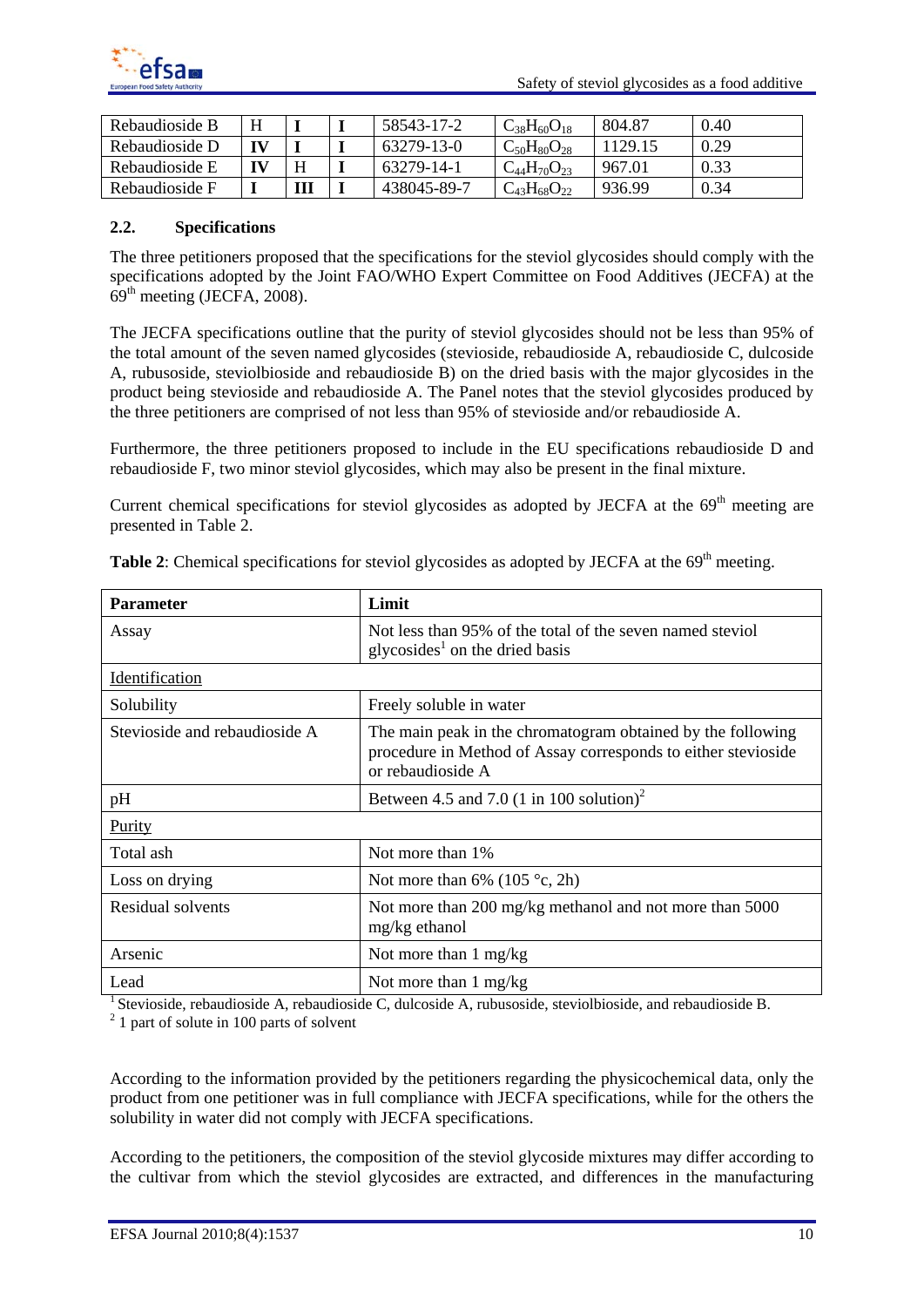| | | | | | | | |
|---|---|---|---|---|---|---|---|
| Rebaudioside B | H | **I** | **I** | 58543-17-2 | $C_{38}H_{60}O_{18}$ | 804.87 | 0.40 |
| Rebaudioside D | **IV** | **I** | **I** | 63279-13-0 | $C_{50}H_{80}O_{28}$ | 1129.15 | 0.29 |
| Rebaudioside E | **IV** | H | **I** | 63279-14-1 | $C_{44}H_{70}O_{23}$ | 967.01 | 0.33 |
| Rebaudioside F | **I** | **III** | **I** | 438045-89-7 | $C_{43}H_{68}O_{22}$ | 936.99 | 0.34 |

## 2.2. Specifications

The three petitioners proposed that the specifications for the steviol glycosides should comply with the specifications adopted by the Joint FAO/WHO Expert Committee on Food Additives (JECFA) at the 69th meeting (JECFA, 2008).

The JECFA specifications outline that the purity of steviol glycosides should not be less than 95% of the total amount of the seven named glycosides (stevioside, rebaudioside A, rebaudioside C, dulcoside A, rubusoside, steviolbioside and rebaudioside B) on the dried basis with the major glycosides in the product being stevioside and rebaudioside A. The Panel notes that the steviol glycosides produced by the three petitioners are comprised of not less than 95% of stevioside and/or rebaudioside A.

Furthermore, the three petitioners proposed to include in the EU specifications rebaudioside D and rebaudioside F, two minor steviol glycosides, which may also be present in the final mixture.

Current chemical specifications for steviol glycosides as adopted by JECFA at the 69th meeting are presented in Table 2.

**Table 2**: Chemical specifications for steviol glycosides as adopted by JECFA at the 69th meeting.

| **Parameter** | **Limit** |
|---|---|
| Assay | Not less than 95% of the total of the seven named steviol glycosides[1] on the dried basis |
| Identification | |
| Solubility | Freely soluble in water |
| Stevioside and rebaudioside A | The main peak in the chromatogram obtained by the following procedure in Method of Assay corresponds to either stevioside or rebaudioside A |
| pH | Between 4.5 and 7.0 (1 in 100 solution)[2] |
| Purity | |
| Total ash | Not more than 1% |
| Loss on drying | Not more than 6% (105 °c, 2h) |
| Residual solvents | Not more than 200 mg/kg methanol and not more than 5000 mg/kg ethanol |
| Arsenic | Not more than 1 mg/kg |
| Lead | Not more than 1 mg/kg |

[1] Stevioside, rebaudioside A, rebaudioside C, dulcoside A, rubusoside, steviolbioside, and rebaudioside B.
[2] 1 part of solute in 100 parts of solvent

According to the information provided by the petitioners regarding the physicochemical data, only the product from one petitioner was in full compliance with JECFA specifications, while for the others the solubility in water did not comply with JECFA specifications.

According to the petitioners, the composition of the steviol glycoside mixtures may differ according to the cultivar from which the steviol glycosides are extracted, and differences in the manufacturing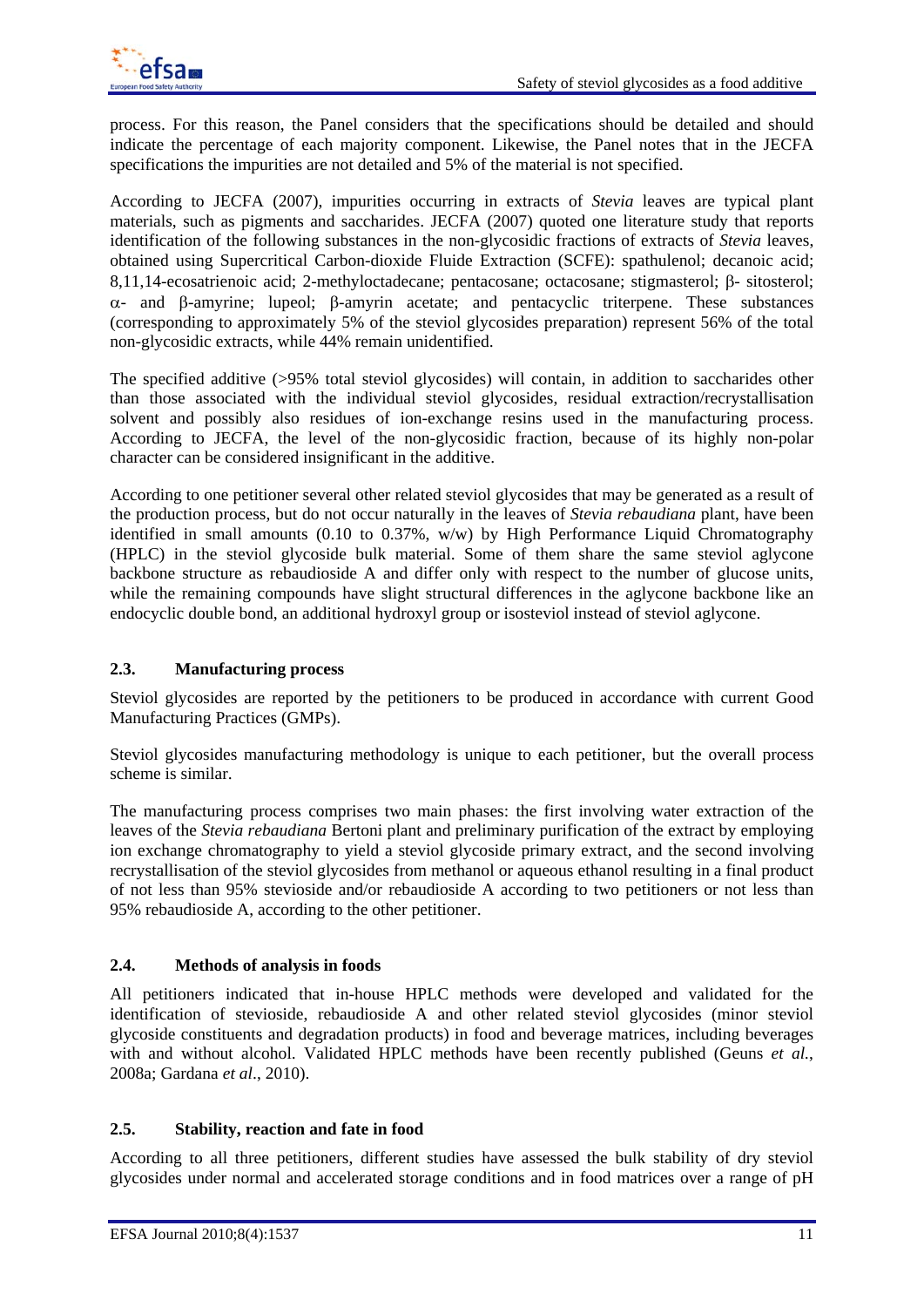process. For this reason, the Panel considers that the specifications should be detailed and should indicate the percentage of each majority component. Likewise, the Panel notes that in the JECFA specifications the impurities are not detailed and 5% of the material is not specified.

According to JECFA (2007), impurities occurring in extracts of *Stevia* leaves are typical plant materials, such as pigments and saccharides. JECFA (2007) quoted one literature study that reports identification of the following substances in the non-glycosidic fractions of extracts of *Stevia* leaves, obtained using Supercritical Carbon-dioxide Fluide Extraction (SCFE): spathulenol; decanoic acid; 8,11,14-ecosatrienoic acid; 2-methyloctadecane; pentacosane; octacosane; stigmasterol; β- sitosterol; α- and β-amyrine; lupeol; β-amyrin acetate; and pentacyclic triterpene. These substances (corresponding to approximately 5% of the steviol glycosides preparation) represent 56% of the total non-glycosidic extracts, while 44% remain unidentified.

The specified additive (>95% total steviol glycosides) will contain, in addition to saccharides other than those associated with the individual steviol glycosides, residual extraction/recrystallisation solvent and possibly also residues of ion-exchange resins used in the manufacturing process. According to JECFA, the level of the non-glycosidic fraction, because of its highly non-polar character can be considered insignificant in the additive.

According to one petitioner several other related steviol glycosides that may be generated as a result of the production process, but do not occur naturally in the leaves of *Stevia rebaudiana* plant, have been identified in small amounts (0.10 to 0.37%, w/w) by High Performance Liquid Chromatography (HPLC) in the steviol glycoside bulk material. Some of them share the same steviol aglycone backbone structure as rebaudioside A and differ only with respect to the number of glucose units, while the remaining compounds have slight structural differences in the aglycone backbone like an endocyclic double bond, an additional hydroxyl group or isosteviol instead of steviol aglycone.

## 2.3. Manufacturing process

Steviol glycosides are reported by the petitioners to be produced in accordance with current Good Manufacturing Practices (GMPs).

Steviol glycosides manufacturing methodology is unique to each petitioner, but the overall process scheme is similar.

The manufacturing process comprises two main phases: the first involving water extraction of the leaves of the *Stevia rebaudiana* Bertoni plant and preliminary purification of the extract by employing ion exchange chromatography to yield a steviol glycoside primary extract, and the second involving recrystallisation of the steviol glycosides from methanol or aqueous ethanol resulting in a final product of not less than 95% stevioside and/or rebaudioside A according to two petitioners or not less than 95% rebaudioside A, according to the other petitioner.

## 2.4. Methods of analysis in foods

All petitioners indicated that in-house HPLC methods were developed and validated for the identification of stevioside, rebaudioside A and other related steviol glycosides (minor steviol glycoside constituents and degradation products) in food and beverage matrices, including beverages with and without alcohol. Validated HPLC methods have been recently published (Geuns *et al.*, 2008a; Gardana *et al*., 2010).

## 2.5. Stability, reaction and fate in food

According to all three petitioners, different studies have assessed the bulk stability of dry steviol glycosides under normal and accelerated storage conditions and in food matrices over a range of pH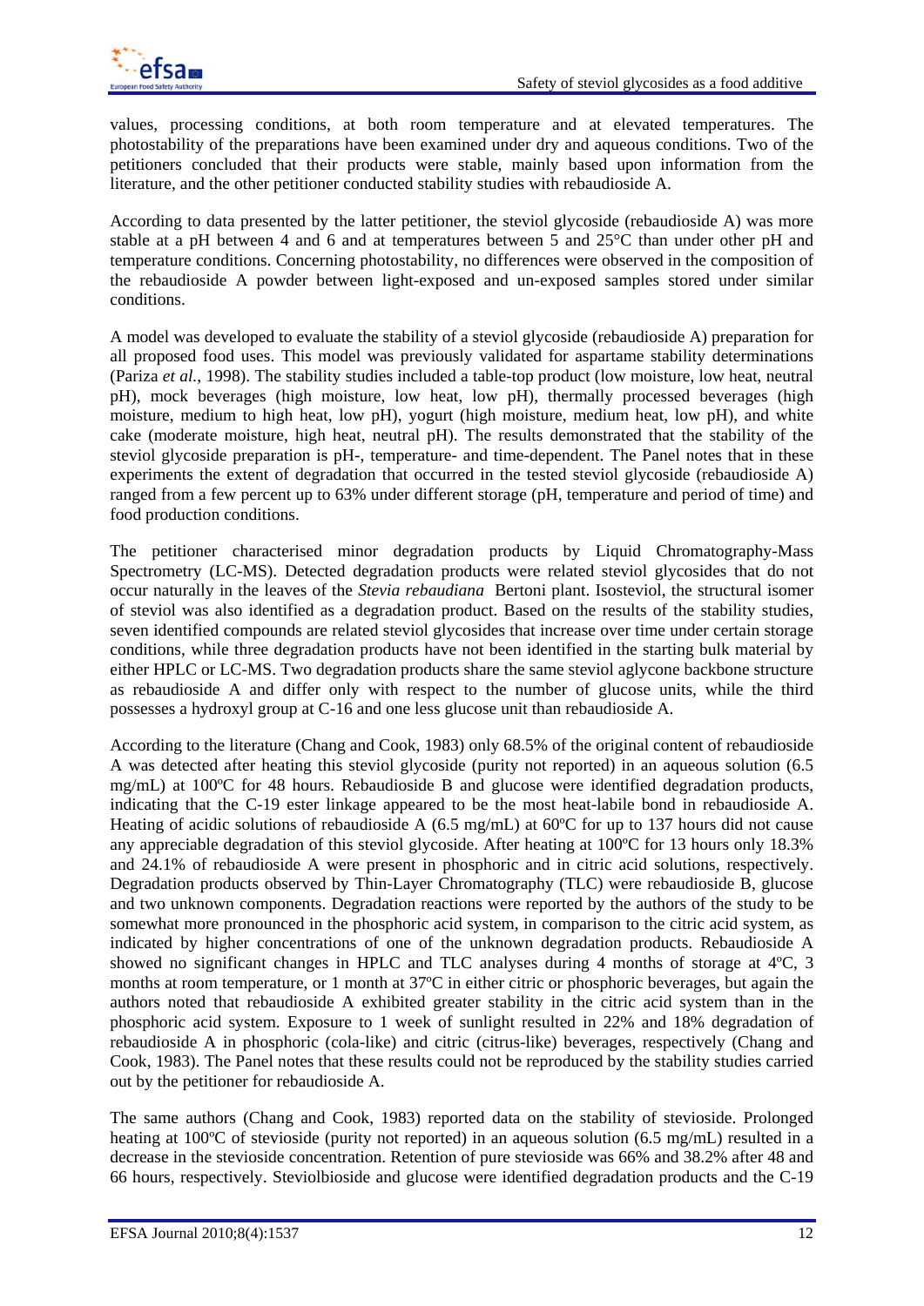values, processing conditions, at both room temperature and at elevated temperatures. The photostability of the preparations have been examined under dry and aqueous conditions. Two of the petitioners concluded that their products were stable, mainly based upon information from the literature, and the other petitioner conducted stability studies with rebaudioside A.

According to data presented by the latter petitioner, the steviol glycoside (rebaudioside A) was more stable at a pH between 4 and 6 and at temperatures between 5 and 25°C than under other pH and temperature conditions. Concerning photostability, no differences were observed in the composition of the rebaudioside A powder between light-exposed and un-exposed samples stored under similar conditions.

A model was developed to evaluate the stability of a steviol glycoside (rebaudioside A) preparation for all proposed food uses. This model was previously validated for aspartame stability determinations (Pariza *et al.*, 1998). The stability studies included a table-top product (low moisture, low heat, neutral pH), mock beverages (high moisture, low heat, low pH), thermally processed beverages (high moisture, medium to high heat, low pH), yogurt (high moisture, medium heat, low pH), and white cake (moderate moisture, high heat, neutral pH). The results demonstrated that the stability of the steviol glycoside preparation is pH-, temperature- and time-dependent. The Panel notes that in these experiments the extent of degradation that occurred in the tested steviol glycoside (rebaudioside A) ranged from a few percent up to 63% under different storage (pH, temperature and period of time) and food production conditions.

The petitioner characterised minor degradation products by Liquid Chromatography-Mass Spectrometry (LC-MS). Detected degradation products were related steviol glycosides that do not occur naturally in the leaves of the *Stevia rebaudiana* Bertoni plant. Isosteviol, the structural isomer of steviol was also identified as a degradation product. Based on the results of the stability studies, seven identified compounds are related steviol glycosides that increase over time under certain storage conditions, while three degradation products have not been identified in the starting bulk material by either HPLC or LC-MS. Two degradation products share the same steviol aglycone backbone structure as rebaudioside A and differ only with respect to the number of glucose units, while the third possesses a hydroxyl group at C-16 and one less glucose unit than rebaudioside A.

According to the literature (Chang and Cook, 1983) only 68.5% of the original content of rebaudioside A was detected after heating this steviol glycoside (purity not reported) in an aqueous solution (6.5 mg/mL) at 100ºC for 48 hours. Rebaudioside B and glucose were identified degradation products, indicating that the C-19 ester linkage appeared to be the most heat-labile bond in rebaudioside A. Heating of acidic solutions of rebaudioside A (6.5 mg/mL) at 60ºC for up to 137 hours did not cause any appreciable degradation of this steviol glycoside. After heating at 100ºC for 13 hours only 18.3% and 24.1% of rebaudioside A were present in phosphoric and in citric acid solutions, respectively. Degradation products observed by Thin-Layer Chromatography (TLC) were rebaudioside B, glucose and two unknown components. Degradation reactions were reported by the authors of the study to be somewhat more pronounced in the phosphoric acid system, in comparison to the citric acid system, as indicated by higher concentrations of one of the unknown degradation products. Rebaudioside A showed no significant changes in HPLC and TLC analyses during 4 months of storage at 4ºC, 3 months at room temperature, or 1 month at 37ºC in either citric or phosphoric beverages, but again the authors noted that rebaudioside A exhibited greater stability in the citric acid system than in the phosphoric acid system. Exposure to 1 week of sunlight resulted in 22% and 18% degradation of rebaudioside A in phosphoric (cola-like) and citric (citrus-like) beverages, respectively (Chang and Cook, 1983). The Panel notes that these results could not be reproduced by the stability studies carried out by the petitioner for rebaudioside A.

The same authors (Chang and Cook, 1983) reported data on the stability of stevioside. Prolonged heating at 100ºC of stevioside (purity not reported) in an aqueous solution (6.5 mg/mL) resulted in a decrease in the stevioside concentration. Retention of pure stevioside was 66% and 38.2% after 48 and 66 hours, respectively. Steviolbioside and glucose were identified degradation products and the C-19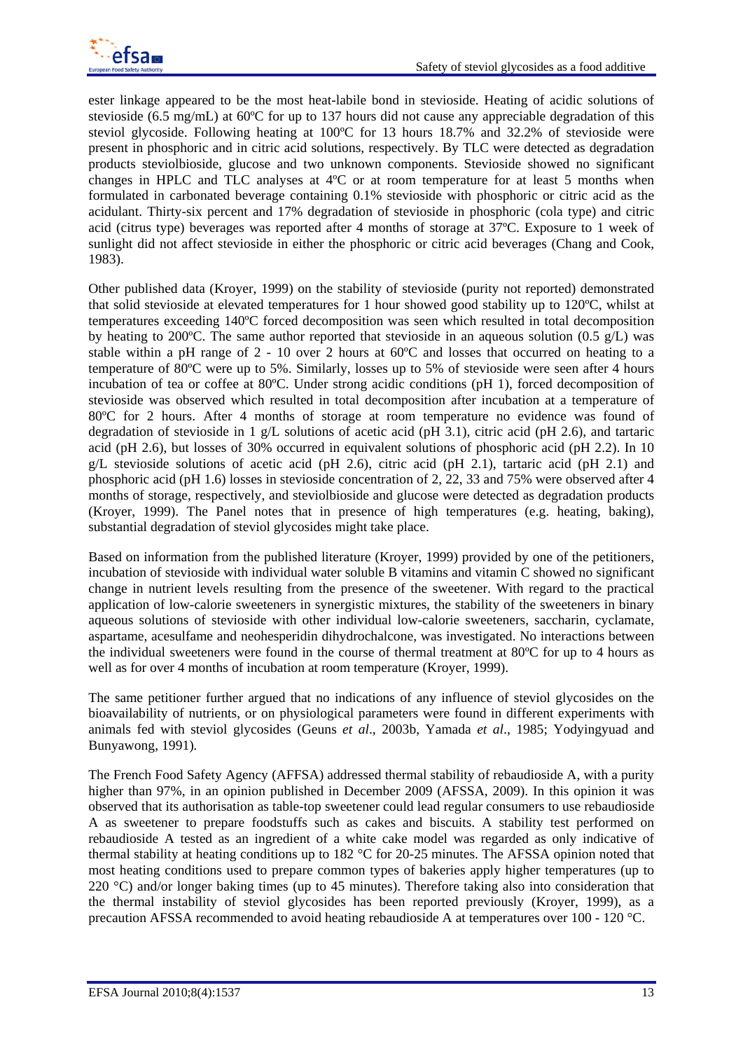ester linkage appeared to be the most heat-labile bond in stevioside. Heating of acidic solutions of stevioside (6.5 mg/mL) at 60ºC for up to 137 hours did not cause any appreciable degradation of this steviol glycoside. Following heating at 100ºC for 13 hours 18.7% and 32.2% of stevioside were present in phosphoric and in citric acid solutions, respectively. By TLC were detected as degradation products steviolbioside, glucose and two unknown components. Stevioside showed no significant changes in HPLC and TLC analyses at 4ºC or at room temperature for at least 5 months when formulated in carbonated beverage containing 0.1% stevioside with phosphoric or citric acid as the acidulant. Thirty-six percent and 17% degradation of stevioside in phosphoric (cola type) and citric acid (citrus type) beverages was reported after 4 months of storage at 37ºC. Exposure to 1 week of sunlight did not affect stevioside in either the phosphoric or citric acid beverages (Chang and Cook, 1983).

Other published data (Kroyer, 1999) on the stability of stevioside (purity not reported) demonstrated that solid stevioside at elevated temperatures for 1 hour showed good stability up to 120ºC, whilst at temperatures exceeding 140ºC forced decomposition was seen which resulted in total decomposition by heating to 200ºC. The same author reported that stevioside in an aqueous solution (0.5 g/L) was stable within a pH range of 2 - 10 over 2 hours at 60ºC and losses that occurred on heating to a temperature of 80ºC were up to 5%. Similarly, losses up to 5% of stevioside were seen after 4 hours incubation of tea or coffee at 80ºC. Under strong acidic conditions (pH 1), forced decomposition of stevioside was observed which resulted in total decomposition after incubation at a temperature of 80ºC for 2 hours. After 4 months of storage at room temperature no evidence was found of degradation of stevioside in 1 g/L solutions of acetic acid (pH 3.1), citric acid (pH 2.6), and tartaric acid (pH 2.6), but losses of 30% occurred in equivalent solutions of phosphoric acid (pH 2.2). In 10 g/L stevioside solutions of acetic acid (pH 2.6), citric acid (pH 2.1), tartaric acid (pH 2.1) and phosphoric acid (pH 1.6) losses in stevioside concentration of 2, 22, 33 and 75% were observed after 4 months of storage, respectively, and steviolbioside and glucose were detected as degradation products (Kroyer, 1999). The Panel notes that in presence of high temperatures (e.g. heating, baking), substantial degradation of steviol glycosides might take place.

Based on information from the published literature (Kroyer, 1999) provided by one of the petitioners, incubation of stevioside with individual water soluble B vitamins and vitamin C showed no significant change in nutrient levels resulting from the presence of the sweetener. With regard to the practical application of low-calorie sweeteners in synergistic mixtures, the stability of the sweeteners in binary aqueous solutions of stevioside with other individual low-calorie sweeteners, saccharin, cyclamate, aspartame, acesulfame and neohesperidin dihydrochalcone, was investigated. No interactions between the individual sweeteners were found in the course of thermal treatment at 80ºC for up to 4 hours as well as for over 4 months of incubation at room temperature (Kroyer, 1999).

The same petitioner further argued that no indications of any influence of steviol glycosides on the bioavailability of nutrients, or on physiological parameters were found in different experiments with animals fed with steviol glycosides (Geuns *et al*., 2003b, Yamada *et al*., 1985; Yodyingyuad and Bunyawong, 1991).

The French Food Safety Agency (AFFSA) addressed thermal stability of rebaudioside A, with a purity higher than 97%, in an opinion published in December 2009 (AFSSA, 2009). In this opinion it was observed that its authorisation as table-top sweetener could lead regular consumers to use rebaudioside A as sweetener to prepare foodstuffs such as cakes and biscuits. A stability test performed on rebaudioside A tested as an ingredient of a white cake model was regarded as only indicative of thermal stability at heating conditions up to 182 °C for 20-25 minutes. The AFSSA opinion noted that most heating conditions used to prepare common types of bakeries apply higher temperatures (up to 220 °C) and/or longer baking times (up to 45 minutes). Therefore taking also into consideration that the thermal instability of steviol glycosides has been reported previously (Kroyer, 1999), as a precaution AFSSA recommended to avoid heating rebaudioside A at temperatures over 100 - 120 °C.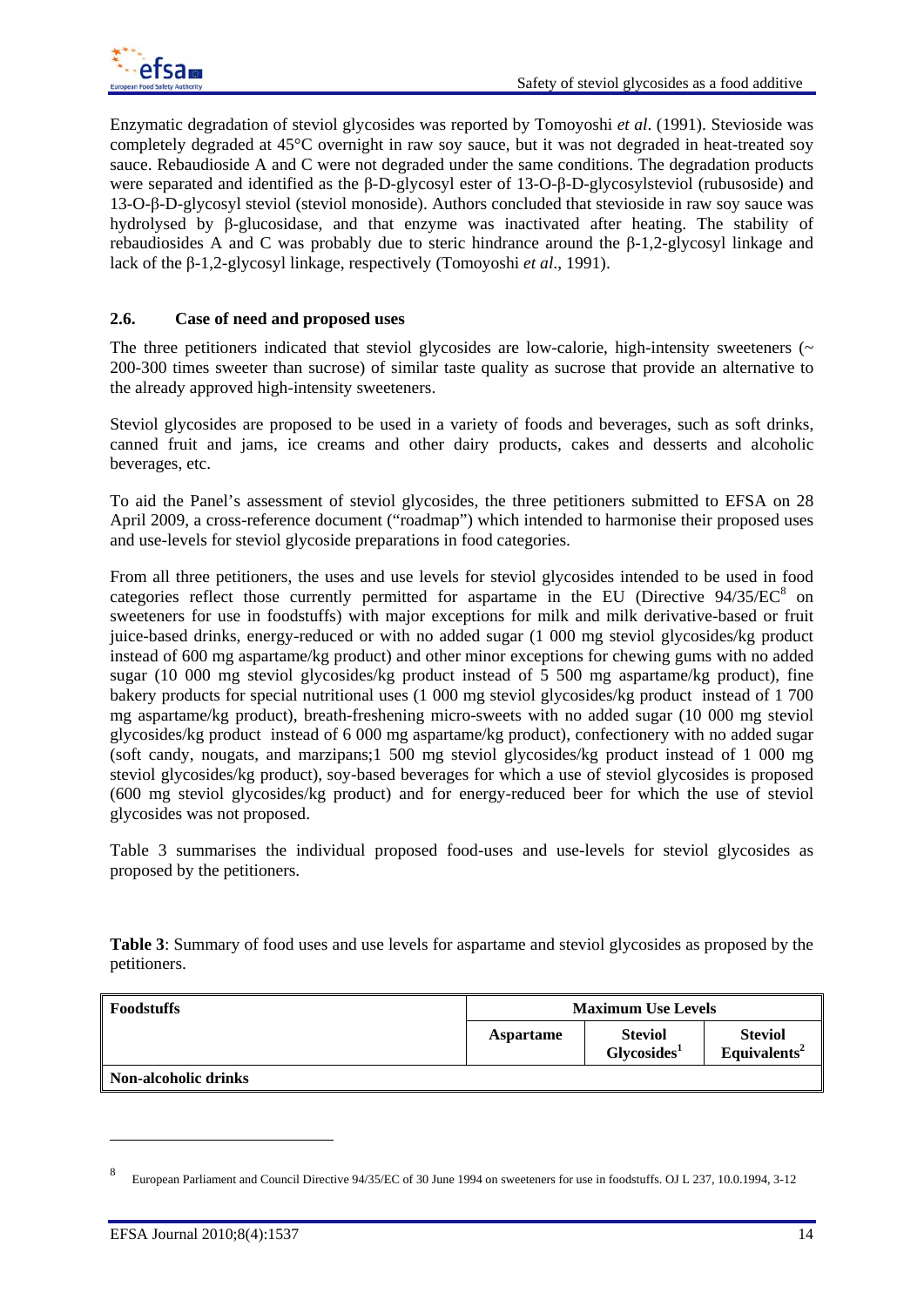Enzymatic degradation of steviol glycosides was reported by Tomoyoshi *et al*. (1991). Stevioside was completely degraded at 45°C overnight in raw soy sauce, but it was not degraded in heat-treated soy sauce. Rebaudioside A and C were not degraded under the same conditions. The degradation products were separated and identified as the β-D-glycosyl ester of 13-O-β-D-glycosylsteviol (rubusoside) and 13-O-β-D-glycosyl steviol (steviol monoside). Authors concluded that stevioside in raw soy sauce was hydrolysed by β-glucosidase, and that enzyme was inactivated after heating. The stability of rebaudiosides A and C was probably due to steric hindrance around the β-1,2-glycosyl linkage and lack of the β-1,2-glycosyl linkage, respectively (Tomoyoshi *et al*., 1991).

### 2.6. Case of need and proposed uses

The three petitioners indicated that steviol glycosides are low-calorie, high-intensity sweeteners (~ 200-300 times sweeter than sucrose) of similar taste quality as sucrose that provide an alternative to the already approved high-intensity sweeteners.

Steviol glycosides are proposed to be used in a variety of foods and beverages, such as soft drinks, canned fruit and jams, ice creams and other dairy products, cakes and desserts and alcoholic beverages, etc.

To aid the Panel's assessment of steviol glycosides, the three petitioners submitted to EFSA on 28 April 2009, a cross-reference document ("roadmap") which intended to harmonise their proposed uses and use-levels for steviol glycoside preparations in food categories.

From all three petitioners, the uses and use levels for steviol glycosides intended to be used in food categories reflect those currently permitted for aspartame in the EU (Directive 94/35/EC[8] on sweeteners for use in foodstuffs) with major exceptions for milk and milk derivative-based or fruit juice-based drinks, energy-reduced or with no added sugar (1 000 mg steviol glycosides/kg product instead of 600 mg aspartame/kg product) and other minor exceptions for chewing gums with no added sugar (10 000 mg steviol glycosides/kg product instead of 5 500 mg aspartame/kg product), fine bakery products for special nutritional uses (1 000 mg steviol glycosides/kg product instead of 1 700 mg aspartame/kg product), breath-freshening micro-sweets with no added sugar (10 000 mg steviol glycosides/kg product instead of 6 000 mg aspartame/kg product), confectionery with no added sugar (soft candy, nougats, and marzipans;1 500 mg steviol glycosides/kg product instead of 1 000 mg steviol glycosides/kg product), soy-based beverages for which a use of steviol glycosides is proposed (600 mg steviol glycosides/kg product) and for energy-reduced beer for which the use of steviol glycosides was not proposed.

Table 3 summarises the individual proposed food-uses and use-levels for steviol glycosides as proposed by the petitioners.

**Table 3**: Summary of food uses and use levels for aspartame and steviol glycosides as proposed by the petitioners.

| Foodstuffs | Maximum Use Levels | | |
|---|---|---|---|
| | Aspartame | Steviol Glycosides[1] | Steviol Equivalents[2] |
| **Non-alcoholic drinks** | | | |

[8] European Parliament and Council Directive 94/35/EC of 30 June 1994 on sweeteners for use in foodstuffs. OJ L 237, 10.0.1994, 3-12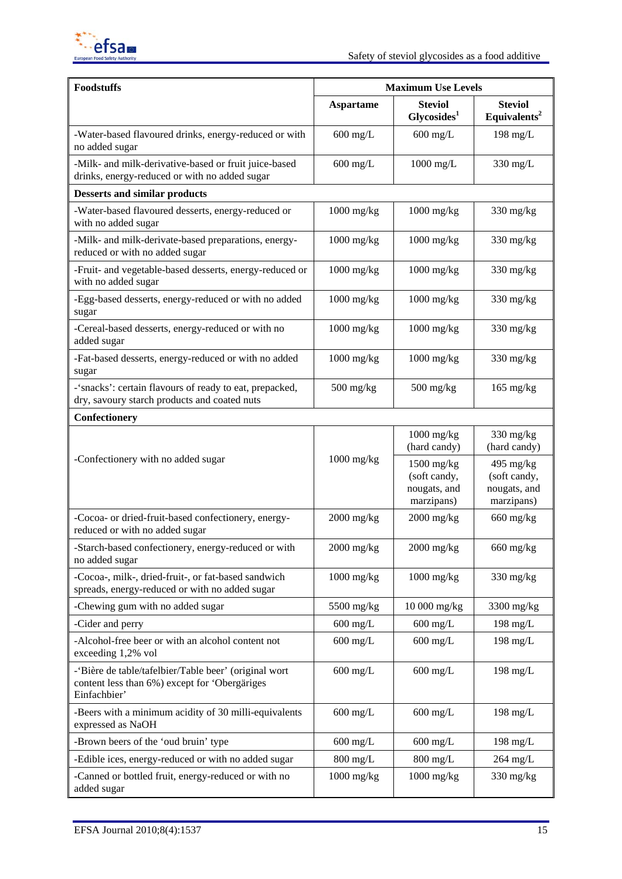| Foodstuffs | Maximum Use Levels | | |
|---|---|---|---|
| | Aspartame | Steviol Glycosides[1] | Steviol Equivalents[2] |
| -Water-based flavoured drinks, energy-reduced or with no added sugar | 600 mg/L | 600 mg/L | 198 mg/L |
| -Milk- and milk-derivative-based or fruit juice-based drinks, energy-reduced or with no added sugar | 600 mg/L | 1000 mg/L | 330 mg/L |
| **Desserts and similar products** | | | |
| -Water-based flavoured desserts, energy-reduced or with no added sugar | 1000 mg/kg | 1000 mg/kg | 330 mg/kg |
| -Milk- and milk-derivate-based preparations, energy-reduced or with no added sugar | 1000 mg/kg | 1000 mg/kg | 330 mg/kg |
| -Fruit- and vegetable-based desserts, energy-reduced or with no added sugar | 1000 mg/kg | 1000 mg/kg | 330 mg/kg |
| -Egg-based desserts, energy-reduced or with no added sugar | 1000 mg/kg | 1000 mg/kg | 330 mg/kg |
| -Cereal-based desserts, energy-reduced or with no added sugar | 1000 mg/kg | 1000 mg/kg | 330 mg/kg |
| -Fat-based desserts, energy-reduced or with no added sugar | 1000 mg/kg | 1000 mg/kg | 330 mg/kg |
| -'snacks': certain flavours of ready to eat, prepacked, dry, savoury starch products and coated nuts | 500 mg/kg | 500 mg/kg | 165 mg/kg |
| **Confectionery** | | | |
| -Confectionery with no added sugar | 1000 mg/kg | 1000 mg/kg (hard candy) | 330 mg/kg (hard candy) |
| | | 1500 mg/kg (soft candy, nougats, and marzipans) | 495 mg/kg (soft candy, nougats, and marzipans) |
| -Cocoa- or dried-fruit-based confectionery, energy-reduced or with no added sugar | 2000 mg/kg | 2000 mg/kg | 660 mg/kg |
| -Starch-based confectionery, energy-reduced or with no added sugar | 2000 mg/kg | 2000 mg/kg | 660 mg/kg |
| -Cocoa-, milk-, dried-fruit-, or fat-based sandwich spreads, energy-reduced or with no added sugar | 1000 mg/kg | 1000 mg/kg | 330 mg/kg |
| -Chewing gum with no added sugar | 5500 mg/kg | 10 000 mg/kg | 3300 mg/kg |
| -Cider and perry | 600 mg/L | 600 mg/L | 198 mg/L |
| -Alcohol-free beer or with an alcohol content not exceeding 1,2% vol | 600 mg/L | 600 mg/L | 198 mg/L |
| -'Bière de table/tafelbier/Table beer' (original wort content less than 6%) except for 'Obergäriges Einfachbier' | 600 mg/L | 600 mg/L | 198 mg/L |
| -Beers with a minimum acidity of 30 milli-equivalents expressed as NaOH | 600 mg/L | 600 mg/L | 198 mg/L |
| -Brown beers of the 'oud bruin' type | 600 mg/L | 600 mg/L | 198 mg/L |
| -Edible ices, energy-reduced or with no added sugar | 800 mg/L | 800 mg/L | 264 mg/L |
| -Canned or bottled fruit, energy-reduced or with no added sugar | 1000 mg/kg | 1000 mg/kg | 330 mg/kg |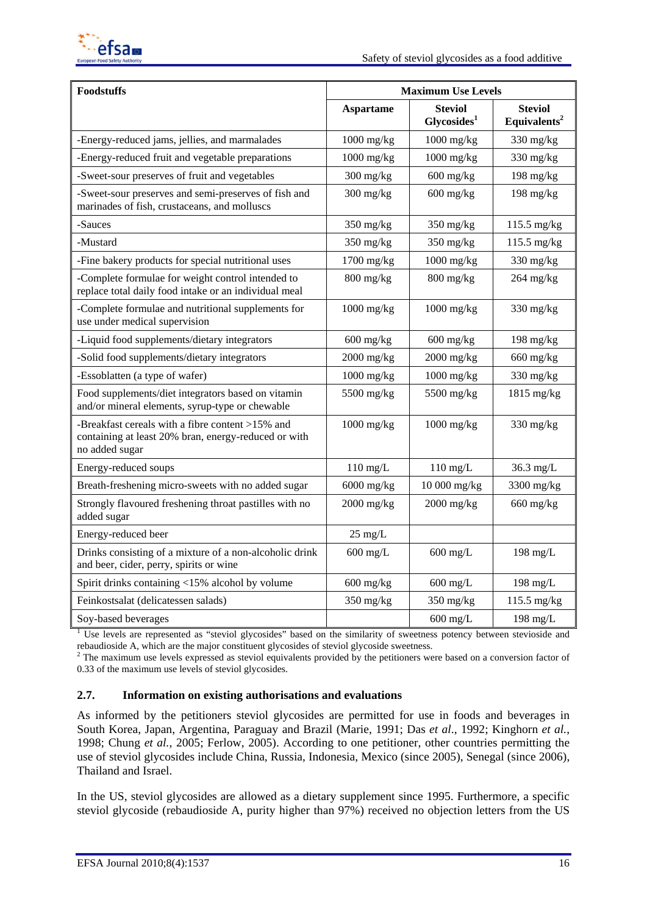| Foodstuffs | Maximum Use Levels | | |
|---|---|---|---|
| | Aspartame | Steviol Glycosides[1] | Steviol Equivalents[2] |
| -Energy-reduced jams, jellies, and marmalades | 1000 mg/kg | 1000 mg/kg | 330 mg/kg |
| -Energy-reduced fruit and vegetable preparations | 1000 mg/kg | 1000 mg/kg | 330 mg/kg |
| -Sweet-sour preserves of fruit and vegetables | 300 mg/kg | 600 mg/kg | 198 mg/kg |
| -Sweet-sour preserves and semi-preserves of fish and marinades of fish, crustaceans, and molluscs | 300 mg/kg | 600 mg/kg | 198 mg/kg |
| -Sauces | 350 mg/kg | 350 mg/kg | 115.5 mg/kg |
| -Mustard | 350 mg/kg | 350 mg/kg | 115.5 mg/kg |
| -Fine bakery products for special nutritional uses | 1700 mg/kg | 1000 mg/kg | 330 mg/kg |
| -Complete formulae for weight control intended to replace total daily food intake or an individual meal | 800 mg/kg | 800 mg/kg | 264 mg/kg |
| -Complete formulae and nutritional supplements for use under medical supervision | 1000 mg/kg | 1000 mg/kg | 330 mg/kg |
| -Liquid food supplements/dietary integrators | 600 mg/kg | 600 mg/kg | 198 mg/kg |
| -Solid food supplements/dietary integrators | 2000 mg/kg | 2000 mg/kg | 660 mg/kg |
| -Essoblatten (a type of wafer) | 1000 mg/kg | 1000 mg/kg | 330 mg/kg |
| Food supplements/diet integrators based on vitamin and/or mineral elements, syrup-type or chewable | 5500 mg/kg | 5500 mg/kg | 1815 mg/kg |
| -Breakfast cereals with a fibre content >15% and containing at least 20% bran, energy-reduced or with no added sugar | 1000 mg/kg | 1000 mg/kg | 330 mg/kg |
| Energy-reduced soups | 110 mg/L | 110 mg/L | 36.3 mg/L |
| Breath-freshening micro-sweets with no added sugar | 6000 mg/kg | 10 000 mg/kg | 3300 mg/kg |
| Strongly flavoured freshening throat pastilles with no added sugar | 2000 mg/kg | 2000 mg/kg | 660 mg/kg |
| Energy-reduced beer | 25 mg/L | | |
| Drinks consisting of a mixture of a non-alcoholic drink and beer, cider, perry, spirits or wine | 600 mg/L | 600 mg/L | 198 mg/L |
| Spirit drinks containing <15% alcohol by volume | 600 mg/kg | 600 mg/L | 198 mg/L |
| Feinkostsalat (delicatessen salads) | 350 mg/kg | 350 mg/kg | 115.5 mg/kg |
| Soy-based beverages | | 600 mg/L | 198 mg/L |

[1] Use levels are represented as "steviol glycosides" based on the similarity of sweetness potency between stevioside and rebaudioside A, which are the major constituent glycosides of steviol glycoside sweetness.

[2] The maximum use levels expressed as steviol equivalents provided by the petitioners were based on a conversion factor of 0.33 of the maximum use levels of steviol glycosides.

### 2.7. Information on existing authorisations and evaluations

As informed by the petitioners steviol glycosides are permitted for use in foods and beverages in South Korea, Japan, Argentina, Paraguay and Brazil (Marie, 1991; Das *et al*., 1992; Kinghorn *et al.*, 1998; Chung *et al.*, 2005; Ferlow, 2005). According to one petitioner, other countries permitting the use of steviol glycosides include China, Russia, Indonesia, Mexico (since 2005), Senegal (since 2006), Thailand and Israel.

In the US, steviol glycosides are allowed as a dietary supplement since 1995. Furthermore, a specific steviol glycoside (rebaudioside A, purity higher than 97%) received no objection letters from the US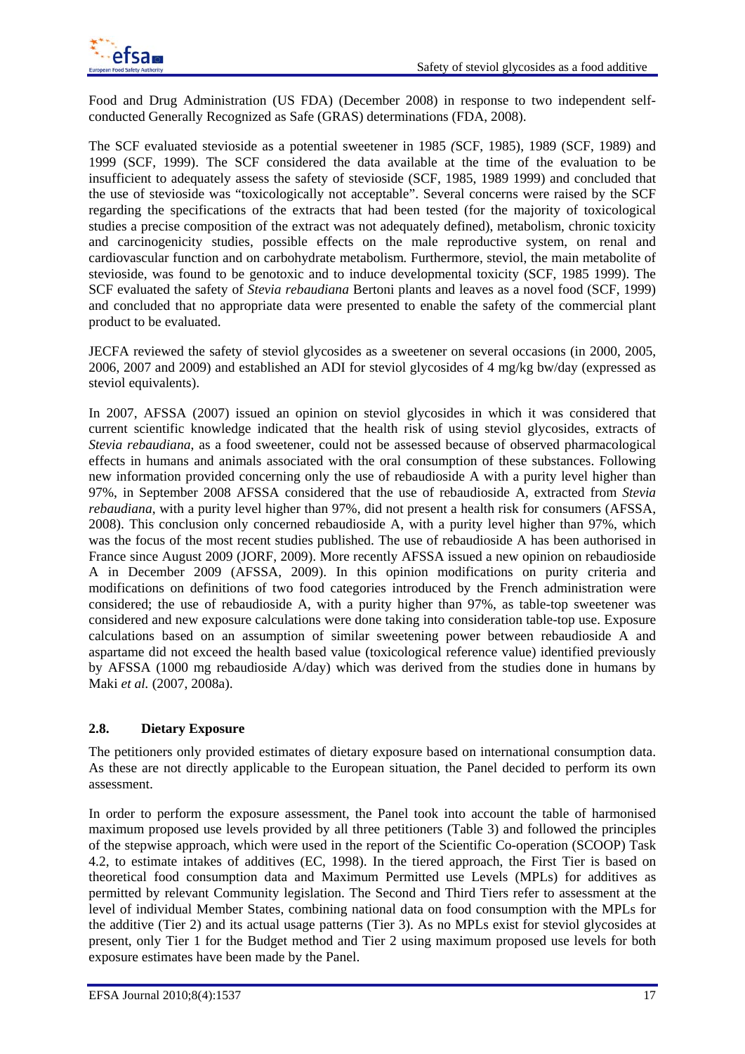Food and Drug Administration (US FDA) (December 2008) in response to two independent self-conducted Generally Recognized as Safe (GRAS) determinations (FDA, 2008).

The SCF evaluated stevioside as a potential sweetener in 1985 *(*SCF, 1985), 1989 (SCF, 1989) and 1999 (SCF, 1999). The SCF considered the data available at the time of the evaluation to be insufficient to adequately assess the safety of stevioside (SCF, 1985, 1989 1999) and concluded that the use of stevioside was "toxicologically not acceptable". Several concerns were raised by the SCF regarding the specifications of the extracts that had been tested (for the majority of toxicological studies a precise composition of the extract was not adequately defined), metabolism, chronic toxicity and carcinogenicity studies, possible effects on the male reproductive system, on renal and cardiovascular function and on carbohydrate metabolism*.* Furthermore, steviol, the main metabolite of stevioside, was found to be genotoxic and to induce developmental toxicity (SCF, 1985 1999). The SCF evaluated the safety of *Stevia rebaudiana* Bertoni plants and leaves as a novel food (SCF, 1999) and concluded that no appropriate data were presented to enable the safety of the commercial plant product to be evaluated.

JECFA reviewed the safety of steviol glycosides as a sweetener on several occasions (in 2000, 2005, 2006, 2007 and 2009) and established an ADI for steviol glycosides of 4 mg/kg bw/day (expressed as steviol equivalents).

In 2007, AFSSA (2007) issued an opinion on steviol glycosides in which it was considered that current scientific knowledge indicated that the health risk of using steviol glycosides, extracts of *Stevia rebaudiana*, as a food sweetener, could not be assessed because of observed pharmacological effects in humans and animals associated with the oral consumption of these substances. Following new information provided concerning only the use of rebaudioside A with a purity level higher than 97%, in September 2008 AFSSA considered that the use of rebaudioside A, extracted from *Stevia rebaudiana*, with a purity level higher than 97%, did not present a health risk for consumers (AFSSA, 2008). This conclusion only concerned rebaudioside A, with a purity level higher than 97%, which was the focus of the most recent studies published. The use of rebaudioside A has been authorised in France since August 2009 (JORF, 2009). More recently AFSSA issued a new opinion on rebaudioside A in December 2009 (AFSSA, 2009). In this opinion modifications on purity criteria and modifications on definitions of two food categories introduced by the French administration were considered; the use of rebaudioside A, with a purity higher than 97%, as table-top sweetener was considered and new exposure calculations were done taking into consideration table-top use. Exposure calculations based on an assumption of similar sweetening power between rebaudioside A and aspartame did not exceed the health based value (toxicological reference value) identified previously by AFSSA (1000 mg rebaudioside A/day) which was derived from the studies done in humans by Maki *et al.* (2007, 2008a).

## 2.8. Dietary Exposure

The petitioners only provided estimates of dietary exposure based on international consumption data. As these are not directly applicable to the European situation, the Panel decided to perform its own assessment.

In order to perform the exposure assessment, the Panel took into account the table of harmonised maximum proposed use levels provided by all three petitioners (Table 3) and followed the principles of the stepwise approach, which were used in the report of the Scientific Co-operation (SCOOP) Task 4.2, to estimate intakes of additives (EC, 1998). In the tiered approach, the First Tier is based on theoretical food consumption data and Maximum Permitted use Levels (MPLs) for additives as permitted by relevant Community legislation. The Second and Third Tiers refer to assessment at the level of individual Member States, combining national data on food consumption with the MPLs for the additive (Tier 2) and its actual usage patterns (Tier 3). As no MPLs exist for steviol glycosides at present, only Tier 1 for the Budget method and Tier 2 using maximum proposed use levels for both exposure estimates have been made by the Panel.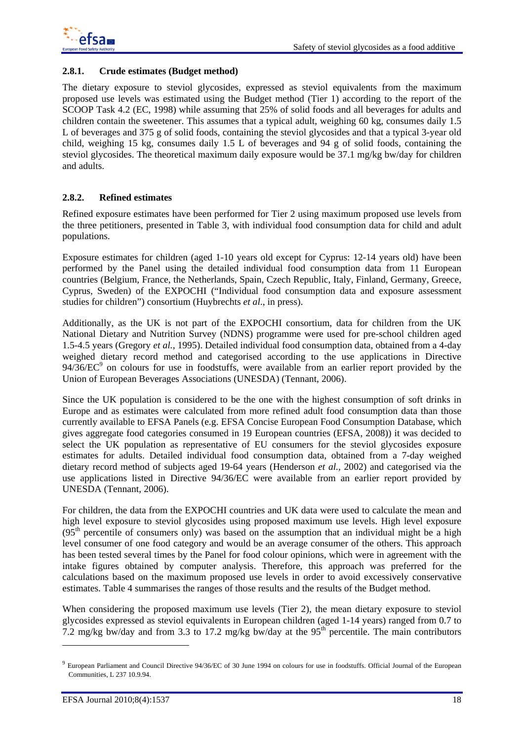### 2.8.1. Crude estimates (Budget method)

The dietary exposure to steviol glycosides, expressed as steviol equivalents from the maximum proposed use levels was estimated using the Budget method (Tier 1) according to the report of the SCOOP Task 4.2 (EC, 1998) while assuming that 25% of solid foods and all beverages for adults and children contain the sweetener. This assumes that a typical adult, weighing 60 kg, consumes daily 1.5 L of beverages and 375 g of solid foods, containing the steviol glycosides and that a typical 3-year old child, weighing 15 kg, consumes daily 1.5 L of beverages and 94 g of solid foods, containing the steviol glycosides. The theoretical maximum daily exposure would be 37.1 mg/kg bw/day for children and adults.

### 2.8.2. Refined estimates

Refined exposure estimates have been performed for Tier 2 using maximum proposed use levels from the three petitioners, presented in Table 3, with individual food consumption data for child and adult populations.

Exposure estimates for children (aged 1-10 years old except for Cyprus: 12-14 years old) have been performed by the Panel using the detailed individual food consumption data from 11 European countries (Belgium, France, the Netherlands, Spain, Czech Republic, Italy, Finland, Germany, Greece, Cyprus, Sweden) of the EXPOCHI ("Individual food consumption data and exposure assessment studies for children") consortium (Huybrechts *et al*., in press).

Additionally, as the UK is not part of the EXPOCHI consortium, data for children from the UK National Dietary and Nutrition Survey (NDNS) programme were used for pre-school children aged 1.5-4.5 years (Gregory *et al.*, 1995). Detailed individual food consumption data, obtained from a 4-day weighed dietary record method and categorised according to the use applications in Directive 94/36/EC[9] on colours for use in foodstuffs, were available from an earlier report provided by the Union of European Beverages Associations (UNESDA) (Tennant, 2006).

Since the UK population is considered to be the one with the highest consumption of soft drinks in Europe and as estimates were calculated from more refined adult food consumption data than those currently available to EFSA Panels (e.g. EFSA Concise European Food Consumption Database, which gives aggregate food categories consumed in 19 European countries (EFSA, 2008)) it was decided to select the UK population as representative of EU consumers for the steviol glycosides exposure estimates for adults. Detailed individual food consumption data, obtained from a 7-day weighed dietary record method of subjects aged 19-64 years (Henderson *et al.*, 2002) and categorised via the use applications listed in Directive 94/36/EC were available from an earlier report provided by UNESDA (Tennant, 2006).

For children, the data from the EXPOCHI countries and UK data were used to calculate the mean and high level exposure to steviol glycosides using proposed maximum use levels. High level exposure (95[th] percentile of consumers only) was based on the assumption that an individual might be a high level consumer of one food category and would be an average consumer of the others. This approach has been tested several times by the Panel for food colour opinions, which were in agreement with the intake figures obtained by computer analysis. Therefore, this approach was preferred for the calculations based on the maximum proposed use levels in order to avoid excessively conservative estimates. Table 4 summarises the ranges of those results and the results of the Budget method.

When considering the proposed maximum use levels (Tier 2), the mean dietary exposure to steviol glycosides expressed as steviol equivalents in European children (aged 1-14 years) ranged from 0.7 to 7.2 mg/kg bw/day and from 3.3 to 17.2 mg/kg bw/day at the 95[th] percentile. The main contributors

---

[9] European Parliament and Council Directive 94/36/EC of 30 June 1994 on colours for use in foodstuffs. Official Journal of the European Communities, L 237 10.9.94.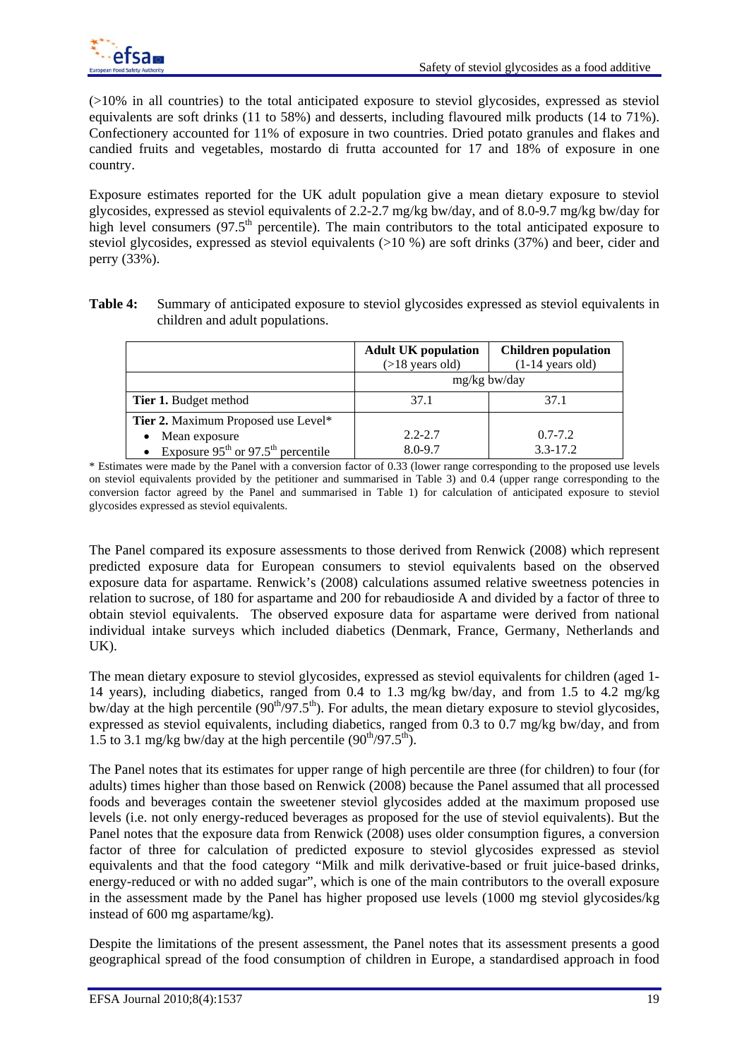(>10% in all countries) to the total anticipated exposure to steviol glycosides, expressed as steviol equivalents are soft drinks (11 to 58%) and desserts, including flavoured milk products (14 to 71%). Confectionery accounted for 11% of exposure in two countries. Dried potato granules and flakes and candied fruits and vegetables, mostardo di frutta accounted for 17 and 18% of exposure in one country.

Exposure estimates reported for the UK adult population give a mean dietary exposure to steviol glycosides, expressed as steviol equivalents of 2.2-2.7 mg/kg bw/day, and of 8.0-9.7 mg/kg bw/day for high level consumers (97.5$^{th}$ percentile). The main contributors to the total anticipated exposure to steviol glycosides, expressed as steviol equivalents (>10 %) are soft drinks (37%) and beer, cider and perry (33%).

**Table 4:** Summary of anticipated exposure to steviol glycosides expressed as steviol equivalents in children and adult populations.

| | **Adult UK population** (>18 years old) | **Children population** (1-14 years old) |
|---|---|---|
| | mg/kg bw/day | |
| **Tier 1.** Budget method | 37.1 | 37.1 |
| **Tier 2.** Maximum Proposed use Level* <br>• Mean exposure <br>• Exposure 95$^{th}$ or 97.5$^{th}$ percentile | <br>2.2-2.7<br>8.0-9.7 | <br>0.7-7.2<br>3.3-17.2 |

\* Estimates were made by the Panel with a conversion factor of 0.33 (lower range corresponding to the proposed use levels on steviol equivalents provided by the petitioner and summarised in Table 3) and 0.4 (upper range corresponding to the conversion factor agreed by the Panel and summarised in Table 1) for calculation of anticipated exposure to steviol glycosides expressed as steviol equivalents.

The Panel compared its exposure assessments to those derived from Renwick (2008) which represent predicted exposure data for European consumers to steviol equivalents based on the observed exposure data for aspartame. Renwick's (2008) calculations assumed relative sweetness potencies in relation to sucrose, of 180 for aspartame and 200 for rebaudioside A and divided by a factor of three to obtain steviol equivalents. The observed exposure data for aspartame were derived from national individual intake surveys which included diabetics (Denmark, France, Germany, Netherlands and UK).

The mean dietary exposure to steviol glycosides, expressed as steviol equivalents for children (aged 1-14 years), including diabetics, ranged from 0.4 to 1.3 mg/kg bw/day, and from 1.5 to 4.2 mg/kg bw/day at the high percentile (90$^{th}$/97.5$^{th}$). For adults, the mean dietary exposure to steviol glycosides, expressed as steviol equivalents, including diabetics, ranged from 0.3 to 0.7 mg/kg bw/day, and from 1.5 to 3.1 mg/kg bw/day at the high percentile (90$^{th}$/97.5$^{th}$).

The Panel notes that its estimates for upper range of high percentile are three (for children) to four (for adults) times higher than those based on Renwick (2008) because the Panel assumed that all processed foods and beverages contain the sweetener steviol glycosides added at the maximum proposed use levels (i.e. not only energy-reduced beverages as proposed for the use of steviol equivalents). But the Panel notes that the exposure data from Renwick (2008) uses older consumption figures, a conversion factor of three for calculation of predicted exposure to steviol glycosides expressed as steviol equivalents and that the food category "Milk and milk derivative-based or fruit juice-based drinks, energy-reduced or with no added sugar", which is one of the main contributors to the overall exposure in the assessment made by the Panel has higher proposed use levels (1000 mg steviol glycosides/kg instead of 600 mg aspartame/kg).

Despite the limitations of the present assessment, the Panel notes that its assessment presents a good geographical spread of the food consumption of children in Europe, a standardised approach in food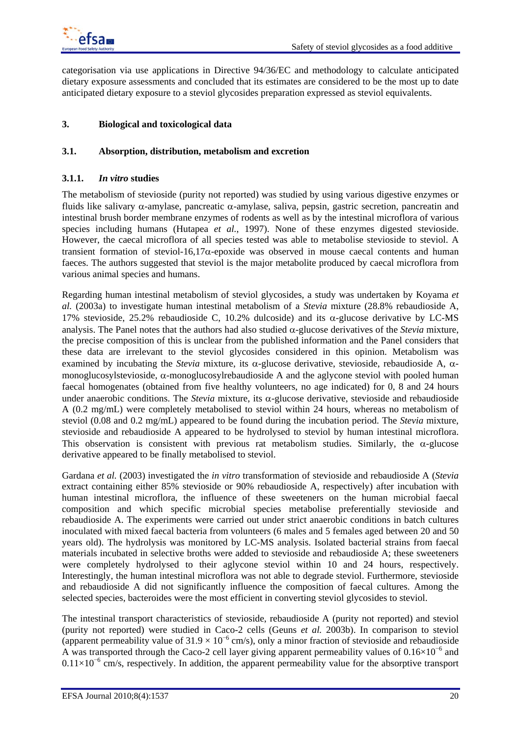categorisation via use applications in Directive 94/36/EC and methodology to calculate anticipated dietary exposure assessments and concluded that its estimates are considered to be the most up to date anticipated dietary exposure to a steviol glycosides preparation expressed as steviol equivalents.

## 3. Biological and toxicological data

### 3.1. Absorption, distribution, metabolism and excretion

#### 3.1.1. *In vitro* studies

The metabolism of stevioside (purity not reported) was studied by using various digestive enzymes or fluids like salivary α-amylase, pancreatic α-amylase, saliva, pepsin, gastric secretion, pancreatin and intestinal brush border membrane enzymes of rodents as well as by the intestinal microflora of various species including humans (Hutapea *et al.,* 1997). None of these enzymes digested stevioside. However, the caecal microflora of all species tested was able to metabolise stevioside to steviol. A transient formation of steviol-16,17α-epoxide was observed in mouse caecal contents and human faeces. The authors suggested that steviol is the major metabolite produced by caecal microflora from various animal species and humans.

Regarding human intestinal metabolism of steviol glycosides, a study was undertaken by Koyama *et al.* (2003a) to investigate human intestinal metabolism of a *Stevia* mixture (28.8% rebaudioside A, 17% stevioside, 25.2% rebaudioside C, 10.2% dulcoside) and its α-glucose derivative by LC-MS analysis. The Panel notes that the authors had also studied α-glucose derivatives of the *Stevia* mixture, the precise composition of this is unclear from the published information and the Panel considers that these data are irrelevant to the steviol glycosides considered in this opinion. Metabolism was examined by incubating the *Stevia* mixture, its α-glucose derivative, stevioside, rebaudioside A, α-monoglucosylstevioside, α-monoglucosylrebaudioside A and the aglycone steviol with pooled human faecal homogenates (obtained from five healthy volunteers, no age indicated) for 0, 8 and 24 hours under anaerobic conditions. The *Stevia* mixture, its α-glucose derivative, stevioside and rebaudioside A (0.2 mg/mL) were completely metabolised to steviol within 24 hours, whereas no metabolism of steviol (0.08 and 0.2 mg/mL) appeared to be found during the incubation period. The *Stevia* mixture, stevioside and rebaudioside A appeared to be hydrolysed to steviol by human intestinal microflora. This observation is consistent with previous rat metabolism studies. Similarly, the α-glucose derivative appeared to be finally metabolised to steviol.

Gardana *et al.* (2003) investigated the *in vitro* transformation of stevioside and rebaudioside A (*Stevia* extract containing either 85% stevioside or 90% rebaudioside A, respectively) after incubation with human intestinal microflora, the influence of these sweeteners on the human microbial faecal composition and which specific microbial species metabolise preferentially stevioside and rebaudioside A. The experiments were carried out under strict anaerobic conditions in batch cultures inoculated with mixed faecal bacteria from volunteers (6 males and 5 females aged between 20 and 50 years old). The hydrolysis was monitored by LC-MS analysis. Isolated bacterial strains from faecal materials incubated in selective broths were added to stevioside and rebaudioside A; these sweeteners were completely hydrolysed to their aglycone steviol within 10 and 24 hours, respectively. Interestingly, the human intestinal microflora was not able to degrade steviol. Furthermore, stevioside and rebaudioside A did not significantly influence the composition of faecal cultures. Among the selected species, bacteroides were the most efficient in converting steviol glycosides to steviol.

The intestinal transport characteristics of stevioside, rebaudioside A (purity not reported) and steviol (purity not reported) were studied in Caco-2 cells (Geuns *et al.* 2003b). In comparison to steviol (apparent permeability value of $31.9 \times 10^{-6}$ cm/s), only a minor fraction of stevioside and rebaudioside A was transported through the Caco-2 cell layer giving apparent permeability values of $0.16\times10^{-6}$ and $0.11\times10^{-6}$ cm/s, respectively. In addition, the apparent permeability value for the absorptive transport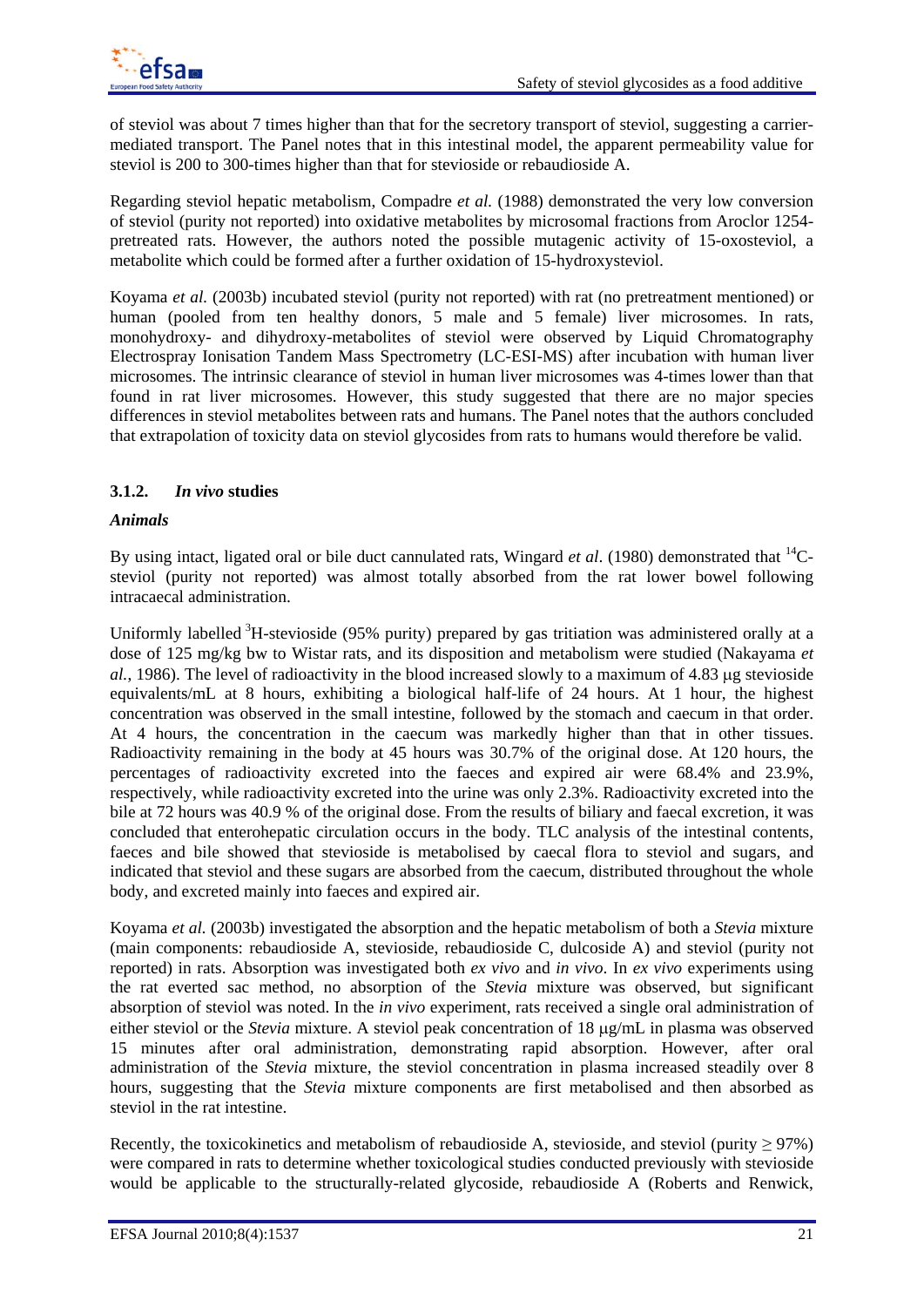of steviol was about 7 times higher than that for the secretory transport of steviol, suggesting a carrier-mediated transport. The Panel notes that in this intestinal model, the apparent permeability value for steviol is 200 to 300-times higher than that for stevioside or rebaudioside A.

Regarding steviol hepatic metabolism, Compadre *et al.* (1988) demonstrated the very low conversion of steviol (purity not reported) into oxidative metabolites by microsomal fractions from Aroclor 1254-pretreated rats. However, the authors noted the possible mutagenic activity of 15-oxosteviol, a metabolite which could be formed after a further oxidation of 15-hydroxysteviol.

Koyama *et al.* (2003b) incubated steviol (purity not reported) with rat (no pretreatment mentioned) or human (pooled from ten healthy donors, 5 male and 5 female) liver microsomes. In rats, monohydroxy- and dihydroxy-metabolites of steviol were observed by Liquid Chromatography Electrospray Ionisation Tandem Mass Spectrometry (LC-ESI-MS) after incubation with human liver microsomes. The intrinsic clearance of steviol in human liver microsomes was 4-times lower than that found in rat liver microsomes. However, this study suggested that there are no major species differences in steviol metabolites between rats and humans. The Panel notes that the authors concluded that extrapolation of toxicity data on steviol glycosides from rats to humans would therefore be valid.

### 3.1.2. *In vivo* studies

#### *Animals*

By using intact, ligated oral or bile duct cannulated rats, Wingard *et al*. (1980) demonstrated that $^{14}$C-steviol (purity not reported) was almost totally absorbed from the rat lower bowel following intracaecal administration.

Uniformly labelled $^{3}$H-stevioside (95% purity) prepared by gas tritiation was administered orally at a dose of 125 mg/kg bw to Wistar rats, and its disposition and metabolism were studied (Nakayama *et al.*, 1986). The level of radioactivity in the blood increased slowly to a maximum of 4.83 μg stevioside equivalents/mL at 8 hours, exhibiting a biological half-life of 24 hours. At 1 hour, the highest concentration was observed in the small intestine, followed by the stomach and caecum in that order. At 4 hours, the concentration in the caecum was markedly higher than that in other tissues. Radioactivity remaining in the body at 45 hours was 30.7% of the original dose. At 120 hours, the percentages of radioactivity excreted into the faeces and expired air were 68.4% and 23.9%, respectively, while radioactivity excreted into the urine was only 2.3%. Radioactivity excreted into the bile at 72 hours was 40.9 % of the original dose. From the results of biliary and faecal excretion, it was concluded that enterohepatic circulation occurs in the body. TLC analysis of the intestinal contents, faeces and bile showed that stevioside is metabolised by caecal flora to steviol and sugars, and indicated that steviol and these sugars are absorbed from the caecum, distributed throughout the whole body, and excreted mainly into faeces and expired air.

Koyama *et al.* (2003b) investigated the absorption and the hepatic metabolism of both a *Stevia* mixture (main components: rebaudioside A, stevioside, rebaudioside C, dulcoside A) and steviol (purity not reported) in rats. Absorption was investigated both *ex vivo* and *in vivo*. In *ex vivo* experiments using the rat everted sac method, no absorption of the *Stevia* mixture was observed, but significant absorption of steviol was noted. In the *in vivo* experiment, rats received a single oral administration of either steviol or the *Stevia* mixture. A steviol peak concentration of 18 μg/mL in plasma was observed 15 minutes after oral administration, demonstrating rapid absorption. However, after oral administration of the *Stevia* mixture, the steviol concentration in plasma increased steadily over 8 hours, suggesting that the *Stevia* mixture components are first metabolised and then absorbed as steviol in the rat intestine.

Recently, the toxicokinetics and metabolism of rebaudioside A, stevioside, and steviol (purity ≥ 97%) were compared in rats to determine whether toxicological studies conducted previously with stevioside would be applicable to the structurally-related glycoside, rebaudioside A (Roberts and Renwick,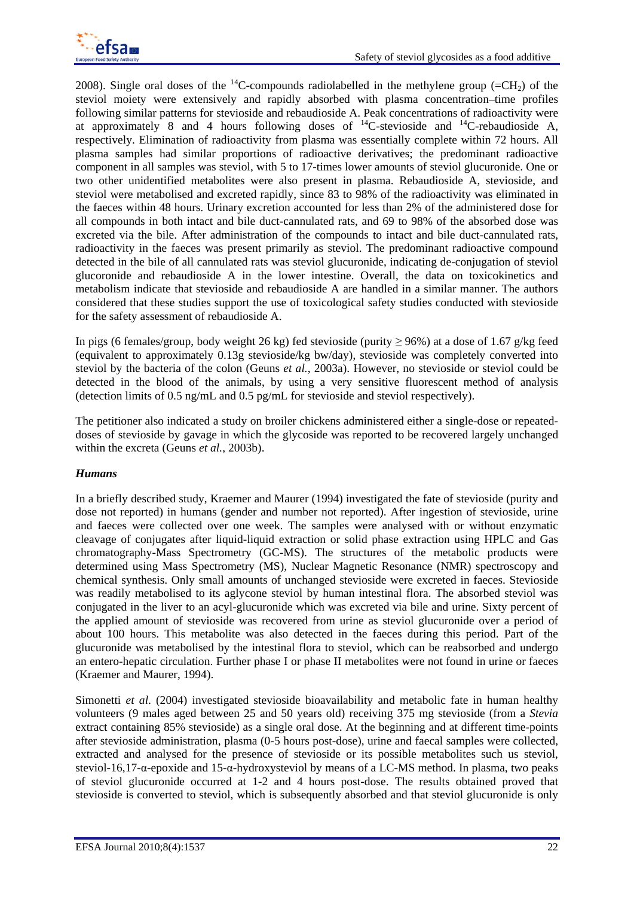2008). Single oral doses of the $^{14}$C-compounds radiolabelled in the methylene group (=$CH_2$) of the steviol moiety were extensively and rapidly absorbed with plasma concentration–time profiles following similar patterns for stevioside and rebaudioside A. Peak concentrations of radioactivity were at approximately 8 and 4 hours following doses of $^{14}$C-stevioside and $^{14}$C-rebaudioside A, respectively. Elimination of radioactivity from plasma was essentially complete within 72 hours. All plasma samples had similar proportions of radioactive derivatives; the predominant radioactive component in all samples was steviol, with 5 to 17-times lower amounts of steviol glucuronide. One or two other unidentified metabolites were also present in plasma. Rebaudioside A, stevioside, and steviol were metabolised and excreted rapidly, since 83 to 98% of the radioactivity was eliminated in the faeces within 48 hours. Urinary excretion accounted for less than 2% of the administered dose for all compounds in both intact and bile duct-cannulated rats, and 69 to 98% of the absorbed dose was excreted via the bile. After administration of the compounds to intact and bile duct-cannulated rats, radioactivity in the faeces was present primarily as steviol. The predominant radioactive compound detected in the bile of all cannulated rats was steviol glucuronide, indicating de-conjugation of steviol glucoronide and rebaudioside A in the lower intestine. Overall, the data on toxicokinetics and metabolism indicate that stevioside and rebaudioside A are handled in a similar manner. The authors considered that these studies support the use of toxicological safety studies conducted with stevioside for the safety assessment of rebaudioside A.

In pigs (6 females/group, body weight 26 kg) fed stevioside (purity ≥ 96%) at a dose of 1.67 g/kg feed (equivalent to approximately 0.13g stevioside/kg bw/day), stevioside was completely converted into steviol by the bacteria of the colon (Geuns *et al.*, 2003a). However, no stevioside or steviol could be detected in the blood of the animals, by using a very sensitive fluorescent method of analysis (detection limits of 0.5 ng/mL and 0.5 pg/mL for stevioside and steviol respectively).

The petitioner also indicated a study on broiler chickens administered either a single-dose or repeated-doses of stevioside by gavage in which the glycoside was reported to be recovered largely unchanged within the excreta (Geuns *et al.*, 2003b).

***Humans***

In a briefly described study, Kraemer and Maurer (1994) investigated the fate of stevioside (purity and dose not reported) in humans (gender and number not reported). After ingestion of stevioside, urine and faeces were collected over one week. The samples were analysed with or without enzymatic cleavage of conjugates after liquid-liquid extraction or solid phase extraction using HPLC and Gas chromatography-Mass Spectrometry (GC-MS). The structures of the metabolic products were determined using Mass Spectrometry (MS), Nuclear Magnetic Resonance (NMR) spectroscopy and chemical synthesis. Only small amounts of unchanged stevioside were excreted in faeces. Stevioside was readily metabolised to its aglycone steviol by human intestinal flora. The absorbed steviol was conjugated in the liver to an acyl-glucuronide which was excreted via bile and urine. Sixty percent of the applied amount of stevioside was recovered from urine as steviol glucuronide over a period of about 100 hours. This metabolite was also detected in the faeces during this period. Part of the glucuronide was metabolised by the intestinal flora to steviol, which can be reabsorbed and undergo an entero-hepatic circulation. Further phase I or phase II metabolites were not found in urine or faeces (Kraemer and Maurer, 1994).

Simonetti *et al*. (2004) investigated stevioside bioavailability and metabolic fate in human healthy volunteers (9 males aged between 25 and 50 years old) receiving 375 mg stevioside (from a *Stevia* extract containing 85% stevioside) as a single oral dose. At the beginning and at different time-points after stevioside administration, plasma (0-5 hours post-dose), urine and faecal samples were collected, extracted and analysed for the presence of stevioside or its possible metabolites such us steviol, steviol-16,17-α-epoxide and 15-α-hydroxysteviol by means of a LC-MS method. In plasma, two peaks of steviol glucuronide occurred at 1-2 and 4 hours post-dose. The results obtained proved that stevioside is converted to steviol, which is subsequently absorbed and that steviol glucuronide is only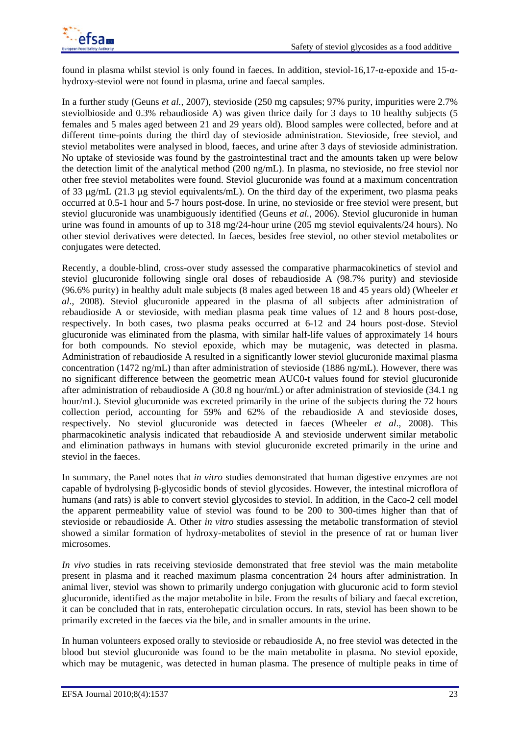found in plasma whilst steviol is only found in faeces. In addition, steviol-16,17-α-epoxide and 15-α-hydroxy-steviol were not found in plasma, urine and faecal samples.

In a further study (Geuns *et al.,* 2007), stevioside (250 mg capsules; 97% purity, impurities were 2.7% steviolbioside and 0.3% rebaudioside A) was given thrice daily for 3 days to 10 healthy subjects (5 females and 5 males aged between 21 and 29 years old). Blood samples were collected, before and at different time-points during the third day of stevioside administration. Stevioside, free steviol, and steviol metabolites were analysed in blood, faeces, and urine after 3 days of stevioside administration. No uptake of stevioside was found by the gastrointestinal tract and the amounts taken up were below the detection limit of the analytical method (200 ng/mL). In plasma, no stevioside, no free steviol nor other free steviol metabolites were found. Steviol glucuronide was found at a maximum concentration of 33 μg/mL (21.3 μg steviol equivalents/mL). On the third day of the experiment, two plasma peaks occurred at 0.5-1 hour and 5-7 hours post-dose. In urine, no stevioside or free steviol were present, but steviol glucuronide was unambiguously identified (Geuns *et al.*, 2006). Steviol glucuronide in human urine was found in amounts of up to 318 mg/24-hour urine (205 mg steviol equivalents/24 hours). No other steviol derivatives were detected. In faeces, besides free steviol, no other steviol metabolites or conjugates were detected.

Recently, a double-blind, cross-over study assessed the comparative pharmacokinetics of steviol and steviol glucuronide following single oral doses of rebaudioside A (98.7% purity) and stevioside (96.6% purity) in healthy adult male subjects (8 males aged between 18 and 45 years old) (Wheeler *et al*., 2008). Steviol glucuronide appeared in the plasma of all subjects after administration of rebaudioside A or stevioside, with median plasma peak time values of 12 and 8 hours post-dose, respectively. In both cases, two plasma peaks occurred at 6-12 and 24 hours post-dose. Steviol glucuronide was eliminated from the plasma, with similar half-life values of approximately 14 hours for both compounds. No steviol epoxide, which may be mutagenic, was detected in plasma. Administration of rebaudioside A resulted in a significantly lower steviol glucuronide maximal plasma concentration (1472 ng/mL) than after administration of stevioside (1886 ng/mL). However, there was no significant difference between the geometric mean AUC0-t values found for steviol glucuronide after administration of rebaudioside A (30.8 ng hour/mL) or after administration of stevioside (34.1 ng hour/mL). Steviol glucuronide was excreted primarily in the urine of the subjects during the 72 hours collection period, accounting for 59% and 62% of the rebaudioside A and stevioside doses, respectively. No steviol glucuronide was detected in faeces (Wheeler *et al*., 2008). This pharmacokinetic analysis indicated that rebaudioside A and stevioside underwent similar metabolic and elimination pathways in humans with steviol glucuronide excreted primarily in the urine and steviol in the faeces.

In summary, the Panel notes that *in vitro* studies demonstrated that human digestive enzymes are not capable of hydrolysing β-glycosidic bonds of steviol glycosides. However, the intestinal microflora of humans (and rats) is able to convert steviol glycosides to steviol. In addition, in the Caco-2 cell model the apparent permeability value of steviol was found to be 200 to 300-times higher than that of stevioside or rebaudioside A. Other *in vitro* studies assessing the metabolic transformation of steviol showed a similar formation of hydroxy-metabolites of steviol in the presence of rat or human liver microsomes.

*In vivo* studies in rats receiving stevioside demonstrated that free steviol was the main metabolite present in plasma and it reached maximum plasma concentration 24 hours after administration. In animal liver, steviol was shown to primarily undergo conjugation with glucuronic acid to form steviol glucuronide, identified as the major metabolite in bile. From the results of biliary and faecal excretion, it can be concluded that in rats, enterohepatic circulation occurs. In rats, steviol has been shown to be primarily excreted in the faeces via the bile, and in smaller amounts in the urine.

In human volunteers exposed orally to stevioside or rebaudioside A, no free steviol was detected in the blood but steviol glucuronide was found to be the main metabolite in plasma. No steviol epoxide, which may be mutagenic, was detected in human plasma. The presence of multiple peaks in time of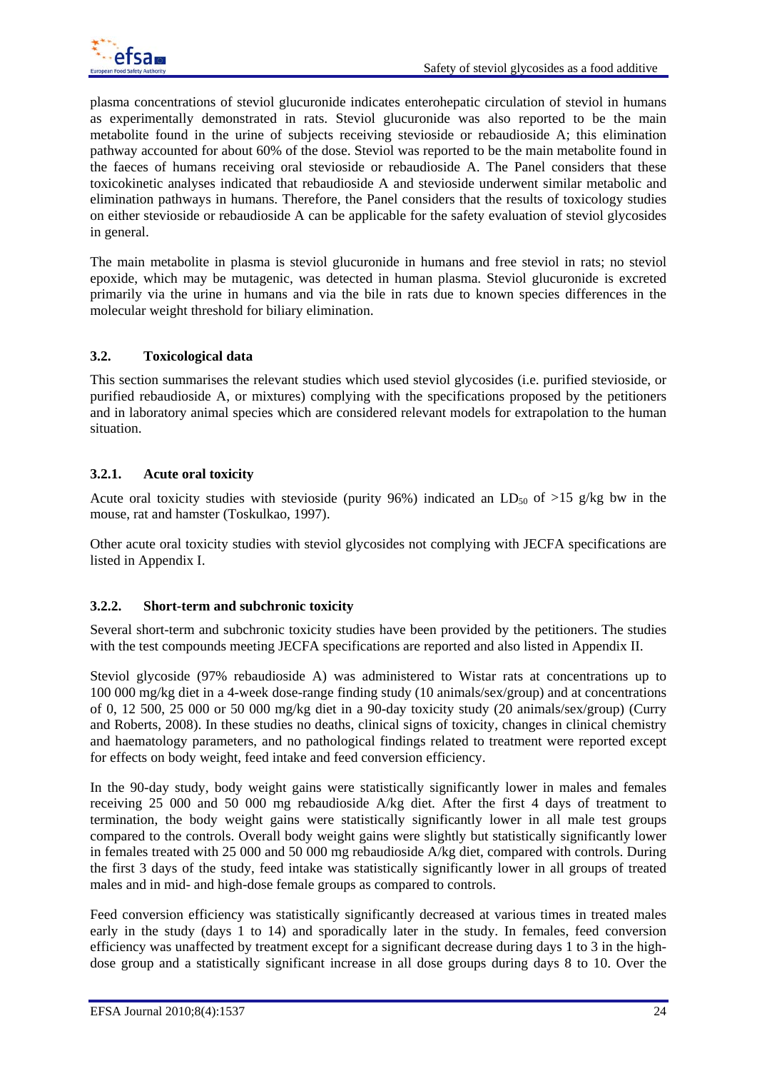plasma concentrations of steviol glucuronide indicates enterohepatic circulation of steviol in humans as experimentally demonstrated in rats. Steviol glucuronide was also reported to be the main metabolite found in the urine of subjects receiving stevioside or rebaudioside A; this elimination pathway accounted for about 60% of the dose. Steviol was reported to be the main metabolite found in the faeces of humans receiving oral stevioside or rebaudioside A. The Panel considers that these toxicokinetic analyses indicated that rebaudioside A and stevioside underwent similar metabolic and elimination pathways in humans. Therefore, the Panel considers that the results of toxicology studies on either stevioside or rebaudioside A can be applicable for the safety evaluation of steviol glycosides in general.

The main metabolite in plasma is steviol glucuronide in humans and free steviol in rats; no steviol epoxide, which may be mutagenic, was detected in human plasma. Steviol glucuronide is excreted primarily via the urine in humans and via the bile in rats due to known species differences in the molecular weight threshold for biliary elimination.

### 3.2. Toxicological data

This section summarises the relevant studies which used steviol glycosides (i.e. purified stevioside, or purified rebaudioside A, or mixtures) complying with the specifications proposed by the petitioners and in laboratory animal species which are considered relevant models for extrapolation to the human situation.

#### 3.2.1. Acute oral toxicity

Acute oral toxicity studies with stevioside (purity 96%) indicated an $LD_{50}$ of >15 g/kg bw in the mouse, rat and hamster (Toskulkao, 1997).

Other acute oral toxicity studies with steviol glycosides not complying with JECFA specifications are listed in Appendix I.

#### 3.2.2. Short-term and subchronic toxicity

Several short-term and subchronic toxicity studies have been provided by the petitioners. The studies with the test compounds meeting JECFA specifications are reported and also listed in Appendix II.

Steviol glycoside (97% rebaudioside A) was administered to Wistar rats at concentrations up to 100 000 mg/kg diet in a 4-week dose-range finding study (10 animals/sex/group) and at concentrations of 0, 12 500, 25 000 or 50 000 mg/kg diet in a 90-day toxicity study (20 animals/sex/group) (Curry and Roberts, 2008). In these studies no deaths, clinical signs of toxicity, changes in clinical chemistry and haematology parameters, and no pathological findings related to treatment were reported except for effects on body weight, feed intake and feed conversion efficiency.

In the 90-day study, body weight gains were statistically significantly lower in males and females receiving 25 000 and 50 000 mg rebaudioside A/kg diet. After the first 4 days of treatment to termination, the body weight gains were statistically significantly lower in all male test groups compared to the controls. Overall body weight gains were slightly but statistically significantly lower in females treated with 25 000 and 50 000 mg rebaudioside A/kg diet, compared with controls. During the first 3 days of the study, feed intake was statistically significantly lower in all groups of treated males and in mid- and high-dose female groups as compared to controls.

Feed conversion efficiency was statistically significantly decreased at various times in treated males early in the study (days 1 to 14) and sporadically later in the study. In females, feed conversion efficiency was unaffected by treatment except for a significant decrease during days 1 to 3 in the high-dose group and a statistically significant increase in all dose groups during days 8 to 10. Over the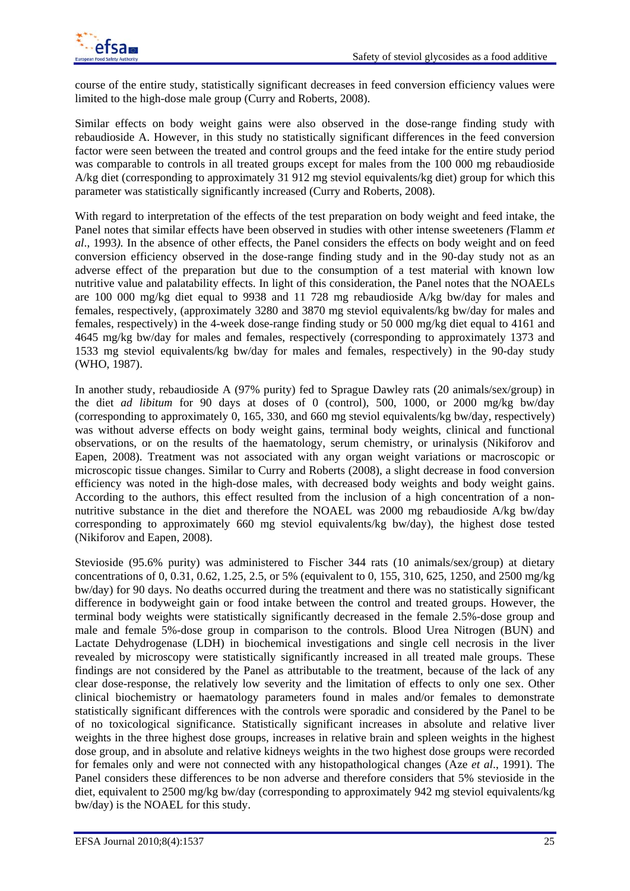course of the entire study, statistically significant decreases in feed conversion efficiency values were limited to the high-dose male group (Curry and Roberts, 2008).

Similar effects on body weight gains were also observed in the dose-range finding study with rebaudioside A. However, in this study no statistically significant differences in the feed conversion factor were seen between the treated and control groups and the feed intake for the entire study period was comparable to controls in all treated groups except for males from the 100 000 mg rebaudioside A/kg diet (corresponding to approximately 31 912 mg steviol equivalents/kg diet) group for which this parameter was statistically significantly increased (Curry and Roberts, 2008).

With regard to interpretation of the effects of the test preparation on body weight and feed intake, the Panel notes that similar effects have been observed in studies with other intense sweeteners *(*Flamm *et al*., 1993*).* In the absence of other effects, the Panel considers the effects on body weight and on feed conversion efficiency observed in the dose-range finding study and in the 90-day study not as an adverse effect of the preparation but due to the consumption of a test material with known low nutritive value and palatability effects. In light of this consideration, the Panel notes that the NOAELs are 100 000 mg/kg diet equal to 9938 and 11 728 mg rebaudioside A/kg bw/day for males and females, respectively, (approximately 3280 and 3870 mg steviol equivalents/kg bw/day for males and females, respectively) in the 4-week dose-range finding study or 50 000 mg/kg diet equal to 4161 and 4645 mg/kg bw/day for males and females, respectively (corresponding to approximately 1373 and 1533 mg steviol equivalents/kg bw/day for males and females, respectively) in the 90-day study (WHO, 1987).

In another study, rebaudioside A (97% purity) fed to Sprague Dawley rats (20 animals/sex/group) in the diet *ad libitum* for 90 days at doses of 0 (control), 500, 1000, or 2000 mg/kg bw/day (corresponding to approximately 0, 165, 330, and 660 mg steviol equivalents/kg bw/day, respectively) was without adverse effects on body weight gains, terminal body weights, clinical and functional observations, or on the results of the haematology, serum chemistry, or urinalysis (Nikiforov and Eapen, 2008). Treatment was not associated with any organ weight variations or macroscopic or microscopic tissue changes. Similar to Curry and Roberts (2008), a slight decrease in food conversion efficiency was noted in the high-dose males, with decreased body weights and body weight gains. According to the authors, this effect resulted from the inclusion of a high concentration of a non-nutritive substance in the diet and therefore the NOAEL was 2000 mg rebaudioside A/kg bw/day corresponding to approximately 660 mg steviol equivalents/kg bw/day), the highest dose tested (Nikiforov and Eapen, 2008).

Stevioside (95.6% purity) was administered to Fischer 344 rats (10 animals/sex/group) at dietary concentrations of 0, 0.31, 0.62, 1.25, 2.5, or 5% (equivalent to 0, 155, 310, 625, 1250, and 2500 mg/kg bw/day) for 90 days. No deaths occurred during the treatment and there was no statistically significant difference in bodyweight gain or food intake between the control and treated groups. However, the terminal body weights were statistically significantly decreased in the female 2.5%-dose group and male and female 5%-dose group in comparison to the controls. Blood Urea Nitrogen (BUN) and Lactate Dehydrogenase (LDH) in biochemical investigations and single cell necrosis in the liver revealed by microscopy were statistically significantly increased in all treated male groups. These findings are not considered by the Panel as attributable to the treatment, because of the lack of any clear dose-response, the relatively low severity and the limitation of effects to only one sex. Other clinical biochemistry or haematology parameters found in males and/or females to demonstrate statistically significant differences with the controls were sporadic and considered by the Panel to be of no toxicological significance. Statistically significant increases in absolute and relative liver weights in the three highest dose groups, increases in relative brain and spleen weights in the highest dose group, and in absolute and relative kidneys weights in the two highest dose groups were recorded for females only and were not connected with any histopathological changes (Aze *et al*., 1991). The Panel considers these differences to be non adverse and therefore considers that 5% stevioside in the diet, equivalent to 2500 mg/kg bw/day (corresponding to approximately 942 mg steviol equivalents/kg bw/day) is the NOAEL for this study.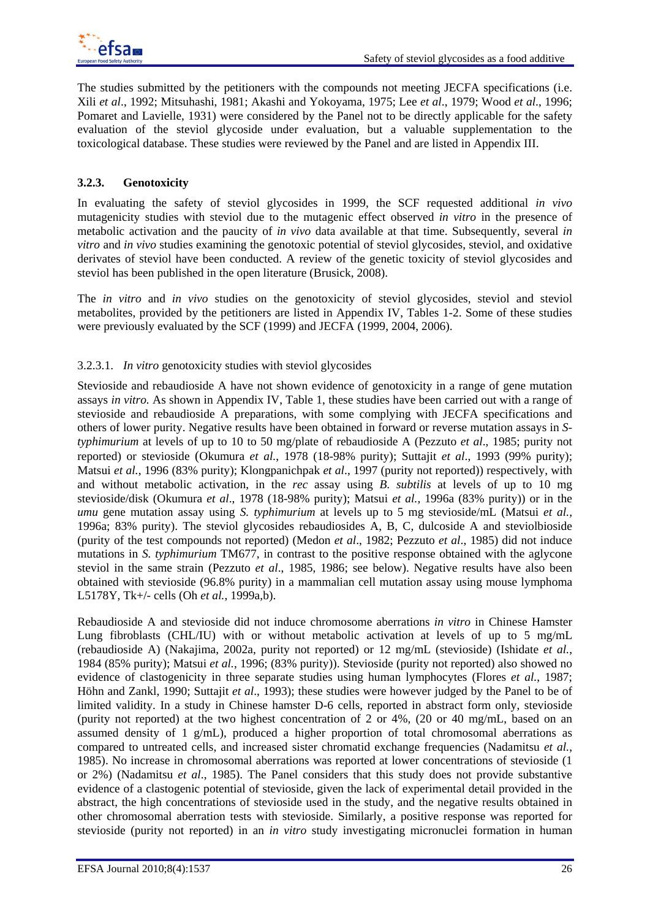The studies submitted by the petitioners with the compounds not meeting JECFA specifications (i.e. Xili *et al*., 1992; Mitsuhashi, 1981; Akashi and Yokoyama, 1975; Lee *et al*., 1979; Wood *et al*., 1996; Pomaret and Lavielle, 1931) were considered by the Panel not to be directly applicable for the safety evaluation of the steviol glycoside under evaluation, but a valuable supplementation to the toxicological database. These studies were reviewed by the Panel and are listed in Appendix III.

### 3.2.3. Genotoxicity

In evaluating the safety of steviol glycosides in 1999, the SCF requested additional *in vivo* mutagenicity studies with steviol due to the mutagenic effect observed *in vitro* in the presence of metabolic activation and the paucity of *in vivo* data available at that time. Subsequently, several *in vitro* and *in vivo* studies examining the genotoxic potential of steviol glycosides, steviol, and oxidative derivates of steviol have been conducted. A review of the genetic toxicity of steviol glycosides and steviol has been published in the open literature (Brusick, 2008).

The *in vitro* and *in vivo* studies on the genotoxicity of steviol glycosides, steviol and steviol metabolites, provided by the petitioners are listed in Appendix IV, Tables 1-2. Some of these studies were previously evaluated by the SCF (1999) and JECFA (1999, 2004, 2006).

#### 3.2.3.1. *In vitro* genotoxicity studies with steviol glycosides

Stevioside and rebaudioside A have not shown evidence of genotoxicity in a range of gene mutation assays *in vitro.* As shown in Appendix IV, Table 1, these studies have been carried out with a range of stevioside and rebaudioside A preparations, with some complying with JECFA specifications and others of lower purity. Negative results have been obtained in forward or reverse mutation assays in *S-typhimurium* at levels of up to 10 to 50 mg/plate of rebaudioside A (Pezzuto *et al*., 1985; purity not reported) or stevioside (Okumura *et al.*, 1978 (18-98% purity); Suttajit *et al*., 1993 (99% purity); Matsui *et al.*, 1996 (83% purity); Klongpanichpak *et al*., 1997 (purity not reported)) respectively, with and without metabolic activation, in the *rec* assay using *B. subtilis* at levels of up to 10 mg stevioside/disk (Okumura *et al*., 1978 (18-98% purity); Matsui *et al.*, 1996a (83% purity)) or in the *umu* gene mutation assay using *S. typhimurium* at levels up to 5 mg stevioside/mL (Matsui *et al.*, 1996a; 83% purity). The steviol glycosides rebaudiosides A, B, C, dulcoside A and steviolbioside (purity of the test compounds not reported) (Medon *et al*., 1982; Pezzuto *et al*., 1985) did not induce mutations in *S. typhimurium* TM677, in contrast to the positive response obtained with the aglycone steviol in the same strain (Pezzuto *et al*., 1985, 1986; see below). Negative results have also been obtained with stevioside (96.8% purity) in a mammalian cell mutation assay using mouse lymphoma L5178Y, Tk+/- cells (Oh *et al.*, 1999a,b).

Rebaudioside A and stevioside did not induce chromosome aberrations *in vitro* in Chinese Hamster Lung fibroblasts (CHL/IU) with or without metabolic activation at levels of up to 5 mg/mL (rebaudioside A) (Nakajima, 2002a, purity not reported) or 12 mg/mL (stevioside) (Ishidate *et al.*, 1984 (85% purity); Matsui *et al.*, 1996; (83% purity)). Stevioside (purity not reported) also showed no evidence of clastogenicity in three separate studies using human lymphocytes (Flores *et al.*, 1987; Höhn and Zankl, 1990; Suttajit *et al*., 1993); these studies were however judged by the Panel to be of limited validity. In a study in Chinese hamster D-6 cells, reported in abstract form only, stevioside (purity not reported) at the two highest concentration of 2 or 4%, (20 or 40 mg/mL, based on an assumed density of 1 g/mL), produced a higher proportion of total chromosomal aberrations as compared to untreated cells, and increased sister chromatid exchange frequencies (Nadamitsu *et al.*, 1985). No increase in chromosomal aberrations was reported at lower concentrations of stevioside (1 or 2%) (Nadamitsu *et al*., 1985). The Panel considers that this study does not provide substantive evidence of a clastogenic potential of stevioside, given the lack of experimental detail provided in the abstract, the high concentrations of stevioside used in the study, and the negative results obtained in other chromosomal aberration tests with stevioside. Similarly, a positive response was reported for stevioside (purity not reported) in an *in vitro* study investigating micronuclei formation in human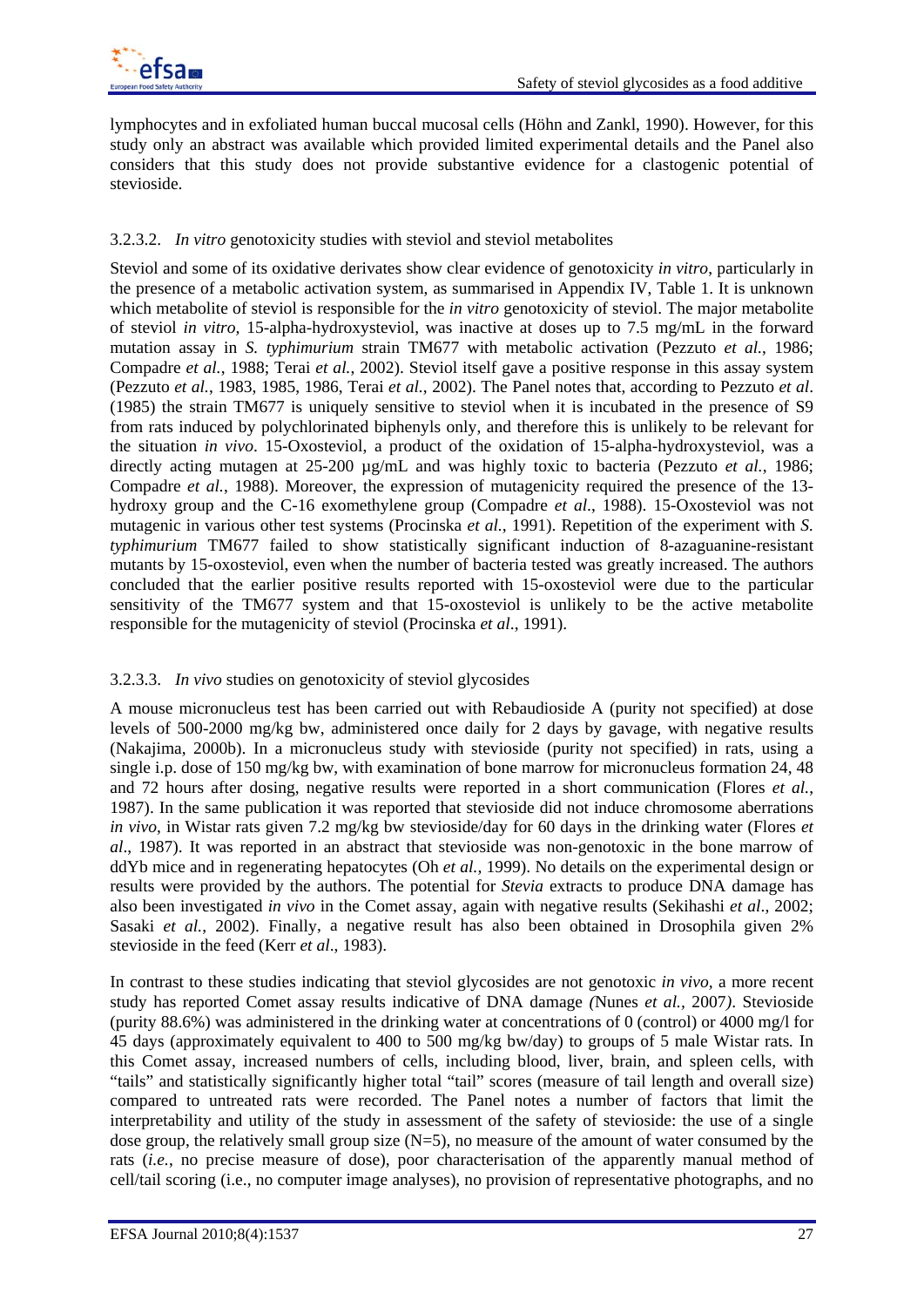lymphocytes and in exfoliated human buccal mucosal cells (Höhn and Zankl, 1990). However, for this study only an abstract was available which provided limited experimental details and the Panel also considers that this study does not provide substantive evidence for a clastogenic potential of stevioside.

#### 3.2.3.2. *In vitro* genotoxicity studies with steviol and steviol metabolites

Steviol and some of its oxidative derivates show clear evidence of genotoxicity *in vitro*, particularly in the presence of a metabolic activation system, as summarised in Appendix IV, Table 1. It is unknown which metabolite of steviol is responsible for the *in vitro* genotoxicity of steviol. The major metabolite of steviol *in vitro*, 15-alpha-hydroxysteviol, was inactive at doses up to 7.5 mg/mL in the forward mutation assay in *S. typhimurium* strain TM677 with metabolic activation (Pezzuto *et al.*, 1986; Compadre *et al.*, 1988; Terai *et al.*, 2002). Steviol itself gave a positive response in this assay system (Pezzuto *et al.*, 1983, 1985, 1986, Terai *et al.*, 2002). The Panel notes that, according to Pezzuto *et al*. (1985) the strain TM677 is uniquely sensitive to steviol when it is incubated in the presence of S9 from rats induced by polychlorinated biphenyls only, and therefore this is unlikely to be relevant for the situation *in vivo*. 15-Oxosteviol, a product of the oxidation of 15-alpha-hydroxysteviol, was a directly acting mutagen at 25-200 µg/mL and was highly toxic to bacteria (Pezzuto *et al.*, 1986; Compadre *et al.*, 1988). Moreover, the expression of mutagenicity required the presence of the 13-hydroxy group and the C-16 exomethylene group (Compadre *et al*., 1988). 15-Oxosteviol was not mutagenic in various other test systems (Procinska *et al.*, 1991). Repetition of the experiment with *S. typhimurium* TM677 failed to show statistically significant induction of 8-azaguanine-resistant mutants by 15-oxosteviol, even when the number of bacteria tested was greatly increased. The authors concluded that the earlier positive results reported with 15-oxosteviol were due to the particular sensitivity of the TM677 system and that 15-oxosteviol is unlikely to be the active metabolite responsible for the mutagenicity of steviol (Procinska *et al*., 1991).

#### 3.2.3.3. *In vivo* studies on genotoxicity of steviol glycosides

A mouse micronucleus test has been carried out with Rebaudioside A (purity not specified) at dose levels of 500-2000 mg/kg bw, administered once daily for 2 days by gavage, with negative results (Nakajima, 2000b). In a micronucleus study with stevioside (purity not specified) in rats, using a single i.p. dose of 150 mg/kg bw, with examination of bone marrow for micronucleus formation 24, 48 and 72 hours after dosing, negative results were reported in a short communication (Flores *et al.*, 1987). In the same publication it was reported that stevioside did not induce chromosome aberrations *in vivo*, in Wistar rats given 7.2 mg/kg bw stevioside/day for 60 days in the drinking water (Flores *et al*., 1987). It was reported in an abstract that stevioside was non-genotoxic in the bone marrow of ddYb mice and in regenerating hepatocytes (Oh *et al.,* 1999). No details on the experimental design or results were provided by the authors. The potential for *Stevia* extracts to produce DNA damage has also been investigated *in vivo* in the Comet assay, again with negative results (Sekihashi *et al*., 2002; Sasaki *et al.*, 2002). Finally, a negative result has also been obtained in Drosophila given 2% stevioside in the feed (Kerr *et al*., 1983).

In contrast to these studies indicating that steviol glycosides are not genotoxic *in vivo*, a more recent study has reported Comet assay results indicative of DNA damage *(*Nunes *et al.*, 2007*)*. Stevioside (purity 88.6%) was administered in the drinking water at concentrations of 0 (control) or 4000 mg/l for 45 days (approximately equivalent to 400 to 500 mg/kg bw/day) to groups of 5 male Wistar rats. In this Comet assay, increased numbers of cells, including blood, liver, brain, and spleen cells, with "tails" and statistically significantly higher total "tail" scores (measure of tail length and overall size) compared to untreated rats were recorded. The Panel notes a number of factors that limit the interpretability and utility of the study in assessment of the safety of stevioside: the use of a single dose group, the relatively small group size (N=5), no measure of the amount of water consumed by the rats (*i.e.*, no precise measure of dose), poor characterisation of the apparently manual method of cell/tail scoring (i.e., no computer image analyses), no provision of representative photographs, and no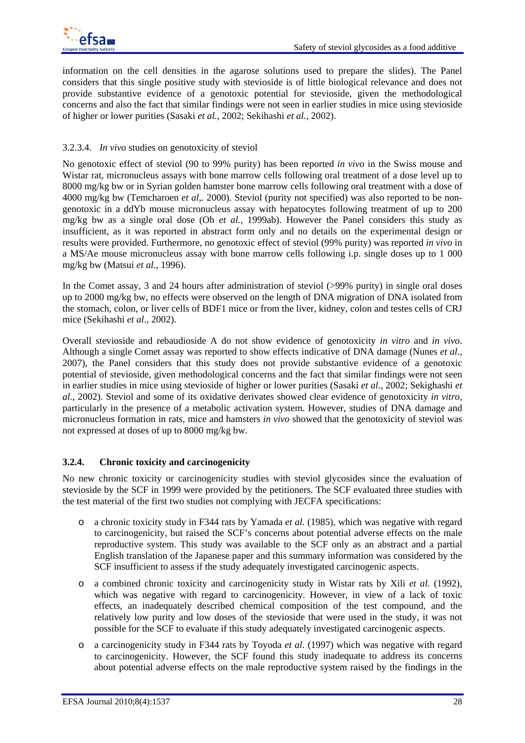information on the cell densities in the agarose solutions used to prepare the slides). The Panel considers that this single positive study with stevioside is of little biological relevance and does not provide substantive evidence of a genotoxic potential for stevioside, given the methodological concerns and also the fact that similar findings were not seen in earlier studies in mice using stevioside of higher or lower purities (Sasaki *et al.*, 2002; Sekihashi *et al.*, 2002).

#### 3.2.3.4. *In vivo* studies on genotoxicity of steviol

No genotoxic effect of steviol (90 to 99% purity) has been reported *in vivo* in the Swiss mouse and Wistar rat, micronucleus assays with bone marrow cells following oral treatment of a dose level up to 8000 mg/kg bw or in Syrian golden hamster bone marrow cells following oral treatment with a dose of 4000 mg/kg bw (Temcharoen *et al,.* 2000). Steviol (purity not specified) was also reported to be non-genotoxic in a ddYb mouse micronucleus assay with hepatocytes following treatment of up to 200 mg/kg bw as a single oral dose (Oh *et al.*, 1999ab). However the Panel considers this study as insufficient, as it was reported in abstract form only and no details on the experimental design or results were provided. Furthermore, no genotoxic effect of steviol (99% purity) was reported *in vivo* in a MS/Ae mouse micronucleus assay with bone marrow cells following i.p. single doses up to 1 000 mg/kg bw (Matsui *et al.*, 1996).

In the Comet assay, 3 and 24 hours after administration of steviol (>99% purity) in single oral doses up to 2000 mg/kg bw, no effects were observed on the length of DNA migration of DNA isolated from the stomach, colon, or liver cells of BDF1 mice or from the liver, kidney, colon and testes cells of CRJ mice (Sekihashi *et al*., 2002).

Overall stevioside and rebaudioside A do not show evidence of genotoxicity *in vitro* and *in vivo*. Although a single Comet assay was reported to show effects indicative of DNA damage (Nunes *et al.*, 2007), the Panel considers that this study does not provide substantive evidence of a genotoxic potential of stevioside, given methodological concerns and the fact that similar findings were not seen in earlier studies in mice using stevioside of higher or lower purities (Sasaki *et al.*, 2002; Sekighashi *et al.*, 2002). Steviol and some of its oxidative derivates showed clear evidence of genotoxicity *in vitro*, particularly in the presence of a metabolic activation system. However, studies of DNA damage and micronucleus formation in rats, mice and hamsters *in vivo* showed that the genotoxicity of steviol was not expressed at doses of up to 8000 mg/kg bw.

### 3.2.4. Chronic toxicity and carcinogenicity

No new chronic toxicity or carcinogenicity studies with steviol glycosides since the evaluation of stevioside by the SCF in 1999 were provided by the petitioners. The SCF evaluated three studies with the test material of the first two studies not complying with JECFA specifications:

- a chronic toxicity study in F344 rats by Yamada *et al.* (1985), which was negative with regard to carcinogenicity, but raised the SCF's concerns about potential adverse effects on the male reproductive system. This study was available to the SCF only as an abstract and a partial English translation of the Japanese paper and this summary information was considered by the SCF insufficient to assess if the study adequately investigated carcinogenic aspects.
- a combined chronic toxicity and carcinogenicity study in Wistar rats by Xili *et al.* (1992), which was negative with regard to carcinogenicity. However, in view of a lack of toxic effects, an inadequately described chemical composition of the test compound, and the relatively low purity and low doses of the stevioside that were used in the study, it was not possible for the SCF to evaluate if this study adequately investigated carcinogenic aspects.
- a carcinogenicity study in F344 rats by Toyoda *et al*. (1997) which was negative with regard to carcinogenicity. However, the SCF found this study inadequate to address its concerns about potential adverse effects on the male reproductive system raised by the findings in the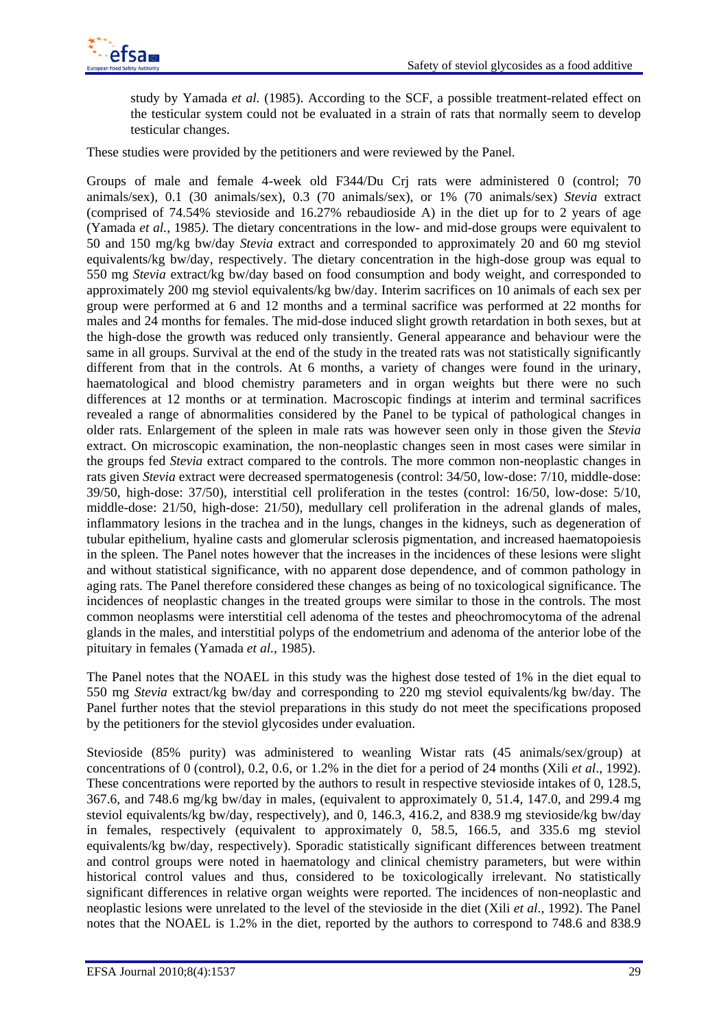study by Yamada *et al.* (1985). According to the SCF, a possible treatment-related effect on the testicular system could not be evaluated in a strain of rats that normally seem to develop testicular changes.

These studies were provided by the petitioners and were reviewed by the Panel.

Groups of male and female 4-week old F344/Du Crj rats were administered 0 (control; 70 animals/sex), 0.1 (30 animals/sex), 0.3 (70 animals/sex), or 1% (70 animals/sex) *Stevia* extract (comprised of 74.54% stevioside and 16.27% rebaudioside A) in the diet up for to 2 years of age (Yamada *et al.*, 1985*)*. The dietary concentrations in the low- and mid-dose groups were equivalent to 50 and 150 mg/kg bw/day *Stevia* extract and corresponded to approximately 20 and 60 mg steviol equivalents/kg bw/day, respectively. The dietary concentration in the high-dose group was equal to 550 mg *Stevia* extract/kg bw/day based on food consumption and body weight, and corresponded to approximately 200 mg steviol equivalents/kg bw/day. Interim sacrifices on 10 animals of each sex per group were performed at 6 and 12 months and a terminal sacrifice was performed at 22 months for males and 24 months for females. The mid-dose induced slight growth retardation in both sexes, but at the high-dose the growth was reduced only transiently. General appearance and behaviour were the same in all groups. Survival at the end of the study in the treated rats was not statistically significantly different from that in the controls. At 6 months, a variety of changes were found in the urinary, haematological and blood chemistry parameters and in organ weights but there were no such differences at 12 months or at termination. Macroscopic findings at interim and terminal sacrifices revealed a range of abnormalities considered by the Panel to be typical of pathological changes in older rats. Enlargement of the spleen in male rats was however seen only in those given the *Stevia* extract. On microscopic examination, the non-neoplastic changes seen in most cases were similar in the groups fed *Stevia* extract compared to the controls. The more common non-neoplastic changes in rats given *Stevia* extract were decreased spermatogenesis (control: 34/50, low-dose: 7/10, middle-dose: 39/50, high-dose: 37/50), interstitial cell proliferation in the testes (control: 16/50, low-dose: 5/10, middle-dose: 21/50, high-dose: 21/50), medullary cell proliferation in the adrenal glands of males, inflammatory lesions in the trachea and in the lungs, changes in the kidneys, such as degeneration of tubular epithelium, hyaline casts and glomerular sclerosis pigmentation, and increased haematopoiesis in the spleen. The Panel notes however that the increases in the incidences of these lesions were slight and without statistical significance, with no apparent dose dependence, and of common pathology in aging rats. The Panel therefore considered these changes as being of no toxicological significance. The incidences of neoplastic changes in the treated groups were similar to those in the controls. The most common neoplasms were interstitial cell adenoma of the testes and pheochromocytoma of the adrenal glands in the males, and interstitial polyps of the endometrium and adenoma of the anterior lobe of the pituitary in females (Yamada *et al.*, 1985).

The Panel notes that the NOAEL in this study was the highest dose tested of 1% in the diet equal to 550 mg *Stevia* extract/kg bw/day and corresponding to 220 mg steviol equivalents/kg bw/day. The Panel further notes that the steviol preparations in this study do not meet the specifications proposed by the petitioners for the steviol glycosides under evaluation.

Stevioside (85% purity) was administered to weanling Wistar rats (45 animals/sex/group) at concentrations of 0 (control), 0.2, 0.6, or 1.2% in the diet for a period of 24 months (Xili *et al*., 1992). These concentrations were reported by the authors to result in respective stevioside intakes of 0, 128.5, 367.6, and 748.6 mg/kg bw/day in males, (equivalent to approximately 0, 51.4, 147.0, and 299.4 mg steviol equivalents/kg bw/day, respectively), and 0, 146.3, 416.2, and 838.9 mg stevioside/kg bw/day in females, respectively (equivalent to approximately 0, 58.5, 166.5, and 335.6 mg steviol equivalents/kg bw/day, respectively). Sporadic statistically significant differences between treatment and control groups were noted in haematology and clinical chemistry parameters, but were within historical control values and thus, considered to be toxicologically irrelevant. No statistically significant differences in relative organ weights were reported. The incidences of non-neoplastic and neoplastic lesions were unrelated to the level of the stevioside in the diet (Xili *et al*., 1992). The Panel notes that the NOAEL is 1.2% in the diet, reported by the authors to correspond to 748.6 and 838.9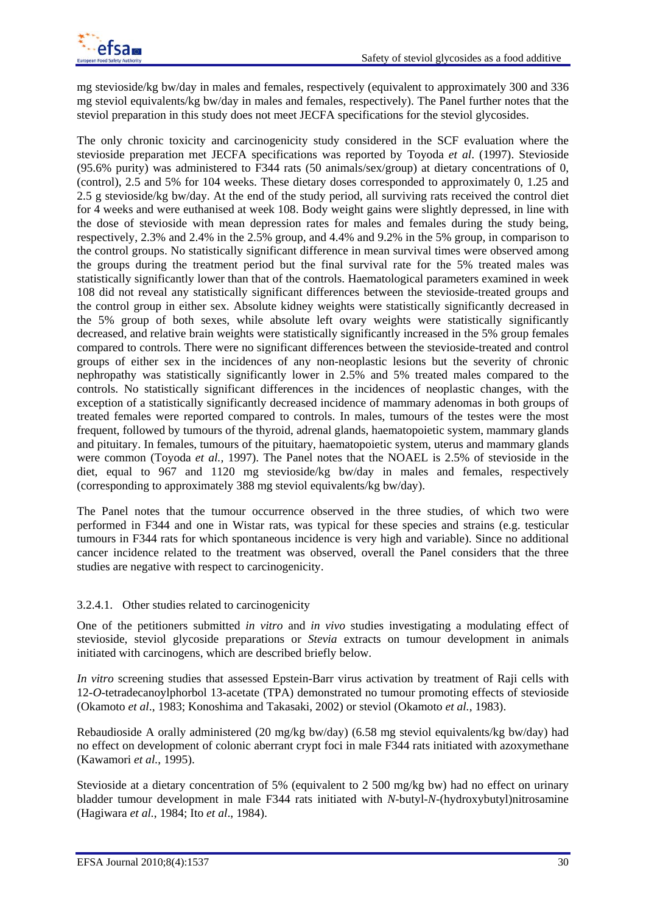mg stevioside/kg bw/day in males and females, respectively (equivalent to approximately 300 and 336 mg steviol equivalents/kg bw/day in males and females, respectively). The Panel further notes that the steviol preparation in this study does not meet JECFA specifications for the steviol glycosides.

The only chronic toxicity and carcinogenicity study considered in the SCF evaluation where the stevioside preparation met JECFA specifications was reported by Toyoda *et al*. (1997). Stevioside (95.6% purity) was administered to F344 rats (50 animals/sex/group) at dietary concentrations of 0, (control), 2.5 and 5% for 104 weeks. These dietary doses corresponded to approximately 0, 1.25 and 2.5 g stevioside/kg bw/day. At the end of the study period, all surviving rats received the control diet for 4 weeks and were euthanised at week 108. Body weight gains were slightly depressed, in line with the dose of stevioside with mean depression rates for males and females during the study being, respectively, 2.3% and 2.4% in the 2.5% group, and 4.4% and 9.2% in the 5% group, in comparison to the control groups. No statistically significant difference in mean survival times were observed among the groups during the treatment period but the final survival rate for the 5% treated males was statistically significantly lower than that of the controls. Haematological parameters examined in week 108 did not reveal any statistically significant differences between the stevioside-treated groups and the control group in either sex. Absolute kidney weights were statistically significantly decreased in the 5% group of both sexes, while absolute left ovary weights were statistically significantly decreased, and relative brain weights were statistically significantly increased in the 5% group females compared to controls. There were no significant differences between the stevioside-treated and control groups of either sex in the incidences of any non-neoplastic lesions but the severity of chronic nephropathy was statistically significantly lower in 2.5% and 5% treated males compared to the controls. No statistically significant differences in the incidences of neoplastic changes, with the exception of a statistically significantly decreased incidence of mammary adenomas in both groups of treated females were reported compared to controls. In males, tumours of the testes were the most frequent, followed by tumours of the thyroid, adrenal glands, haematopoietic system, mammary glands and pituitary. In females, tumours of the pituitary, haematopoietic system, uterus and mammary glands were common (Toyoda *et al.*, 1997). The Panel notes that the NOAEL is 2.5% of stevioside in the diet, equal to 967 and 1120 mg stevioside/kg bw/day in males and females, respectively (corresponding to approximately 388 mg steviol equivalents/kg bw/day).

The Panel notes that the tumour occurrence observed in the three studies, of which two were performed in F344 and one in Wistar rats, was typical for these species and strains (e.g. testicular tumours in F344 rats for which spontaneous incidence is very high and variable). Since no additional cancer incidence related to the treatment was observed, overall the Panel considers that the three studies are negative with respect to carcinogenicity.

#### 3.2.4.1. Other studies related to carcinogenicity

One of the petitioners submitted *in vitro* and *in vivo* studies investigating a modulating effect of stevioside, steviol glycoside preparations or *Stevia* extracts on tumour development in animals initiated with carcinogens, which are described briefly below.

*In vitro* screening studies that assessed Epstein-Barr virus activation by treatment of Raji cells with 12-*O*-tetradecanoylphorbol 13-acetate (TPA) demonstrated no tumour promoting effects of stevioside (Okamoto *et al*., 1983; Konoshima and Takasaki, 2002) or steviol (Okamoto *et al.*, 1983).

Rebaudioside A orally administered (20 mg/kg bw/day) (6.58 mg steviol equivalents/kg bw/day) had no effect on development of colonic aberrant crypt foci in male F344 rats initiated with azoxymethane (Kawamori *et al.*, 1995).

Stevioside at a dietary concentration of 5% (equivalent to 2 500 mg/kg bw) had no effect on urinary bladder tumour development in male F344 rats initiated with *N*-butyl-*N*-(hydroxybutyl)nitrosamine (Hagiwara *et al.*, 1984; Ito *et al*., 1984).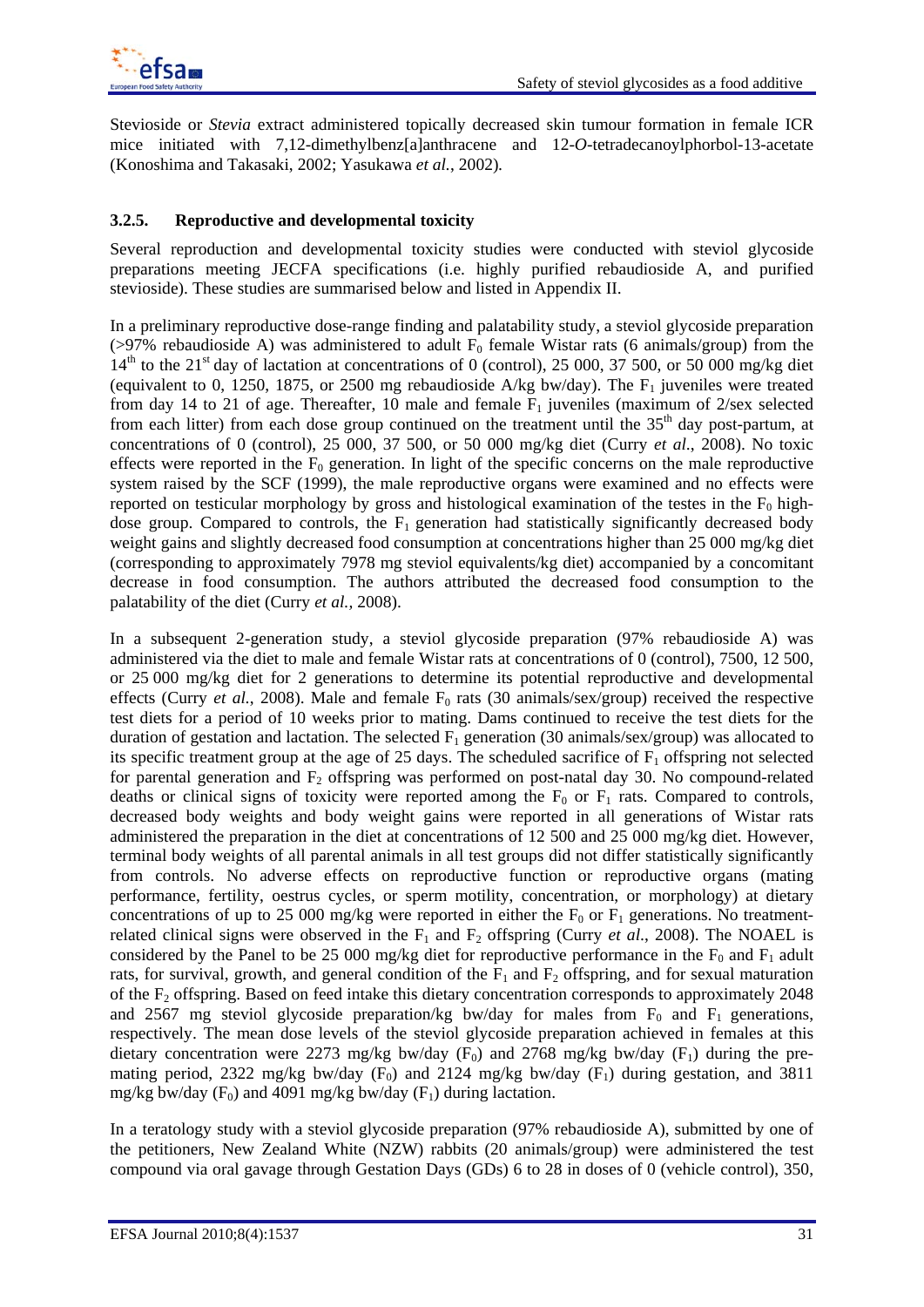Stevioside or *Stevia* extract administered topically decreased skin tumour formation in female ICR mice initiated with 7,12-dimethylbenz[a]anthracene and 12-*O*-tetradecanoylphorbol-13-acetate (Konoshima and Takasaki, 2002; Yasukawa *et al.*, 2002).

### 3.2.5. Reproductive and developmental toxicity

Several reproduction and developmental toxicity studies were conducted with steviol glycoside preparations meeting JECFA specifications (i.e. highly purified rebaudioside A, and purified stevioside). These studies are summarised below and listed in Appendix II.

In a preliminary reproductive dose-range finding and palatability study, a steviol glycoside preparation (>97% rebaudioside A) was administered to adult $F_0$ female Wistar rats (6 animals/group) from the $14^{th}$ to the $21^{st}$ day of lactation at concentrations of 0 (control), 25 000, 37 500, or 50 000 mg/kg diet (equivalent to 0, 1250, 1875, or 2500 mg rebaudioside A/kg bw/day). The $F_1$ juveniles were treated from day 14 to 21 of age. Thereafter, 10 male and female $F_1$ juveniles (maximum of 2/sex selected from each litter) from each dose group continued on the treatment until the $35^{th}$ day post-partum, at concentrations of 0 (control), 25 000, 37 500, or 50 000 mg/kg diet (Curry *et al*., 2008). No toxic effects were reported in the $F_0$ generation. In light of the specific concerns on the male reproductive system raised by the SCF (1999), the male reproductive organs were examined and no effects were reported on testicular morphology by gross and histological examination of the testes in the $F_0$ high-dose group. Compared to controls, the $F_1$ generation had statistically significantly decreased body weight gains and slightly decreased food consumption at concentrations higher than 25 000 mg/kg diet (corresponding to approximately 7978 mg steviol equivalents/kg diet) accompanied by a concomitant decrease in food consumption. The authors attributed the decreased food consumption to the palatability of the diet (Curry *et al.,* 2008).

In a subsequent 2-generation study, a steviol glycoside preparation (97% rebaudioside A) was administered via the diet to male and female Wistar rats at concentrations of 0 (control), 7500, 12 500, or 25 000 mg/kg diet for 2 generations to determine its potential reproductive and developmental effects (Curry *et al.*, 2008). Male and female $F_0$ rats (30 animals/sex/group) received the respective test diets for a period of 10 weeks prior to mating. Dams continued to receive the test diets for the duration of gestation and lactation. The selected $F_1$ generation (30 animals/sex/group) was allocated to its specific treatment group at the age of 25 days. The scheduled sacrifice of $F_1$ offspring not selected for parental generation and $F_2$ offspring was performed on post-natal day 30. No compound-related deaths or clinical signs of toxicity were reported among the $F_0$ or $F_1$ rats. Compared to controls, decreased body weights and body weight gains were reported in all generations of Wistar rats administered the preparation in the diet at concentrations of 12 500 and 25 000 mg/kg diet. However, terminal body weights of all parental animals in all test groups did not differ statistically significantly from controls. No adverse effects on reproductive function or reproductive organs (mating performance, fertility, oestrus cycles, or sperm motility, concentration, or morphology) at dietary concentrations of up to 25 000 mg/kg were reported in either the $F_0$ or $F_1$ generations. No treatment-related clinical signs were observed in the $F_1$ and $F_2$ offspring (Curry *et al*., 2008). The NOAEL is considered by the Panel to be 25 000 mg/kg diet for reproductive performance in the $F_0$ and $F_1$ adult rats, for survival, growth, and general condition of the $F_1$ and $F_2$ offspring, and for sexual maturation of the $F_2$ offspring. Based on feed intake this dietary concentration corresponds to approximately 2048 and 2567 mg steviol glycoside preparation/kg bw/day for males from $F_0$ and $F_1$ generations, respectively. The mean dose levels of the steviol glycoside preparation achieved in females at this dietary concentration were 2273 mg/kg bw/day ($F_0$) and 2768 mg/kg bw/day ($F_1$) during the pre-mating period, 2322 mg/kg bw/day ($F_0$) and 2124 mg/kg bw/day ($F_1$) during gestation, and 3811 mg/kg bw/day ($F_0$) and 4091 mg/kg bw/day ($F_1$) during lactation.

In a teratology study with a steviol glycoside preparation (97% rebaudioside A), submitted by one of the petitioners, New Zealand White (NZW) rabbits (20 animals/group) were administered the test compound via oral gavage through Gestation Days (GDs) 6 to 28 in doses of 0 (vehicle control), 350,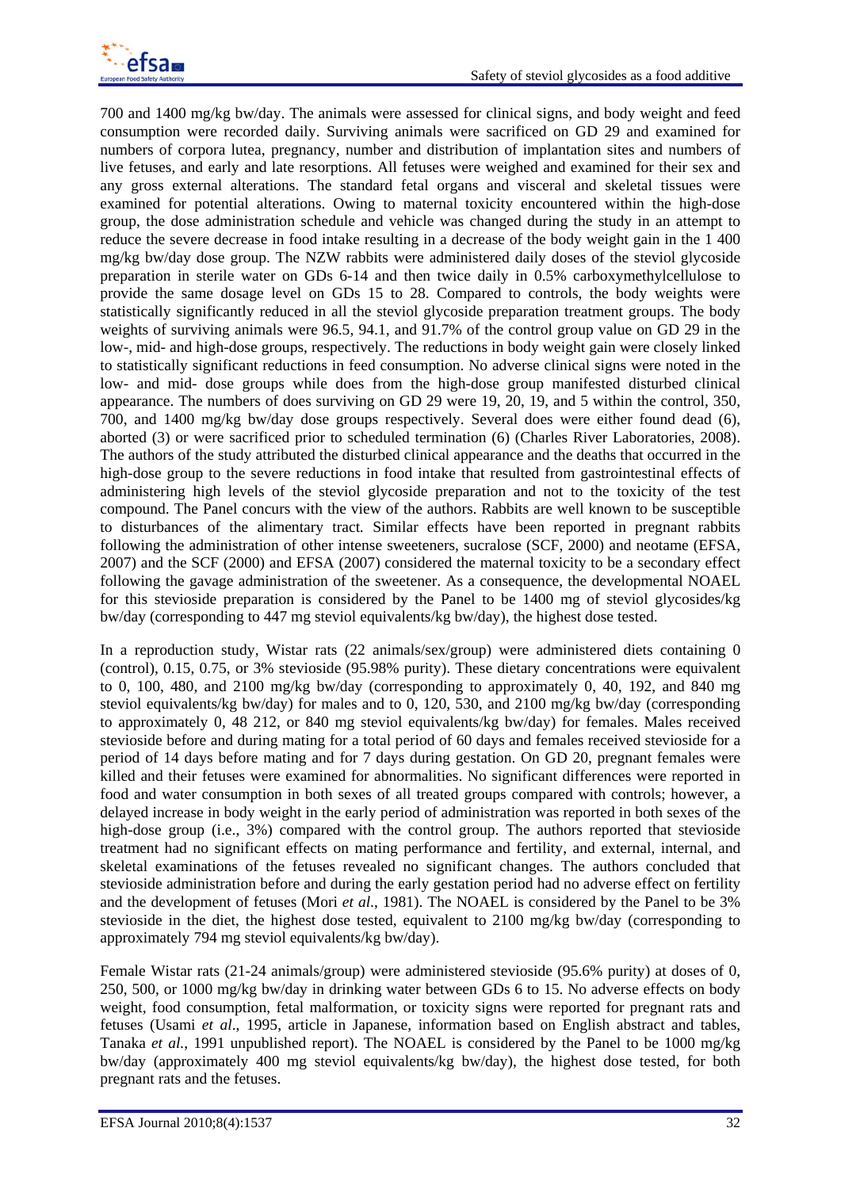700 and 1400 mg/kg bw/day. The animals were assessed for clinical signs, and body weight and feed consumption were recorded daily. Surviving animals were sacrificed on GD 29 and examined for numbers of corpora lutea, pregnancy, number and distribution of implantation sites and numbers of live fetuses, and early and late resorptions. All fetuses were weighed and examined for their sex and any gross external alterations. The standard fetal organs and visceral and skeletal tissues were examined for potential alterations. Owing to maternal toxicity encountered within the high-dose group, the dose administration schedule and vehicle was changed during the study in an attempt to reduce the severe decrease in food intake resulting in a decrease of the body weight gain in the 1 400 mg/kg bw/day dose group. The NZW rabbits were administered daily doses of the steviol glycoside preparation in sterile water on GDs 6-14 and then twice daily in 0.5% carboxymethylcellulose to provide the same dosage level on GDs 15 to 28. Compared to controls, the body weights were statistically significantly reduced in all the steviol glycoside preparation treatment groups. The body weights of surviving animals were 96.5, 94.1, and 91.7% of the control group value on GD 29 in the low-, mid- and high-dose groups, respectively. The reductions in body weight gain were closely linked to statistically significant reductions in feed consumption. No adverse clinical signs were noted in the low- and mid- dose groups while does from the high-dose group manifested disturbed clinical appearance. The numbers of does surviving on GD 29 were 19, 20, 19, and 5 within the control, 350, 700, and 1400 mg/kg bw/day dose groups respectively. Several does were either found dead (6), aborted (3) or were sacrificed prior to scheduled termination (6) (Charles River Laboratories, 2008). The authors of the study attributed the disturbed clinical appearance and the deaths that occurred in the high-dose group to the severe reductions in food intake that resulted from gastrointestinal effects of administering high levels of the steviol glycoside preparation and not to the toxicity of the test compound. The Panel concurs with the view of the authors. Rabbits are well known to be susceptible to disturbances of the alimentary tract. Similar effects have been reported in pregnant rabbits following the administration of other intense sweeteners, sucralose (SCF, 2000) and neotame (EFSA, 2007) and the SCF (2000) and EFSA (2007) considered the maternal toxicity to be a secondary effect following the gavage administration of the sweetener. As a consequence, the developmental NOAEL for this stevioside preparation is considered by the Panel to be 1400 mg of steviol glycosides/kg bw/day (corresponding to 447 mg steviol equivalents/kg bw/day), the highest dose tested.

In a reproduction study, Wistar rats (22 animals/sex/group) were administered diets containing 0 (control), 0.15, 0.75, or 3% stevioside (95.98% purity). These dietary concentrations were equivalent to 0, 100, 480, and 2100 mg/kg bw/day (corresponding to approximately 0, 40, 192, and 840 mg steviol equivalents/kg bw/day) for males and to 0, 120, 530, and 2100 mg/kg bw/day (corresponding to approximately 0, 48 212, or 840 mg steviol equivalents/kg bw/day) for females. Males received stevioside before and during mating for a total period of 60 days and females received stevioside for a period of 14 days before mating and for 7 days during gestation. On GD 20, pregnant females were killed and their fetuses were examined for abnormalities. No significant differences were reported in food and water consumption in both sexes of all treated groups compared with controls; however, a delayed increase in body weight in the early period of administration was reported in both sexes of the high-dose group (i.e., 3%) compared with the control group. The authors reported that stevioside treatment had no significant effects on mating performance and fertility, and external, internal, and skeletal examinations of the fetuses revealed no significant changes. The authors concluded that stevioside administration before and during the early gestation period had no adverse effect on fertility and the development of fetuses (Mori *et al*., 1981). The NOAEL is considered by the Panel to be 3% stevioside in the diet, the highest dose tested, equivalent to 2100 mg/kg bw/day (corresponding to approximately 794 mg steviol equivalents/kg bw/day).

Female Wistar rats (21-24 animals/group) were administered stevioside (95.6% purity) at doses of 0, 250, 500, or 1000 mg/kg bw/day in drinking water between GDs 6 to 15. No adverse effects on body weight, food consumption, fetal malformation, or toxicity signs were reported for pregnant rats and fetuses (Usami *et al*., 1995, article in Japanese, information based on English abstract and tables, Tanaka *et al.*, 1991 unpublished report). The NOAEL is considered by the Panel to be 1000 mg/kg bw/day (approximately 400 mg steviol equivalents/kg bw/day), the highest dose tested, for both pregnant rats and the fetuses.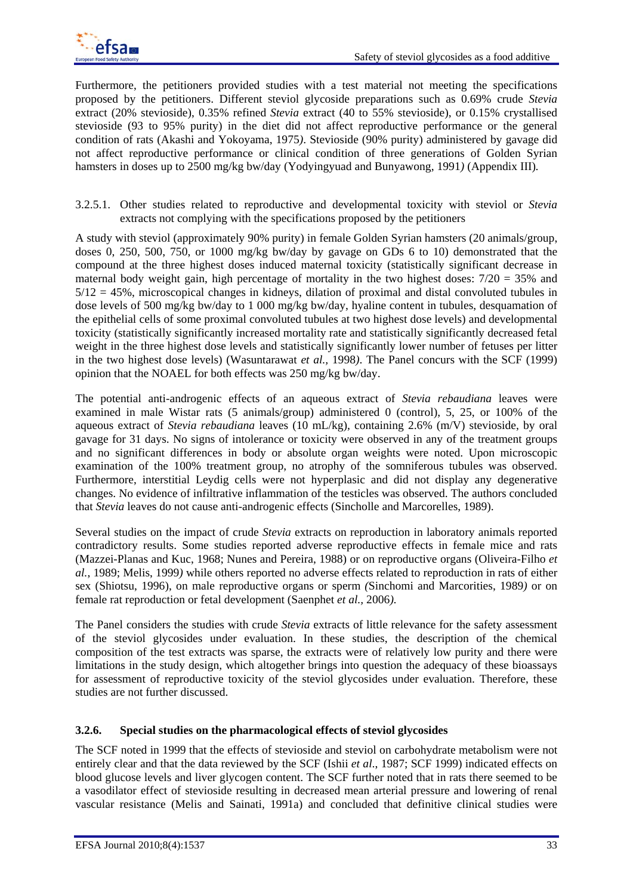Furthermore, the petitioners provided studies with a test material not meeting the specifications proposed by the petitioners. Different steviol glycoside preparations such as 0.69% crude *Stevia* extract (20% stevioside), 0.35% refined *Stevia* extract (40 to 55% stevioside), or 0.15% crystallised stevioside (93 to 95% purity) in the diet did not affect reproductive performance or the general condition of rats (Akashi and Yokoyama, 1975). Stevioside (90% purity) administered by gavage did not affect reproductive performance or clinical condition of three generations of Golden Syrian hamsters in doses up to 2500 mg/kg bw/day (Yodyingyuad and Bunyawong, 1991) (Appendix III).

#### 3.2.5.1. Other studies related to reproductive and developmental toxicity with steviol or *Stevia* extracts not complying with the specifications proposed by the petitioners

A study with steviol (approximately 90% purity) in female Golden Syrian hamsters (20 animals/group, doses 0, 250, 500, 750, or 1000 mg/kg bw/day by gavage on GDs 6 to 10) demonstrated that the compound at the three highest doses induced maternal toxicity (statistically significant decrease in maternal body weight gain, high percentage of mortality in the two highest doses: 7/20 = 35% and 5/12 = 45%, microscopical changes in kidneys, dilation of proximal and distal convoluted tubules in dose levels of 500 mg/kg bw/day to 1 000 mg/kg bw/day, hyaline content in tubules, desquamation of the epithelial cells of some proximal convoluted tubules at two highest dose levels) and developmental toxicity (statistically significantly increased mortality rate and statistically significantly decreased fetal weight in the three highest dose levels and statistically significantly lower number of fetuses per litter in the two highest dose levels) (Wasuntarawat *et al.,* 1998). The Panel concurs with the SCF (1999) opinion that the NOAEL for both effects was 250 mg/kg bw/day.

The potential anti-androgenic effects of an aqueous extract of *Stevia rebaudiana* leaves were examined in male Wistar rats (5 animals/group) administered 0 (control), 5, 25, or 100% of the aqueous extract of *Stevia rebaudiana* leaves (10 mL/kg), containing 2.6% (m/V) stevioside, by oral gavage for 31 days. No signs of intolerance or toxicity were observed in any of the treatment groups and no significant differences in body or absolute organ weights were noted. Upon microscopic examination of the 100% treatment group, no atrophy of the somniferous tubules was observed. Furthermore, interstitial Leydig cells were not hyperplasic and did not display any degenerative changes. No evidence of infiltrative inflammation of the testicles was observed. The authors concluded that *Stevia* leaves do not cause anti-androgenic effects (Sincholle and Marcorelles, 1989).

Several studies on the impact of crude *Stevia* extracts on reproduction in laboratory animals reported contradictory results. Some studies reported adverse reproductive effects in female mice and rats (Mazzei-Planas and Kuc, 1968; Nunes and Pereira, 1988) or on reproductive organs (Oliveira-Filho *et al.,* 1989; Melis, 1999) while others reported no adverse effects related to reproduction in rats of either sex (Shiotsu, 1996), on male reproductive organs or sperm (Sinchomi and Marcorities, 1989) or on female rat reproduction or fetal development (Saenphet *et al.,* 2006).

The Panel considers the studies with crude *Stevia* extracts of little relevance for the safety assessment of the steviol glycosides under evaluation. In these studies, the description of the chemical composition of the test extracts was sparse, the extracts were of relatively low purity and there were limitations in the study design, which altogether brings into question the adequacy of these bioassays for assessment of reproductive toxicity of the steviol glycosides under evaluation. Therefore, these studies are not further discussed.

### 3.2.6. Special studies on the pharmacological effects of steviol glycosides

The SCF noted in 1999 that the effects of stevioside and steviol on carbohydrate metabolism were not entirely clear and that the data reviewed by the SCF (Ishii *et al.,* 1987; SCF 1999) indicated effects on blood glucose levels and liver glycogen content. The SCF further noted that in rats there seemed to be a vasodilator effect of stevioside resulting in decreased mean arterial pressure and lowering of renal vascular resistance (Melis and Sainati, 1991a) and concluded that definitive clinical studies were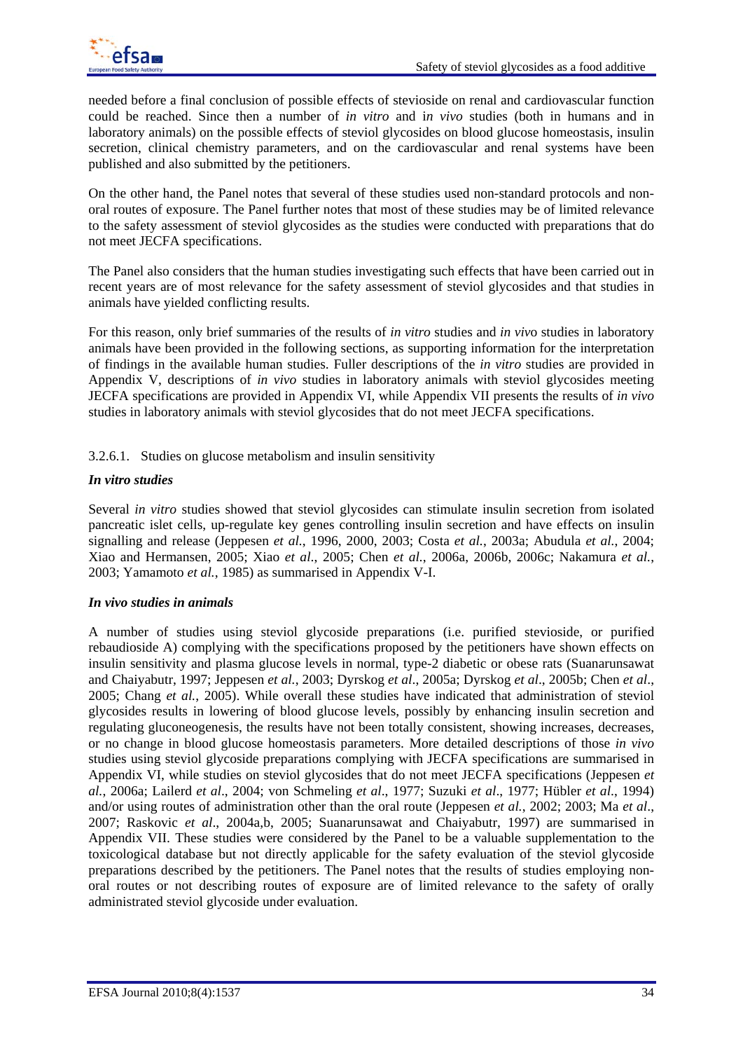needed before a final conclusion of possible effects of stevioside on renal and cardiovascular function could be reached. Since then a number of *in vitro* and i*n vivo* studies (both in humans and in laboratory animals) on the possible effects of steviol glycosides on blood glucose homeostasis, insulin secretion, clinical chemistry parameters, and on the cardiovascular and renal systems have been published and also submitted by the petitioners.

On the other hand, the Panel notes that several of these studies used non-standard protocols and non-oral routes of exposure. The Panel further notes that most of these studies may be of limited relevance to the safety assessment of steviol glycosides as the studies were conducted with preparations that do not meet JECFA specifications.

The Panel also considers that the human studies investigating such effects that have been carried out in recent years are of most relevance for the safety assessment of steviol glycosides and that studies in animals have yielded conflicting results.

For this reason, only brief summaries of the results of *in vitro* studies and *in vivo* studies in laboratory animals have been provided in the following sections, as supporting information for the interpretation of findings in the available human studies. Fuller descriptions of the *in vitro* studies are provided in Appendix V, descriptions of *in vivo* studies in laboratory animals with steviol glycosides meeting JECFA specifications are provided in Appendix VI, while Appendix VII presents the results of *in vivo* studies in laboratory animals with steviol glycosides that do not meet JECFA specifications.

### 3.2.6.1. Studies on glucose metabolism and insulin sensitivity

***In vitro studies***

Several *in vitro* studies showed that steviol glycosides can stimulate insulin secretion from isolated pancreatic islet cells, up-regulate key genes controlling insulin secretion and have effects on insulin signalling and release (Jeppesen *et al.*, 1996, 2000, 2003; Costa *et al.*, 2003a; Abudula *et al.*, 2004; Xiao and Hermansen, 2005; Xiao *et al.*, 2005; Chen *et al.*, 2006a, 2006b, 2006c; Nakamura *et al.*, 2003; Yamamoto *et al.*, 1985) as summarised in Appendix V-I.

***In vivo studies in animals***

A number of studies using steviol glycoside preparations (i.e. purified stevioside, or purified rebaudioside A) complying with the specifications proposed by the petitioners have shown effects on insulin sensitivity and plasma glucose levels in normal, type-2 diabetic or obese rats (Suanarunsawat and Chaiyabutr, 1997; Jeppesen *et al.*, 2003; Dyrskog *et al*., 2005a; Dyrskog *et al*., 2005b; Chen *et al*., 2005; Chang *et al.*, 2005). While overall these studies have indicated that administration of steviol glycosides results in lowering of blood glucose levels, possibly by enhancing insulin secretion and regulating gluconeogenesis, the results have not been totally consistent, showing increases, decreases, or no change in blood glucose homeostasis parameters. More detailed descriptions of those *in vivo* studies using steviol glycoside preparations complying with JECFA specifications are summarised in Appendix VI, while studies on steviol glycosides that do not meet JECFA specifications (Jeppesen *et al.*, 2006a; Lailerd *et al*., 2004; von Schmeling *et al*., 1977; Suzuki *et al*., 1977; Hübler *et al*., 1994) and/or using routes of administration other than the oral route (Jeppesen *et al.*, 2002; 2003; Ma *et al*., 2007; Raskovic *et al*., 2004a,b, 2005; Suanarunsawat and Chaiyabutr, 1997) are summarised in Appendix VII. These studies were considered by the Panel to be a valuable supplementation to the toxicological database but not directly applicable for the safety evaluation of the steviol glycoside preparations described by the petitioners. The Panel notes that the results of studies employing non-oral routes or not describing routes of exposure are of limited relevance to the safety of orally administrated steviol glycoside under evaluation.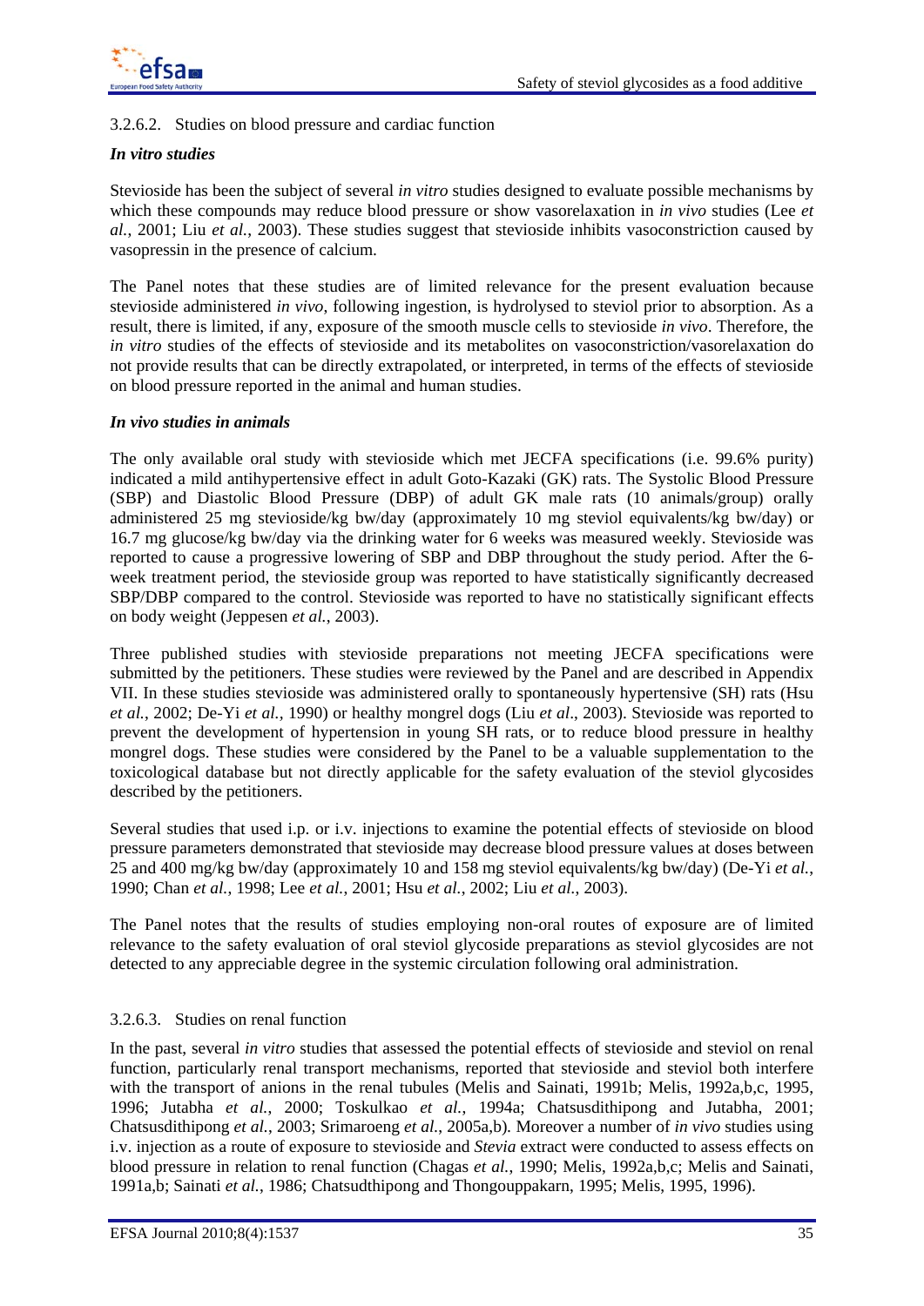### 3.2.6.2. Studies on blood pressure and cardiac function

***In vitro studies***

Stevioside has been the subject of several *in vitro* studies designed to evaluate possible mechanisms by which these compounds may reduce blood pressure or show vasorelaxation in *in vivo* studies (Lee *et al.*, 2001; Liu *et al.*, 2003). These studies suggest that stevioside inhibits vasoconstriction caused by vasopressin in the presence of calcium.

The Panel notes that these studies are of limited relevance for the present evaluation because stevioside administered *in vivo*, following ingestion, is hydrolysed to steviol prior to absorption. As a result, there is limited, if any, exposure of the smooth muscle cells to stevioside *in vivo*. Therefore, the *in vitro* studies of the effects of stevioside and its metabolites on vasoconstriction/vasorelaxation do not provide results that can be directly extrapolated, or interpreted, in terms of the effects of stevioside on blood pressure reported in the animal and human studies.

***In vivo studies in animals***

The only available oral study with stevioside which met JECFA specifications (i.e. 99.6% purity) indicated a mild antihypertensive effect in adult Goto-Kazaki (GK) rats. The Systolic Blood Pressure (SBP) and Diastolic Blood Pressure (DBP) of adult GK male rats (10 animals/group) orally administered 25 mg stevioside/kg bw/day (approximately 10 mg steviol equivalents/kg bw/day) or 16.7 mg glucose/kg bw/day via the drinking water for 6 weeks was measured weekly. Stevioside was reported to cause a progressive lowering of SBP and DBP throughout the study period. After the 6-week treatment period, the stevioside group was reported to have statistically significantly decreased SBP/DBP compared to the control. Stevioside was reported to have no statistically significant effects on body weight (Jeppesen *et al.*, 2003).

Three published studies with stevioside preparations not meeting JECFA specifications were submitted by the petitioners. These studies were reviewed by the Panel and are described in Appendix VII. In these studies stevioside was administered orally to spontaneously hypertensive (SH) rats (Hsu *et al.*, 2002; De-Yi *et al.*, 1990) or healthy mongrel dogs (Liu *et al*., 2003). Stevioside was reported to prevent the development of hypertension in young SH rats, or to reduce blood pressure in healthy mongrel dogs. These studies were considered by the Panel to be a valuable supplementation to the toxicological database but not directly applicable for the safety evaluation of the steviol glycosides described by the petitioners.

Several studies that used i.p. or i.v. injections to examine the potential effects of stevioside on blood pressure parameters demonstrated that stevioside may decrease blood pressure values at doses between 25 and 400 mg/kg bw/day (approximately 10 and 158 mg steviol equivalents/kg bw/day) (De-Yi *et al.*, 1990; Chan *et al.*, 1998; Lee *et al.*, 2001; Hsu *et al.*, 2002; Liu *et al.*, 2003).

The Panel notes that the results of studies employing non-oral routes of exposure are of limited relevance to the safety evaluation of oral steviol glycoside preparations as steviol glycosides are not detected to any appreciable degree in the systemic circulation following oral administration.

### 3.2.6.3. Studies on renal function

In the past, several *in vitro* studies that assessed the potential effects of stevioside and steviol on renal function, particularly renal transport mechanisms, reported that stevioside and steviol both interfere with the transport of anions in the renal tubules (Melis and Sainati, 1991b; Melis, 1992a,b,c, 1995, 1996; Jutabha *et al.*, 2000; Toskulkao *et al.*, 1994a; Chatsusdithipong and Jutabha, 2001; Chatsusdithipong *et al.*, 2003; Srimaroeng *et al.*, 2005a,b). Moreover a number of *in vivo* studies using i.v. injection as a route of exposure to stevioside and *Stevia* extract were conducted to assess effects on blood pressure in relation to renal function (Chagas *et al.*, 1990; Melis, 1992a,b,c; Melis and Sainati, 1991a,b; Sainati *et al.*, 1986; Chatsudthipong and Thongouppakarn, 1995; Melis, 1995, 1996).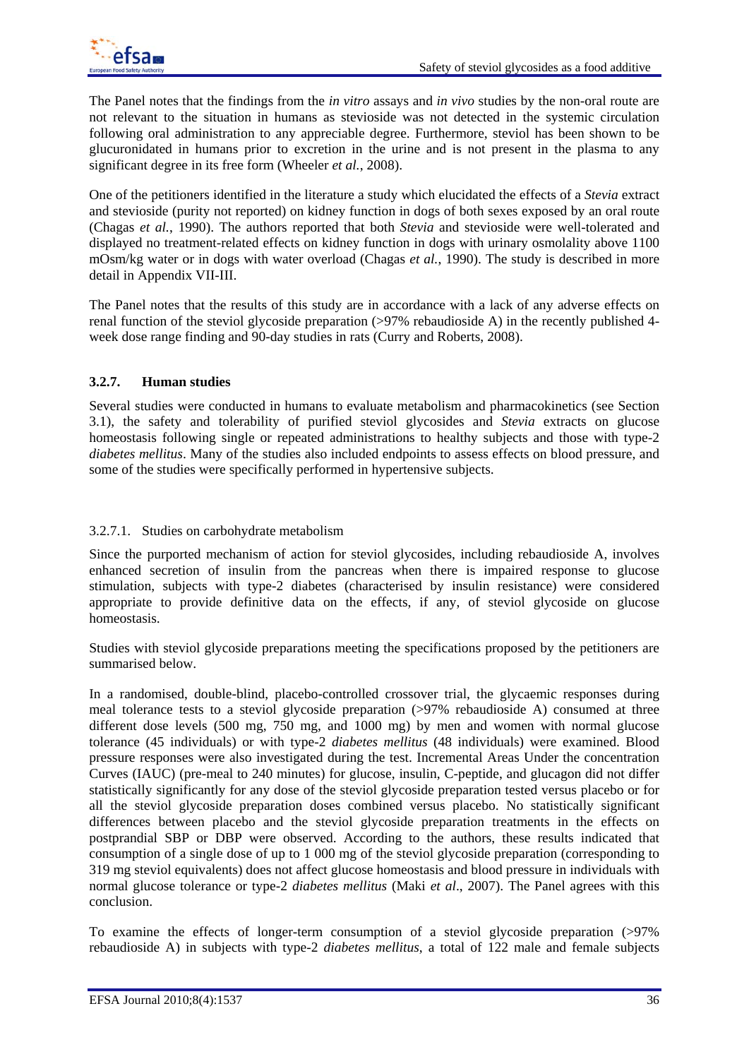The Panel notes that the findings from the *in vitro* assays and *in vivo* studies by the non-oral route are not relevant to the situation in humans as stevioside was not detected in the systemic circulation following oral administration to any appreciable degree. Furthermore, steviol has been shown to be glucuronidated in humans prior to excretion in the urine and is not present in the plasma to any significant degree in its free form (Wheeler *et al.*, 2008).

One of the petitioners identified in the literature a study which elucidated the effects of a *Stevia* extract and stevioside (purity not reported) on kidney function in dogs of both sexes exposed by an oral route (Chagas *et al.*, 1990). The authors reported that both *Stevia* and stevioside were well-tolerated and displayed no treatment-related effects on kidney function in dogs with urinary osmolality above 1100 mOsm/kg water or in dogs with water overload (Chagas *et al.*, 1990). The study is described in more detail in Appendix VII-III.

The Panel notes that the results of this study are in accordance with a lack of any adverse effects on renal function of the steviol glycoside preparation (>97% rebaudioside A) in the recently published 4-week dose range finding and 90-day studies in rats (Curry and Roberts, 2008).

### 3.2.7. Human studies

Several studies were conducted in humans to evaluate metabolism and pharmacokinetics (see Section 3.1), the safety and tolerability of purified steviol glycosides and *Stevia* extracts on glucose homeostasis following single or repeated administrations to healthy subjects and those with type-2 *diabetes mellitus*. Many of the studies also included endpoints to assess effects on blood pressure, and some of the studies were specifically performed in hypertensive subjects.

#### 3.2.7.1. Studies on carbohydrate metabolism

Since the purported mechanism of action for steviol glycosides, including rebaudioside A, involves enhanced secretion of insulin from the pancreas when there is impaired response to glucose stimulation, subjects with type-2 diabetes (characterised by insulin resistance) were considered appropriate to provide definitive data on the effects, if any, of steviol glycoside on glucose homeostasis.

Studies with steviol glycoside preparations meeting the specifications proposed by the petitioners are summarised below.

In a randomised, double-blind, placebo-controlled crossover trial, the glycaemic responses during meal tolerance tests to a steviol glycoside preparation (>97% rebaudioside A) consumed at three different dose levels (500 mg, 750 mg, and 1000 mg) by men and women with normal glucose tolerance (45 individuals) or with type-2 *diabetes mellitus* (48 individuals) were examined. Blood pressure responses were also investigated during the test. Incremental Areas Under the concentration Curves (IAUC) (pre-meal to 240 minutes) for glucose, insulin, C-peptide, and glucagon did not differ statistically significantly for any dose of the steviol glycoside preparation tested versus placebo or for all the steviol glycoside preparation doses combined versus placebo. No statistically significant differences between placebo and the steviol glycoside preparation treatments in the effects on postprandial SBP or DBP were observed. According to the authors, these results indicated that consumption of a single dose of up to 1 000 mg of the steviol glycoside preparation (corresponding to 319 mg steviol equivalents) does not affect glucose homeostasis and blood pressure in individuals with normal glucose tolerance or type-2 *diabetes mellitus* (Maki *et al*., 2007). The Panel agrees with this conclusion.

To examine the effects of longer-term consumption of a steviol glycoside preparation (>97% rebaudioside A) in subjects with type-2 *diabetes mellitus*, a total of 122 male and female subjects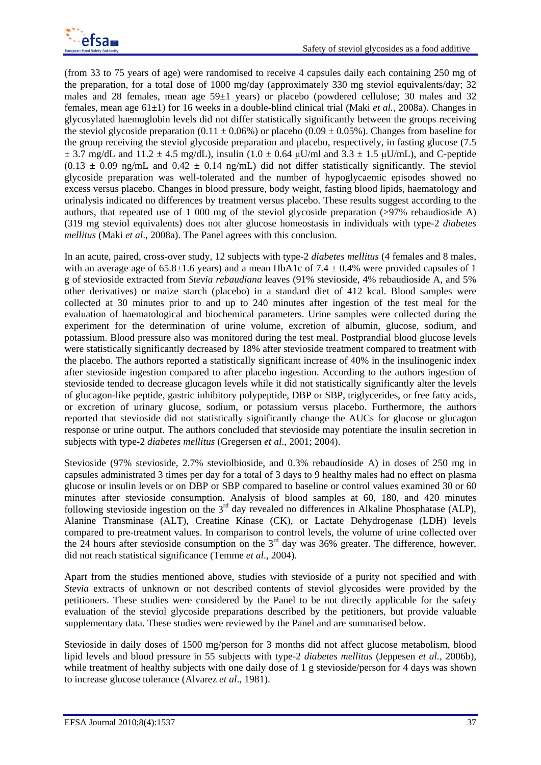(from 33 to 75 years of age) were randomised to receive 4 capsules daily each containing 250 mg of the preparation, for a total dose of 1000 mg/day (approximately 330 mg steviol equivalents/day; 32 males and 28 females, mean age 59±1 years) or placebo (powdered cellulose; 30 males and 32 females, mean age 61±1) for 16 weeks in a double-blind clinical trial (Maki *et al.*, 2008a). Changes in glycosylated haemoglobin levels did not differ statistically significantly between the groups receiving the steviol glycoside preparation (0.11 ± 0.06%) or placebo (0.09 ± 0.05%). Changes from baseline for the group receiving the steviol glycoside preparation and placebo, respectively, in fasting glucose (7.5 ± 3.7 mg/dL and 11.2 ± 4.5 mg/dL), insulin (1.0 ± 0.64 μU/ml and 3.3 ± 1.5 μU/mL), and C-peptide (0.13 ± 0.09 ng/mL and 0.42 ± 0.14 ng/mL) did not differ statistically significantly. The steviol glycoside preparation was well-tolerated and the number of hypoglycaemic episodes showed no excess versus placebo. Changes in blood pressure, body weight, fasting blood lipids, haematology and urinalysis indicated no differences by treatment versus placebo. These results suggest according to the authors, that repeated use of 1 000 mg of the steviol glycoside preparation (>97% rebaudioside A) (319 mg steviol equivalents) does not alter glucose homeostasis in individuals with type-2 *diabetes mellitus* (Maki *et al*., 2008a). The Panel agrees with this conclusion.

In an acute, paired, cross-over study, 12 subjects with type-2 *diabetes mellitus* (4 females and 8 males, with an average age of 65.8±1.6 years) and a mean HbA1c of 7.4 ± 0.4% were provided capsules of 1 g of stevioside extracted from *Stevia rebaudiana* leaves (91% stevioside, 4% rebaudioside A, and 5% other derivatives) or maize starch (placebo) in a standard diet of 412 kcal. Blood samples were collected at 30 minutes prior to and up to 240 minutes after ingestion of the test meal for the evaluation of haematological and biochemical parameters. Urine samples were collected during the experiment for the determination of urine volume, excretion of albumin, glucose, sodium, and potassium. Blood pressure also was monitored during the test meal. Postprandial blood glucose levels were statistically significantly decreased by 18% after stevioside treatment compared to treatment with the placebo. The authors reported a statistically significant increase of 40% in the insulinogenic index after stevioside ingestion compared to after placebo ingestion. According to the authors ingestion of stevioside tended to decrease glucagon levels while it did not statistically significantly alter the levels of glucagon-like peptide, gastric inhibitory polypeptide, DBP or SBP, triglycerides, or free fatty acids, or excretion of urinary glucose, sodium, or potassium versus placebo. Furthermore, the authors reported that stevioside did not statistically significantly change the AUCs for glucose or glucagon response or urine output. The authors concluded that stevioside may potentiate the insulin secretion in subjects with type-2 *diabetes mellitus* (Gregersen *et al*., 2001; 2004).

Stevioside (97% stevioside, 2.7% steviolbioside, and 0.3% rebaudioside A) in doses of 250 mg in capsules administrated 3 times per day for a total of 3 days to 9 healthy males had no effect on plasma glucose or insulin levels or on DBP or SBP compared to baseline or control values examined 30 or 60 minutes after stevioside consumption. Analysis of blood samples at 60, 180, and 420 minutes following stevioside ingestion on the 3rd day revealed no differences in Alkaline Phosphatase (ALP), Alanine Transminase (ALT), Creatine Kinase (CK), or Lactate Dehydrogenase (LDH) levels compared to pre-treatment values. In comparison to control levels, the volume of urine collected over the 24 hours after stevioside consumption on the 3rd day was 36% greater. The difference, however, did not reach statistical significance (Temme *et al*., 2004).

Apart from the studies mentioned above, studies with stevioside of a purity not specified and with *Stevia* extracts of unknown or not described contents of steviol glycosides were provided by the petitioners. These studies were considered by the Panel to be not directly applicable for the safety evaluation of the steviol glycoside preparations described by the petitioners, but provide valuable supplementary data. These studies were reviewed by the Panel and are summarised below.

Stevioside in daily doses of 1500 mg/person for 3 months did not affect glucose metabolism, blood lipid levels and blood pressure in 55 subjects with type-2 *diabetes mellitus* (Jeppesen *et al.*, 2006b), while treatment of healthy subjects with one daily dose of 1 g stevioside/person for 4 days was shown to increase glucose tolerance (Alvarez *et al*., 1981).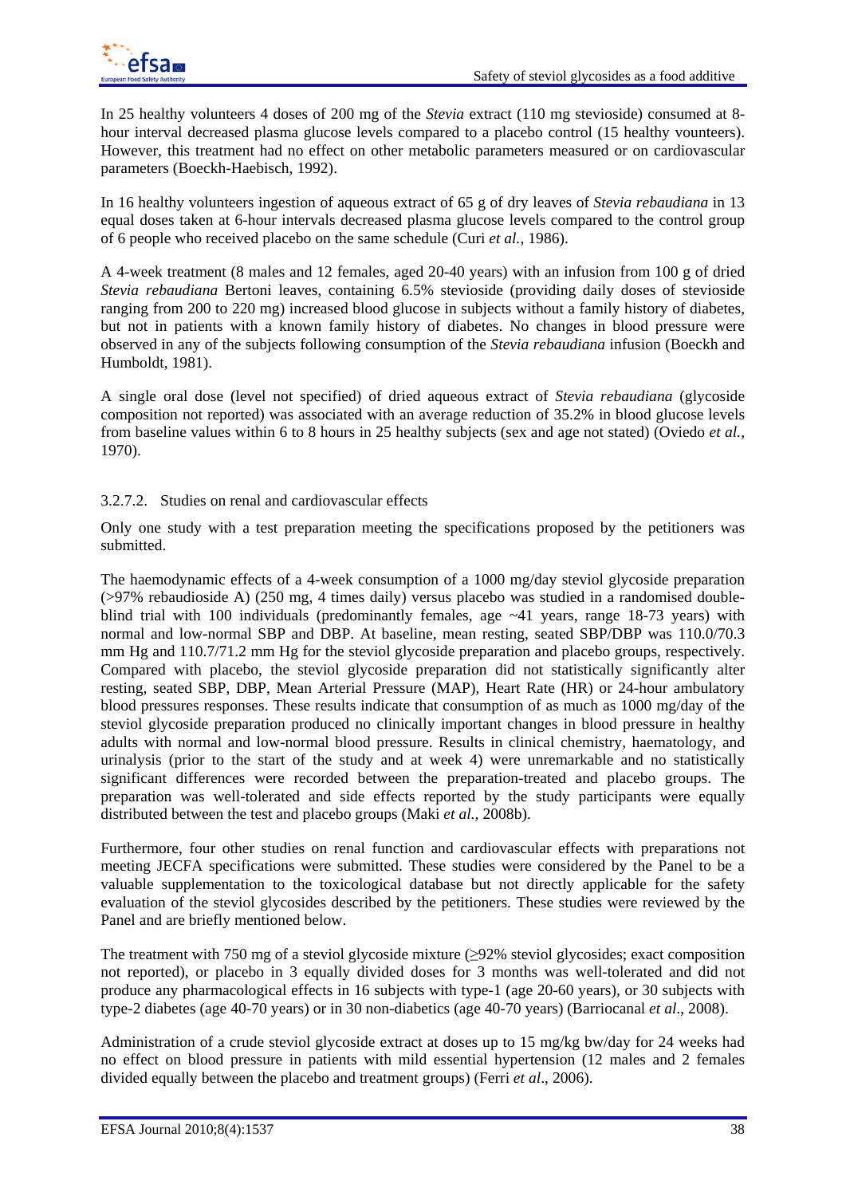In 25 healthy volunteers 4 doses of 200 mg of the *Stevia* extract (110 mg stevioside) consumed at 8-hour interval decreased plasma glucose levels compared to a placebo control (15 healthy vounteers). However, this treatment had no effect on other metabolic parameters measured or on cardiovascular parameters (Boeckh-Haebisch, 1992).

In 16 healthy volunteers ingestion of aqueous extract of 65 g of dry leaves of *Stevia rebaudiana* in 13 equal doses taken at 6-hour intervals decreased plasma glucose levels compared to the control group of 6 people who received placebo on the same schedule (Curi *et al.*, 1986).

A 4-week treatment (8 males and 12 females, aged 20-40 years) with an infusion from 100 g of dried *Stevia rebaudiana* Bertoni leaves, containing 6.5% stevioside (providing daily doses of stevioside ranging from 200 to 220 mg) increased blood glucose in subjects without a family history of diabetes, but not in patients with a known family history of diabetes. No changes in blood pressure were observed in any of the subjects following consumption of the *Stevia rebaudiana* infusion (Boeckh and Humboldt, 1981).

A single oral dose (level not specified) of dried aqueous extract of *Stevia rebaudiana* (glycoside composition not reported) was associated with an average reduction of 35.2% in blood glucose levels from baseline values within 6 to 8 hours in 25 healthy subjects (sex and age not stated) (Oviedo *et al.*, 1970).

#### 3.2.7.2. Studies on renal and cardiovascular effects

Only one study with a test preparation meeting the specifications proposed by the petitioners was submitted.

The haemodynamic effects of a 4-week consumption of a 1000 mg/day steviol glycoside preparation (>97% rebaudioside A) (250 mg, 4 times daily) versus placebo was studied in a randomised double-blind trial with 100 individuals (predominantly females, age ~41 years, range 18-73 years) with normal and low-normal SBP and DBP. At baseline, mean resting, seated SBP/DBP was 110.0/70.3 mm Hg and 110.7/71.2 mm Hg for the steviol glycoside preparation and placebo groups, respectively. Compared with placebo, the steviol glycoside preparation did not statistically significantly alter resting, seated SBP, DBP, Mean Arterial Pressure (MAP), Heart Rate (HR) or 24-hour ambulatory blood pressures responses. These results indicate that consumption of as much as 1000 mg/day of the steviol glycoside preparation produced no clinically important changes in blood pressure in healthy adults with normal and low-normal blood pressure. Results in clinical chemistry, haematology, and urinalysis (prior to the start of the study and at week 4) were unremarkable and no statistically significant differences were recorded between the preparation-treated and placebo groups. The preparation was well-tolerated and side effects reported by the study participants were equally distributed between the test and placebo groups (Maki *et al.,* 2008b).

Furthermore, four other studies on renal function and cardiovascular effects with preparations not meeting JECFA specifications were submitted. These studies were considered by the Panel to be a valuable supplementation to the toxicological database but not directly applicable for the safety evaluation of the steviol glycosides described by the petitioners. These studies were reviewed by the Panel and are briefly mentioned below.

The treatment with 750 mg of a steviol glycoside mixture (≥92% steviol glycosides; exact composition not reported), or placebo in 3 equally divided doses for 3 months was well-tolerated and did not produce any pharmacological effects in 16 subjects with type-1 (age 20-60 years), or 30 subjects with type-2 diabetes (age 40-70 years) or in 30 non-diabetics (age 40-70 years) (Barriocanal *et al*., 2008).

Administration of a crude steviol glycoside extract at doses up to 15 mg/kg bw/day for 24 weeks had no effect on blood pressure in patients with mild essential hypertension (12 males and 2 females divided equally between the placebo and treatment groups) (Ferri *et al*., 2006).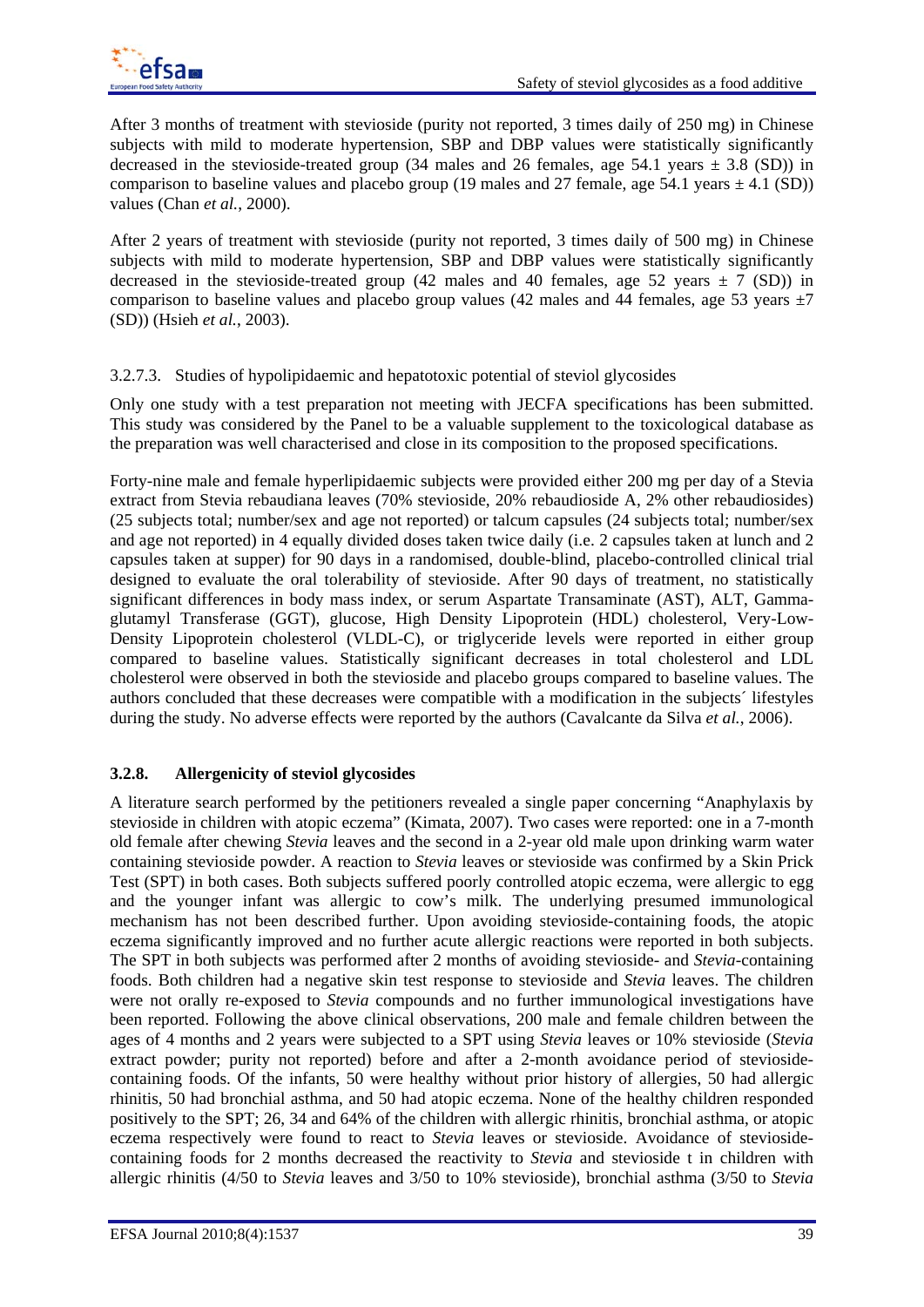After 3 months of treatment with stevioside (purity not reported, 3 times daily of 250 mg) in Chinese subjects with mild to moderate hypertension, SBP and DBP values were statistically significantly decreased in the stevioside-treated group (34 males and 26 females, age 54.1 years ± 3.8 (SD)) in comparison to baseline values and placebo group (19 males and 27 female, age 54.1 years ± 4.1 (SD)) values (Chan *et al.*, 2000).

After 2 years of treatment with stevioside (purity not reported, 3 times daily of 500 mg) in Chinese subjects with mild to moderate hypertension, SBP and DBP values were statistically significantly decreased in the stevioside-treated group (42 males and 40 females, age 52 years ± 7 (SD)) in comparison to baseline values and placebo group values (42 males and 44 females, age 53 years ±7 (SD)) (Hsieh *et al.*, 2003).

#### 3.2.7.3. Studies of hypolipidaemic and hepatotoxic potential of steviol glycosides

Only one study with a test preparation not meeting with JECFA specifications has been submitted. This study was considered by the Panel to be a valuable supplement to the toxicological database as the preparation was well characterised and close in its composition to the proposed specifications.

Forty-nine male and female hyperlipidaemic subjects were provided either 200 mg per day of a Stevia extract from Stevia rebaudiana leaves (70% stevioside, 20% rebaudioside A, 2% other rebaudiosides) (25 subjects total; number/sex and age not reported) or talcum capsules (24 subjects total; number/sex and age not reported) in 4 equally divided doses taken twice daily (i.e. 2 capsules taken at lunch and 2 capsules taken at supper) for 90 days in a randomised, double-blind, placebo-controlled clinical trial designed to evaluate the oral tolerability of stevioside. After 90 days of treatment, no statistically significant differences in body mass index, or serum Aspartate Transaminate (AST), ALT, Gamma-glutamyl Transferase (GGT), glucose, High Density Lipoprotein (HDL) cholesterol, Very-Low-Density Lipoprotein cholesterol (VLDL-C), or triglyceride levels were reported in either group compared to baseline values. Statistically significant decreases in total cholesterol and LDL cholesterol were observed in both the stevioside and placebo groups compared to baseline values. The authors concluded that these decreases were compatible with a modification in the subjects´ lifestyles during the study. No adverse effects were reported by the authors (Cavalcante da Silva *et al.*, 2006).

### 3.2.8. Allergenicity of steviol glycosides

A literature search performed by the petitioners revealed a single paper concerning "Anaphylaxis by stevioside in children with atopic eczema" (Kimata, 2007). Two cases were reported: one in a 7-month old female after chewing *Stevia* leaves and the second in a 2-year old male upon drinking warm water containing stevioside powder. A reaction to *Stevia* leaves or stevioside was confirmed by a Skin Prick Test (SPT) in both cases. Both subjects suffered poorly controlled atopic eczema, were allergic to egg and the younger infant was allergic to cow's milk. The underlying presumed immunological mechanism has not been described further. Upon avoiding stevioside-containing foods, the atopic eczema significantly improved and no further acute allergic reactions were reported in both subjects. The SPT in both subjects was performed after 2 months of avoiding stevioside- and *Stevia*-containing foods. Both children had a negative skin test response to stevioside and *Stevia* leaves. The children were not orally re-exposed to *Stevia* compounds and no further immunological investigations have been reported. Following the above clinical observations, 200 male and female children between the ages of 4 months and 2 years were subjected to a SPT using *Stevia* leaves or 10% stevioside (*Stevia* extract powder; purity not reported) before and after a 2-month avoidance period of stevioside-containing foods. Of the infants, 50 were healthy without prior history of allergies, 50 had allergic rhinitis, 50 had bronchial asthma, and 50 had atopic eczema. None of the healthy children responded positively to the SPT; 26, 34 and 64% of the children with allergic rhinitis, bronchial asthma, or atopic eczema respectively were found to react to *Stevia* leaves or stevioside. Avoidance of stevioside-containing foods for 2 months decreased the reactivity to *Stevia* and stevioside t in children with allergic rhinitis (4/50 to *Stevia* leaves and 3/50 to 10% stevioside), bronchial asthma (3/50 to *Stevia*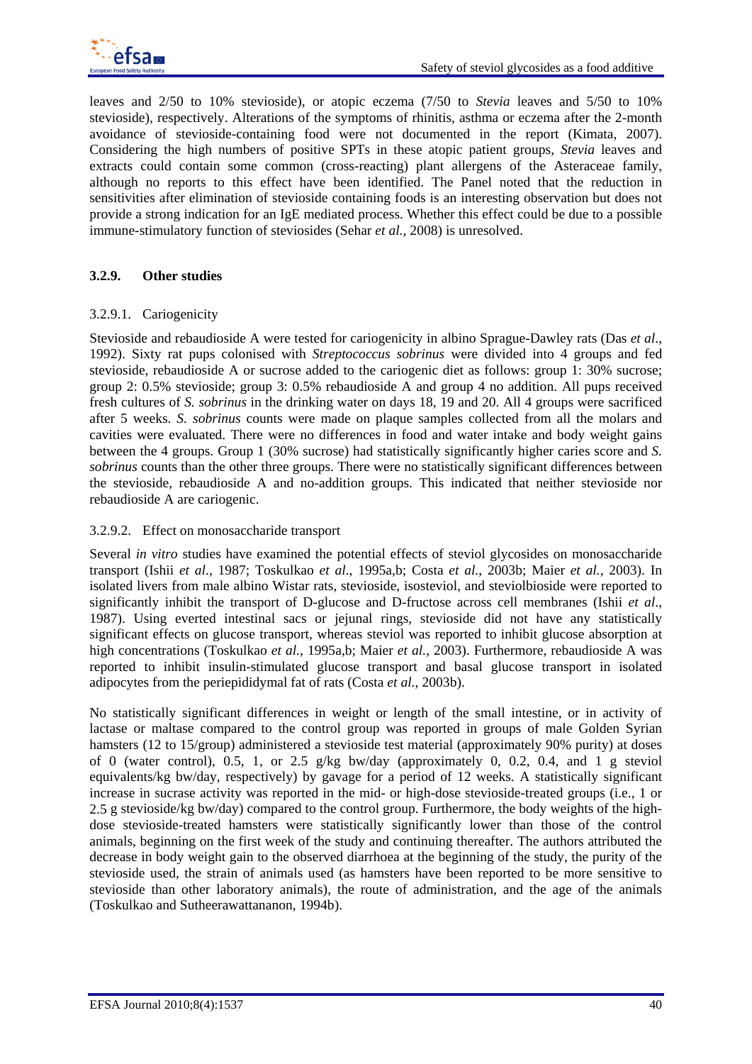leaves and 2/50 to 10% stevioside), or atopic eczema (7/50 to *Stevia* leaves and 5/50 to 10% stevioside), respectively. Alterations of the symptoms of rhinitis, asthma or eczema after the 2-month avoidance of stevioside-containing food were not documented in the report (Kimata, 2007). Considering the high numbers of positive SPTs in these atopic patient groups, *Stevia* leaves and extracts could contain some common (cross-reacting) plant allergens of the Asteraceae family, although no reports to this effect have been identified. The Panel noted that the reduction in sensitivities after elimination of stevioside containing foods is an interesting observation but does not provide a strong indication for an IgE mediated process. Whether this effect could be due to a possible immune-stimulatory function of steviosides (Sehar *et al.*, 2008) is unresolved.

### 3.2.9. Other studies

#### 3.2.9.1. Cariogenicity

Stevioside and rebaudioside A were tested for cariogenicity in albino Sprague-Dawley rats (Das *et al*., 1992). Sixty rat pups colonised with *Streptococcus sobrinus* were divided into 4 groups and fed stevioside, rebaudioside A or sucrose added to the cariogenic diet as follows: group 1: 30% sucrose; group 2: 0.5% stevioside; group 3: 0.5% rebaudioside A and group 4 no addition. All pups received fresh cultures of *S. sobrinus* in the drinking water on days 18, 19 and 20. All 4 groups were sacrificed after 5 weeks. *S. sobrinus* counts were made on plaque samples collected from all the molars and cavities were evaluated. There were no differences in food and water intake and body weight gains between the 4 groups. Group 1 (30% sucrose) had statistically significantly higher caries score and *S. sobrinus* counts than the other three groups. There were no statistically significant differences between the stevioside, rebaudioside A and no-addition groups. This indicated that neither stevioside nor rebaudioside A are cariogenic.

#### 3.2.9.2. Effect on monosaccharide transport

Several *in vitro* studies have examined the potential effects of steviol glycosides on monosaccharide transport (Ishii *et al*., 1987; Toskulkao *et al*., 1995a,b; Costa *et al.*, 2003b; Maier *et al.*, 2003). In isolated livers from male albino Wistar rats, stevioside, isosteviol, and steviolbioside were reported to significantly inhibit the transport of D-glucose and D-fructose across cell membranes (Ishii *et al*., 1987). Using everted intestinal sacs or jejunal rings, stevioside did not have any statistically significant effects on glucose transport, whereas steviol was reported to inhibit glucose absorption at high concentrations (Toskulkao *et al.*, 1995a,b; Maier *et al.*, 2003). Furthermore, rebaudioside A was reported to inhibit insulin-stimulated glucose transport and basal glucose transport in isolated adipocytes from the periepididymal fat of rats (Costa *et al.*, 2003b).

No statistically significant differences in weight or length of the small intestine, or in activity of lactase or maltase compared to the control group was reported in groups of male Golden Syrian hamsters (12 to 15/group) administered a stevioside test material (approximately 90% purity) at doses of 0 (water control), 0.5, 1, or 2.5 g/kg bw/day (approximately 0, 0.2, 0.4, and 1 g steviol equivalents/kg bw/day, respectively) by gavage for a period of 12 weeks. A statistically significant increase in sucrase activity was reported in the mid- or high-dose stevioside-treated groups (i.e., 1 or 2.5 g stevioside/kg bw/day) compared to the control group. Furthermore, the body weights of the high-dose stevioside-treated hamsters were statistically significantly lower than those of the control animals, beginning on the first week of the study and continuing thereafter. The authors attributed the decrease in body weight gain to the observed diarrhoea at the beginning of the study, the purity of the stevioside used, the strain of animals used (as hamsters have been reported to be more sensitive to stevioside than other laboratory animals), the route of administration, and the age of the animals (Toskulkao and Sutheerawattananon, 1994b).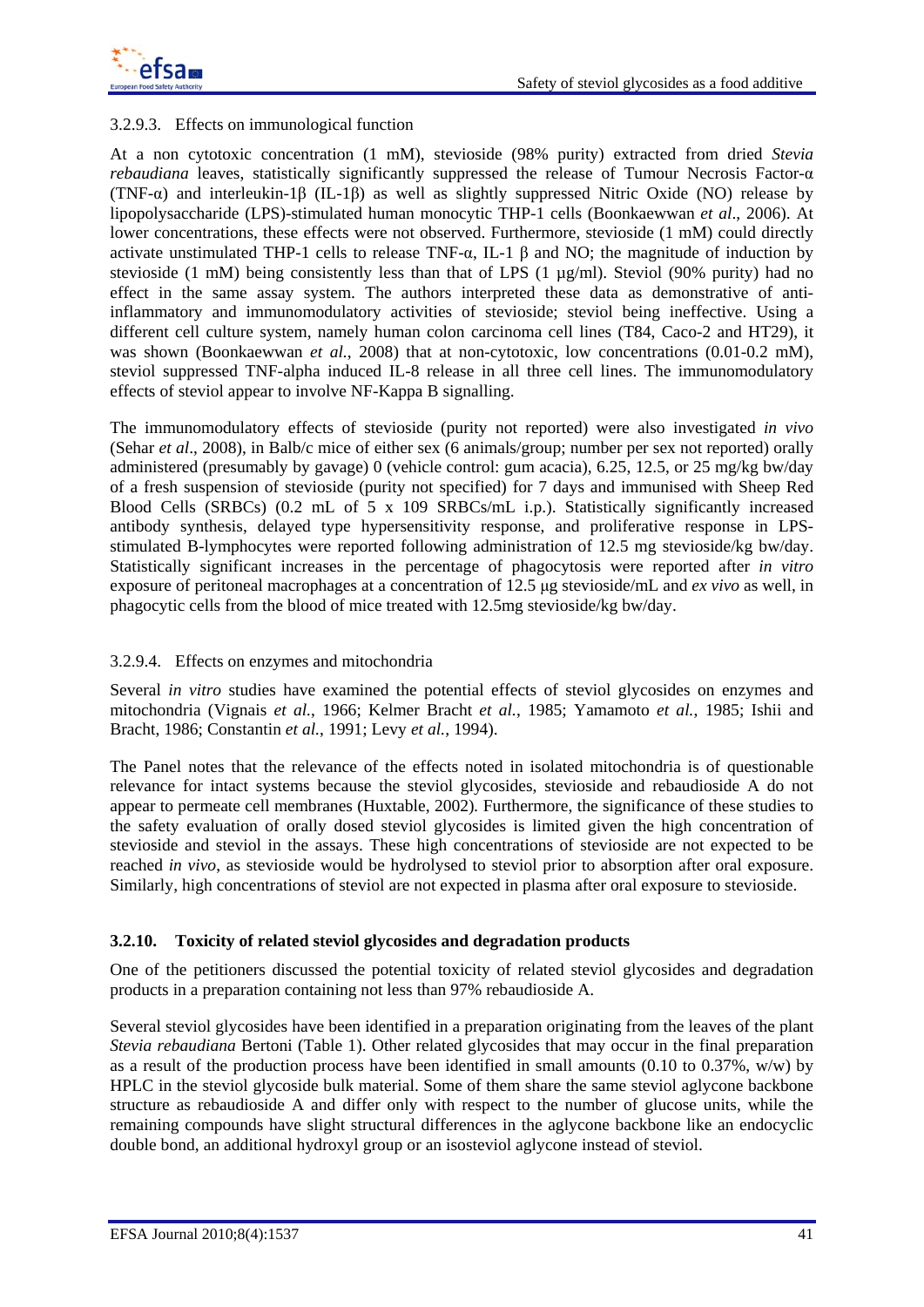#### 3.2.9.3. Effects on immunological function

At a non cytotoxic concentration (1 mM), stevioside (98% purity) extracted from dried *Stevia rebaudiana* leaves, statistically significantly suppressed the release of Tumour Necrosis Factor-α (TNF-α) and interleukin-1β (IL-1β) as well as slightly suppressed Nitric Oxide (NO) release by lipopolysaccharide (LPS)-stimulated human monocytic THP-1 cells (Boonkaewwan *et al*., 2006). At lower concentrations, these effects were not observed. Furthermore, stevioside (1 mM) could directly activate unstimulated THP-1 cells to release TNF-α, IL-1 β and NO; the magnitude of induction by stevioside (1 mM) being consistently less than that of LPS (1 µg/ml). Steviol (90% purity) had no effect in the same assay system. The authors interpreted these data as demonstrative of anti-inflammatory and immunomodulatory activities of stevioside; steviol being ineffective. Using a different cell culture system, namely human colon carcinoma cell lines (T84, Caco-2 and HT29), it was shown (Boonkaewwan *et al.*, 2008) that at non-cytotoxic, low concentrations (0.01-0.2 mM), steviol suppressed TNF-alpha induced IL-8 release in all three cell lines. The immunomodulatory effects of steviol appear to involve NF-Kappa B signalling.

The immunomodulatory effects of stevioside (purity not reported) were also investigated *in vivo* (Sehar *et al*., 2008), in Balb/c mice of either sex (6 animals/group; number per sex not reported) orally administered (presumably by gavage) 0 (vehicle control: gum acacia), 6.25, 12.5, or 25 mg/kg bw/day of a fresh suspension of stevioside (purity not specified) for 7 days and immunised with Sheep Red Blood Cells (SRBCs) (0.2 mL of 5 x 109 SRBCs/mL i.p.). Statistically significantly increased antibody synthesis, delayed type hypersensitivity response, and proliferative response in LPS-stimulated B-lymphocytes were reported following administration of 12.5 mg stevioside/kg bw/day. Statistically significant increases in the percentage of phagocytosis were reported after *in vitro* exposure of peritoneal macrophages at a concentration of 12.5 µg stevioside/mL and *ex vivo* as well, in phagocytic cells from the blood of mice treated with 12.5mg stevioside/kg bw/day.

#### 3.2.9.4. Effects on enzymes and mitochondria

Several *in vitro* studies have examined the potential effects of steviol glycosides on enzymes and mitochondria (Vignais *et al.*, 1966; Kelmer Bracht *et al.*, 1985; Yamamoto *et al.*, 1985; Ishii and Bracht, 1986; Constantin *et al.*, 1991; Levy *et al.*, 1994).

The Panel notes that the relevance of the effects noted in isolated mitochondria is of questionable relevance for intact systems because the steviol glycosides, stevioside and rebaudioside A do not appear to permeate cell membranes (Huxtable, 2002). Furthermore, the significance of these studies to the safety evaluation of orally dosed steviol glycosides is limited given the high concentration of stevioside and steviol in the assays. These high concentrations of stevioside are not expected to be reached *in vivo*, as stevioside would be hydrolysed to steviol prior to absorption after oral exposure. Similarly, high concentrations of steviol are not expected in plasma after oral exposure to stevioside.

### 3.2.10. Toxicity of related steviol glycosides and degradation products

One of the petitioners discussed the potential toxicity of related steviol glycosides and degradation products in a preparation containing not less than 97% rebaudioside A.

Several steviol glycosides have been identified in a preparation originating from the leaves of the plant *Stevia rebaudiana* Bertoni (Table 1). Other related glycosides that may occur in the final preparation as a result of the production process have been identified in small amounts (0.10 to 0.37%, w/w) by HPLC in the steviol glycoside bulk material. Some of them share the same steviol aglycone backbone structure as rebaudioside A and differ only with respect to the number of glucose units, while the remaining compounds have slight structural differences in the aglycone backbone like an endocyclic double bond, an additional hydroxyl group or an isosteviol aglycone instead of steviol.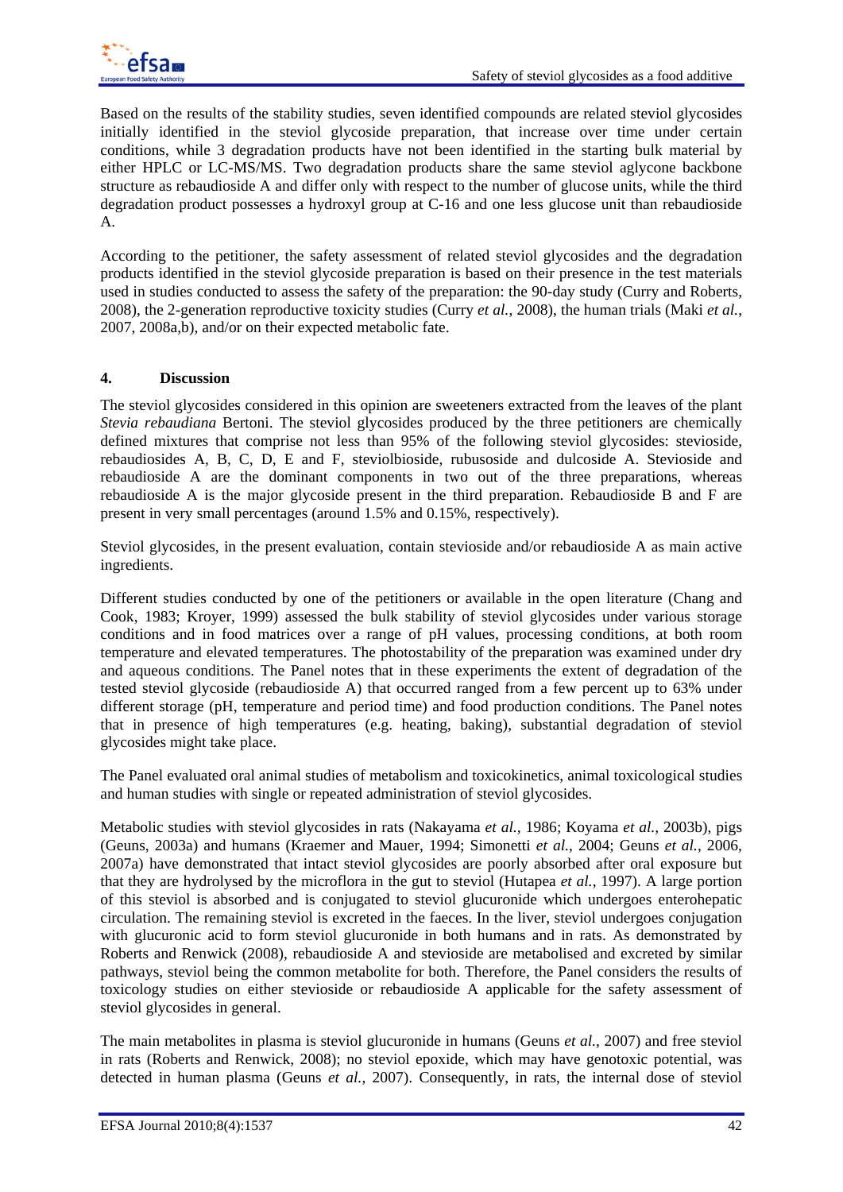Based on the results of the stability studies, seven identified compounds are related steviol glycosides initially identified in the steviol glycoside preparation, that increase over time under certain conditions, while 3 degradation products have not been identified in the starting bulk material by either HPLC or LC-MS/MS. Two degradation products share the same steviol aglycone backbone structure as rebaudioside A and differ only with respect to the number of glucose units, while the third degradation product possesses a hydroxyl group at C-16 and one less glucose unit than rebaudioside A.

According to the petitioner, the safety assessment of related steviol glycosides and the degradation products identified in the steviol glycoside preparation is based on their presence in the test materials used in studies conducted to assess the safety of the preparation: the 90-day study (Curry and Roberts, 2008), the 2-generation reproductive toxicity studies (Curry *et al.*, 2008), the human trials (Maki *et al.*, 2007, 2008a,b), and/or on their expected metabolic fate.

## 4. Discussion

The steviol glycosides considered in this opinion are sweeteners extracted from the leaves of the plant *Stevia rebaudiana* Bertoni. The steviol glycosides produced by the three petitioners are chemically defined mixtures that comprise not less than 95% of the following steviol glycosides: stevioside, rebaudiosides A, B, C, D, E and F, steviolbioside, rubusoside and dulcoside A. Stevioside and rebaudioside A are the dominant components in two out of the three preparations, whereas rebaudioside A is the major glycoside present in the third preparation. Rebaudioside B and F are present in very small percentages (around 1.5% and 0.15%, respectively).

Steviol glycosides, in the present evaluation, contain stevioside and/or rebaudioside A as main active ingredients.

Different studies conducted by one of the petitioners or available in the open literature (Chang and Cook, 1983; Kroyer, 1999) assessed the bulk stability of steviol glycosides under various storage conditions and in food matrices over a range of pH values, processing conditions, at both room temperature and elevated temperatures. The photostability of the preparation was examined under dry and aqueous conditions. The Panel notes that in these experiments the extent of degradation of the tested steviol glycoside (rebaudioside A) that occurred ranged from a few percent up to 63% under different storage (pH, temperature and period time) and food production conditions. The Panel notes that in presence of high temperatures (e.g. heating, baking), substantial degradation of steviol glycosides might take place.

The Panel evaluated oral animal studies of metabolism and toxicokinetics, animal toxicological studies and human studies with single or repeated administration of steviol glycosides.

Metabolic studies with steviol glycosides in rats (Nakayama *et al.*, 1986; Koyama *et al.*, 2003b), pigs (Geuns, 2003a) and humans (Kraemer and Mauer, 1994; Simonetti *et al.*, 2004; Geuns *et al.*, 2006, 2007a) have demonstrated that intact steviol glycosides are poorly absorbed after oral exposure but that they are hydrolysed by the microflora in the gut to steviol (Hutapea *et al.*, 1997). A large portion of this steviol is absorbed and is conjugated to steviol glucuronide which undergoes enterohepatic circulation. The remaining steviol is excreted in the faeces. In the liver, steviol undergoes conjugation with glucuronic acid to form steviol glucuronide in both humans and in rats. As demonstrated by Roberts and Renwick (2008), rebaudioside A and stevioside are metabolised and excreted by similar pathways, steviol being the common metabolite for both. Therefore, the Panel considers the results of toxicology studies on either stevioside or rebaudioside A applicable for the safety assessment of steviol glycosides in general.

The main metabolites in plasma is steviol glucuronide in humans (Geuns *et al.*, 2007) and free steviol in rats (Roberts and Renwick, 2008); no steviol epoxide, which may have genotoxic potential, was detected in human plasma (Geuns *et al.*, 2007). Consequently, in rats, the internal dose of steviol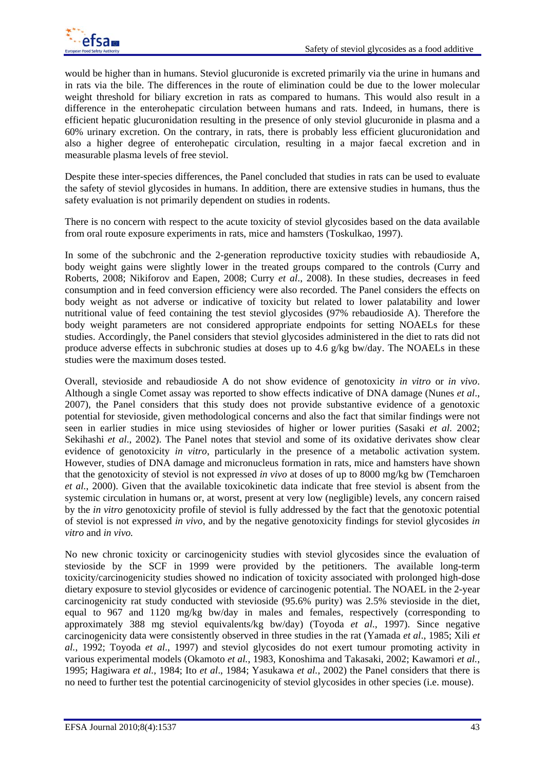would be higher than in humans. Steviol glucuronide is excreted primarily via the urine in humans and in rats via the bile. The differences in the route of elimination could be due to the lower molecular weight threshold for biliary excretion in rats as compared to humans. This would also result in a difference in the enterohepatic circulation between humans and rats. Indeed, in humans, there is efficient hepatic glucuronidation resulting in the presence of only steviol glucuronide in plasma and a 60% urinary excretion. On the contrary, in rats, there is probably less efficient glucuronidation and also a higher degree of enterohepatic circulation, resulting in a major faecal excretion and in measurable plasma levels of free steviol.

Despite these inter-species differences, the Panel concluded that studies in rats can be used to evaluate the safety of steviol glycosides in humans. In addition, there are extensive studies in humans, thus the safety evaluation is not primarily dependent on studies in rodents.

There is no concern with respect to the acute toxicity of steviol glycosides based on the data available from oral route exposure experiments in rats, mice and hamsters (Toskulkao, 1997).

In some of the subchronic and the 2-generation reproductive toxicity studies with rebaudioside A, body weight gains were slightly lower in the treated groups compared to the controls (Curry and Roberts, 2008; Nikiforov and Eapen, 2008; Curry *et al*., 2008). In these studies, decreases in feed consumption and in feed conversion efficiency were also recorded. The Panel considers the effects on body weight as not adverse or indicative of toxicity but related to lower palatability and lower nutritional value of feed containing the test steviol glycosides (97% rebaudioside A). Therefore the body weight parameters are not considered appropriate endpoints for setting NOAELs for these studies. Accordingly, the Panel considers that steviol glycosides administered in the diet to rats did not produce adverse effects in subchronic studies at doses up to 4.6 g/kg bw/day. The NOAELs in these studies were the maximum doses tested.

Overall, stevioside and rebaudioside A do not show evidence of genotoxicity *in vitro* or *in vivo*. Although a single Comet assay was reported to show effects indicative of DNA damage (Nunes *et al*., 2007), the Panel considers that this study does not provide substantive evidence of a genotoxic potential for stevioside, given methodological concerns and also the fact that similar findings were not seen in earlier studies in mice using steviosides of higher or lower purities (Sasaki *et al*. 2002; Sekihashi *et al*., 2002). The Panel notes that steviol and some of its oxidative derivates show clear evidence of genotoxicity *in vitro*, particularly in the presence of a metabolic activation system. However, studies of DNA damage and micronucleus formation in rats, mice and hamsters have shown that the genotoxicity of steviol is not expressed *in vivo* at doses of up to 8000 mg/kg bw (Temcharoen *et al.*, 2000). Given that the available toxicokinetic data indicate that free steviol is absent from the systemic circulation in humans or, at worst, present at very low (negligible) levels, any concern raised by the *in vitro* genotoxicity profile of steviol is fully addressed by the fact that the genotoxic potential of steviol is not expressed *in vivo*, and by the negative genotoxicity findings for steviol glycosides *in vitro* and *in vivo.*

No new chronic toxicity or carcinogenicity studies with steviol glycosides since the evaluation of stevioside by the SCF in 1999 were provided by the petitioners. The available long-term toxicity/carcinogenicity studies showed no indication of toxicity associated with prolonged high-dose dietary exposure to steviol glycosides or evidence of carcinogenic potential. The NOAEL in the 2-year carcinogenicity rat study conducted with stevioside (95.6% purity) was 2.5% stevioside in the diet, equal to 967 and 1120 mg/kg bw/day in males and females, respectively (corresponding to approximately 388 mg steviol equivalents/kg bw/day) (Toyoda *et al*., 1997). Since negative carcinogenicity data were consistently observed in three studies in the rat (Yamada *et al*., 1985; Xili *et al.*, 1992; Toyoda *et al*., 1997) and steviol glycosides do not exert tumour promoting activity in various experimental models (Okamoto *et al.*, 1983, Konoshima and Takasaki, 2002; Kawamori *et al.*, 1995; Hagiwara *et al.*, 1984; Ito *et al*., 1984; Yasukawa *et al.*, 2002) the Panel considers that there is no need to further test the potential carcinogenicity of steviol glycosides in other species (i.e. mouse).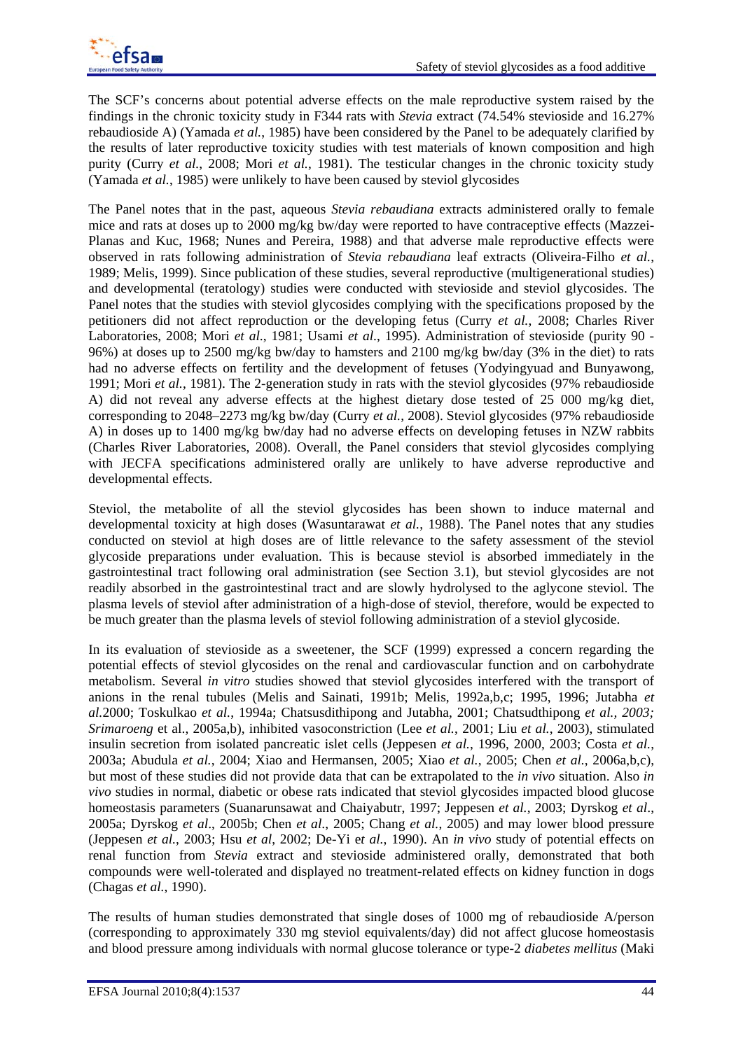The SCF's concerns about potential adverse effects on the male reproductive system raised by the findings in the chronic toxicity study in F344 rats with *Stevia* extract (74.54% stevioside and 16.27% rebaudioside A) (Yamada *et al.*, 1985) have been considered by the Panel to be adequately clarified by the results of later reproductive toxicity studies with test materials of known composition and high purity (Curry *et al.*, 2008; Mori *et al.*, 1981). The testicular changes in the chronic toxicity study (Yamada *et al.*, 1985) were unlikely to have been caused by steviol glycosides

The Panel notes that in the past, aqueous *Stevia rebaudiana* extracts administered orally to female mice and rats at doses up to 2000 mg/kg bw/day were reported to have contraceptive effects (Mazzei-Planas and Kuc, 1968; Nunes and Pereira, 1988) and that adverse male reproductive effects were observed in rats following administration of *Stevia rebaudiana* leaf extracts (Oliveira-Filho *et al.*, 1989; Melis, 1999). Since publication of these studies, several reproductive (multigenerational studies) and developmental (teratology) studies were conducted with stevioside and steviol glycosides. The Panel notes that the studies with steviol glycosides complying with the specifications proposed by the petitioners did not affect reproduction or the developing fetus (Curry *et al.*, 2008; Charles River Laboratories, 2008; Mori *et al.*, 1981; Usami *et al.*, 1995). Administration of stevioside (purity 90 - 96%) at doses up to 2500 mg/kg bw/day to hamsters and 2100 mg/kg bw/day (3% in the diet) to rats had no adverse effects on fertility and the development of fetuses (Yodyingyuad and Bunyawong, 1991; Mori *et al.*, 1981). The 2-generation study in rats with the steviol glycosides (97% rebaudioside A) did not reveal any adverse effects at the highest dietary dose tested of 25 000 mg/kg diet, corresponding to 2048–2273 mg/kg bw/day (Curry *et al.*, 2008). Steviol glycosides (97% rebaudioside A) in doses up to 1400 mg/kg bw/day had no adverse effects on developing fetuses in NZW rabbits (Charles River Laboratories, 2008). Overall, the Panel considers that steviol glycosides complying with JECFA specifications administered orally are unlikely to have adverse reproductive and developmental effects.

Steviol, the metabolite of all the steviol glycosides has been shown to induce maternal and developmental toxicity at high doses (Wasuntarawat *et al.*, 1988). The Panel notes that any studies conducted on steviol at high doses are of little relevance to the safety assessment of the steviol glycoside preparations under evaluation. This is because steviol is absorbed immediately in the gastrointestinal tract following oral administration (see Section 3.1), but steviol glycosides are not readily absorbed in the gastrointestinal tract and are slowly hydrolysed to the aglycone steviol. The plasma levels of steviol after administration of a high-dose of steviol, therefore, would be expected to be much greater than the plasma levels of steviol following administration of a steviol glycoside.

In its evaluation of stevioside as a sweetener, the SCF (1999) expressed a concern regarding the potential effects of steviol glycosides on the renal and cardiovascular function and on carbohydrate metabolism. Several *in vitro* studies showed that steviol glycosides interfered with the transport of anions in the renal tubules (Melis and Sainati, 1991b; Melis, 1992a,b,c; 1995, 1996; Jutabha *et al.*2000; Toskulkao *et al.*, 1994a; Chatsusdithipong and Jutabha, 2001; Chatsudthipong *et al., 2003; Srimaroeng* et al., 2005a,b), inhibited vasoconstriction (Lee *et al.*, 2001; Liu *et al.*, 2003), stimulated insulin secretion from isolated pancreatic islet cells (Jeppesen *et al.*, 1996, 2000, 2003; Costa *et al.*, 2003a; Abudula *et al.*, 2004; Xiao and Hermansen, 2005; Xiao *et al.*, 2005; Chen *et al.*, 2006a,b,c), but most of these studies did not provide data that can be extrapolated to the *in vivo* situation. Also *in vivo* studies in normal, diabetic or obese rats indicated that steviol glycosides impacted blood glucose homeostasis parameters (Suanarunsawat and Chaiyabutr, 1997; Jeppesen *et al.*, 2003; Dyrskog *et al.*, 2005a; Dyrskog *et al.*, 2005b; Chen *et al.*, 2005; Chang *et al.*, 2005) and may lower blood pressure (Jeppesen *et al.*, 2003; Hsu *et al*, 2002; De-Yi e*t al.*, 1990). An *in vivo* study of potential effects on renal function from *Stevia* extract and stevioside administered orally, demonstrated that both compounds were well-tolerated and displayed no treatment-related effects on kidney function in dogs (Chagas *et al.*, 1990).

The results of human studies demonstrated that single doses of 1000 mg of rebaudioside A/person (corresponding to approximately 330 mg steviol equivalents/day) did not affect glucose homeostasis and blood pressure among individuals with normal glucose tolerance or type-2 *diabetes mellitus* (Maki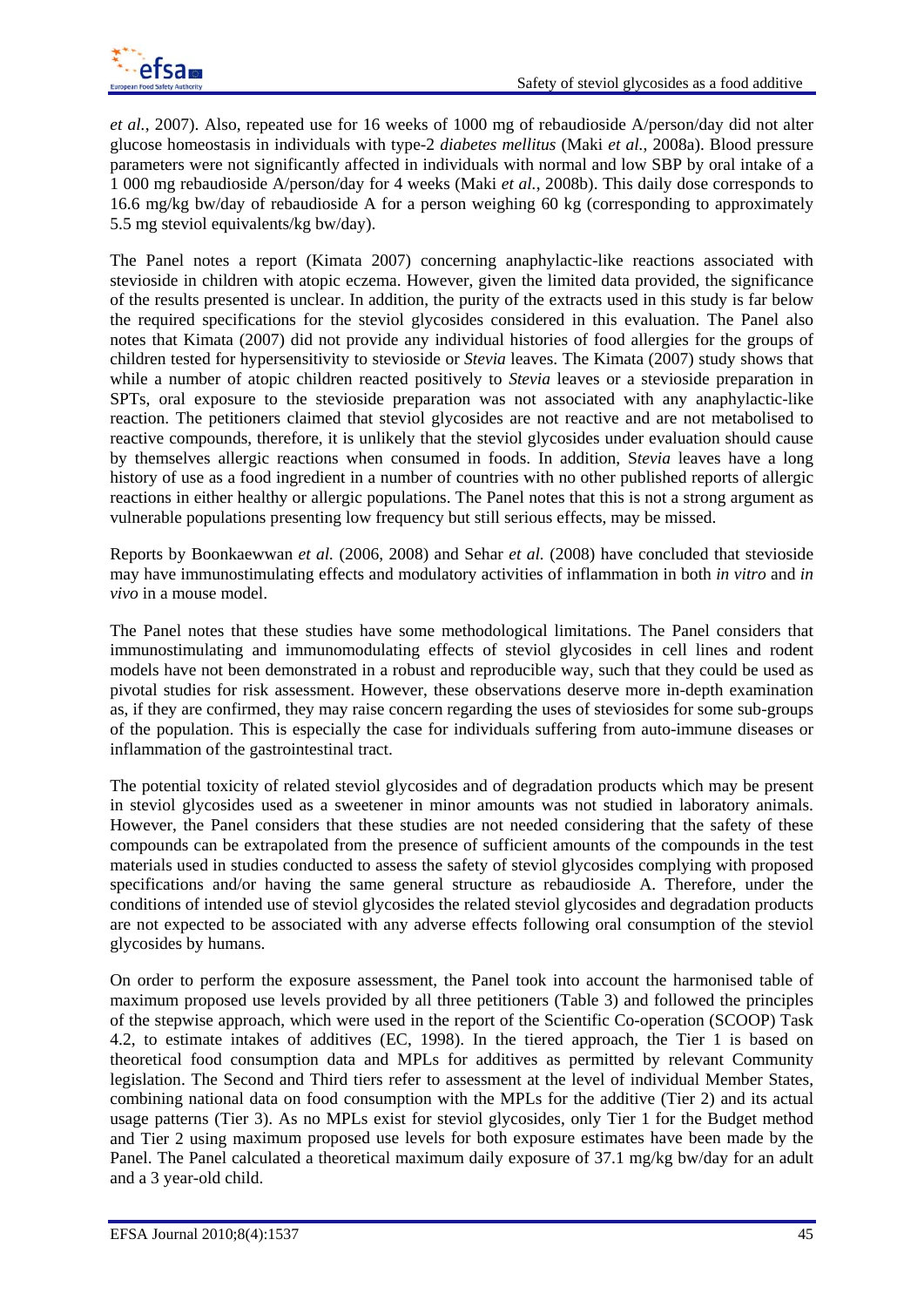*et al.*, 2007). Also, repeated use for 16 weeks of 1000 mg of rebaudioside A/person/day did not alter glucose homeostasis in individuals with type-2 *diabetes mellitus* (Maki *et al.*, 2008a). Blood pressure parameters were not significantly affected in individuals with normal and low SBP by oral intake of a 1 000 mg rebaudioside A/person/day for 4 weeks (Maki *et al.*, 2008b). This daily dose corresponds to 16.6 mg/kg bw/day of rebaudioside A for a person weighing 60 kg (corresponding to approximately 5.5 mg steviol equivalents/kg bw/day).

The Panel notes a report (Kimata 2007) concerning anaphylactic-like reactions associated with stevioside in children with atopic eczema. However, given the limited data provided, the significance of the results presented is unclear. In addition, the purity of the extracts used in this study is far below the required specifications for the steviol glycosides considered in this evaluation. The Panel also notes that Kimata (2007) did not provide any individual histories of food allergies for the groups of children tested for hypersensitivity to stevioside or *Stevia* leaves. The Kimata (2007) study shows that while a number of atopic children reacted positively to *Stevia* leaves or a stevioside preparation in SPTs, oral exposure to the stevioside preparation was not associated with any anaphylactic-like reaction. The petitioners claimed that steviol glycosides are not reactive and are not metabolised to reactive compounds, therefore, it is unlikely that the steviol glycosides under evaluation should cause by themselves allergic reactions when consumed in foods. In addition, S*tevia* leaves have a long history of use as a food ingredient in a number of countries with no other published reports of allergic reactions in either healthy or allergic populations. The Panel notes that this is not a strong argument as vulnerable populations presenting low frequency but still serious effects, may be missed.

Reports by Boonkaewwan *et al.* (2006, 2008) and Sehar *et al.* (2008) have concluded that stevioside may have immunostimulating effects and modulatory activities of inflammation in both *in vitro* and *in vivo* in a mouse model.

The Panel notes that these studies have some methodological limitations. The Panel considers that immunostimulating and immunomodulating effects of steviol glycosides in cell lines and rodent models have not been demonstrated in a robust and reproducible way, such that they could be used as pivotal studies for risk assessment. However, these observations deserve more in-depth examination as, if they are confirmed, they may raise concern regarding the uses of steviosides for some sub-groups of the population. This is especially the case for individuals suffering from auto-immune diseases or inflammation of the gastrointestinal tract.

The potential toxicity of related steviol glycosides and of degradation products which may be present in steviol glycosides used as a sweetener in minor amounts was not studied in laboratory animals. However, the Panel considers that these studies are not needed considering that the safety of these compounds can be extrapolated from the presence of sufficient amounts of the compounds in the test materials used in studies conducted to assess the safety of steviol glycosides complying with proposed specifications and/or having the same general structure as rebaudioside A. Therefore, under the conditions of intended use of steviol glycosides the related steviol glycosides and degradation products are not expected to be associated with any adverse effects following oral consumption of the steviol glycosides by humans.

On order to perform the exposure assessment, the Panel took into account the harmonised table of maximum proposed use levels provided by all three petitioners (Table 3) and followed the principles of the stepwise approach, which were used in the report of the Scientific Co-operation (SCOOP) Task 4.2, to estimate intakes of additives (EC, 1998). In the tiered approach, the Tier 1 is based on theoretical food consumption data and MPLs for additives as permitted by relevant Community legislation. The Second and Third tiers refer to assessment at the level of individual Member States, combining national data on food consumption with the MPLs for the additive (Tier 2) and its actual usage patterns (Tier 3). As no MPLs exist for steviol glycosides, only Tier 1 for the Budget method and Tier 2 using maximum proposed use levels for both exposure estimates have been made by the Panel. The Panel calculated a theoretical maximum daily exposure of 37.1 mg/kg bw/day for an adult and a 3 year-old child.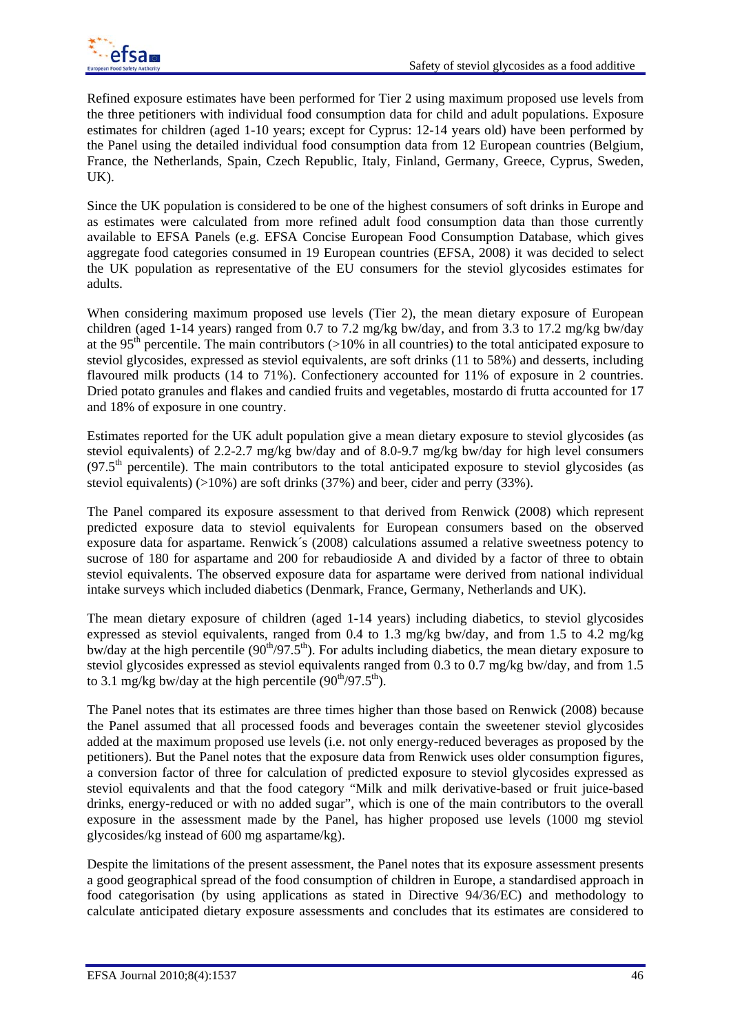Refined exposure estimates have been performed for Tier 2 using maximum proposed use levels from the three petitioners with individual food consumption data for child and adult populations. Exposure estimates for children (aged 1-10 years; except for Cyprus: 12-14 years old) have been performed by the Panel using the detailed individual food consumption data from 12 European countries (Belgium, France, the Netherlands, Spain, Czech Republic, Italy, Finland, Germany, Greece, Cyprus, Sweden, UK).

Since the UK population is considered to be one of the highest consumers of soft drinks in Europe and as estimates were calculated from more refined adult food consumption data than those currently available to EFSA Panels (e.g. EFSA Concise European Food Consumption Database, which gives aggregate food categories consumed in 19 European countries (EFSA, 2008) it was decided to select the UK population as representative of the EU consumers for the steviol glycosides estimates for adults.

When considering maximum proposed use levels (Tier 2), the mean dietary exposure of European children (aged 1-14 years) ranged from 0.7 to 7.2 mg/kg bw/day, and from 3.3 to 17.2 mg/kg bw/day at the 95$^{th}$ percentile. The main contributors (>10% in all countries) to the total anticipated exposure to steviol glycosides, expressed as steviol equivalents, are soft drinks (11 to 58%) and desserts, including flavoured milk products (14 to 71%). Confectionery accounted for 11% of exposure in 2 countries. Dried potato granules and flakes and candied fruits and vegetables, mostardo di frutta accounted for 17 and 18% of exposure in one country.

Estimates reported for the UK adult population give a mean dietary exposure to steviol glycosides (as steviol equivalents) of 2.2-2.7 mg/kg bw/day and of 8.0-9.7 mg/kg bw/day for high level consumers (97.5$^{th}$ percentile). The main contributors to the total anticipated exposure to steviol glycosides (as steviol equivalents) (>10%) are soft drinks (37%) and beer, cider and perry (33%).

The Panel compared its exposure assessment to that derived from Renwick (2008) which represent predicted exposure data to steviol equivalents for European consumers based on the observed exposure data for aspartame. Renwick´s (2008) calculations assumed a relative sweetness potency to sucrose of 180 for aspartame and 200 for rebaudioside A and divided by a factor of three to obtain steviol equivalents. The observed exposure data for aspartame were derived from national individual intake surveys which included diabetics (Denmark, France, Germany, Netherlands and UK).

The mean dietary exposure of children (aged 1-14 years) including diabetics, to steviol glycosides expressed as steviol equivalents, ranged from 0.4 to 1.3 mg/kg bw/day, and from 1.5 to 4.2 mg/kg bw/day at the high percentile (90$^{th}$/97.5$^{th}$). For adults including diabetics, the mean dietary exposure to steviol glycosides expressed as steviol equivalents ranged from 0.3 to 0.7 mg/kg bw/day, and from 1.5 to 3.1 mg/kg bw/day at the high percentile (90$^{th}$/97.5$^{th}$).

The Panel notes that its estimates are three times higher than those based on Renwick (2008) because the Panel assumed that all processed foods and beverages contain the sweetener steviol glycosides added at the maximum proposed use levels (i.e. not only energy-reduced beverages as proposed by the petitioners). But the Panel notes that the exposure data from Renwick uses older consumption figures, a conversion factor of three for calculation of predicted exposure to steviol glycosides expressed as steviol equivalents and that the food category "Milk and milk derivative-based or fruit juice-based drinks, energy-reduced or with no added sugar", which is one of the main contributors to the overall exposure in the assessment made by the Panel, has higher proposed use levels (1000 mg steviol glycosides/kg instead of 600 mg aspartame/kg).

Despite the limitations of the present assessment, the Panel notes that its exposure assessment presents a good geographical spread of the food consumption of children in Europe, a standardised approach in food categorisation (by using applications as stated in Directive 94/36/EC) and methodology to calculate anticipated dietary exposure assessments and concludes that its estimates are considered to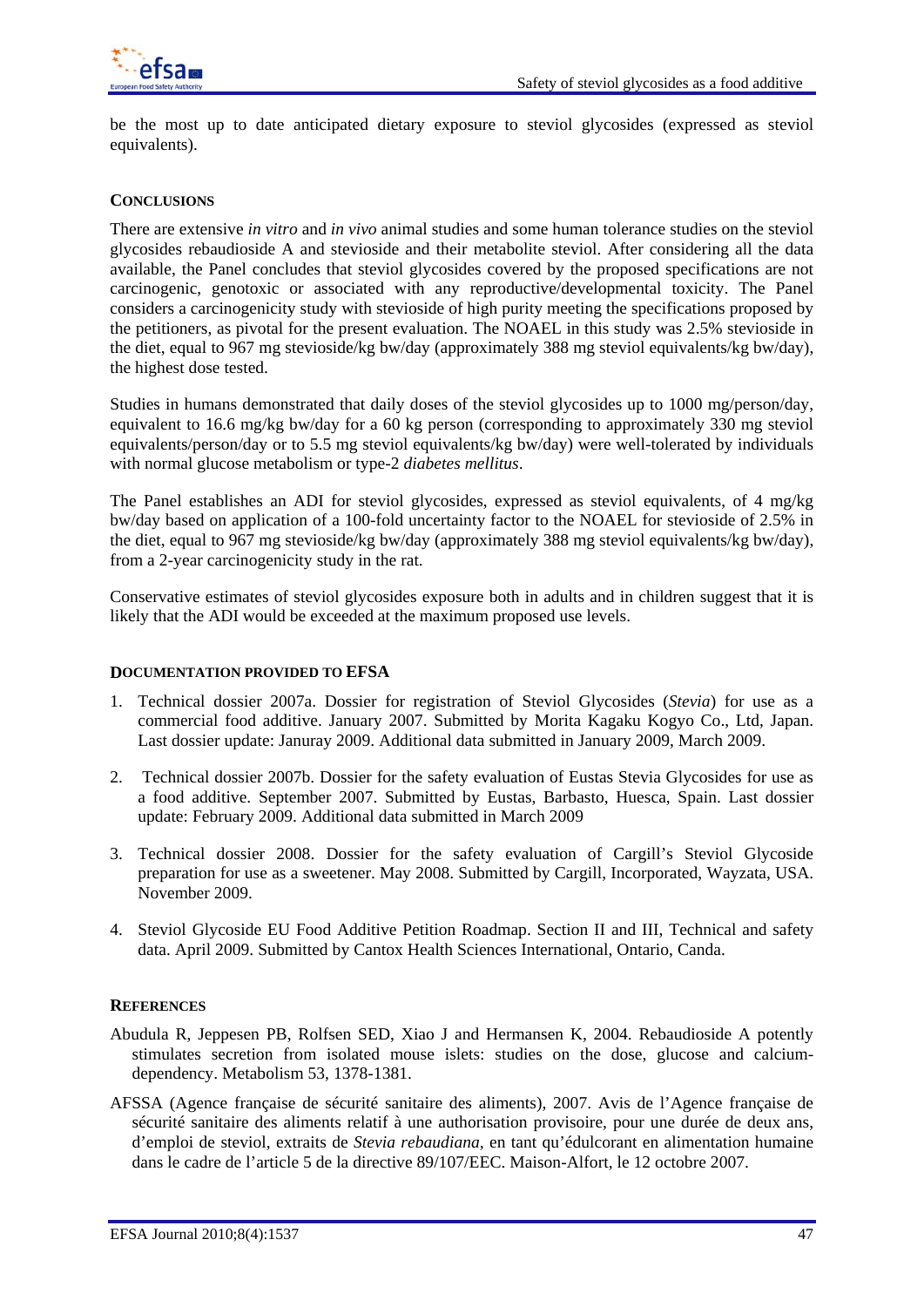be the most up to date anticipated dietary exposure to steviol glycosides (expressed as steviol equivalents).

## CONCLUSIONS

There are extensive *in vitro* and *in vivo* animal studies and some human tolerance studies on the steviol glycosides rebaudioside A and stevioside and their metabolite steviol. After considering all the data available, the Panel concludes that steviol glycosides covered by the proposed specifications are not carcinogenic, genotoxic or associated with any reproductive/developmental toxicity. The Panel considers a carcinogenicity study with stevioside of high purity meeting the specifications proposed by the petitioners, as pivotal for the present evaluation. The NOAEL in this study was 2.5% stevioside in the diet, equal to 967 mg stevioside/kg bw/day (approximately 388 mg steviol equivalents/kg bw/day), the highest dose tested.

Studies in humans demonstrated that daily doses of the steviol glycosides up to 1000 mg/person/day, equivalent to 16.6 mg/kg bw/day for a 60 kg person (corresponding to approximately 330 mg steviol equivalents/person/day or to 5.5 mg steviol equivalents/kg bw/day) were well-tolerated by individuals with normal glucose metabolism or type-2 *diabetes mellitus*.

The Panel establishes an ADI for steviol glycosides, expressed as steviol equivalents, of 4 mg/kg bw/day based on application of a 100-fold uncertainty factor to the NOAEL for stevioside of 2.5% in the diet, equal to 967 mg stevioside/kg bw/day (approximately 388 mg steviol equivalents/kg bw/day), from a 2-year carcinogenicity study in the rat.

Conservative estimates of steviol glycosides exposure both in adults and in children suggest that it is likely that the ADI would be exceeded at the maximum proposed use levels.

## DOCUMENTATION PROVIDED TO EFSA

1. Technical dossier 2007a. Dossier for registration of Steviol Glycosides (*Stevia*) for use as a commercial food additive. January 2007. Submitted by Morita Kagaku Kogyo Co., Ltd, Japan. Last dossier update: Januray 2009. Additional data submitted in January 2009, March 2009.
2. Technical dossier 2007b. Dossier for the safety evaluation of Eustas Stevia Glycosides for use as a food additive. September 2007. Submitted by Eustas, Barbasto, Huesca, Spain. Last dossier update: February 2009. Additional data submitted in March 2009
3. Technical dossier 2008. Dossier for the safety evaluation of Cargill's Steviol Glycoside preparation for use as a sweetener. May 2008. Submitted by Cargill, Incorporated, Wayzata, USA. November 2009.
4. Steviol Glycoside EU Food Additive Petition Roadmap. Section II and III, Technical and safety data. April 2009. Submitted by Cantox Health Sciences International, Ontario, Canda.

## REFERENCES

Abudula R, Jeppesen PB, Rolfsen SED, Xiao J and Hermansen K, 2004. Rebaudioside A potently stimulates secretion from isolated mouse islets: studies on the dose, glucose and calcium-dependency. Metabolism 53, 1378-1381.

AFSSA (Agence française de sécurité sanitaire des aliments), 2007. Avis de l'Agence française de sécurité sanitaire des aliments relatif à une authorisation provisoire, pour une durée de deux ans, d'emploi de steviol, extraits de *Stevia rebaudiana*, en tant qu'édulcorant en alimentation humaine dans le cadre de l'article 5 de la directive 89/107/EEC. Maison-Alfort, le 12 octobre 2007.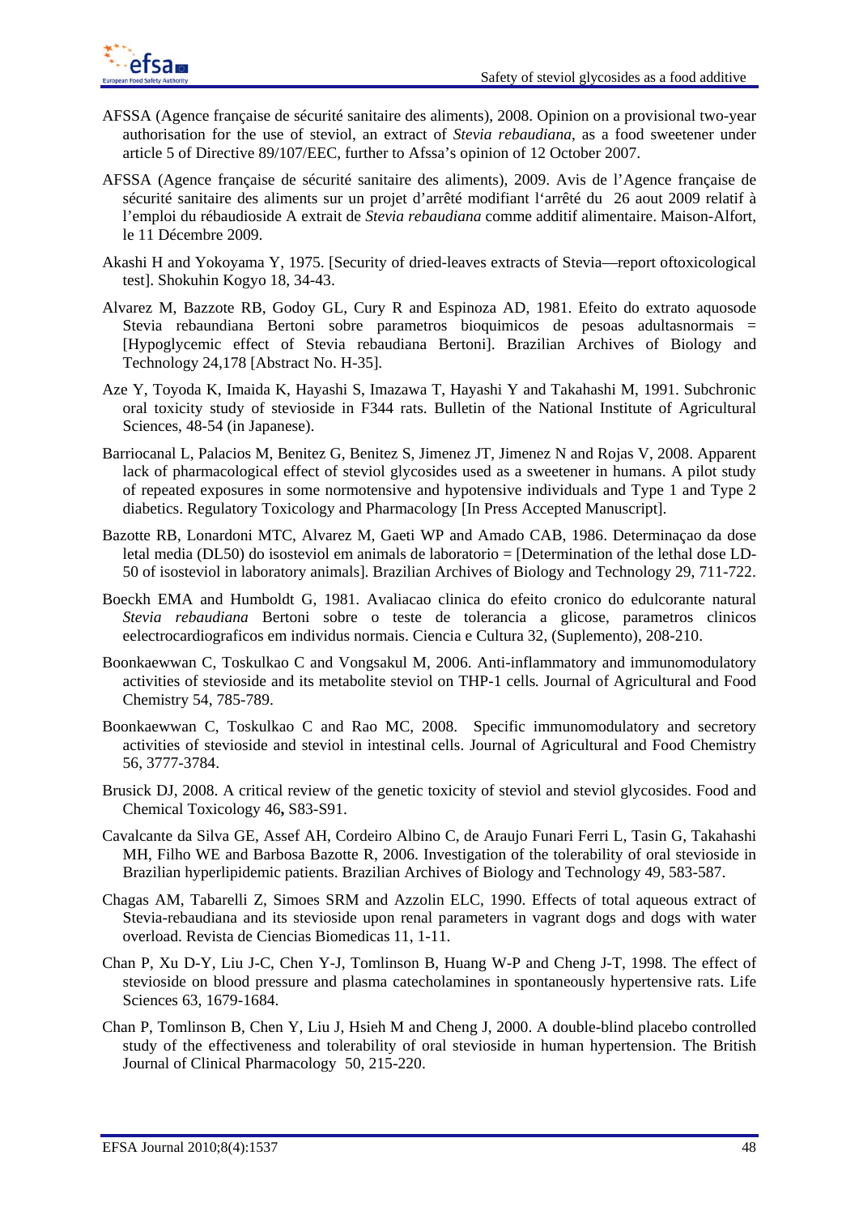AFSSA (Agence française de sécurité sanitaire des aliments), 2008. Opinion on a provisional two-year authorisation for the use of steviol, an extract of *Stevia rebaudiana*, as a food sweetener under article 5 of Directive 89/107/EEC, further to Afssa's opinion of 12 October 2007.

AFSSA (Agence française de sécurité sanitaire des aliments), 2009. Avis de l'Agence française de sécurité sanitaire des aliments sur un projet d'arrêté modifiant l'arrêté du 26 aout 2009 relatif à l'emploi du rébaudioside A extrait de *Stevia rebaudiana* comme additif alimentaire. Maison-Alfort, le 11 Décembre 2009.

Akashi H and Yokoyama Y, 1975. [Security of dried-leaves extracts of Stevia—report oftoxicological test]. Shokuhin Kogyo 18, 34-43.

Alvarez M, Bazzote RB, Godoy GL, Cury R and Espinoza AD, 1981. Efeito do extrato aquosode Stevia rebaundiana Bertoni sobre parametros bioquimicos de pesoas adultasnormais = [Hypoglycemic effect of Stevia rebaudiana Bertoni]. Brazilian Archives of Biology and Technology 24,178 [Abstract No. H-35].

Aze Y, Toyoda K, Imaida K, Hayashi S, Imazawa T, Hayashi Y and Takahashi M, 1991. Subchronic oral toxicity study of stevioside in F344 rats. Bulletin of the National Institute of Agricultural Sciences, 48-54 (in Japanese).

Barriocanal L, Palacios M, Benitez G, Benitez S, Jimenez JT, Jimenez N and Rojas V, 2008. Apparent lack of pharmacological effect of steviol glycosides used as a sweetener in humans. A pilot study of repeated exposures in some normotensive and hypotensive individuals and Type 1 and Type 2 diabetics. Regulatory Toxicology and Pharmacology [In Press Accepted Manuscript].

Bazotte RB, Lonardoni MTC, Alvarez M, Gaeti WP and Amado CAB, 1986. Determinaçao da dose letal media (DL50) do isosteviol em animals de laboratorio = [Determination of the lethal dose LD-50 of isosteviol in laboratory animals]. Brazilian Archives of Biology and Technology 29, 711-722.

Boeckh EMA and Humboldt G, 1981. Avaliacao clinica do efeito cronico do edulcorante natural *Stevia rebaudiana* Bertoni sobre o teste de tolerancia a glicose, parametros clinicos eelectrocardiograficos em individus normais. Ciencia e Cultura 32, (Suplemento), 208-210.

Boonkaewwan C, Toskulkao C and Vongsakul M, 2006. Anti-inflammatory and immunomodulatory activities of stevioside and its metabolite steviol on THP-1 cells*.* Journal of Agricultural and Food Chemistry 54, 785-789.

Boonkaewwan C, Toskulkao C and Rao MC, 2008. Specific immunomodulatory and secretory activities of stevioside and steviol in intestinal cells. Journal of Agricultural and Food Chemistry 56, 3777-3784.

Brusick DJ, 2008. A critical review of the genetic toxicity of steviol and steviol glycosides. Food and Chemical Toxicology 46**,** S83-S91.

Cavalcante da Silva GE, Assef AH, Cordeiro Albino C, de Araujo Funari Ferri L, Tasin G, Takahashi MH, Filho WE and Barbosa Bazotte R, 2006. Investigation of the tolerability of oral stevioside in Brazilian hyperlipidemic patients. Brazilian Archives of Biology and Technology 49, 583-587.

Chagas AM, Tabarelli Z, Simoes SRM and Azzolin ELC, 1990. Effects of total aqueous extract of Stevia-rebaudiana and its stevioside upon renal parameters in vagrant dogs and dogs with water overload. Revista de Ciencias Biomedicas 11, 1-11.

Chan P, Xu D-Y, Liu J-C, Chen Y-J, Tomlinson B, Huang W-P and Cheng J-T, 1998. The effect of stevioside on blood pressure and plasma catecholamines in spontaneously hypertensive rats. Life Sciences 63, 1679-1684.

Chan P, Tomlinson B, Chen Y, Liu J, Hsieh M and Cheng J, 2000. A double-blind placebo controlled study of the effectiveness and tolerability of oral stevioside in human hypertension. The British Journal of Clinical Pharmacology 50, 215-220.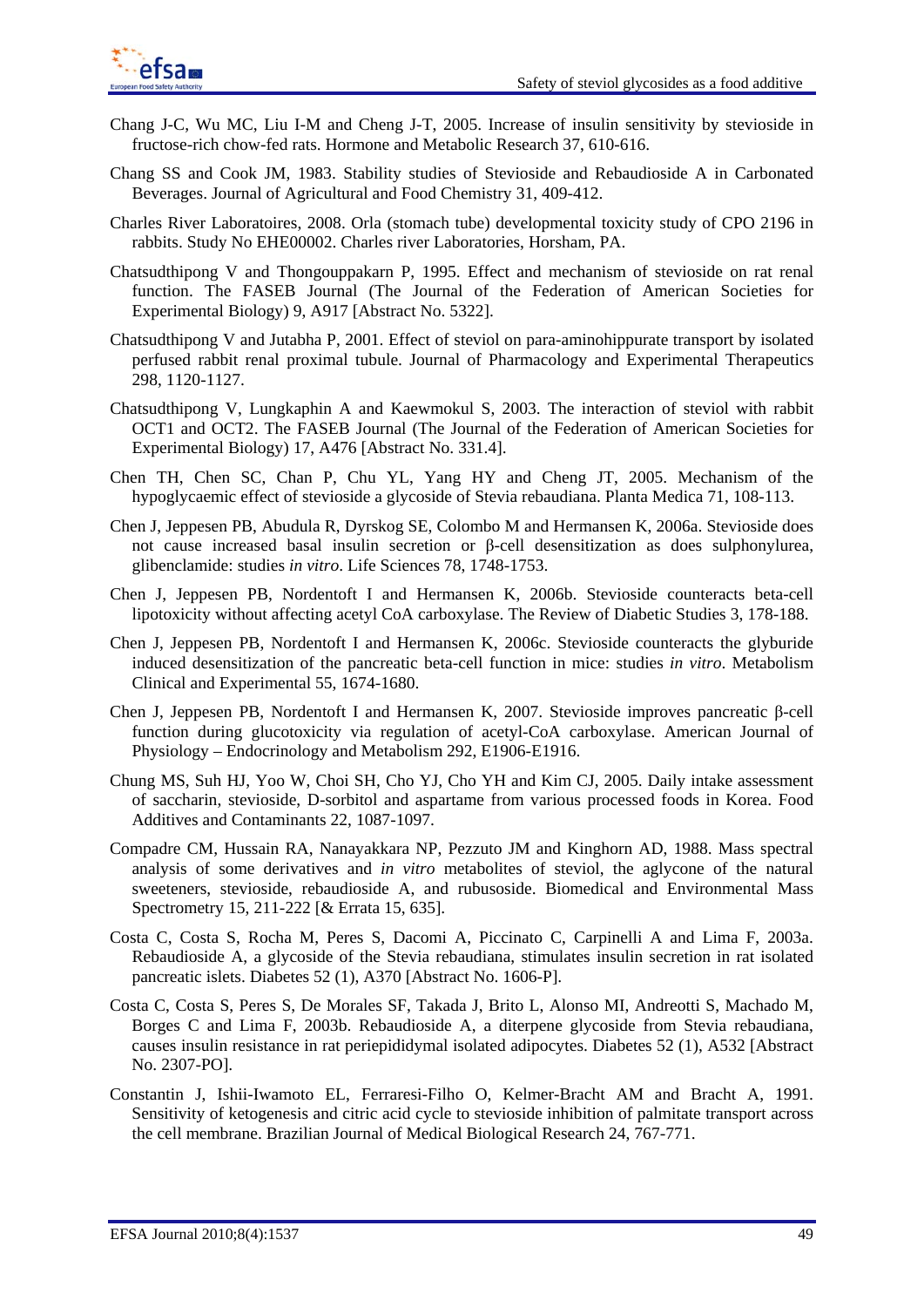Chang J-C, Wu MC, Liu I-M and Cheng J-T, 2005. Increase of insulin sensitivity by stevioside in fructose-rich chow-fed rats. Hormone and Metabolic Research 37, 610-616.

Chang SS and Cook JM, 1983. Stability studies of Stevioside and Rebaudioside A in Carbonated Beverages. Journal of Agricultural and Food Chemistry 31, 409-412.

Charles River Laboratoires, 2008. Orla (stomach tube) developmental toxicity study of CPO 2196 in rabbits. Study No EHE00002. Charles river Laboratories, Horsham, PA.

Chatsudthipong V and Thongouppakarn P, 1995. Effect and mechanism of stevioside on rat renal function. The FASEB Journal (The Journal of the Federation of American Societies for Experimental Biology) 9, A917 [Abstract No. 5322].

Chatsudthipong V and Jutabha P, 2001. Effect of steviol on para-aminohippurate transport by isolated perfused rabbit renal proximal tubule. Journal of Pharmacology and Experimental Therapeutics 298, 1120-1127.

Chatsudthipong V, Lungkaphin A and Kaewmokul S, 2003. The interaction of steviol with rabbit OCT1 and OCT2. The FASEB Journal (The Journal of the Federation of American Societies for Experimental Biology) 17, A476 [Abstract No. 331.4].

Chen TH, Chen SC, Chan P, Chu YL, Yang HY and Cheng JT, 2005. Mechanism of the hypoglycaemic effect of stevioside a glycoside of Stevia rebaudiana. Planta Medica 71, 108-113.

Chen J, Jeppesen PB, Abudula R, Dyrskog SE, Colombo M and Hermansen K, 2006a. Stevioside does not cause increased basal insulin secretion or β-cell desensitization as does sulphonylurea, glibenclamide: studies *in vitro*. Life Sciences 78, 1748-1753.

Chen J, Jeppesen PB, Nordentoft I and Hermansen K, 2006b. Stevioside counteracts beta-cell lipotoxicity without affecting acetyl CoA carboxylase. The Review of Diabetic Studies 3, 178-188.

Chen J, Jeppesen PB, Nordentoft I and Hermansen K, 2006c. Stevioside counteracts the glyburide induced desensitization of the pancreatic beta-cell function in mice: studies *in vitro*. Metabolism Clinical and Experimental 55, 1674-1680.

Chen J, Jeppesen PB, Nordentoft I and Hermansen K, 2007. Stevioside improves pancreatic β-cell function during glucotoxicity via regulation of acetyl-CoA carboxylase. American Journal of Physiology – Endocrinology and Metabolism 292, E1906-E1916.

Chung MS, Suh HJ, Yoo W, Choi SH, Cho YJ, Cho YH and Kim CJ, 2005. Daily intake assessment of saccharin, stevioside, D-sorbitol and aspartame from various processed foods in Korea. Food Additives and Contaminants 22, 1087-1097.

Compadre CM, Hussain RA, Nanayakkara NP, Pezzuto JM and Kinghorn AD, 1988. Mass spectral analysis of some derivatives and *in vitro* metabolites of steviol, the aglycone of the natural sweeteners, stevioside, rebaudioside A, and rubusoside. Biomedical and Environmental Mass Spectrometry 15, 211-222 [& Errata 15, 635].

Costa C, Costa S, Rocha M, Peres S, Dacomi A, Piccinato C, Carpinelli A and Lima F, 2003a. Rebaudioside A, a glycoside of the Stevia rebaudiana, stimulates insulin secretion in rat isolated pancreatic islets. Diabetes 52 (1), A370 [Abstract No. 1606-P].

Costa C, Costa S, Peres S, De Morales SF, Takada J, Brito L, Alonso MI, Andreotti S, Machado M, Borges C and Lima F, 2003b. Rebaudioside A, a diterpene glycoside from Stevia rebaudiana, causes insulin resistance in rat periepididymal isolated adipocytes. Diabetes 52 (1), A532 [Abstract No. 2307-PO].

Constantin J, Ishii-Iwamoto EL, Ferraresi-Filho O, Kelmer-Bracht AM and Bracht A, 1991. Sensitivity of ketogenesis and citric acid cycle to stevioside inhibition of palmitate transport across the cell membrane. Brazilian Journal of Medical Biological Research 24, 767-771.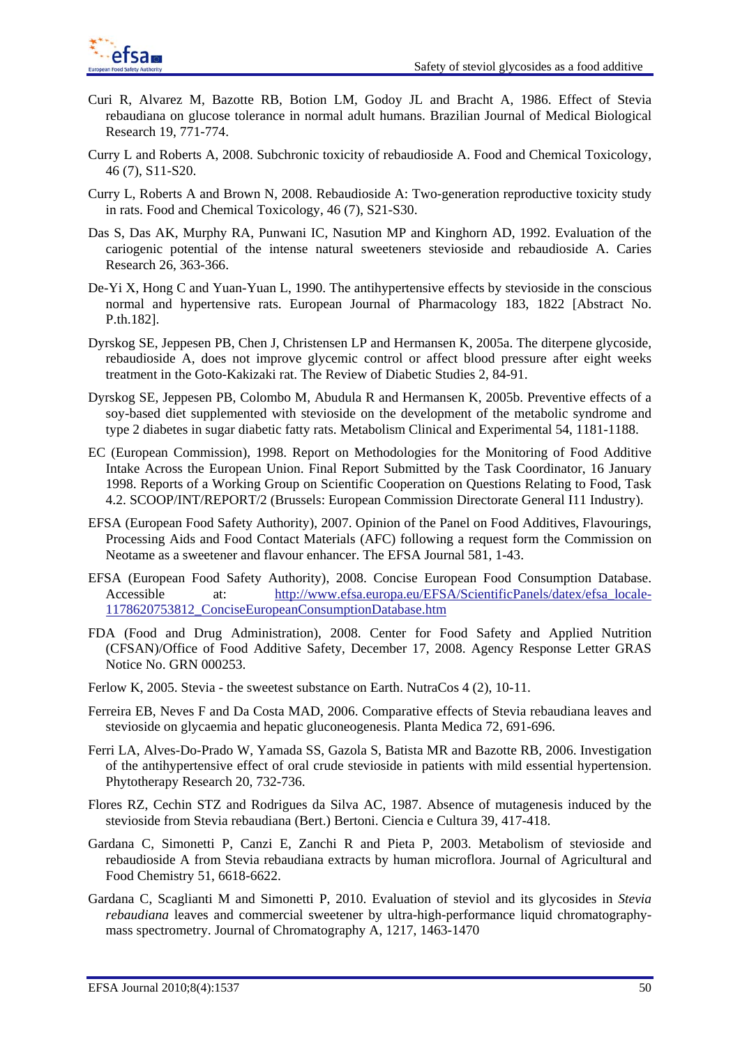Curi R, Alvarez M, Bazotte RB, Botion LM, Godoy JL and Bracht A, 1986. Effect of Stevia rebaudiana on glucose tolerance in normal adult humans. Brazilian Journal of Medical Biological Research 19, 771-774.

Curry L and Roberts A, 2008. Subchronic toxicity of rebaudioside A. Food and Chemical Toxicology, 46 (7), S11-S20.

Curry L, Roberts A and Brown N, 2008. Rebaudioside A: Two-generation reproductive toxicity study in rats. Food and Chemical Toxicology, 46 (7), S21-S30.

Das S, Das AK, Murphy RA, Punwani IC, Nasution MP and Kinghorn AD, 1992. Evaluation of the cariogenic potential of the intense natural sweeteners stevioside and rebaudioside A. Caries Research 26, 363-366.

De-Yi X, Hong C and Yuan-Yuan L, 1990. The antihypertensive effects by stevioside in the conscious normal and hypertensive rats. European Journal of Pharmacology 183, 1822 [Abstract No. P.th.182].

Dyrskog SE, Jeppesen PB, Chen J, Christensen LP and Hermansen K, 2005a. The diterpene glycoside, rebaudioside A, does not improve glycemic control or affect blood pressure after eight weeks treatment in the Goto-Kakizaki rat. The Review of Diabetic Studies 2, 84-91.

Dyrskog SE, Jeppesen PB, Colombo M, Abudula R and Hermansen K, 2005b. Preventive effects of a soy-based diet supplemented with stevioside on the development of the metabolic syndrome and type 2 diabetes in sugar diabetic fatty rats. Metabolism Clinical and Experimental 54, 1181-1188.

EC (European Commission), 1998. Report on Methodologies for the Monitoring of Food Additive Intake Across the European Union. Final Report Submitted by the Task Coordinator, 16 January 1998. Reports of a Working Group on Scientific Cooperation on Questions Relating to Food, Task 4.2. SCOOP/INT/REPORT/2 (Brussels: European Commission Directorate General I11 Industry).

EFSA (European Food Safety Authority), 2007. Opinion of the Panel on Food Additives, Flavourings, Processing Aids and Food Contact Materials (AFC) following a request form the Commission on Neotame as a sweetener and flavour enhancer. The EFSA Journal 581, 1-43.

EFSA (European Food Safety Authority), 2008. Concise European Food Consumption Database. Accessible at: http://www.efsa.europa.eu/EFSA/ScientificPanels/datex/efsa_locale-1178620753812_ConciseEuropeanConsumptionDatabase.htm

FDA (Food and Drug Administration), 2008. Center for Food Safety and Applied Nutrition (CFSAN)/Office of Food Additive Safety, December 17, 2008. Agency Response Letter GRAS Notice No. GRN 000253.

Ferlow K, 2005. Stevia - the sweetest substance on Earth. NutraCos 4 (2), 10-11.

Ferreira EB, Neves F and Da Costa MAD, 2006. Comparative effects of Stevia rebaudiana leaves and stevioside on glycaemia and hepatic gluconeogenesis. Planta Medica 72, 691-696.

Ferri LA, Alves-Do-Prado W, Yamada SS, Gazola S, Batista MR and Bazotte RB, 2006. Investigation of the antihypertensive effect of oral crude stevioside in patients with mild essential hypertension. Phytotherapy Research 20, 732-736.

Flores RZ, Cechin STZ and Rodrigues da Silva AC, 1987. Absence of mutagenesis induced by the stevioside from Stevia rebaudiana (Bert.) Bertoni. Ciencia e Cultura 39, 417-418.

Gardana C, Simonetti P, Canzi E, Zanchi R and Pieta P, 2003. Metabolism of stevioside and rebaudioside A from Stevia rebaudiana extracts by human microflora. Journal of Agricultural and Food Chemistry 51, 6618-6622.

Gardana C, Scaglianti M and Simonetti P, 2010. Evaluation of steviol and its glycosides in *Stevia rebaudiana* leaves and commercial sweetener by ultra-high-performance liquid chromatography-mass spectrometry. Journal of Chromatography A, 1217, 1463-1470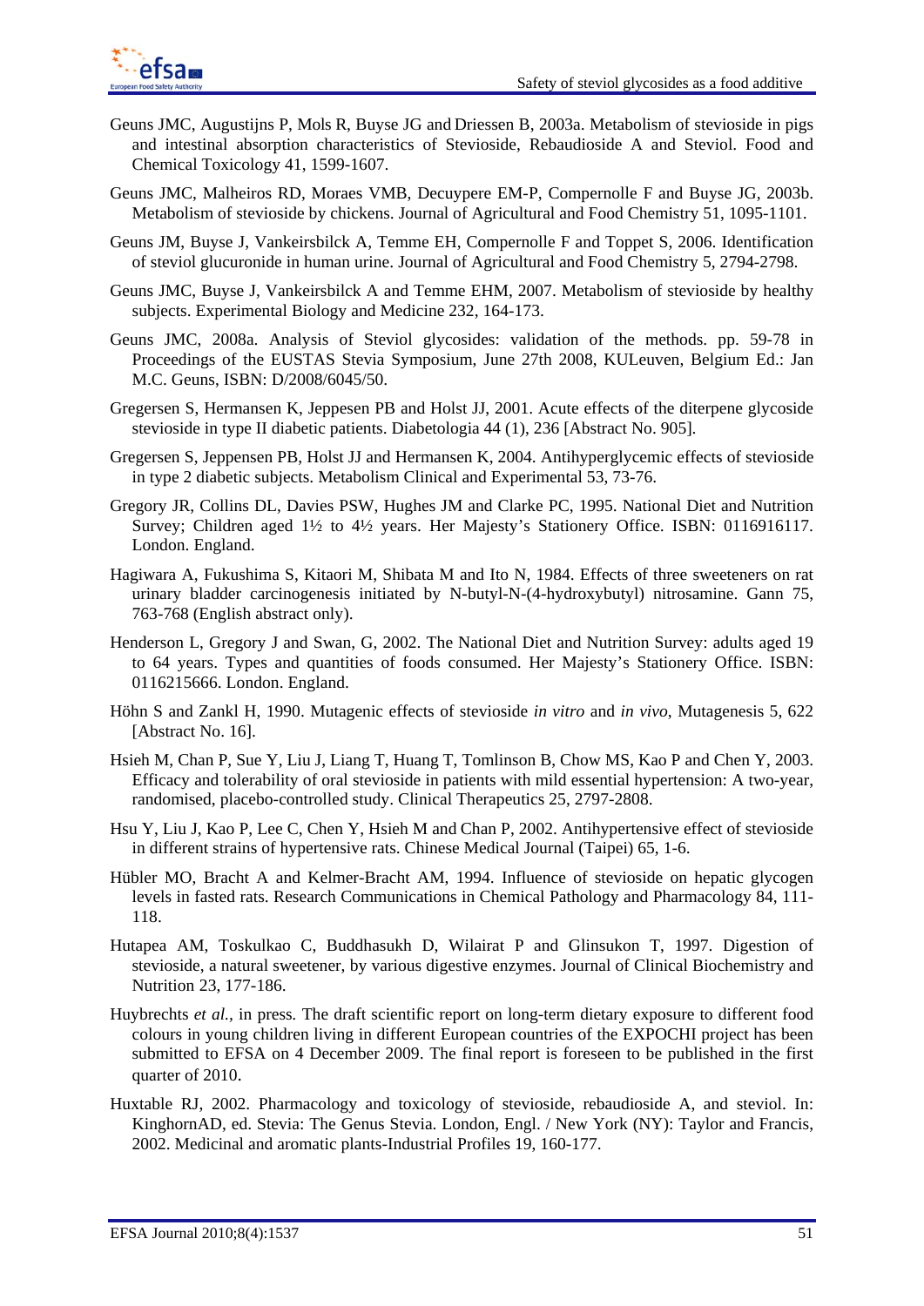Geuns JMC, Augustijns P, Mols R, Buyse JG and Driessen B, 2003a. Metabolism of stevioside in pigs and intestinal absorption characteristics of Stevioside, Rebaudioside A and Steviol. Food and Chemical Toxicology 41, 1599-1607.

Geuns JMC, Malheiros RD, Moraes VMB, Decuypere EM-P, Compernolle F and Buyse JG, 2003b. Metabolism of stevioside by chickens. Journal of Agricultural and Food Chemistry 51, 1095-1101.

Geuns JM, Buyse J, Vankeirsbilck A, Temme EH, Compernolle F and Toppet S, 2006. Identification of steviol glucuronide in human urine. Journal of Agricultural and Food Chemistry 5, 2794-2798.

Geuns JMC, Buyse J, Vankeirsbilck A and Temme EHM, 2007. Metabolism of stevioside by healthy subjects. Experimental Biology and Medicine 232, 164-173.

Geuns JMC, 2008a. Analysis of Steviol glycosides: validation of the methods. pp. 59-78 in Proceedings of the EUSTAS Stevia Symposium, June 27th 2008, KULeuven, Belgium Ed.: Jan M.C. Geuns, ISBN: D/2008/6045/50.

Gregersen S, Hermansen K, Jeppesen PB and Holst JJ, 2001. Acute effects of the diterpene glycoside stevioside in type II diabetic patients. Diabetologia 44 (1), 236 [Abstract No. 905].

Gregersen S, Jeppensen PB, Holst JJ and Hermansen K, 2004. Antihyperglycemic effects of stevioside in type 2 diabetic subjects. Metabolism Clinical and Experimental 53, 73-76.

Gregory JR, Collins DL, Davies PSW, Hughes JM and Clarke PC, 1995. National Diet and Nutrition Survey; Children aged 1½ to 4½ years. Her Majesty's Stationery Office. ISBN: 0116916117. London. England.

Hagiwara A, Fukushima S, Kitaori M, Shibata M and Ito N, 1984. Effects of three sweeteners on rat urinary bladder carcinogenesis initiated by N-butyl-N-(4-hydroxybutyl) nitrosamine. Gann 75, 763-768 (English abstract only).

Henderson L, Gregory J and Swan, G, 2002. The National Diet and Nutrition Survey: adults aged 19 to 64 years. Types and quantities of foods consumed. Her Majesty's Stationery Office. ISBN: 0116215666. London. England.

Höhn S and Zankl H, 1990. Mutagenic effects of stevioside *in vitro* and *in vivo*, Mutagenesis 5, 622 [Abstract No. 16].

Hsieh M, Chan P, Sue Y, Liu J, Liang T, Huang T, Tomlinson B, Chow MS, Kao P and Chen Y, 2003. Efficacy and tolerability of oral stevioside in patients with mild essential hypertension: A two-year, randomised, placebo-controlled study. Clinical Therapeutics 25, 2797-2808.

Hsu Y, Liu J, Kao P, Lee C, Chen Y, Hsieh M and Chan P, 2002. Antihypertensive effect of stevioside in different strains of hypertensive rats. Chinese Medical Journal (Taipei) 65, 1-6.

Hübler MO, Bracht A and Kelmer-Bracht AM, 1994. Influence of stevioside on hepatic glycogen levels in fasted rats. Research Communications in Chemical Pathology and Pharmacology 84, 111-118.

Hutapea AM, Toskulkao C, Buddhasukh D, Wilairat P and Glinsukon T, 1997. Digestion of stevioside, a natural sweetener, by various digestive enzymes. Journal of Clinical Biochemistry and Nutrition 23, 177-186.

Huybrechts *et al.*, in press. The draft scientific report on long-term dietary exposure to different food colours in young children living in different European countries of the EXPOCHI project has been submitted to EFSA on 4 December 2009. The final report is foreseen to be published in the first quarter of 2010.

Huxtable RJ, 2002. Pharmacology and toxicology of stevioside, rebaudioside A, and steviol. In: KinghornAD, ed. Stevia: The Genus Stevia. London, Engl. / New York (NY): Taylor and Francis, 2002. Medicinal and aromatic plants-Industrial Profiles 19, 160-177.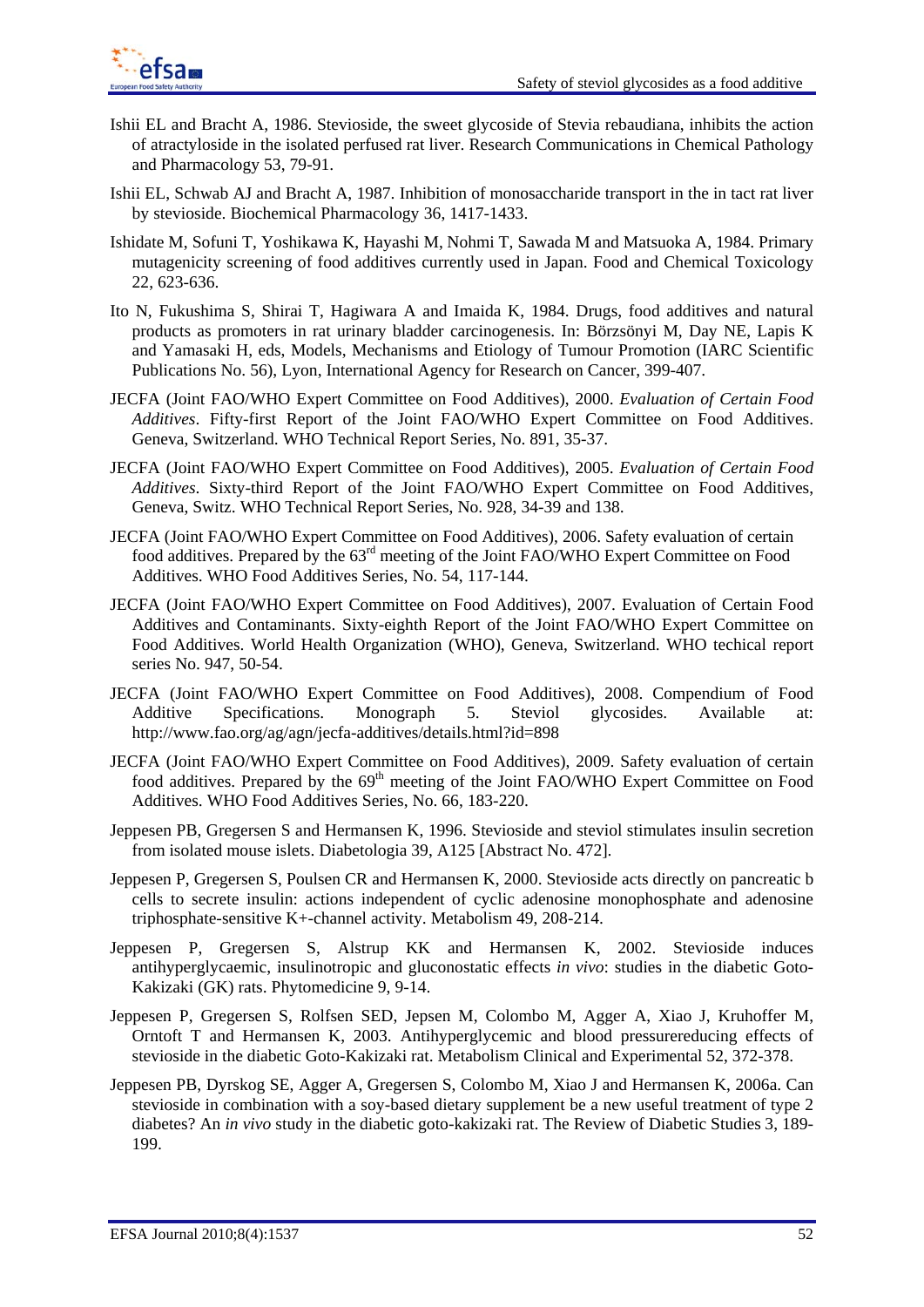Ishii EL and Bracht A, 1986. Stevioside, the sweet glycoside of Stevia rebaudiana, inhibits the action of atractyloside in the isolated perfused rat liver. Research Communications in Chemical Pathology and Pharmacology 53, 79-91.

Ishii EL, Schwab AJ and Bracht A, 1987. Inhibition of monosaccharide transport in the in tact rat liver by stevioside. Biochemical Pharmacology 36, 1417-1433.

Ishidate M, Sofuni T, Yoshikawa K, Hayashi M, Nohmi T, Sawada M and Matsuoka A, 1984. Primary mutagenicity screening of food additives currently used in Japan. Food and Chemical Toxicology 22, 623-636.

Ito N, Fukushima S, Shirai T, Hagiwara A and Imaida K, 1984. Drugs, food additives and natural products as promoters in rat urinary bladder carcinogenesis. In: Börzsönyi M, Day NE, Lapis K and Yamasaki H, eds, Models, Mechanisms and Etiology of Tumour Promotion (IARC Scientific Publications No. 56), Lyon, International Agency for Research on Cancer, 399-407.

JECFA (Joint FAO/WHO Expert Committee on Food Additives), 2000. *Evaluation of Certain Food Additives*. Fifty-first Report of the Joint FAO/WHO Expert Committee on Food Additives. Geneva, Switzerland. WHO Technical Report Series, No. 891, 35-37.

JECFA (Joint FAO/WHO Expert Committee on Food Additives), 2005. *Evaluation of Certain Food Additives*. Sixty-third Report of the Joint FAO/WHO Expert Committee on Food Additives, Geneva, Switz. WHO Technical Report Series, No. 928, 34-39 and 138.

JECFA (Joint FAO/WHO Expert Committee on Food Additives), 2006. Safety evaluation of certain food additives. Prepared by the 63rd meeting of the Joint FAO/WHO Expert Committee on Food Additives. WHO Food Additives Series, No. 54, 117-144.

JECFA (Joint FAO/WHO Expert Committee on Food Additives), 2007. Evaluation of Certain Food Additives and Contaminants. Sixty-eighth Report of the Joint FAO/WHO Expert Committee on Food Additives. World Health Organization (WHO), Geneva, Switzerland. WHO techical report series No. 947, 50-54.

JECFA (Joint FAO/WHO Expert Committee on Food Additives), 2008. Compendium of Food Additive Specifications. Monograph 5. Steviol glycosides. Available at: http://www.fao.org/ag/agn/jecfa-additives/details.html?id=898

JECFA (Joint FAO/WHO Expert Committee on Food Additives), 2009. Safety evaluation of certain food additives. Prepared by the 69th meeting of the Joint FAO/WHO Expert Committee on Food Additives. WHO Food Additives Series, No. 66, 183-220.

Jeppesen PB, Gregersen S and Hermansen K, 1996. Stevioside and steviol stimulates insulin secretion from isolated mouse islets. Diabetologia 39, A125 [Abstract No. 472].

Jeppesen P, Gregersen S, Poulsen CR and Hermansen K, 2000. Stevioside acts directly on pancreatic b cells to secrete insulin: actions independent of cyclic adenosine monophosphate and adenosine triphosphate-sensitive K+-channel activity. Metabolism 49, 208-214.

Jeppesen P, Gregersen S, Alstrup KK and Hermansen K, 2002. Stevioside induces antihyperglycaemic, insulinotropic and gluconostatic effects *in vivo*: studies in the diabetic Goto-Kakizaki (GK) rats. Phytomedicine 9, 9-14.

Jeppesen P, Gregersen S, Rolfsen SED, Jepsen M, Colombo M, Agger A, Xiao J, Kruhoffer M, Orntoft T and Hermansen K, 2003. Antihyperglycemic and blood pressurereducing effects of stevioside in the diabetic Goto-Kakizaki rat. Metabolism Clinical and Experimental 52, 372-378.

Jeppesen PB, Dyrskog SE, Agger A, Gregersen S, Colombo M, Xiao J and Hermansen K, 2006a. Can stevioside in combination with a soy-based dietary supplement be a new useful treatment of type 2 diabetes? An *in vivo* study in the diabetic goto-kakizaki rat. The Review of Diabetic Studies 3, 189-199.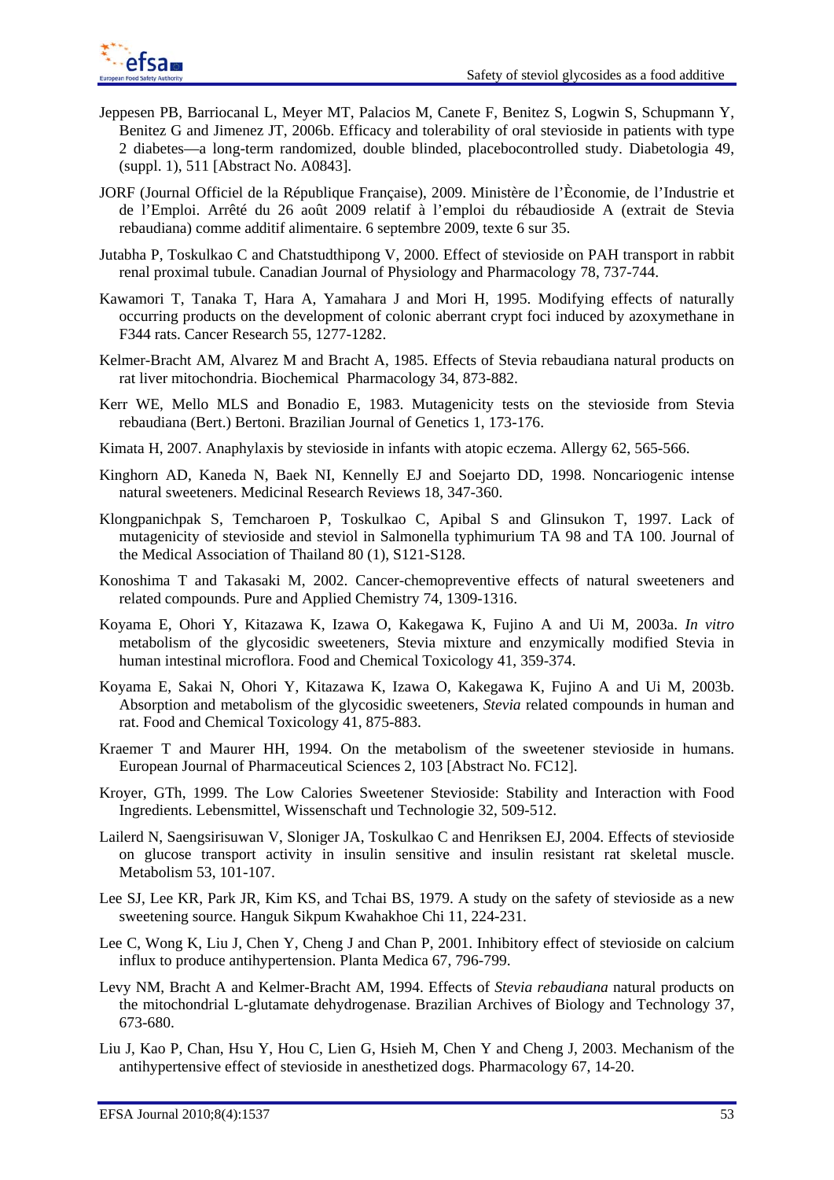Jeppesen PB, Barriocanal L, Meyer MT, Palacios M, Canete F, Benitez S, Logwin S, Schupmann Y, Benitez G and Jimenez JT, 2006b. Efficacy and tolerability of oral stevioside in patients with type 2 diabetes—a long-term randomized, double blinded, placebocontrolled study. Diabetologia 49, (suppl. 1), 511 [Abstract No. A0843].

JORF (Journal Officiel de la République Française), 2009. Ministère de l'Èconomie, de l'Industrie et de l'Emploi. Arrêté du 26 août 2009 relatif à l'emploi du rébaudioside A (extrait de Stevia rebaudiana) comme additif alimentaire. 6 septembre 2009, texte 6 sur 35.

Jutabha P, Toskulkao C and Chatstudthipong V, 2000. Effect of stevioside on PAH transport in rabbit renal proximal tubule. Canadian Journal of Physiology and Pharmacology 78, 737-744.

Kawamori T, Tanaka T, Hara A, Yamahara J and Mori H, 1995. Modifying effects of naturally occurring products on the development of colonic aberrant crypt foci induced by azoxymethane in F344 rats. Cancer Research 55, 1277-1282.

Kelmer-Bracht AM, Alvarez M and Bracht A, 1985. Effects of Stevia rebaudiana natural products on rat liver mitochondria. Biochemical Pharmacology 34, 873-882.

Kerr WE, Mello MLS and Bonadio E, 1983. Mutagenicity tests on the stevioside from Stevia rebaudiana (Bert.) Bertoni. Brazilian Journal of Genetics 1, 173-176.

Kimata H, 2007. Anaphylaxis by stevioside in infants with atopic eczema. Allergy 62, 565-566.

Kinghorn AD, Kaneda N, Baek NI, Kennelly EJ and Soejarto DD, 1998. Noncariogenic intense natural sweeteners. Medicinal Research Reviews 18, 347-360.

Klongpanichpak S, Temcharoen P, Toskulkao C, Apibal S and Glinsukon T, 1997. Lack of mutagenicity of stevioside and steviol in Salmonella typhimurium TA 98 and TA 100. Journal of the Medical Association of Thailand 80 (1), S121-S128.

Konoshima T and Takasaki M, 2002. Cancer-chemopreventive effects of natural sweeteners and related compounds. Pure and Applied Chemistry 74, 1309-1316.

Koyama E, Ohori Y, Kitazawa K, Izawa O, Kakegawa K, Fujino A and Ui M, 2003a. *In vitro* metabolism of the glycosidic sweeteners, Stevia mixture and enzymically modified Stevia in human intestinal microflora. Food and Chemical Toxicology 41, 359-374.

Koyama E, Sakai N, Ohori Y, Kitazawa K, Izawa O, Kakegawa K, Fujino A and Ui M, 2003b. Absorption and metabolism of the glycosidic sweeteners, *Stevia* related compounds in human and rat. Food and Chemical Toxicology 41, 875-883.

Kraemer T and Maurer HH, 1994. On the metabolism of the sweetener stevioside in humans. European Journal of Pharmaceutical Sciences 2, 103 [Abstract No. FC12].

Kroyer, GTh, 1999. The Low Calories Sweetener Stevioside: Stability and Interaction with Food Ingredients. Lebensmittel, Wissenschaft und Technologie 32, 509-512.

Lailerd N, Saengsirisuwan V, Sloniger JA, Toskulkao C and Henriksen EJ, 2004. Effects of stevioside on glucose transport activity in insulin sensitive and insulin resistant rat skeletal muscle. Metabolism 53, 101-107.

Lee SJ, Lee KR, Park JR, Kim KS, and Tchai BS, 1979. A study on the safety of stevioside as a new sweetening source. Hanguk Sikpum Kwahakhoe Chi 11, 224-231.

Lee C, Wong K, Liu J, Chen Y, Cheng J and Chan P, 2001. Inhibitory effect of stevioside on calcium influx to produce antihypertension. Planta Medica 67, 796-799.

Levy NM, Bracht A and Kelmer-Bracht AM, 1994. Effects of *Stevia rebaudiana* natural products on the mitochondrial L-glutamate dehydrogenase. Brazilian Archives of Biology and Technology 37, 673-680.

Liu J, Kao P, Chan, Hsu Y, Hou C, Lien G, Hsieh M, Chen Y and Cheng J, 2003. Mechanism of the antihypertensive effect of stevioside in anesthetized dogs. Pharmacology 67, 14-20.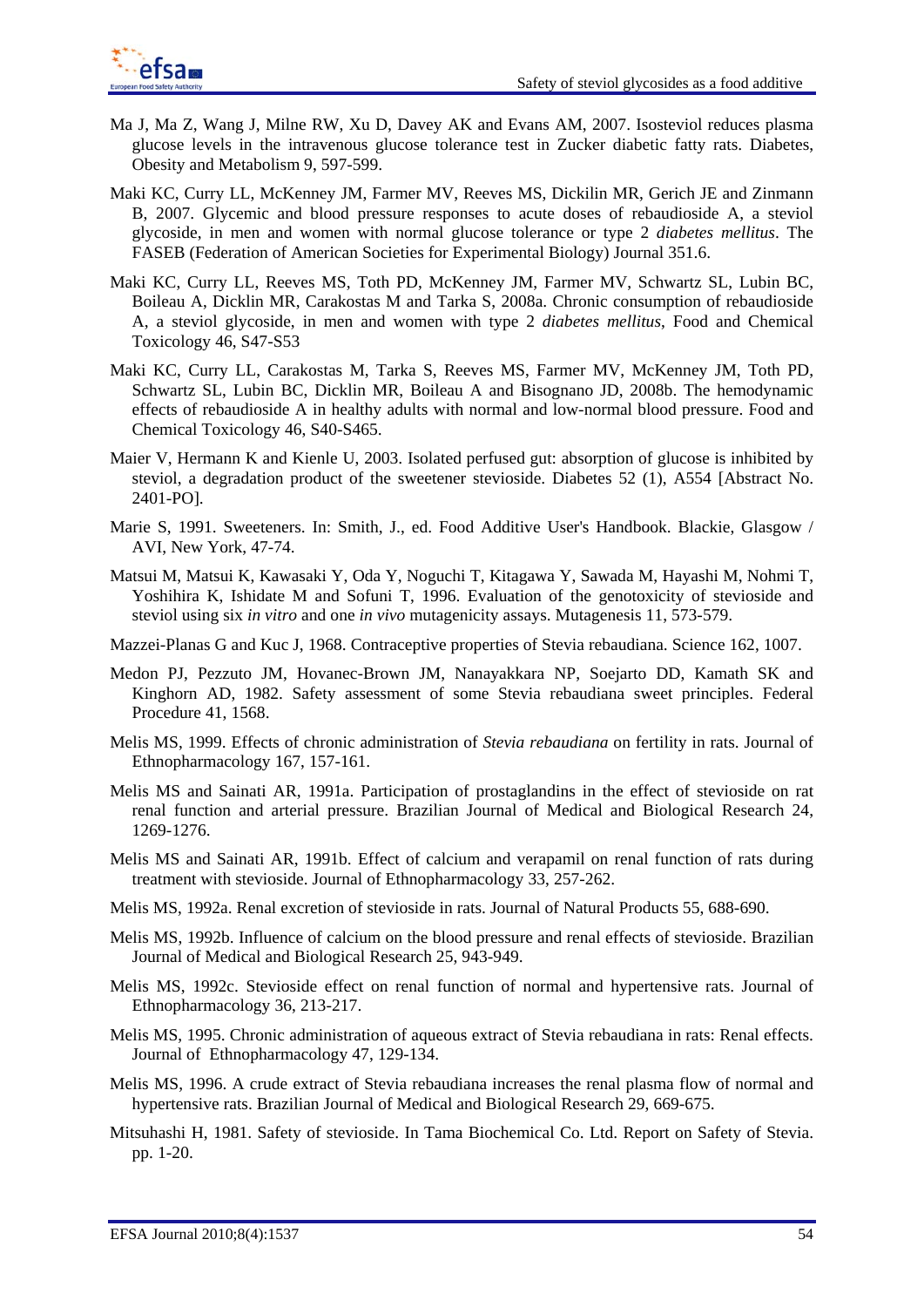Ma J, Ma Z, Wang J, Milne RW, Xu D, Davey AK and Evans AM, 2007. Isosteviol reduces plasma glucose levels in the intravenous glucose tolerance test in Zucker diabetic fatty rats. Diabetes, Obesity and Metabolism 9, 597-599.

Maki KC, Curry LL, McKenney JM, Farmer MV, Reeves MS, Dickilin MR, Gerich JE and Zinmann B, 2007. Glycemic and blood pressure responses to acute doses of rebaudioside A, a steviol glycoside, in men and women with normal glucose tolerance or type 2 *diabetes mellitus*. The FASEB (Federation of American Societies for Experimental Biology) Journal 351.6.

Maki KC, Curry LL, Reeves MS, Toth PD, McKenney JM, Farmer MV, Schwartz SL, Lubin BC, Boileau A, Dicklin MR, Carakostas M and Tarka S, 2008a. Chronic consumption of rebaudioside A, a steviol glycoside, in men and women with type 2 *diabetes mellitus*, Food and Chemical Toxicology 46, S47-S53

Maki KC, Curry LL, Carakostas M, Tarka S, Reeves MS, Farmer MV, McKenney JM, Toth PD, Schwartz SL, Lubin BC, Dicklin MR, Boileau A and Bisognano JD, 2008b. The hemodynamic effects of rebaudioside A in healthy adults with normal and low-normal blood pressure. Food and Chemical Toxicology 46, S40-S465.

Maier V, Hermann K and Kienle U, 2003. Isolated perfused gut: absorption of glucose is inhibited by steviol, a degradation product of the sweetener stevioside. Diabetes 52 (1), A554 [Abstract No. 2401-PO].

Marie S, 1991. Sweeteners. In: Smith, J., ed. Food Additive User's Handbook. Blackie, Glasgow / AVI, New York, 47-74.

Matsui M, Matsui K, Kawasaki Y, Oda Y, Noguchi T, Kitagawa Y, Sawada M, Hayashi M, Nohmi T, Yoshihira K, Ishidate M and Sofuni T, 1996. Evaluation of the genotoxicity of stevioside and steviol using six *in vitro* and one *in vivo* mutagenicity assays. Mutagenesis 11, 573-579.

Mazzei-Planas G and Kuc J, 1968. Contraceptive properties of Stevia rebaudiana. Science 162, 1007.

Medon PJ, Pezzuto JM, Hovanec-Brown JM, Nanayakkara NP, Soejarto DD, Kamath SK and Kinghorn AD, 1982. Safety assessment of some Stevia rebaudiana sweet principles. Federal Procedure 41, 1568.

Melis MS, 1999. Effects of chronic administration of *Stevia rebaudiana* on fertility in rats. Journal of Ethnopharmacology 167, 157-161.

Melis MS and Sainati AR, 1991a. Participation of prostaglandins in the effect of stevioside on rat renal function and arterial pressure. Brazilian Journal of Medical and Biological Research 24, 1269-1276.

Melis MS and Sainati AR, 1991b. Effect of calcium and verapamil on renal function of rats during treatment with stevioside. Journal of Ethnopharmacology 33, 257-262.

Melis MS, 1992a. Renal excretion of stevioside in rats. Journal of Natural Products 55, 688-690.

Melis MS, 1992b. Influence of calcium on the blood pressure and renal effects of stevioside. Brazilian Journal of Medical and Biological Research 25, 943-949.

Melis MS, 1992c. Stevioside effect on renal function of normal and hypertensive rats. Journal of Ethnopharmacology 36, 213-217.

Melis MS, 1995. Chronic administration of aqueous extract of Stevia rebaudiana in rats: Renal effects. Journal of Ethnopharmacology 47, 129-134.

Melis MS, 1996. A crude extract of Stevia rebaudiana increases the renal plasma flow of normal and hypertensive rats. Brazilian Journal of Medical and Biological Research 29, 669-675.

Mitsuhashi H, 1981. Safety of stevioside. In Tama Biochemical Co. Ltd. Report on Safety of Stevia. pp. 1-20.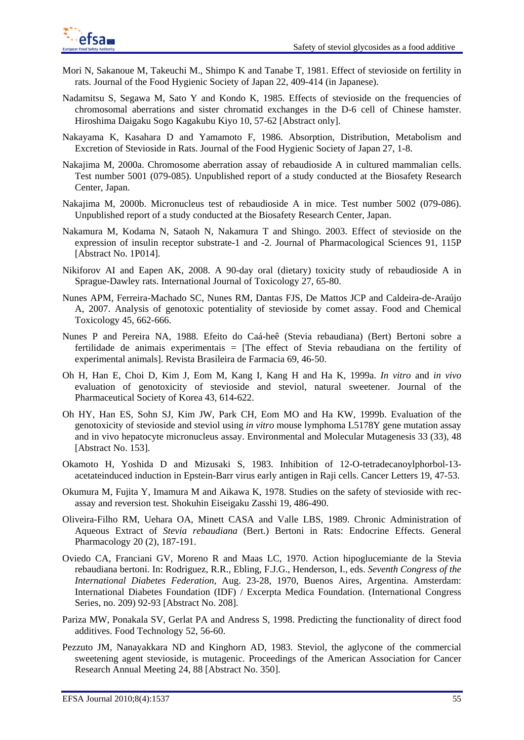Mori N, Sakanoue M, Takeuchi M., Shimpo K and Tanabe T, 1981. Effect of stevioside on fertility in rats. Journal of the Food Hygienic Society of Japan 22, 409-414 (in Japanese).

Nadamitsu S, Segawa M, Sato Y and Kondo K, 1985. Effects of stevioside on the frequencies of chromosomal aberrations and sister chromatid exchanges in the D-6 cell of Chinese hamster. Hiroshima Daigaku Sogo Kagakubu Kiyo 10, 57-62 [Abstract only].

Nakayama K, Kasahara D and Yamamoto F, 1986. Absorption, Distribution, Metabolism and Excretion of Stevioside in Rats. Journal of the Food Hygienic Society of Japan 27, 1-8.

Nakajima M, 2000a. Chromosome aberration assay of rebaudioside A in cultured mammalian cells. Test number 5001 (079-085). Unpublished report of a study conducted at the Biosafety Research Center, Japan.

Nakajima M, 2000b. Micronucleus test of rebaudioside A in mice. Test number 5002 (079-086). Unpublished report of a study conducted at the Biosafety Research Center, Japan.

Nakamura M, Kodama N, Sataoh N, Nakamura T and Shingo. 2003. Effect of stevioside on the expression of insulin receptor substrate-1 and -2. Journal of Pharmacological Sciences 91, 115P [Abstract No. 1P014].

Nikiforov AI and Eapen AK, 2008. A 90-day oral (dietary) toxicity study of rebaudioside A in Sprague-Dawley rats. International Journal of Toxicology 27, 65-80.

Nunes APM, Ferreira-Machado SC, Nunes RM, Dantas FJS, De Mattos JCP and Caldeira-de-Araújo A, 2007. Analysis of genotoxic potentiality of stevioside by comet assay. Food and Chemical Toxicology 45, 662-666.

Nunes P and Pereira NA, 1988. Efeito do Caá-heê (Stevia rebaudiana) (Bert) Bertoni sobre a fertilidade de animais experimentais = [The effect of Stevia rebaudiana on the fertility of experimental animals]. Revista Brasileira de Farmacia 69, 46-50.

Oh H, Han E, Choi D, Kim J, Eom M, Kang I, Kang H and Ha K, 1999a. *In vitro* and *in vivo* evaluation of genotoxicity of stevioside and steviol, natural sweetener. Journal of the Pharmaceutical Society of Korea 43, 614-622.

Oh HY, Han ES, Sohn SJ, Kim JW, Park CH, Eom MO and Ha KW, 1999b. Evaluation of the genotoxicity of stevioside and steviol using *in vitro* mouse lymphoma L5178Y gene mutation assay and in vivo hepatocyte micronucleus assay. Environmental and Molecular Mutagenesis 33 (33), 48 [Abstract No. 153].

Okamoto H, Yoshida D and Mizusaki S, 1983. Inhibition of 12-O-tetradecanoylphorbol-13-acetateinduced induction in Epstein-Barr virus early antigen in Raji cells. Cancer Letters 19, 47-53.

Okumura M, Fujita Y, Imamura M and Aikawa K, 1978. Studies on the safety of stevioside with rec-assay and reversion test. Shokuhin Eiseigaku Zasshi 19, 486-490.

Oliveira-Filho RM, Uehara OA, Minett CASA and Valle LBS, 1989. Chronic Administration of Aqueous Extract of *Stevia rebaudiana* (Bert.) Bertoni in Rats: Endocrine Effects. General Pharmacology 20 (2), 187-191.

Oviedo CA, Franciani GV, Moreno R and Maas LC, 1970. Action hipoglucemiante de la Stevia rebaudiana bertoni. In: Rodriguez, R.R., Ebling, F.J.G., Henderson, I., eds. *Seventh Congress of the International Diabetes Federation*, Aug. 23-28, 1970, Buenos Aires, Argentina. Amsterdam: International Diabetes Foundation (IDF) / Excerpta Medica Foundation. (International Congress Series, no. 209) 92-93 [Abstract No. 208].

Pariza MW, Ponakala SV, Gerlat PA and Andress S, 1998. Predicting the functionality of direct food additives. Food Technology 52, 56-60.

Pezzuto JM, Nanayakkara ND and Kinghorn AD, 1983. Steviol, the aglycone of the commercial sweetening agent stevioside, is mutagenic. Proceedings of the American Association for Cancer Research Annual Meeting 24, 88 [Abstract No. 350].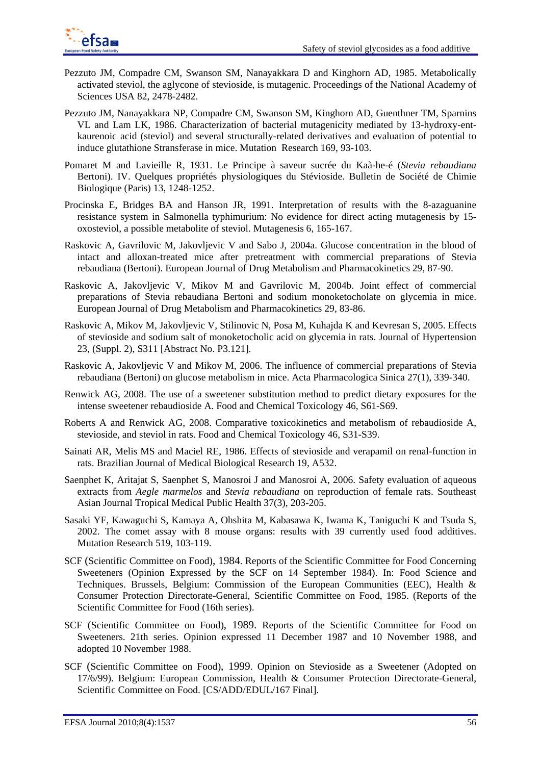Pezzuto JM, Compadre CM, Swanson SM, Nanayakkara D and Kinghorn AD, 1985. Metabolically activated steviol, the aglycone of stevioside, is mutagenic. Proceedings of the National Academy of Sciences USA 82, 2478-2482.

Pezzuto JM, Nanayakkara NP, Compadre CM, Swanson SM, Kinghorn AD, Guenthner TM, Sparnins VL and Lam LK, 1986. Characterization of bacterial mutagenicity mediated by 13-hydroxy-ent-kaurenoic acid (steviol) and several structurally-related derivatives and evaluation of potential to induce glutathione Stransferase in mice. Mutation Research 169, 93-103.

Pomaret M and Lavieille R, 1931. Le Principe à saveur sucrée du Kaà-he-é (*Stevia rebaudiana* Bertoni). IV. Quelques propriétés physiologiques du Stévioside. Bulletin de Société de Chimie Biologique (Paris) 13, 1248-1252.

Procinska E, Bridges BA and Hanson JR, 1991. Interpretation of results with the 8-azaguanine resistance system in Salmonella typhimurium: No evidence for direct acting mutagenesis by 15-oxosteviol, a possible metabolite of steviol. Mutagenesis 6, 165-167.

Raskovic A, Gavrilovic M, Jakovljevic V and Sabo J, 2004a. Glucose concentration in the blood of intact and alloxan-treated mice after pretreatment with commercial preparations of Stevia rebaudiana (Bertoni). European Journal of Drug Metabolism and Pharmacokinetics 29, 87-90.

Raskovic A, Jakovljevic V, Mikov M and Gavrilovic M, 2004b. Joint effect of commercial preparations of Stevia rebaudiana Bertoni and sodium monoketocholate on glycemia in mice. European Journal of Drug Metabolism and Pharmacokinetics 29, 83-86.

Raskovic A, Mikov M, Jakovljevic V, Stilinovic N, Posa M, Kuhajda K and Kevresan S, 2005. Effects of stevioside and sodium salt of monoketocholic acid on glycemia in rats. Journal of Hypertension 23, (Suppl. 2), S311 [Abstract No. P3.121].

Raskovic A, Jakovljevic V and Mikov M, 2006. The influence of commercial preparations of Stevia rebaudiana (Bertoni) on glucose metabolism in mice. Acta Pharmacologica Sinica 27(1), 339-340.

Renwick AG, 2008. The use of a sweetener substitution method to predict dietary exposures for the intense sweetener rebaudioside A. Food and Chemical Toxicology 46, S61-S69.

Roberts A and Renwick AG, 2008. Comparative toxicokinetics and metabolism of rebaudioside A, stevioside, and steviol in rats. Food and Chemical Toxicology 46, S31-S39.

Sainati AR, Melis MS and Maciel RE, 1986. Effects of stevioside and verapamil on renal-function in rats. Brazilian Journal of Medical Biological Research 19, A532.

Saenphet K, Aritajat S, Saenphet S, Manosroi J and Manosroi A, 2006. Safety evaluation of aqueous extracts from *Aegle marmelos* and *Stevia rebaudiana* on reproduction of female rats. Southeast Asian Journal Tropical Medical Public Health 37(3), 203-205.

Sasaki YF, Kawaguchi S, Kamaya A, Ohshita M, Kabasawa K, Iwama K, Taniguchi K and Tsuda S, 2002. The comet assay with 8 mouse organs: results with 39 currently used food additives. Mutation Research 519, 103-119.

SCF (Scientific Committee on Food), 1984. Reports of the Scientific Committee for Food Concerning Sweeteners (Opinion Expressed by the SCF on 14 September 1984). In: Food Science and Techniques. Brussels, Belgium: Commission of the European Communities (EEC), Health & Consumer Protection Directorate-General, Scientific Committee on Food, 1985. (Reports of the Scientific Committee for Food (16th series).

SCF (Scientific Committee on Food), 1989. Reports of the Scientific Committee for Food on Sweeteners. 21th series. Opinion expressed 11 December 1987 and 10 November 1988, and adopted 10 November 1988.

SCF (Scientific Committee on Food), 1999. Opinion on Stevioside as a Sweetener (Adopted on 17/6/99). Belgium: European Commission, Health & Consumer Protection Directorate-General, Scientific Committee on Food. [CS/ADD/EDUL/167 Final].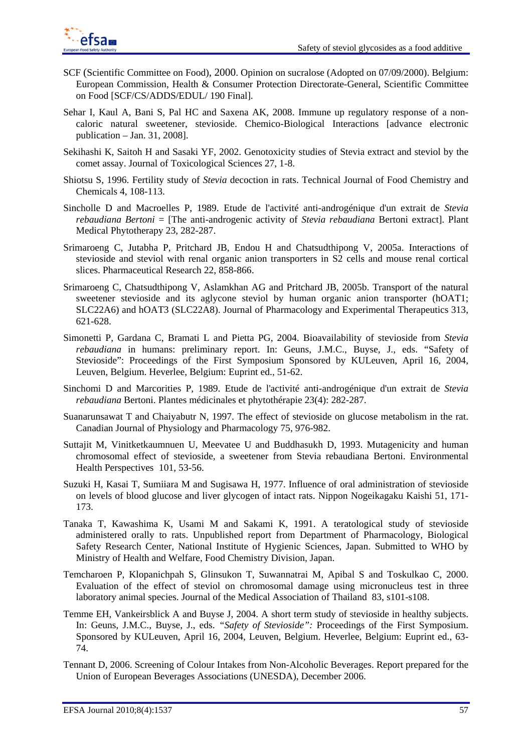SCF (Scientific Committee on Food), 2000. Opinion on sucralose (Adopted on 07/09/2000). Belgium: European Commission, Health & Consumer Protection Directorate-General, Scientific Committee on Food [SCF/CS/ADDS/EDUL/ 190 Final].

Sehar I, Kaul A, Bani S, Pal HC and Saxena AK, 2008. Immune up regulatory response of a non-caloric natural sweetener, stevioside. Chemico-Biological Interactions [advance electronic publication – Jan. 31, 2008].

Sekihashi K, Saitoh H and Sasaki YF, 2002. Genotoxicity studies of Stevia extract and steviol by the comet assay. Journal of Toxicological Sciences 27, 1-8.

Shiotsu S, 1996. Fertility study of *Stevia* decoction in rats. Technical Journal of Food Chemistry and Chemicals 4, 108-113.

Sincholle D and Macroelles P, 1989. Etude de l'activité anti-androgénique d'un extrait de *Stevia rebaudiana Bertoni* = [The anti-androgenic activity of *Stevia rebaudiana* Bertoni extract]. Plant Medical Phytotherapy 23, 282-287.

Srimaroeng C, Jutabha P, Pritchard JB, Endou H and Chatsudthipong V, 2005a. Interactions of stevioside and steviol with renal organic anion transporters in S2 cells and mouse renal cortical slices. Pharmaceutical Research 22, 858-866.

Srimaroeng C, Chatsudthipong V, Aslamkhan AG and Pritchard JB, 2005b. Transport of the natural sweetener stevioside and its aglycone steviol by human organic anion transporter (hOAT1; SLC22A6) and hOAT3 (SLC22A8). Journal of Pharmacology and Experimental Therapeutics 313, 621-628.

Simonetti P, Gardana C, Bramati L and Pietta PG, 2004. Bioavailability of stevioside from *Stevia rebaudiana* in humans: preliminary report. In: Geuns, J.M.C., Buyse, J., eds. "Safety of Stevioside": Proceedings of the First Symposium Sponsored by KULeuven, April 16, 2004, Leuven, Belgium. Heverlee, Belgium: Euprint ed., 51-62.

Sinchomi D and Marcorities P, 1989. Etude de l'activité anti-androgénique d'un extrait de *Stevia rebaudiana* Bertoni. Plantes médicinales et phytothérapie 23(4): 282-287.

Suanarunsawat T and Chaiyabutr N, 1997. The effect of stevioside on glucose metabolism in the rat. Canadian Journal of Physiology and Pharmacology 75, 976-982.

Suttajit M, Vinitketkaumnuen U, Meevatee U and Buddhasukh D, 1993. Mutagenicity and human chromosomal effect of stevioside, a sweetener from Stevia rebaudiana Bertoni. Environmental Health Perspectives 101, 53-56.

Suzuki H, Kasai T, Sumiiara M and Sugisawa H, 1977. Influence of oral administration of stevioside on levels of blood glucose and liver glycogen of intact rats. Nippon Nogeikagaku Kaishi 51, 171-173.

Tanaka T, Kawashima K, Usami M and Sakami K, 1991. A teratological study of stevioside administered orally to rats. Unpublished report from Department of Pharmacology, Biological Safety Research Center, National Institute of Hygienic Sciences, Japan. Submitted to WHO by Ministry of Health and Welfare, Food Chemistry Division, Japan.

Temcharoen P, Klopanichpah S, Glinsukon T, Suwannatrai M, Apibal S and Toskulkao C, 2000. Evaluation of the effect of steviol on chromosomal damage using micronucleus test in three laboratory animal species. Journal of the Medical Association of Thailand 83, s101-s108.

Temme EH, Vankeirsblick A and Buyse J, 2004. A short term study of stevioside in healthy subjects. In: Geuns, J.M.C., Buyse, J., eds. *"Safety of Stevioside":* Proceedings of the First Symposium. Sponsored by KULeuven, April 16, 2004, Leuven, Belgium. Heverlee, Belgium: Euprint ed., 63-74.

Tennant D, 2006. Screening of Colour Intakes from Non-Alcoholic Beverages. Report prepared for the Union of European Beverages Associations (UNESDA), December 2006.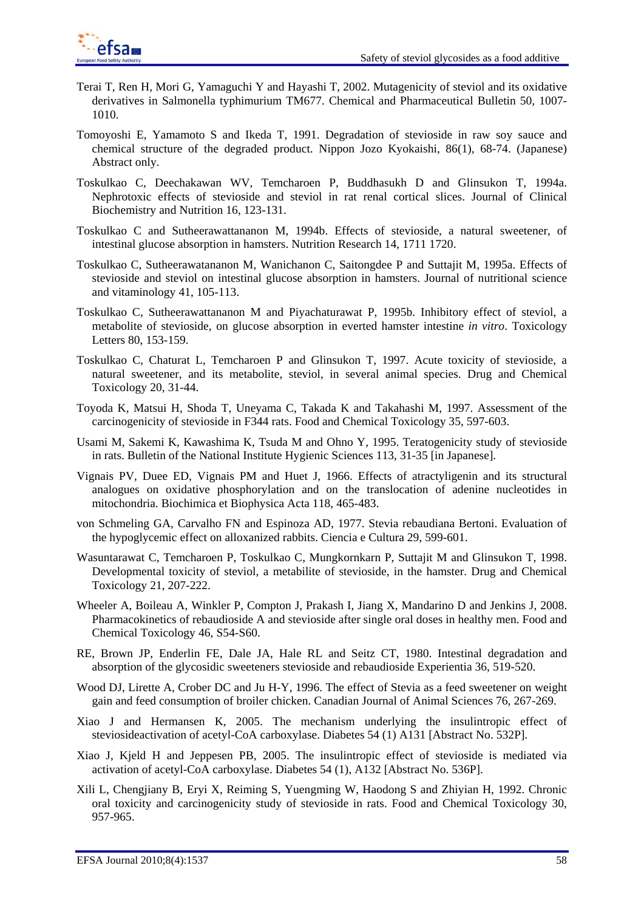Terai T, Ren H, Mori G, Yamaguchi Y and Hayashi T, 2002. Mutagenicity of steviol and its oxidative derivatives in Salmonella typhimurium TM677. Chemical and Pharmaceutical Bulletin 50, 1007-1010.

Tomoyoshi E, Yamamoto S and Ikeda T, 1991. Degradation of stevioside in raw soy sauce and chemical structure of the degraded product. Nippon Jozo Kyokaishi, 86(1), 68-74. (Japanese) Abstract only.

Toskulkao C, Deechakawan WV, Temcharoen P, Buddhasukh D and Glinsukon T, 1994a. Nephrotoxic effects of stevioside and steviol in rat renal cortical slices. Journal of Clinical Biochemistry and Nutrition 16, 123-131.

Toskulkao C and Sutheerawattananon M, 1994b. Effects of stevioside, a natural sweetener, of intestinal glucose absorption in hamsters. Nutrition Research 14, 1711 1720.

Toskulkao C, Sutheerawatananon M, Wanichanon C, Saitongdee P and Suttajit M, 1995a. Effects of stevioside and steviol on intestinal glucose absorption in hamsters. Journal of nutritional science and vitaminology 41, 105-113.

Toskulkao C, Sutheerawattananon M and Piyachaturawat P, 1995b. Inhibitory effect of steviol, a metabolite of stevioside, on glucose absorption in everted hamster intestine *in vitro*. Toxicology Letters 80, 153-159.

Toskulkao C, Chaturat L, Temcharoen P and Glinsukon T, 1997. Acute toxicity of stevioside, a natural sweetener, and its metabolite, steviol, in several animal species. Drug and Chemical Toxicology 20, 31-44.

Toyoda K, Matsui H, Shoda T, Uneyama C, Takada K and Takahashi M, 1997. Assessment of the carcinogenicity of stevioside in F344 rats. Food and Chemical Toxicology 35, 597-603.

Usami M, Sakemi K, Kawashima K, Tsuda M and Ohno Y, 1995. Teratogenicity study of stevioside in rats. Bulletin of the National Institute Hygienic Sciences 113, 31-35 [in Japanese].

Vignais PV, Duee ED, Vignais PM and Huet J, 1966. Effects of atractyligenin and its structural analogues on oxidative phosphorylation and on the translocation of adenine nucleotides in mitochondria. Biochimica et Biophysica Acta 118, 465-483.

von Schmeling GA, Carvalho FN and Espinoza AD, 1977. Stevia rebaudiana Bertoni. Evaluation of the hypoglycemic effect on alloxanized rabbits. Ciencia e Cultura 29, 599-601.

Wasuntarawat C, Temcharoen P, Toskulkao C, Mungkornkarn P, Suttajit M and Glinsukon T, 1998. Developmental toxicity of steviol, a metabilite of stevioside, in the hamster. Drug and Chemical Toxicology 21, 207-222.

Wheeler A, Boileau A, Winkler P, Compton J, Prakash I, Jiang X, Mandarino D and Jenkins J, 2008. Pharmacokinetics of rebaudioside A and stevioside after single oral doses in healthy men. Food and Chemical Toxicology 46, S54-S60.

RE, Brown JP, Enderlin FE, Dale JA, Hale RL and Seitz CT, 1980. Intestinal degradation and absorption of the glycosidic sweeteners stevioside and rebaudioside Experientia 36, 519-520.

Wood DJ, Lirette A, Crober DC and Ju H-Y, 1996. The effect of Stevia as a feed sweetener on weight gain and feed consumption of broiler chicken. Canadian Journal of Animal Sciences 76, 267-269.

Xiao J and Hermansen K, 2005. The mechanism underlying the insulintropic effect of steviosideactivation of acetyl-CoA carboxylase. Diabetes 54 (1) A131 [Abstract No. 532P].

Xiao J, Kjeld H and Jeppesen PB, 2005. The insulintropic effect of stevioside is mediated via activation of acetyl-CoA carboxylase. Diabetes 54 (1), A132 [Abstract No. 536P].

Xili L, Chengjiany B, Eryi X, Reiming S, Yuengming W, Haodong S and Zhiyian H, 1992. Chronic oral toxicity and carcinogenicity study of stevioside in rats. Food and Chemical Toxicology 30, 957-965.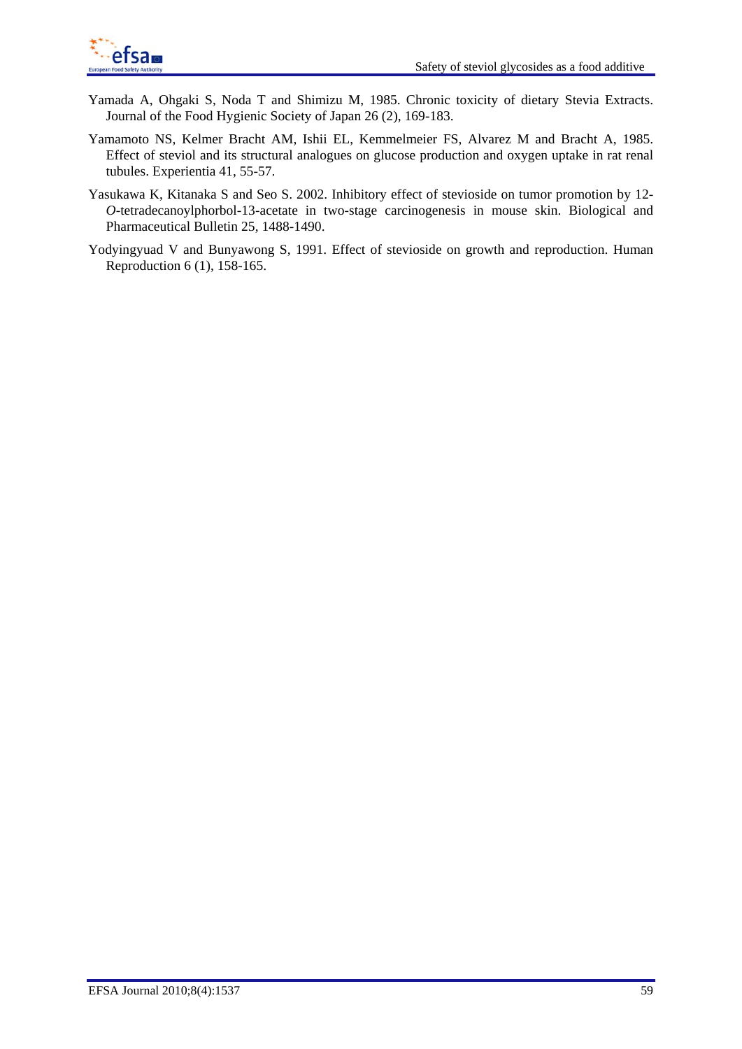Yamada A, Ohgaki S, Noda T and Shimizu M, 1985. Chronic toxicity of dietary Stevia Extracts. Journal of the Food Hygienic Society of Japan 26 (2), 169-183.

Yamamoto NS, Kelmer Bracht AM, Ishii EL, Kemmelmeier FS, Alvarez M and Bracht A, 1985. Effect of steviol and its structural analogues on glucose production and oxygen uptake in rat renal tubules. Experientia 41, 55-57.

Yasukawa K, Kitanaka S and Seo S. 2002. Inhibitory effect of stevioside on tumor promotion by 12-*O*-tetradecanoylphorbol-13-acetate in two-stage carcinogenesis in mouse skin. Biological and Pharmaceutical Bulletin 25, 1488-1490.

Yodyingyuad V and Bunyawong S, 1991. Effect of stevioside on growth and reproduction. Human Reproduction 6 (1), 158-165.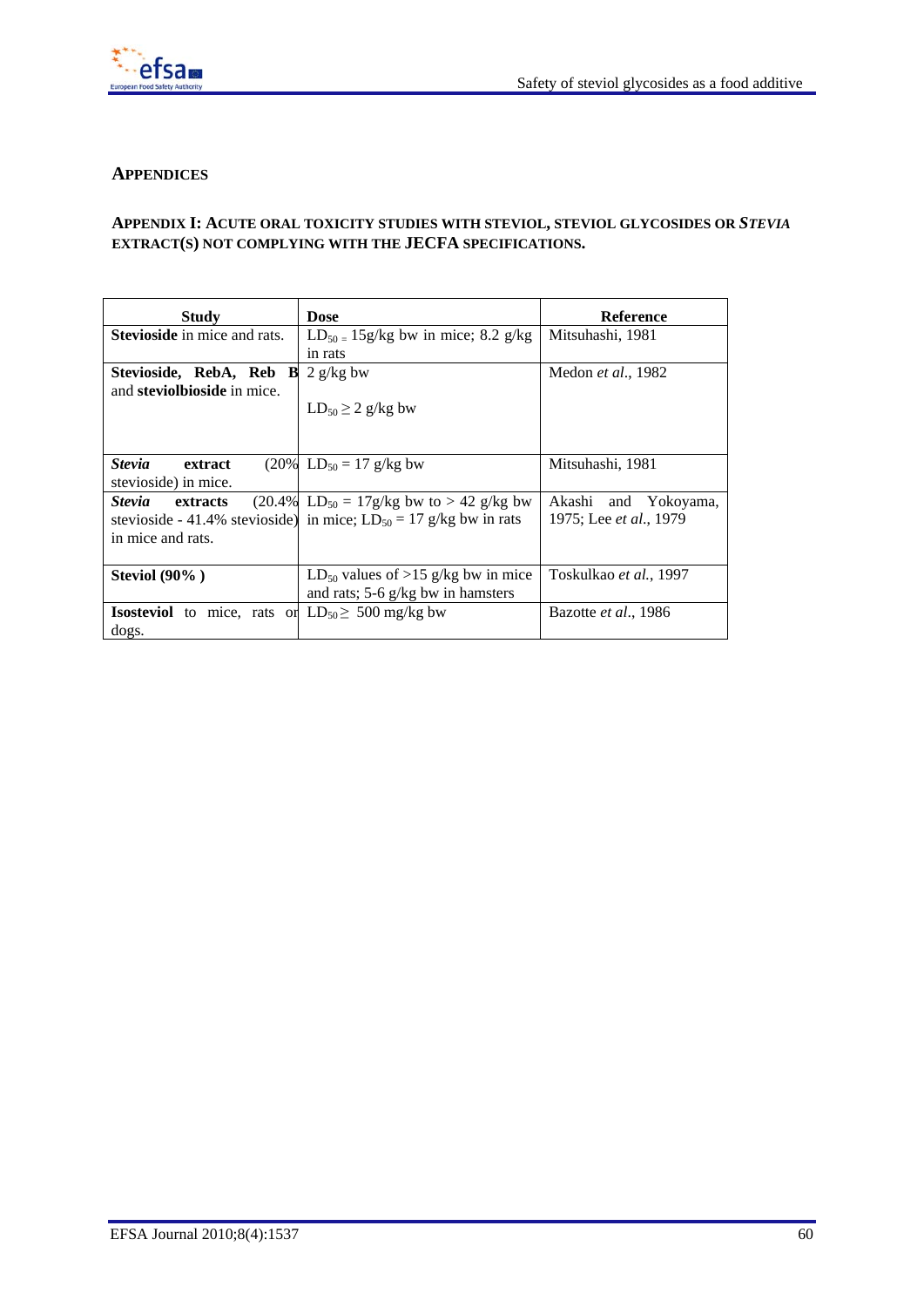## APPENDICES

### APPENDIX I: ACUTE ORAL TOXICITY STUDIES WITH STEVIOL, STEVIOL GLYCOSIDES OR *STEVIA* EXTRACT(S) NOT COMPLYING WITH THE JECFA SPECIFICATIONS.

| Study | Dose | Reference |
|---|---|---|
| **Stevioside** in mice and rats. | $LD_{50}$ = 15g/kg bw in mice; 8.2 g/kg in rats | Mitsuhashi, 1981 |
| **Stevioside, RebA, Reb B** and **steviolbioside** in mice. | 2 g/kg bw<br><br>$LD_{50} \geq 2$ g/kg bw | Medon *et al.*, 1982 |
| ***Stevia* extract** (20% stevioside) in mice. | $LD_{50}$ = 17 g/kg bw | Mitsuhashi, 1981 |
| ***Stevia* extracts** (20.4% stevioside - 41.4% stevioside) in mice and rats. | $LD_{50}$ = 17g/kg bw to > 42 g/kg bw in mice; $LD_{50}$ = 17 g/kg bw in rats | Akashi and Yokoyama, 1975; Lee *et al.*, 1979 |
| **Steviol (90% )** | $LD_{50}$ values of >15 g/kg bw in mice and rats; 5-6 g/kg bw in hamsters | Toskulkao *et al.*, 1997 |
| **Isosteviol** to mice, rats or dogs. | $LD_{50} \geq$ 500 mg/kg bw | Bazotte *et al.*, 1986 |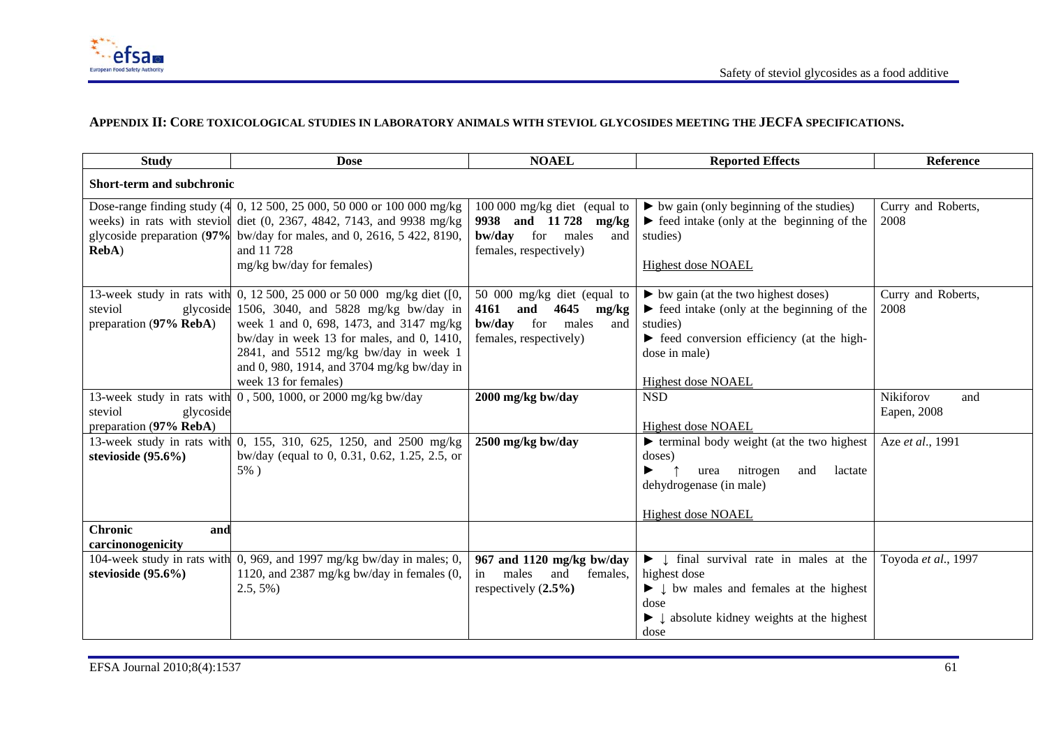## APPENDIX II: CORE TOXICOLOGICAL STUDIES IN LABORATORY ANIMALS WITH STEVIOL GLYCOSIDES MEETING THE JECFA SPECIFICATIONS.

| Study | Dose | NOAEL | Reported Effects | Reference |
|---|---|---|---|---|
| **Short-term and subchronic** | | | | |
| Dose-range finding study (4 weeks) in rats with steviol glycoside preparation (**97% RebA**) | 0, 12 500, 25 000, 50 000 or 100 000 mg/kg diet (0, 2367, 4842, 7143, and 9938 mg/kg bw/day for males, and 0, 2616, 5 422, 8190, and 11 728 mg/kg bw/day for females) | 100 000 mg/kg diet (equal to **9938 and 11 728 mg/kg bw/day** for males and females, respectively) | ► bw gain (only beginning of the studies)<br>► feed intake (only at the beginning of the studies)<br><br>Highest dose NOAEL | Curry and Roberts, 2008 |
| 13-week study in rats with steviol glycoside preparation (**97% RebA**) | 0, 12 500, 25 000 or 50 000 mg/kg diet ([0, 1506, 3040, and 5828 mg/kg bw/day in week 1 and 0, 698, 1473, and 3147 mg/kg bw/day in week 13 for males, and 0, 1410, 2841, and 5512 mg/kg bw/day in week 1 and 0, 980, 1914, and 3704 mg/kg bw/day in week 13 for females) | 50 000 mg/kg diet (equal to **4161 and 4645 mg/kg bw/day** for males and females, respectively) | ► bw gain (at the two highest doses)<br>► feed intake (only at the beginning of the studies)<br>► feed conversion efficiency (at the high-dose in male)<br><br>Highest dose NOAEL | Curry and Roberts, 2008 |
| 13-week study in rats with steviol glycoside preparation (**97% RebA**) | 0 , 500, 1000, or 2000 mg/kg bw/day | **2000 mg/kg bw/day** | NSD<br><br>Highest dose NOAEL | Nikiforov and Eapen, 2008 |
| 13-week study in rats with **stevioside (95.6%)** | 0, 155, 310, 625, 1250, and 2500 mg/kg bw/day (equal to 0, 0.31, 0.62, 1.25, 2.5, or 5% ) | **2500 mg/kg bw/day** | ► terminal body weight (at the two highest doses)<br>► ↑ urea nitrogen and lactate dehydrogenase (in male)<br><br>Highest dose NOAEL | Aze *et al.*, 1991 |
| **Chronic and carcinonogenicity** | | | | |
| 104-week study in rats with **stevioside (95.6%)** | 0, 969, and 1997 mg/kg bw/day in males; 0, 1120, and 2387 mg/kg bw/day in females (0, 2.5, 5%) | **967 and 1120 mg/kg bw/day** in males and females, respectively (**2.5%**) | ► ↓ final survival rate in males at the highest dose<br>► ↓ bw males and females at the highest dose<br>► ↓ absolute kidney weights at the highest dose | Toyoda *et al.*, 1997 |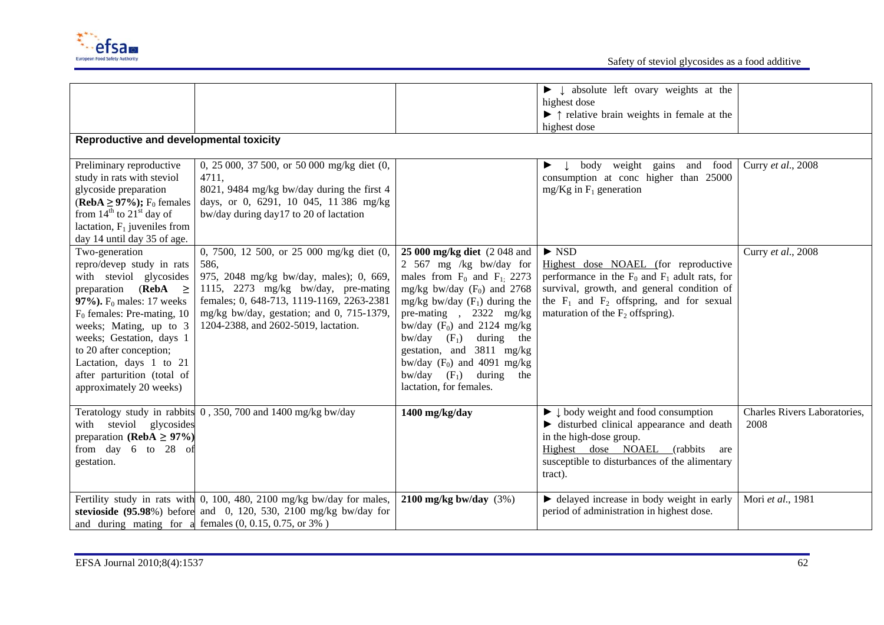| | | | | |
|---|---|---|---|---|
| | | | ► ↓ absolute left ovary weights at the highest dose<br>► ↑ relative brain weights in female at the highest dose | |
| **Reproductive and developmental toxicity** | | | | |
| Preliminary reproductive study in rats with steviol glycoside preparation (**RebA ≥ 97%);** $F_0$ females from 14[th] to 21[st] day of lactation, $F_1$ juveniles from day 14 until day 35 of age. | 0, 25 000, 37 500, or 50 000 mg/kg diet (0, 4711, 8021, 9484 mg/kg bw/day during the first 4 days, or 0, 6291, 10 045, 11 386 mg/kg bw/day during day17 to 20 of lactation | | ► ↓ body weight gains and food consumption at conc higher than 25000 mg/Kg in $F_1$ generation | Curry *et al.*, 2008 |
| Two-generation repro/devep study in rats with steviol glycosides preparation (**RebA ≥ 97%).** $F_0$ males: 17 weeks $F_0$ females: Pre-mating, 10 weeks; Mating, up to 3 weeks; Gestation, days 1 to 20 after conception; Lactation, days 1 to 21 after parturition (total of approximately 20 weeks) | 0, 7500, 12 500, or 25 000 mg/kg diet (0, 586, 975, 2048 mg/kg bw/day, males); 0, 669, 1115, 2273 mg/kg bw/day, pre-mating females; 0, 648-713, 1119-1169, 2263-2381 mg/kg bw/day, gestation; and 0, 715-1379, 1204-2388, and 2602-5019, lactation. | **25 000 mg/kg diet** (2 048 and 2 567 mg /kg bw/day for males from $F_0$ and $F_1$; 2273 mg/kg bw/day ($F_0$) and 2768 mg/kg bw/day ($F_1$) during the pre-mating , 2322 mg/kg bw/day ($F_0$) and 2124 mg/kg bw/day ($F_1$) during the gestation, and 3811 mg/kg bw/day ($F_0$) and 4091 mg/kg bw/day ($F_1$) during the lactation, for females. | ► NSD<br>Highest dose NOAEL (for reproductive performance in the $F_0$ and $F_1$ adult rats, for survival, growth, and general condition of the $F_1$ and $F_2$ offspring, and for sexual maturation of the $F_2$ offspring). | Curry *et al.*, 2008 |
| Teratology study in rabbits with steviol glycosides preparation **(RebA ≥ 97%)** from day 6 to 28 of gestation. | 0 , 350, 700 and 1400 mg/kg bw/day | **1400 mg/kg/day** | ► ↓ body weight and food consumption<br>► disturbed clinical appearance and death in the high-dose group.<br>Highest dose NOAEL (rabbits are susceptible to disturbances of the alimentary tract). | Charles Rivers Laboratories, 2008 |
| Fertility study in rats with **stevioside (95.98**%) before and during mating for a | 0, 100, 480, 2100 mg/kg bw/day for males, and 0, 120, 530, 2100 mg/kg bw/day for females (0, 0.15, 0.75, or 3% ) | **2100 mg/kg bw/day** (3%) | ► delayed increase in body weight in early period of administration in highest dose. | Mori *et al.*, 1981 |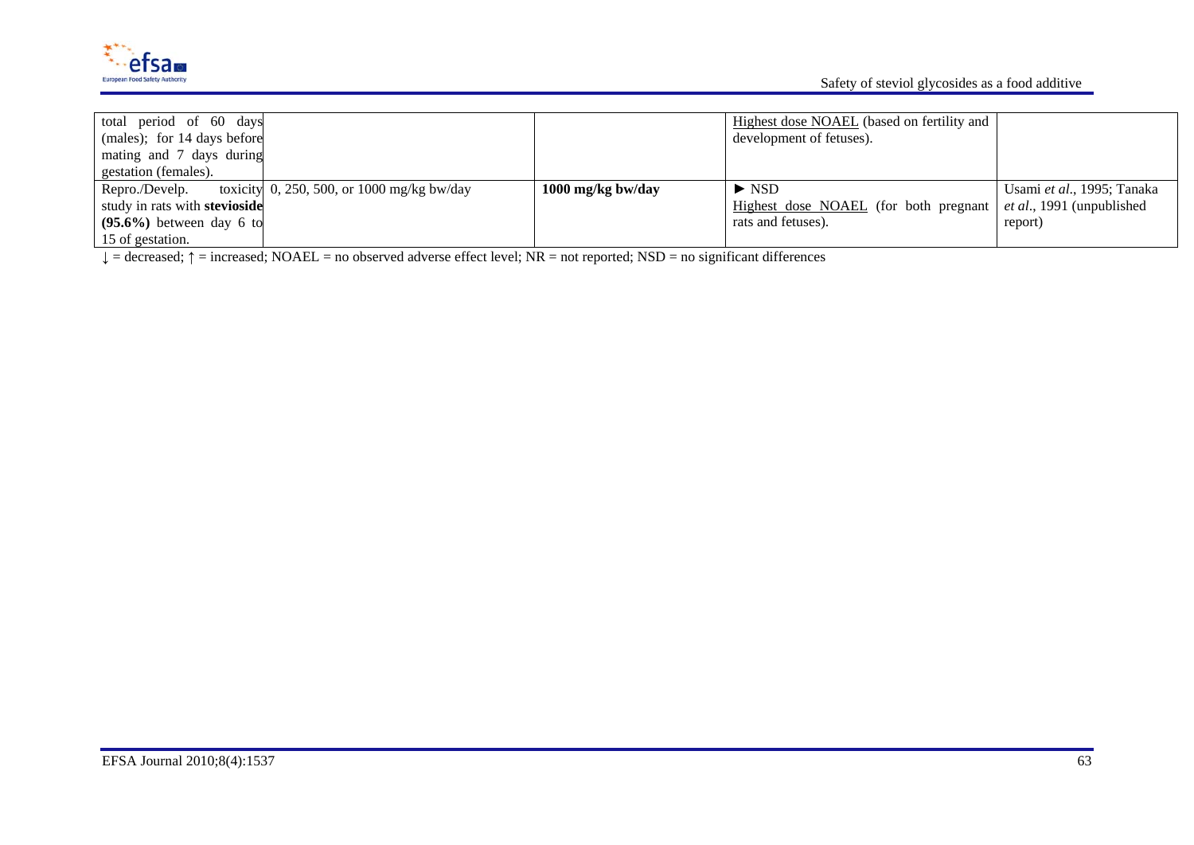| | | | | |
|---|---|---|---|---|
| total period of 60 days (males); for 14 days before mating and 7 days during gestation (females). | | | Highest dose NOAEL (based on fertility and development of fetuses). | |
| Repro./Develp. toxicity study in rats with **stevioside (95.6%)** between day 6 to 15 of gestation. | 0, 250, 500, or 1000 mg/kg bw/day | **1000 mg/kg bw/day** | ► NSD<br>Highest dose NOAEL (for both pregnant rats and fetuses). | Usami *et al*., 1995; Tanaka *et al*., 1991 (unpublished report) |

↓ = decreased; ↑ = increased; NOAEL = no observed adverse effect level; NR = not reported; NSD = no significant differences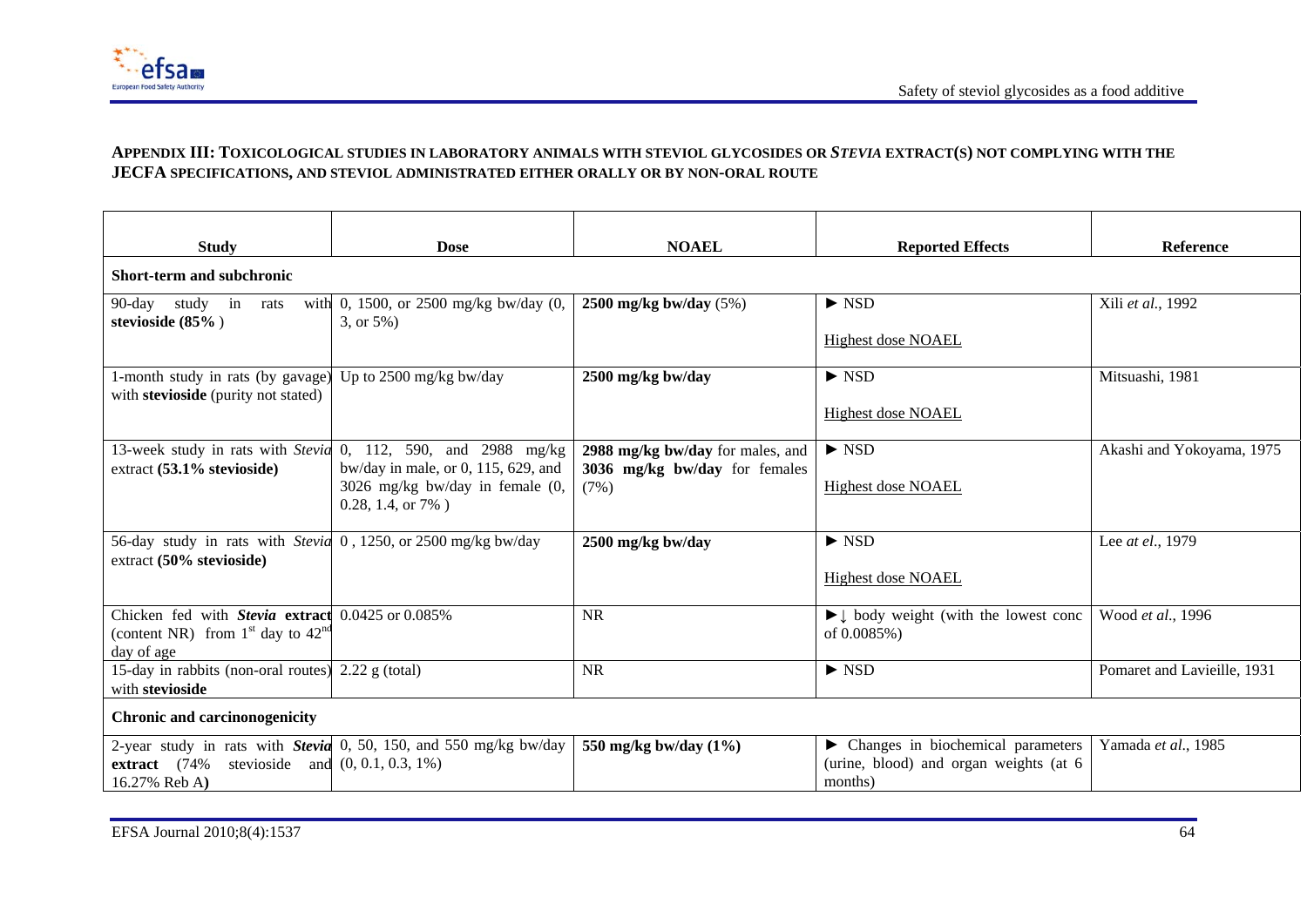**APPENDIX III: TOXICOLOGICAL STUDIES IN LABORATORY ANIMALS WITH STEVIOL GLYCOSIDES OR *STEVIA* EXTRACT(S) NOT COMPLYING WITH THE JECFA SPECIFICATIONS, AND STEVIOL ADMINISTRATED EITHER ORALLY OR BY NON-ORAL ROUTE**

| Study | Dose | NOAEL | Reported Effects | Reference |
|---|---|---|---|---|
| **Short-term and subchronic** | | | | |
| 90-day study in rats with **stevioside (85%** ) | 0, 1500, or 2500 mg/kg bw/day (0, 3, or 5%) | **2500 mg/kg bw/day** (5%) | ► NSD<br><br>Highest dose NOAEL | Xili *et al.*, 1992 |
| 1-month study in rats (by gavage) with **stevioside** (purity not stated) | Up to 2500 mg/kg bw/day | **2500 mg/kg bw/day** | ► NSD<br><br>Highest dose NOAEL | Mitsuashi, 1981 |
| 13-week study in rats with *Stevia* extract **(53.1% stevioside)** | 0, 112, 590, and 2988 mg/kg bw/day in male, or 0, 115, 629, and 3026 mg/kg bw/day in female (0, 0.28, 1.4, or 7% ) | **2988 mg/kg bw/day** for males, and **3036 mg/kg bw/day** for females (7%) | ► NSD<br><br>Highest dose NOAEL | Akashi and Yokoyama, 1975 |
| 56-day study in rats with *Stevia* extract **(50% stevioside)** | 0 , 1250, or 2500 mg/kg bw/day | **2500 mg/kg bw/day** | ► NSD<br><br>Highest dose NOAEL | Lee *at el.*, 1979 |
| Chicken fed with ***Stevia* extract** (content NR) from 1st day to 42nd day of age | 0.0425 or 0.085% | NR | ►↓ body weight (with the lowest conc of 0.0085%) | Wood *et al.*, 1996 |
| 15-day in rabbits (non-oral routes) with **stevioside** | 2.22 g (total) | NR | ► NSD | Pomaret and Lavieille, 1931 |
| **Chronic and carcinonogenicity** | | | | |
| 2-year study in rats with ***Stevia* extract** (74% stevioside and 16.27% Reb A**)** | 0, 50, 150, and 550 mg/kg bw/day (0, 0.1, 0.3, 1%) | **550 mg/kg bw/day (1%)** | ► Changes in biochemical parameters (urine, blood) and organ weights (at 6 months) | Yamada *et al.*, 1985 |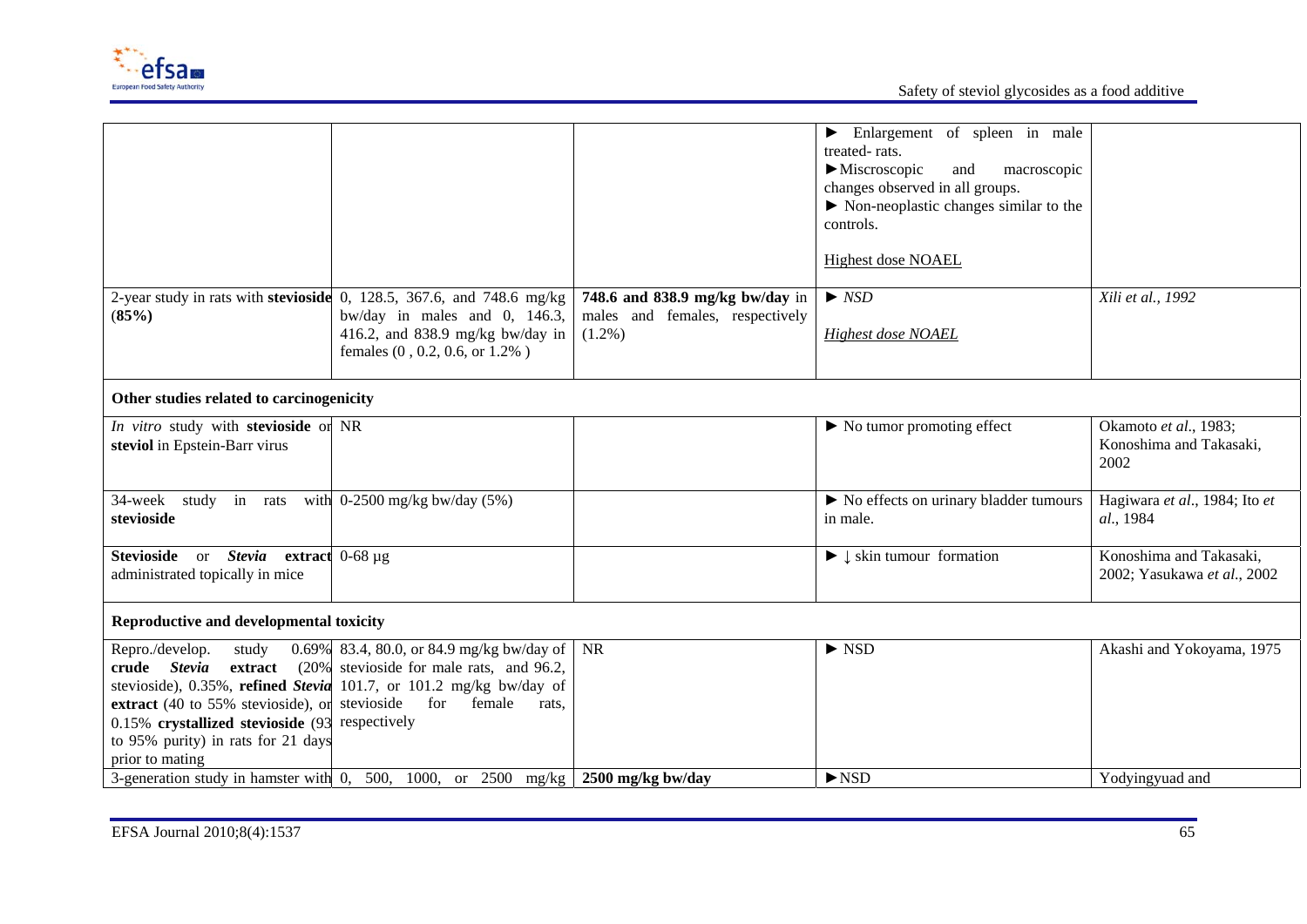| | | | | |
|---|---|---|---|---|
| | | | ► Enlargement of spleen in male treated- rats.<br>►Miscroscopic and macroscopic changes observed in all groups.<br>► Non-neoplastic changes similar to the controls.<br><br>Highest dose NOAEL | |
| 2-year study in rats with **stevioside (85%)** | 0, 128.5, 367.6, and 748.6 mg/kg bw/day in males and 0, 146.3, 416.2, and 838.9 mg/kg bw/day in females (0 , 0.2, 0.6, or 1.2% ) | **748.6 and 838.9 mg/kg bw/day** in males and females, respectively (1.2%) | ► *NSD*<br><br>*Highest dose NOAEL* | *Xili et al., 1992* |
| **Other studies related to carcinogenicity** | | | | |
| *In vitro* study with **stevioside** or **steviol** in Epstein-Barr virus | NR | | ► No tumor promoting effect | Okamoto *et al.*, 1983; Konoshima and Takasaki, 2002 |
| 34-week study in rats with **stevioside** | 0-2500 mg/kg bw/day (5%) | | ► No effects on urinary bladder tumours in male. | Hagiwara *et al.*, 1984; Ito *et al.*, 1984 |
| **Stevioside** or ***Stevia* extract** administrated topically in mice | 0-68 µg | | ► ↓ skin tumour formation | Konoshima and Takasaki, 2002; Yasukawa *et al.*, 2002 |
| **Reproductive and developmental toxicity** | | | | |
| Repro./develop. study 0.69% **crude *Stevia* extract** (20% stevioside), 0.35%, **refined *Stevia* extract** (40 to 55% stevioside), or 0.15% **crystallized stevioside** (93 to 95% purity) in rats for 21 days prior to mating | 83.4, 80.0, or 84.9 mg/kg bw/day of stevioside for male rats, and 96.2, 101.7, or 101.2 mg/kg bw/day of stevioside for female rats, respectively | NR | ► NSD | Akashi and Yokoyama, 1975 |
| 3-generation study in hamster with | 0, 500, 1000, or 2500 mg/kg | **2500 mg/kg bw/day** | ►NSD | Yodyingyuad and |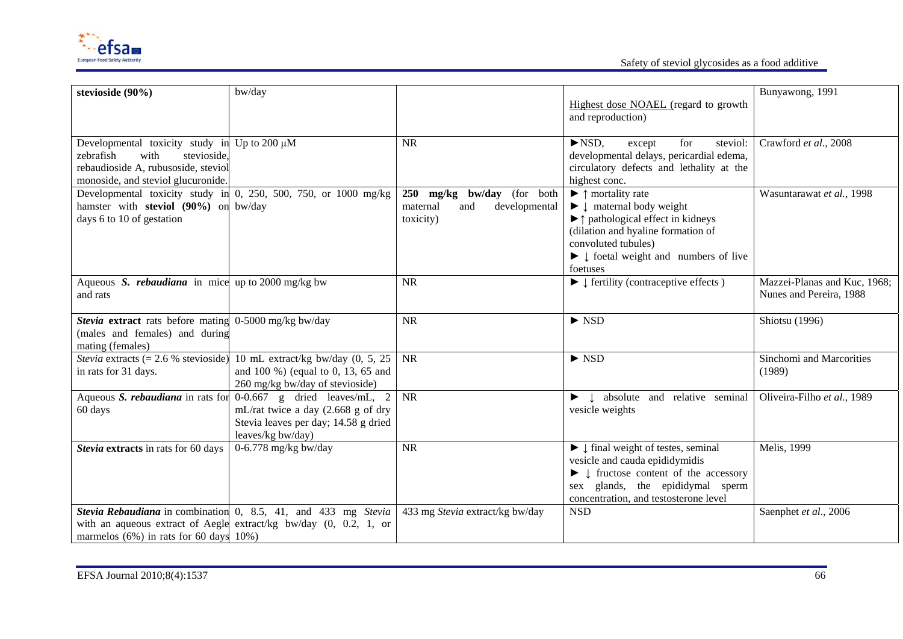| | | | | |
|---|---|---|---|---|
| **stevioside (90%)** | bw/day | | Highest dose NOAEL (regard to growth and reproduction) | Bunyawong, 1991 |
| Developmental toxicity study in zebrafish with stevioside, rebaudioside A, rubusoside, steviol monoside, and steviol glucuronide. | Up to 200 µM | NR | ►NSD, except for steviol: developmental delays, pericardial edema, circulatory defects and lethality at the highest conc. | Crawford *et al.*, 2008 |
| Developmental toxicity study in hamster with **steviol (90%)** on days 6 to 10 of gestation | 0, 250, 500, 750, or 1000 mg/kg bw/day | **250 mg/kg bw/day** (for both maternal and developmental toxicity) | ► ↑ mortality rate<br>► ↓ maternal body weight<br>►↑ pathological effect in kidneys (dilation and hyaline formation of convoluted tubules)<br>► ↓ foetal weight and numbers of live foetuses | Wasuntarawat *et al.*, 1998 |
| Aqueous ***S. rebaudiana*** in mice and rats | up to 2000 mg/kg bw | NR | ► ↓ fertility (contraceptive effects ) | Mazzei-Planas and Kuc, 1968; Nunes and Pereira, 1988 |
| ***Stevia* extract** rats before mating (males and females) and during mating (females) | 0-5000 mg/kg bw/day | NR | ► NSD | Shiotsu (1996) |
| *Stevia* extracts (= 2.6 % stevioside) in rats for 31 days. | 10 mL extract/kg bw/day (0, 5, 25 and 100 %) (equal to 0, 13, 65 and 260 mg/kg bw/day of stevioside) | NR | ► NSD | Sinchomi and Marcorities (1989) |
| Aqueous ***S. rebaudiana*** in rats for 60 days | 0-0.667 g dried leaves/mL, 2 mL/rat twice a day (2.668 g of dry Stevia leaves per day; 14.58 g dried leaves/kg bw/day) | NR | ► ↓ absolute and relative seminal vesicle weights | Oliveira-Filho *et al.*, 1989 |
| ***Stevia* extracts** in rats for 60 days | 0-6.778 mg/kg bw/day | NR | ► ↓ final weight of testes, seminal vesicle and cauda epididymidis<br>► ↓ fructose content of the accessory sex glands, the epididymal sperm concentration, and testosterone level | Melis, 1999 |
| ***Stevia Rebaudiana*** in combination with an aqueous extract of Aegle marmelos (6%) in rats for 60 days | 0, 8.5, 41, and 433 mg *Stevia* extract/kg bw/day (0, 0.2, 1, or 10%) | 433 mg *Stevia* extract/kg bw/day | NSD | Saenphet *et al.*, 2006 |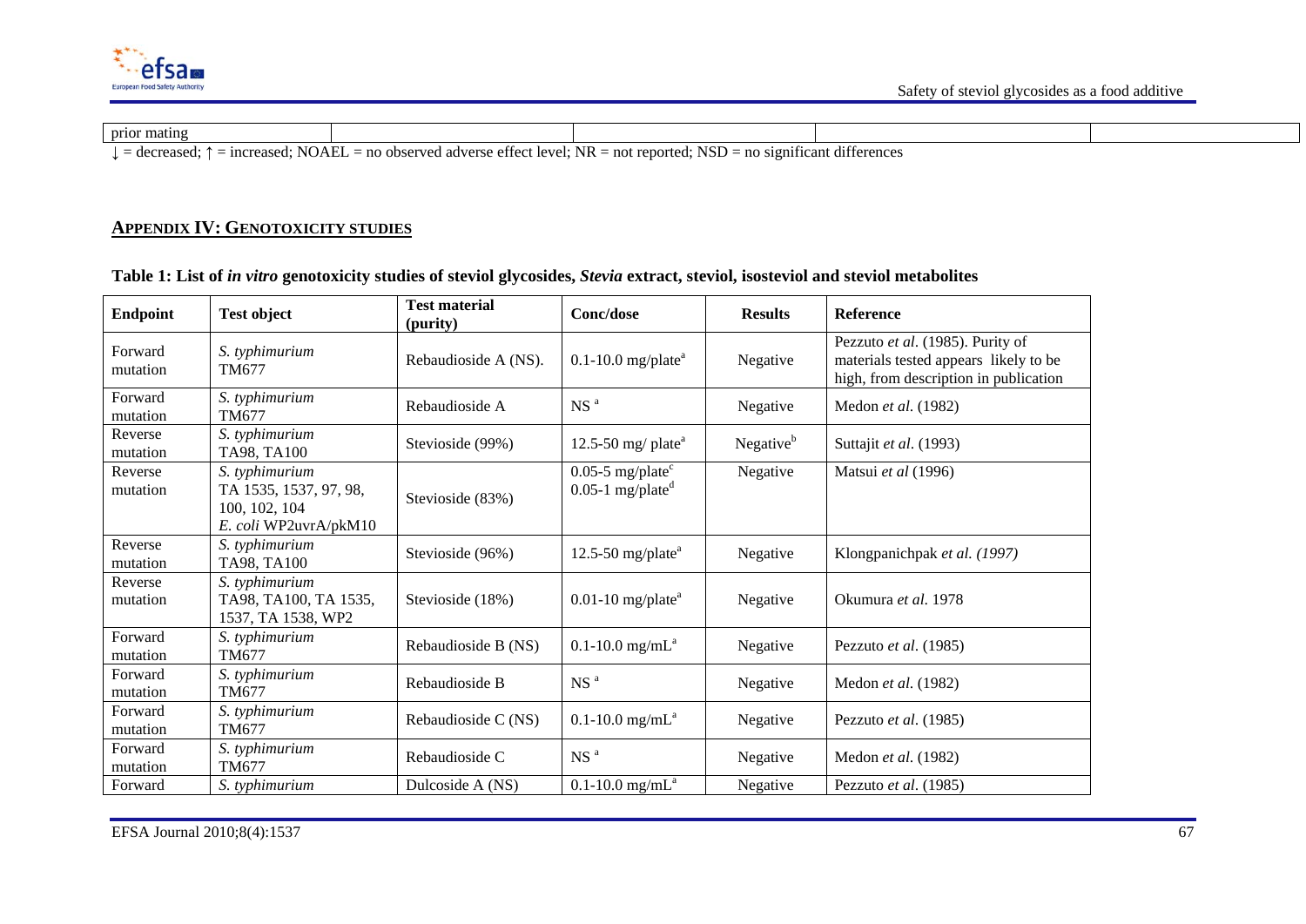| prior mating | | | | |
|---|---|---|---|---|

↓ = decreased; ↑ = increased; NOAEL = no observed adverse effect level; NR = not reported; NSD = no significant differences

## APPENDIX IV: GENOTOXICITY STUDIES

**Table 1: List of *in vitro* genotoxicity studies of steviol glycosides, *Stevia* extract, steviol, isosteviol and steviol metabolites**

| Endpoint | Test object | Test material (purity) | Conc/dose | Results | Reference |
|---|---|---|---|---|---|
| Forward mutation | *S. typhimurium* TM677 | Rebaudioside A (NS). | 0.1-10.0 mg/plate[a] | Negative | Pezzuto *et al*. (1985). Purity of materials tested appears likely to be high, from description in publication |
| Forward mutation | *S. typhimurium* TM677 | Rebaudioside A | NS [a] | Negative | Medon *et al*. (1982) |
| Reverse mutation | *S. typhimurium* TA98, TA100 | Stevioside (99%) | 12.5-50 mg/ plate[a] | Negative[b] | Suttajit *et al*. (1993) |
| Reverse mutation | *S. typhimurium* TA 1535, 1537, 97, 98, 100, 102, 104 *E. coli* WP2uvrA/pkM10 | Stevioside (83%) | 0.05-5 mg/plate[c] 0.05-1 mg/plate[d] | Negative | Matsui *et al* (1996) |
| Reverse mutation | *S. typhimurium* TA98, TA100 | Stevioside (96%) | 12.5-50 mg/plate[a] | Negative | Klongpanichpak *et al. (1997)* |
| Reverse mutation | *S. typhimurium* TA98, TA100, TA 1535, 1537, TA 1538, WP2 | Stevioside (18%) | 0.01-10 mg/plate[a] | Negative | Okumura *et al*. 1978 |
| Forward mutation | *S. typhimurium* TM677 | Rebaudioside B (NS) | 0.1-10.0 mg/mL[a] | Negative | Pezzuto *et al*. (1985) |
| Forward mutation | *S. typhimurium* TM677 | Rebaudioside B | NS [a] | Negative | Medon *et al*. (1982) |
| Forward mutation | *S. typhimurium* TM677 | Rebaudioside C (NS) | 0.1-10.0 mg/mL[a] | Negative | Pezzuto *et al*. (1985) |
| Forward mutation | *S. typhimurium* TM677 | Rebaudioside C | NS [a] | Negative | Medon *et al*. (1982) |
| Forward | *S. typhimurium* | Dulcoside A (NS) | 0.1-10.0 mg/mL[a] | Negative | Pezzuto *et al*. (1985) |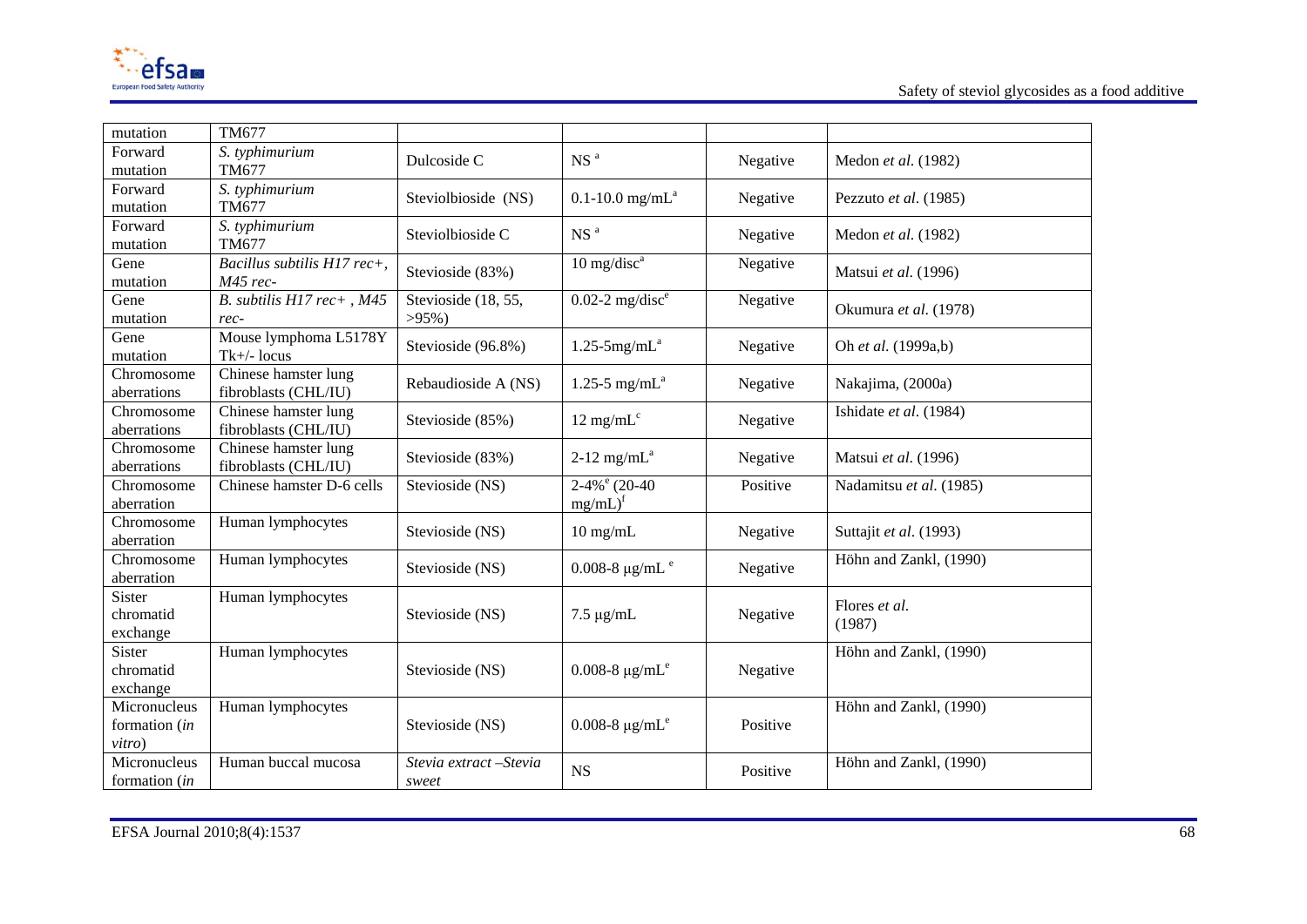| | | | | | |
|---|---|---|---|---|---|
| mutation | TM677 | | | | |
| Forward mutation | *S. typhimurium* TM677 | Dulcoside C | NS [a] | Negative | Medon *et al.* (1982) |
| Forward mutation | *S. typhimurium* TM677 | Steviolbioside (NS) | 0.1-10.0 mg/mL[a] | Negative | Pezzuto *et al.* (1985) |
| Forward mutation | *S. typhimurium* TM677 | Steviolbioside C | NS [a] | Negative | Medon *et al.* (1982) |
| Gene mutation | *Bacillus subtilis H17 rec+, M45 rec-* | Stevioside (83%) | 10 mg/disc[a] | Negative | Matsui *et al.* (1996) |
| Gene mutation | *B. subtilis H17 rec+ , M45 rec-* | Stevioside (18, 55, >95%) | 0.02-2 mg/disc[e] | Negative | Okumura *et al.* (1978) |
| Gene mutation | Mouse lymphoma L5178Y Tk+/- locus | Stevioside (96.8%) | 1.25-5mg/mL[a] | Negative | Oh *et al.* (1999a,b) |
| Chromosome aberrations | Chinese hamster lung fibroblasts (CHL/IU) | Rebaudioside A (NS) | 1.25-5 mg/mL[a] | Negative | Nakajima, (2000a) |
| Chromosome aberrations | Chinese hamster lung fibroblasts (CHL/IU) | Stevioside (85%) | 12 mg/mL[c] | Negative | Ishidate *et al.* (1984) |
| Chromosome aberrations | Chinese hamster lung fibroblasts (CHL/IU) | Stevioside (83%) | 2-12 mg/mL[a] | Negative | Matsui *et al.* (1996) |
| Chromosome aberration | Chinese hamster D-6 cells | Stevioside (NS) | 2-4%[e] (20-40 mg/mL)[f] | Positive | Nadamitsu *et al.* (1985) |
| Chromosome aberration | Human lymphocytes | Stevioside (NS) | 10 mg/mL | Negative | Suttajit *et al.* (1993) |
| Chromosome aberration | Human lymphocytes | Stevioside (NS) | 0.008-8 μg/mL [e] | Negative | Höhn and Zankl, (1990) |
| Sister chromatid exchange | Human lymphocytes | Stevioside (NS) | 7.5 μg/mL | Negative | Flores *et al.* (1987) |
| Sister chromatid exchange | Human lymphocytes | Stevioside (NS) | 0.008-8 μg/mL[e] | Negative | Höhn and Zankl, (1990) |
| Micronucleus formation (*in vitro*) | Human lymphocytes | Stevioside (NS) | 0.008-8 μg/mL[e] | Positive | Höhn and Zankl, (1990) |
| Micronucleus formation (*in* | Human buccal mucosa | *Stevia extract –Stevia sweet* | NS | Positive | Höhn and Zankl, (1990) |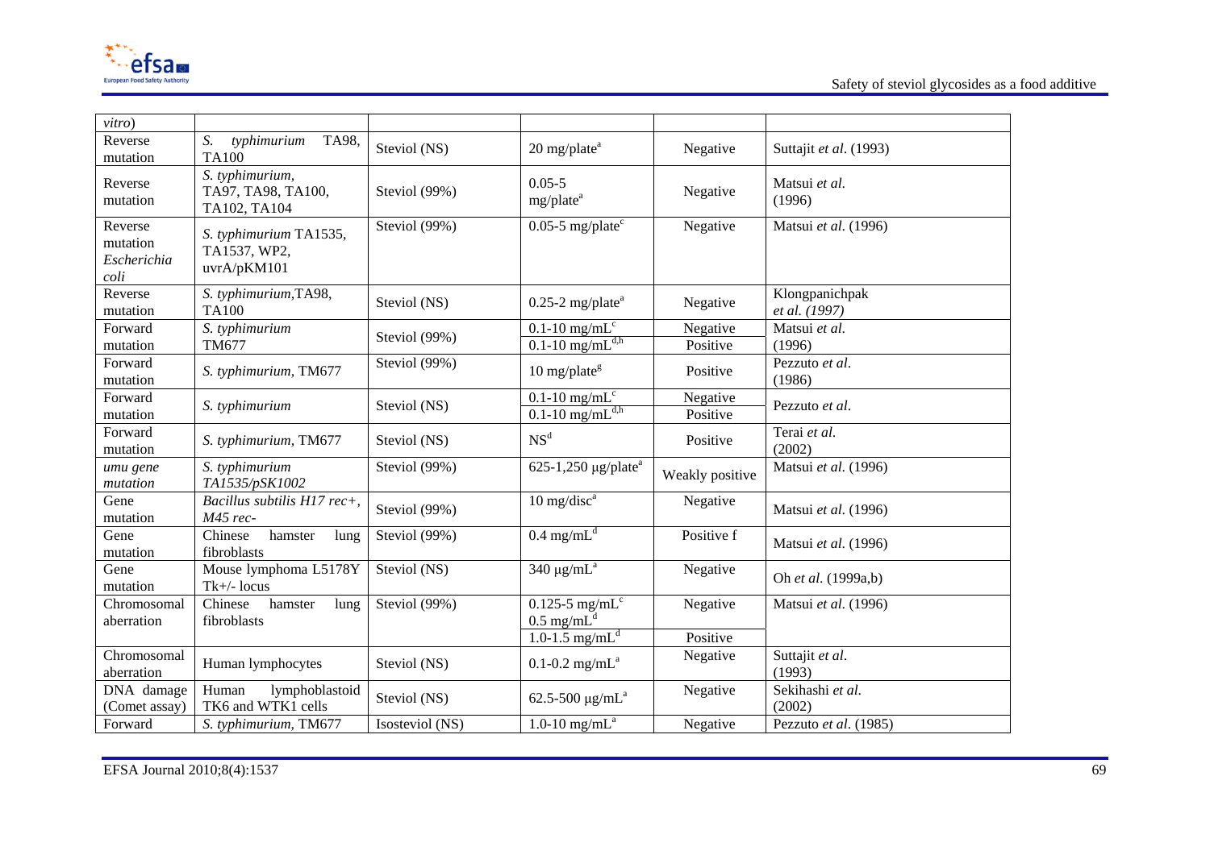| | | | | | |
|---|---|---|---|---|---|
| *vitro*) | | | | | |
| Reverse mutation | *S. typhimurium* TA98, TA100 | Steviol (NS) | 20 mg/plate[a] | Negative | Suttajit *et al*. (1993) |
| Reverse mutation | *S. typhimurium*, TA97, TA98, TA100, TA102, TA104 | Steviol (99%) | 0.05-5 mg/plate[a] | Negative | Matsui *et al*. (1996) |
| Reverse mutation *Escherichia coli* | *S. typhimurium* TA1535, TA1537, WP2, uvrA/pKM101 | Steviol (99%) | 0.05-5 mg/plate[c] | Negative | Matsui *et al*. (1996) |
| Reverse mutation | *S. typhimurium*,TA98, TA100 | Steviol (NS) | 0.25-2 mg/plate[a] | Negative | Klongpanichpak *et al. (1997)* |
| Forward mutation | *S. typhimurium* TM677 | Steviol (99%) | 0.1-10 mg/mL[c]<br>0.1-10 mg/mL[d,h] | Negative<br>Positive | Matsui *et al*. (1996) |
| Forward mutation | *S. typhimurium*, TM677 | Steviol (99%) | 10 mg/plate[g] | Positive | Pezzuto *et al*. (1986) |
| Forward mutation | *S. typhimurium* | Steviol (NS) | 0.1-10 mg/mL[c]<br>0.1-10 mg/mL[d,h] | Negative<br>Positive | Pezzuto *et al*. |
| Forward mutation | *S. typhimurium*, TM677 | Steviol (NS) | NS[d] | Positive | Terai *et al*. (2002) |
| *umu gene mutation* | *S. typhimurium TA1535/pSK1002* | Steviol (99%) | 625-1,250 µg/plate[a] | Weakly positive | Matsui *et al*. (1996) |
| Gene mutation | *Bacillus subtilis H17 rec+, M45 rec-* | Steviol (99%) | 10 mg/disc[a] | Negative | Matsui *et al*. (1996) |
| Gene mutation | Chinese hamster lung fibroblasts | Steviol (99%) | 0.4 mg/mL[d] | Positive f | Matsui *et al*. (1996) |
| Gene mutation | Mouse lymphoma L5178Y Tk+/- locus | Steviol (NS) | 340 µg/mL[a] | Negative | Oh *et al*. (1999a,b) |
| Chromosomal aberration | Chinese hamster lung fibroblasts | Steviol (99%) | 0.125-5 mg/mL[c]<br>0.5 mg/mL[d]<br>1.0-1.5 mg/mL[d] | Negative<br><br>Positive | Matsui *et al*. (1996) |
| Chromosomal aberration | Human lymphocytes | Steviol (NS) | 0.1-0.2 mg/mL[a] | Negative | Suttajit *et al*. (1993) |
| DNA damage (Comet assay) | Human lymphoblastoid TK6 and WTK1 cells | Steviol (NS) | 62.5-500 µg/mL[a] | Negative | Sekihashi *et al*. (2002) |
| Forward | *S. typhimurium*, TM677 | Isosteviol (NS) | 1.0-10 mg/mL[a] | Negative | Pezzuto *et al*. (1985) |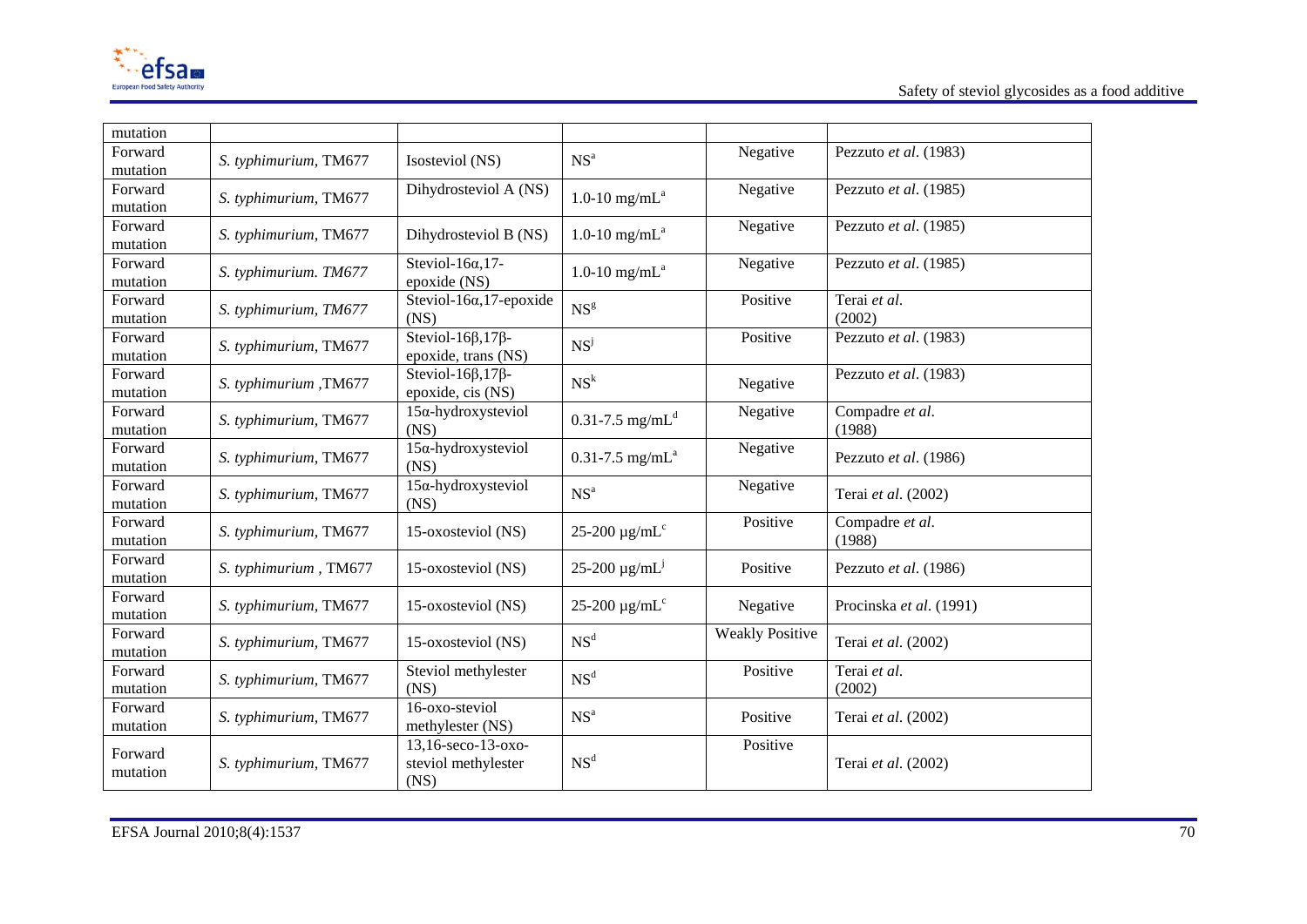| mutation | | | | | |
|---|---|---|---|---|---|
| Forward mutation | *S. typhimurium*, TM677 | Isosteviol (NS) | NS[a] | Negative | Pezzuto *et al.* (1983) |
| Forward mutation | *S. typhimurium*, TM677 | Dihydrosteviol A (NS) | 1.0-10 mg/mL[a] | Negative | Pezzuto *et al.* (1985) |
| Forward mutation | *S. typhimurium*, TM677 | Dihydrosteviol B (NS) | 1.0-10 mg/mL[a] | Negative | Pezzuto *et al.* (1985) |
| Forward mutation | *S. typhimurium. TM677* | Steviol-16α,17-epoxide (NS) | 1.0-10 mg/mL[a] | Negative | Pezzuto *et al.* (1985) |
| Forward mutation | *S. typhimurium, TM677* | Steviol-16α,17-epoxide (NS) | NS[g] | Positive | Terai *et al.* (2002) |
| Forward mutation | *S. typhimurium*, TM677 | Steviol-16β,17β-epoxide, trans (NS) | NS[j] | Positive | Pezzuto *et al.* (1983) |
| Forward mutation | *S. typhimurium* ,TM677 | Steviol-16β,17β-epoxide, cis (NS) | NS[k] | Negative | Pezzuto *et al.* (1983) |
| Forward mutation | *S. typhimurium*, TM677 | 15α-hydroxysteviol (NS) | 0.31-7.5 mg/mL[d] | Negative | Compadre *et al.* (1988) |
| Forward mutation | *S. typhimurium*, TM677 | 15α-hydroxysteviol (NS) | 0.31-7.5 mg/mL[a] | Negative | Pezzuto *et al.* (1986) |
| Forward mutation | *S. typhimurium*, TM677 | 15α-hydroxysteviol (NS) | NS[a] | Negative | Terai *et al.* (2002) |
| Forward mutation | *S. typhimurium*, TM677 | 15-oxosteviol (NS) | 25-200 µg/mL[c] | Positive | Compadre *et al.* (1988) |
| Forward mutation | *S. typhimurium* , TM677 | 15-oxosteviol (NS) | 25-200 µg/mL[j] | Positive | Pezzuto *et al.* (1986) |
| Forward mutation | *S. typhimurium*, TM677 | 15-oxosteviol (NS) | 25-200 µg/mL[c] | Negative | Procinska *et al.* (1991) |
| Forward mutation | *S. typhimurium*, TM677 | 15-oxosteviol (NS) | NS[d] | Weakly Positive | Terai *et al.* (2002) |
| Forward mutation | *S. typhimurium*, TM677 | Steviol methylester (NS) | NS[d] | Positive | Terai *et al.* (2002) |
| Forward mutation | *S. typhimurium*, TM677 | 16-oxo-steviol methylester (NS) | NS[a] | Positive | Terai *et al.* (2002) |
| Forward mutation | *S. typhimurium*, TM677 | 13,16-seco-13-oxo-steviol methylester (NS) | NS[d] | Positive | Terai *et al.* (2002) |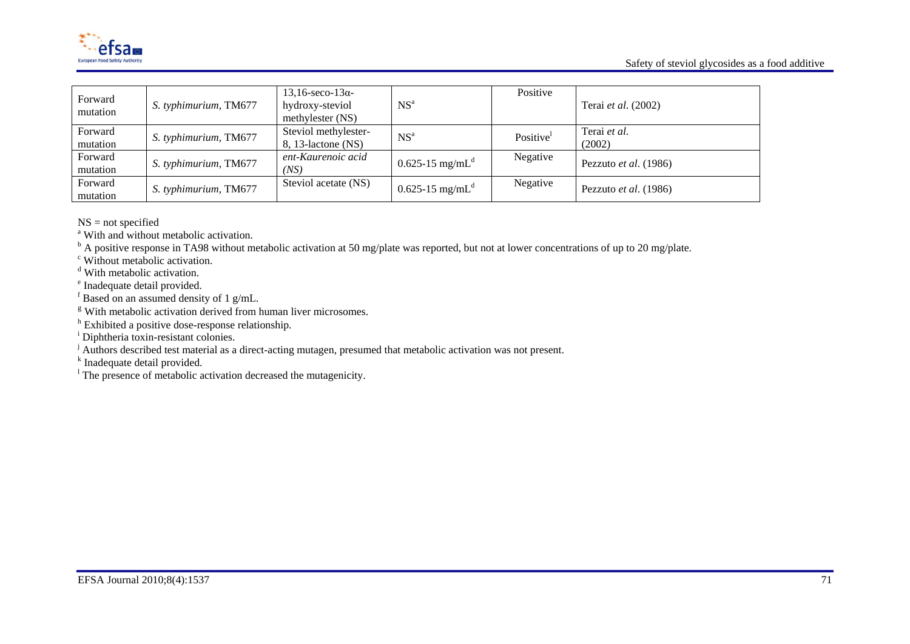| Forward mutation | *S. typhimurium*, TM677 | 13,16-seco-13α-hydroxy-steviol methylester (NS) | NS[a] | Positive | Terai *et al*. (2002) |
|---|---|---|---|---|---|
| Forward mutation | *S. typhimurium*, TM677 | Steviol methylester-8, 13-lactone (NS) | NS[a] | Positive[l] | Terai *et al.* (2002) |
| Forward mutation | *S. typhimurium*, TM677 | *ent-Kaurenoic acid (NS)* | 0.625-15 mg/mL[d] | Negative | Pezzuto *et al*. (1986) |
| Forward mutation | *S. typhimurium*, TM677 | Steviol acetate (NS) | 0.625-15 mg/mL[d] | Negative | Pezzuto *et al*. (1986) |

NS = not specified

[a] With and without metabolic activation.

[b] A positive response in TA98 without metabolic activation at 50 mg/plate was reported, but not at lower concentrations of up to 20 mg/plate.

[c] Without metabolic activation.

[d] With metabolic activation.

[e] Inadequate detail provided.

[f] Based on an assumed density of 1 g/mL.

[g] With metabolic activation derived from human liver microsomes.

[h] Exhibited a positive dose-response relationship.

[i] Diphtheria toxin-resistant colonies.

[j] Authors described test material as a direct-acting mutagen, presumed that metabolic activation was not present.

[k] Inadequate detail provided.

[l] The presence of metabolic activation decreased the mutagenicity.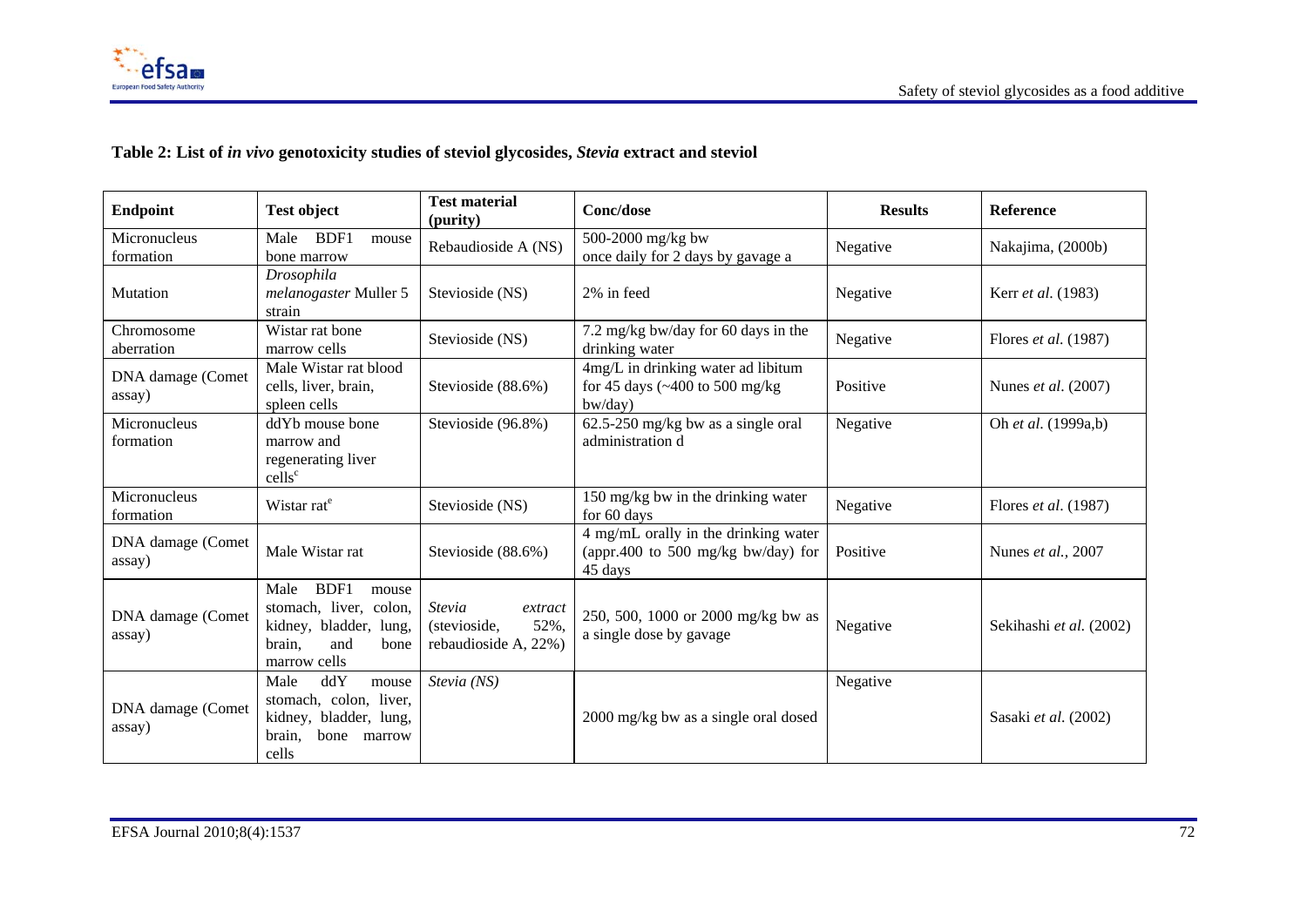**Table 2: List of *in vivo* genotoxicity studies of steviol glycosides, *Stevia* extract and steviol**

| Endpoint | Test object | Test material (purity) | Conc/dose | Results | Reference |
|---|---|---|---|---|---|
| Micronucleus formation | Male BDF1 mouse bone marrow | Rebaudioside A (NS) | 500-2000 mg/kg bw once daily for 2 days by gavage a | Negative | Nakajima, (2000b) |
| Mutation | *Drosophila melanogaster* Muller 5 strain | Stevioside (NS) | 2% in feed | Negative | Kerr *et al.* (1983) |
| Chromosome aberration | Wistar rat bone marrow cells | Stevioside (NS) | 7.2 mg/kg bw/day for 60 days in the drinking water | Negative | Flores *et al.* (1987) |
| DNA damage (Comet assay) | Male Wistar rat blood cells, liver, brain, spleen cells | Stevioside (88.6%) | 4mg/L in drinking water ad libitum for 45 days (~400 to 500 mg/kg bw/day) | Positive | Nunes *et al.* (2007) |
| Micronucleus formation | ddYb mouse bone marrow and regenerating liver cells[c] | Stevioside (96.8%) | 62.5-250 mg/kg bw as a single oral administration d | Negative | Oh *et al.* (1999a,b) |
| Micronucleus formation | Wistar rat[e] | Stevioside (NS) | 150 mg/kg bw in the drinking water for 60 days | Negative | Flores *et al.* (1987) |
| DNA damage (Comet assay) | Male Wistar rat | Stevioside (88.6%) | 4 mg/mL orally in the drinking water (appr.400 to 500 mg/kg bw/day) for 45 days | Positive | Nunes *et al.*, 2007 |
| DNA damage (Comet assay) | Male BDF1 mouse stomach, liver, colon, kidney, bladder, lung, brain, and bone marrow cells | *Stevia extract* (stevioside, 52%, rebaudioside A, 22%) | 250, 500, 1000 or 2000 mg/kg bw as a single dose by gavage | Negative | Sekihashi *et al.* (2002) |
| DNA damage (Comet assay) | Male ddY mouse stomach, colon, liver, kidney, bladder, lung, brain, bone marrow cells | *Stevia (NS)* | 2000 mg/kg bw as a single oral dosed | Negative | Sasaki *et al.* (2002) |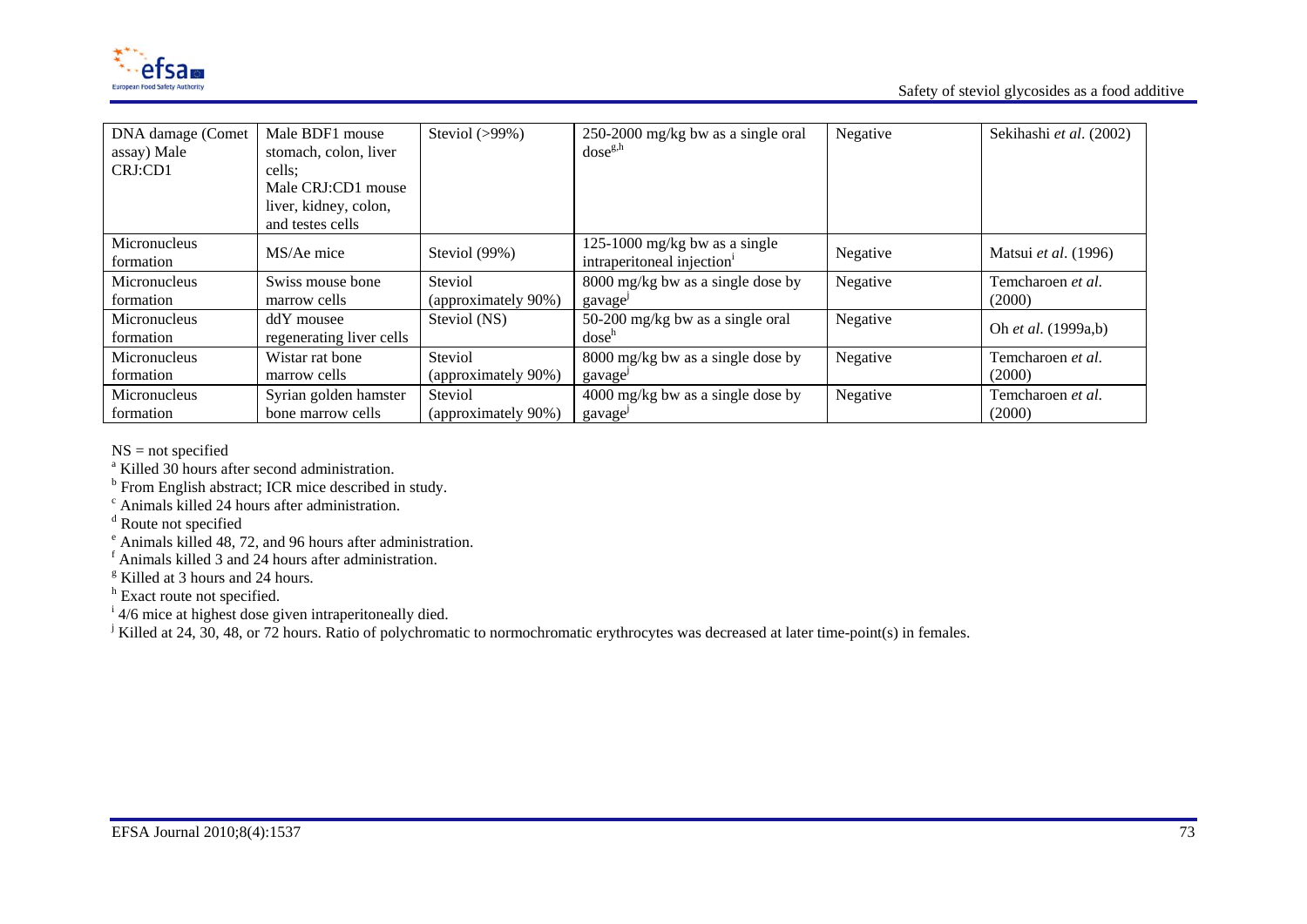| | | | | | |
|---|---|---|---|---|---|
| DNA damage (Comet assay) Male CRJ:CD1 | Male BDF1 mouse stomach, colon, liver cells; Male CRJ:CD1 mouse liver, kidney, colon, and testes cells | Steviol (>99%) | 250-2000 mg/kg bw as a single oral dose[g,h] | Negative | Sekihashi *et al*. (2002) |
| Micronucleus formation | MS/Ae mice | Steviol (99%) | 125-1000 mg/kg bw as a single intraperitoneal injection[i] | Negative | Matsui *et al*. (1996) |
| Micronucleus formation | Swiss mouse bone marrow cells | Steviol (approximately 90%) | 8000 mg/kg bw as a single dose by gavage[j] | Negative | Temcharoen *et al*. (2000) |
| Micronucleus formation | ddY mousee regenerating liver cells | Steviol (NS) | 50-200 mg/kg bw as a single oral dose[h] | Negative | Oh *et al*. (1999a,b) |
| Micronucleus formation | Wistar rat bone marrow cells | Steviol (approximately 90%) | 8000 mg/kg bw as a single dose by gavage[j] | Negative | Temcharoen *et al*. (2000) |
| Micronucleus formation | Syrian golden hamster bone marrow cells | Steviol (approximately 90%) | 4000 mg/kg bw as a single dose by gavage[j] | Negative | Temcharoen *et al*. (2000) |

NS = not specified

[a] Killed 30 hours after second administration.

[b] From English abstract; ICR mice described in study.

[c] Animals killed 24 hours after administration.

[d] Route not specified

[e] Animals killed 48, 72, and 96 hours after administration.

[f] Animals killed 3 and 24 hours after administration.

[g] Killed at 3 hours and 24 hours.

[h] Exact route not specified.

[i] 4/6 mice at highest dose given intraperitoneally died.

[j] Killed at 24, 30, 48, or 72 hours. Ratio of polychromatic to normochromatic erythrocytes was decreased at later time-point(s) in females.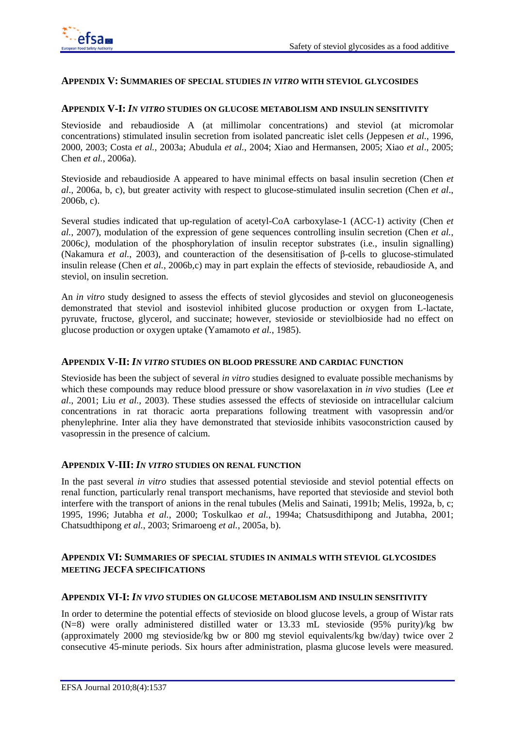## APPENDIX V: SUMMARIES OF SPECIAL STUDIES *IN VITRO* WITH STEVIOL GLYCOSIDES

### APPENDIX V-I: *IN VITRO* STUDIES ON GLUCOSE METABOLISM AND INSULIN SENSITIVITY

Stevioside and rebaudioside A (at millimolar concentrations) and steviol (at micromolar concentrations) stimulated insulin secretion from isolated pancreatic islet cells (Jeppesen *et al.*, 1996, 2000, 2003; Costa *et al.*, 2003a; Abudula *et al.*, 2004; Xiao and Hermansen, 2005; Xiao *et al*., 2005; Chen *et al.*, 2006a).

Stevioside and rebaudioside A appeared to have minimal effects on basal insulin secretion (Chen *et al*., 2006a, b, c), but greater activity with respect to glucose-stimulated insulin secretion (Chen *et al*., 2006b, c).

Several studies indicated that up-regulation of acetyl-CoA carboxylase-1 (ACC-1) activity (Chen *et al.*, 2007), modulation of the expression of gene sequences controlling insulin secretion (Chen *et al.*, 2006c), modulation of the phosphorylation of insulin receptor substrates (i.e., insulin signalling) (Nakamura *et al.*, 2003), and counteraction of the desensitisation of β-cells to glucose-stimulated insulin release (Chen *et al.*, 2006b,c) may in part explain the effects of stevioside, rebaudioside A, and steviol, on insulin secretion.

An *in vitro* study designed to assess the effects of steviol glycosides and steviol on gluconeogenesis demonstrated that steviol and isosteviol inhibited glucose production or oxygen from L-lactate, pyruvate, fructose, glycerol, and succinate; however, stevioside or steviolbioside had no effect on glucose production or oxygen uptake (Yamamoto *et al.*, 1985).

### APPENDIX V-II: *IN VITRO* STUDIES ON BLOOD PRESSURE AND CARDIAC FUNCTION

Stevioside has been the subject of several *in vitro* studies designed to evaluate possible mechanisms by which these compounds may reduce blood pressure or show vasorelaxation in *in vivo* studies (Lee *et al*., 2001; Liu *et al.*, 2003). These studies assessed the effects of stevioside on intracellular calcium concentrations in rat thoracic aorta preparations following treatment with vasopressin and/or phenylephrine. Inter alia they have demonstrated that stevioside inhibits vasoconstriction caused by vasopressin in the presence of calcium.

### APPENDIX V-III: *IN VITRO* STUDIES ON RENAL FUNCTION

In the past several *in vitro* studies that assessed potential stevioside and steviol potential effects on renal function, particularly renal transport mechanisms, have reported that stevioside and steviol both interfere with the transport of anions in the renal tubules (Melis and Sainati, 1991b; Melis, 1992a, b, c; 1995, 1996; Jutabha *et al.*, 2000; Toskulkao *et al.*, 1994a; Chatsusdithipong and Jutabha, 2001; Chatsudthipong *et al.*, 2003; Srimaroeng *et al.*, 2005a, b).

## APPENDIX VI: SUMMARIES OF SPECIAL STUDIES IN ANIMALS WITH STEVIOL GLYCOSIDES MEETING JECFA SPECIFICATIONS

### APPENDIX VI-I: *IN VIVO* STUDIES ON GLUCOSE METABOLISM AND INSULIN SENSITIVITY

In order to determine the potential effects of stevioside on blood glucose levels, a group of Wistar rats (N=8) were orally administered distilled water or 13.33 mL stevioside (95% purity)/kg bw (approximately 2000 mg stevioside/kg bw or 800 mg steviol equivalents/kg bw/day) twice over 2 consecutive 45-minute periods. Six hours after administration, plasma glucose levels were measured.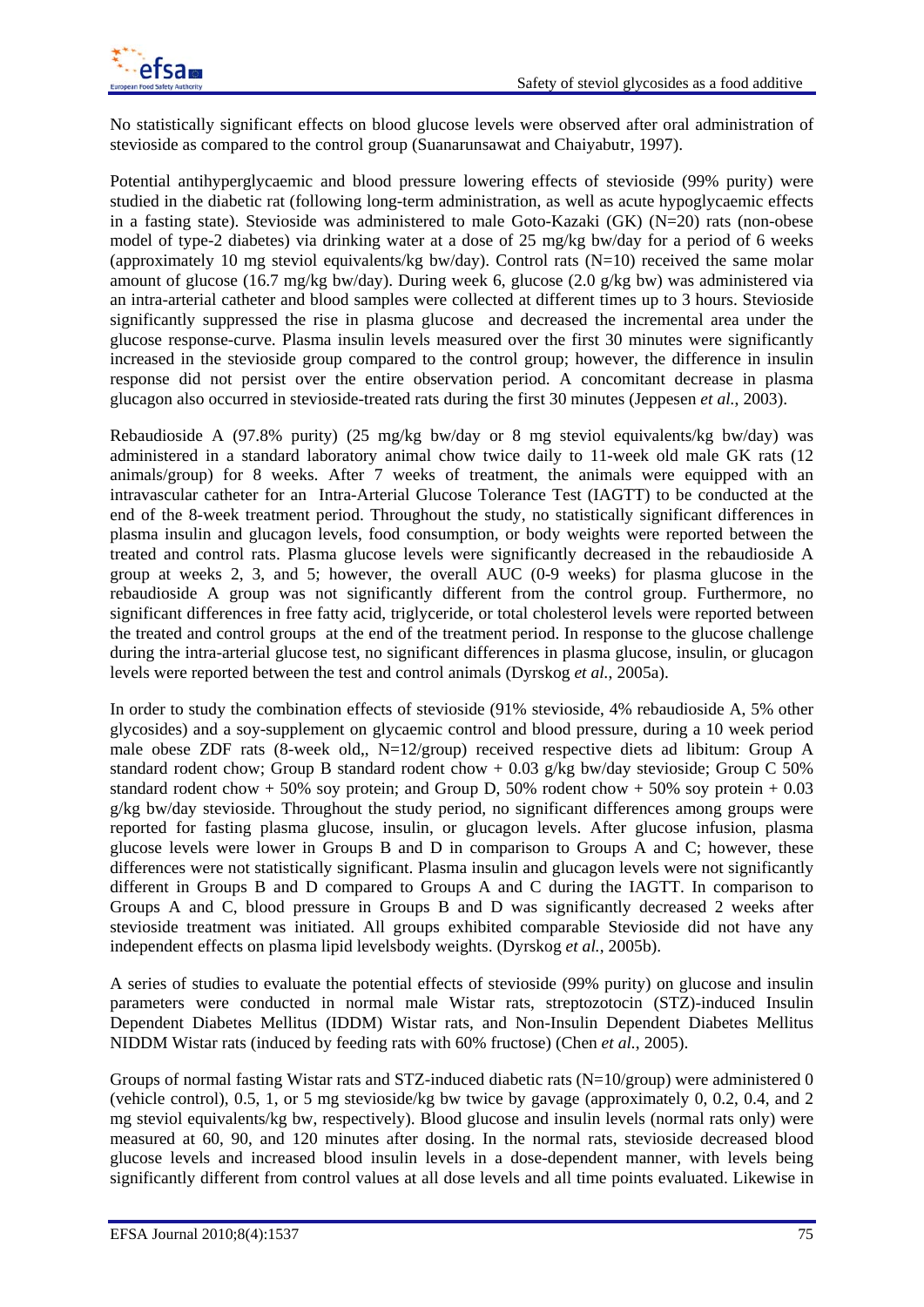No statistically significant effects on blood glucose levels were observed after oral administration of stevioside as compared to the control group (Suanarunsawat and Chaiyabutr, 1997).

Potential antihyperglycaemic and blood pressure lowering effects of stevioside (99% purity) were studied in the diabetic rat (following long-term administration, as well as acute hypoglycaemic effects in a fasting state). Stevioside was administered to male Goto-Kazaki (GK) (N=20) rats (non-obese model of type-2 diabetes) via drinking water at a dose of 25 mg/kg bw/day for a period of 6 weeks (approximately 10 mg steviol equivalents/kg bw/day). Control rats (N=10) received the same molar amount of glucose (16.7 mg/kg bw/day). During week 6, glucose (2.0 g/kg bw) was administered via an intra-arterial catheter and blood samples were collected at different times up to 3 hours. Stevioside significantly suppressed the rise in plasma glucose and decreased the incremental area under the glucose response-curve. Plasma insulin levels measured over the first 30 minutes were significantly increased in the stevioside group compared to the control group; however, the difference in insulin response did not persist over the entire observation period. A concomitant decrease in plasma glucagon also occurred in stevioside-treated rats during the first 30 minutes (Jeppesen *et al.*, 2003).

Rebaudioside A (97.8% purity) (25 mg/kg bw/day or 8 mg steviol equivalents/kg bw/day) was administered in a standard laboratory animal chow twice daily to 11-week old male GK rats (12 animals/group) for 8 weeks. After 7 weeks of treatment, the animals were equipped with an intravascular catheter for an Intra-Arterial Glucose Tolerance Test (IAGTT) to be conducted at the end of the 8-week treatment period. Throughout the study, no statistically significant differences in plasma insulin and glucagon levels, food consumption, or body weights were reported between the treated and control rats. Plasma glucose levels were significantly decreased in the rebaudioside A group at weeks 2, 3, and 5; however, the overall AUC (0-9 weeks) for plasma glucose in the rebaudioside A group was not significantly different from the control group. Furthermore, no significant differences in free fatty acid, triglyceride, or total cholesterol levels were reported between the treated and control groups at the end of the treatment period. In response to the glucose challenge during the intra-arterial glucose test, no significant differences in plasma glucose, insulin, or glucagon levels were reported between the test and control animals (Dyrskog *et al.*, 2005a).

In order to study the combination effects of stevioside (91% stevioside, 4% rebaudioside A, 5% other glycosides) and a soy-supplement on glycaemic control and blood pressure, during a 10 week period male obese ZDF rats (8-week old,, N=12/group) received respective diets ad libitum: Group A standard rodent chow; Group B standard rodent chow + 0.03 g/kg bw/day stevioside; Group C 50% standard rodent chow + 50% soy protein; and Group D, 50% rodent chow + 50% soy protein + 0.03 g/kg bw/day stevioside. Throughout the study period, no significant differences among groups were reported for fasting plasma glucose, insulin, or glucagon levels. After glucose infusion, plasma glucose levels were lower in Groups B and D in comparison to Groups A and C; however, these differences were not statistically significant. Plasma insulin and glucagon levels were not significantly different in Groups B and D compared to Groups A and C during the IAGTT. In comparison to Groups A and C, blood pressure in Groups B and D was significantly decreased 2 weeks after stevioside treatment was initiated. All groups exhibited comparable Stevioside did not have any independent effects on plasma lipid levelsbody weights. (Dyrskog *et al.*, 2005b).

A series of studies to evaluate the potential effects of stevioside (99% purity) on glucose and insulin parameters were conducted in normal male Wistar rats, streptozotocin (STZ)-induced Insulin Dependent Diabetes Mellitus (IDDM) Wistar rats, and Non-Insulin Dependent Diabetes Mellitus NIDDM Wistar rats (induced by feeding rats with 60% fructose) (Chen *et al.*, 2005).

Groups of normal fasting Wistar rats and STZ-induced diabetic rats (N=10/group) were administered 0 (vehicle control), 0.5, 1, or 5 mg stevioside/kg bw twice by gavage (approximately 0, 0.2, 0.4, and 2 mg steviol equivalents/kg bw, respectively). Blood glucose and insulin levels (normal rats only) were measured at 60, 90, and 120 minutes after dosing. In the normal rats, stevioside decreased blood glucose levels and increased blood insulin levels in a dose-dependent manner, with levels being significantly different from control values at all dose levels and all time points evaluated. Likewise in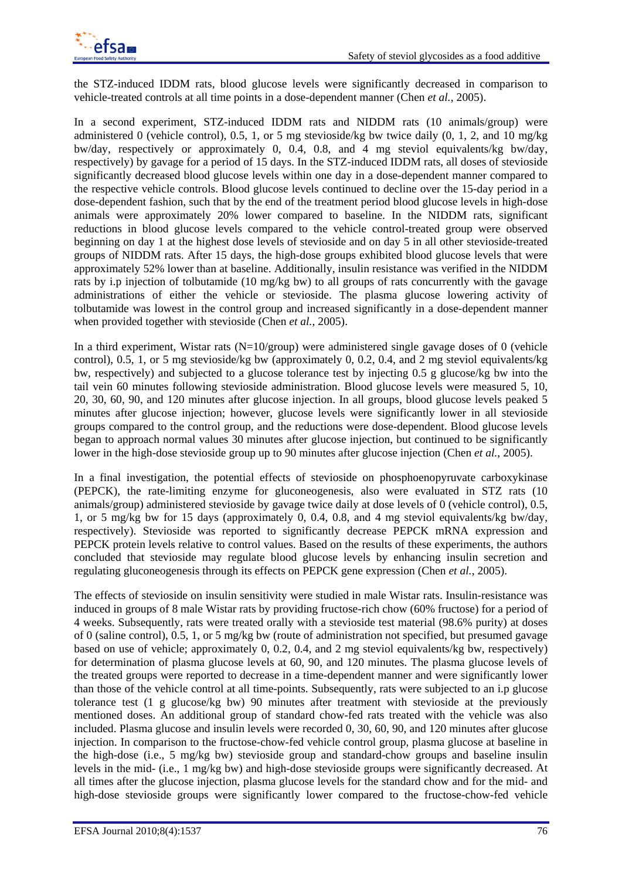the STZ-induced IDDM rats, blood glucose levels were significantly decreased in comparison to vehicle-treated controls at all time points in a dose-dependent manner (Chen *et al.*, 2005).

In a second experiment, STZ-induced IDDM rats and NIDDM rats (10 animals/group) were administered 0 (vehicle control), 0.5, 1, or 5 mg stevioside/kg bw twice daily (0, 1, 2, and 10 mg/kg bw/day, respectively or approximately 0, 0.4, 0.8, and 4 mg steviol equivalents/kg bw/day, respectively) by gavage for a period of 15 days. In the STZ-induced IDDM rats, all doses of stevioside significantly decreased blood glucose levels within one day in a dose-dependent manner compared to the respective vehicle controls. Blood glucose levels continued to decline over the 15-day period in a dose-dependent fashion, such that by the end of the treatment period blood glucose levels in high-dose animals were approximately 20% lower compared to baseline. In the NIDDM rats, significant reductions in blood glucose levels compared to the vehicle control-treated group were observed beginning on day 1 at the highest dose levels of stevioside and on day 5 in all other stevioside-treated groups of NIDDM rats. After 15 days, the high-dose groups exhibited blood glucose levels that were approximately 52% lower than at baseline. Additionally, insulin resistance was verified in the NIDDM rats by i.p injection of tolbutamide (10 mg/kg bw) to all groups of rats concurrently with the gavage administrations of either the vehicle or stevioside. The plasma glucose lowering activity of tolbutamide was lowest in the control group and increased significantly in a dose-dependent manner when provided together with stevioside (Chen *et al.*, 2005).

In a third experiment, Wistar rats (N=10/group) were administered single gavage doses of 0 (vehicle control), 0.5, 1, or 5 mg stevioside/kg bw (approximately 0, 0.2, 0.4, and 2 mg steviol equivalents/kg bw, respectively) and subjected to a glucose tolerance test by injecting 0.5 g glucose/kg bw into the tail vein 60 minutes following stevioside administration. Blood glucose levels were measured 5, 10, 20, 30, 60, 90, and 120 minutes after glucose injection. In all groups, blood glucose levels peaked 5 minutes after glucose injection; however, glucose levels were significantly lower in all stevioside groups compared to the control group, and the reductions were dose-dependent. Blood glucose levels began to approach normal values 30 minutes after glucose injection, but continued to be significantly lower in the high-dose stevioside group up to 90 minutes after glucose injection (Chen *et al.*, 2005).

In a final investigation, the potential effects of stevioside on phosphoenopyruvate carboxykinase (PEPCK), the rate-limiting enzyme for gluconeogenesis, also were evaluated in STZ rats (10 animals/group) administered stevioside by gavage twice daily at dose levels of 0 (vehicle control), 0.5, 1, or 5 mg/kg bw for 15 days (approximately 0, 0.4, 0.8, and 4 mg steviol equivalents/kg bw/day, respectively). Stevioside was reported to significantly decrease PEPCK mRNA expression and PEPCK protein levels relative to control values. Based on the results of these experiments, the authors concluded that stevioside may regulate blood glucose levels by enhancing insulin secretion and regulating gluconeogenesis through its effects on PEPCK gene expression (Chen *et al.*, 2005).

The effects of stevioside on insulin sensitivity were studied in male Wistar rats. Insulin-resistance was induced in groups of 8 male Wistar rats by providing fructose-rich chow (60% fructose) for a period of 4 weeks. Subsequently, rats were treated orally with a stevioside test material (98.6% purity) at doses of 0 (saline control), 0.5, 1, or 5 mg/kg bw (route of administration not specified, but presumed gavage based on use of vehicle; approximately 0, 0.2, 0.4, and 2 mg steviol equivalents/kg bw, respectively) for determination of plasma glucose levels at 60, 90, and 120 minutes. The plasma glucose levels of the treated groups were reported to decrease in a time-dependent manner and were significantly lower than those of the vehicle control at all time-points. Subsequently, rats were subjected to an i.p glucose tolerance test (1 g glucose/kg bw) 90 minutes after treatment with stevioside at the previously mentioned doses. An additional group of standard chow-fed rats treated with the vehicle was also included. Plasma glucose and insulin levels were recorded 0, 30, 60, 90, and 120 minutes after glucose injection. In comparison to the fructose-chow-fed vehicle control group, plasma glucose at baseline in the high-dose (i.e., 5 mg/kg bw) stevioside group and standard-chow groups and baseline insulin levels in the mid- (i.e., 1 mg/kg bw) and high-dose stevioside groups were significantly decreased. At all times after the glucose injection, plasma glucose levels for the standard chow and for the mid- and high-dose stevioside groups were significantly lower compared to the fructose-chow-fed vehicle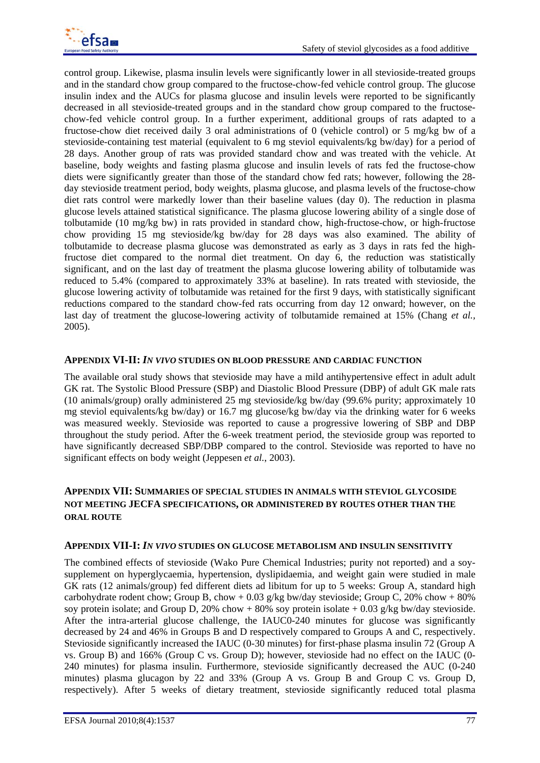control group. Likewise, plasma insulin levels were significantly lower in all stevioside-treated groups and in the standard chow group compared to the fructose-chow-fed vehicle control group. The glucose insulin index and the AUCs for plasma glucose and insulin levels were reported to be significantly decreased in all stevioside-treated groups and in the standard chow group compared to the fructose-chow-fed vehicle control group. In a further experiment, additional groups of rats adapted to a fructose-chow diet received daily 3 oral administrations of 0 (vehicle control) or 5 mg/kg bw of a stevioside-containing test material (equivalent to 6 mg steviol equivalents/kg bw/day) for a period of 28 days. Another group of rats was provided standard chow and was treated with the vehicle. At baseline, body weights and fasting plasma glucose and insulin levels of rats fed the fructose-chow diets were significantly greater than those of the standard chow fed rats; however, following the 28-day stevioside treatment period, body weights, plasma glucose, and plasma levels of the fructose-chow diet rats control were markedly lower than their baseline values (day 0). The reduction in plasma glucose levels attained statistical significance. The plasma glucose lowering ability of a single dose of tolbutamide (10 mg/kg bw) in rats provided in standard chow, high-fructose-chow, or high-fructose chow providing 15 mg stevioside/kg bw/day for 28 days was also examined. The ability of tolbutamide to decrease plasma glucose was demonstrated as early as 3 days in rats fed the high-fructose diet compared to the normal diet treatment. On day 6, the reduction was statistically significant, and on the last day of treatment the plasma glucose lowering ability of tolbutamide was reduced to 5.4% (compared to approximately 33% at baseline). In rats treated with stevioside, the glucose lowering activity of tolbutamide was retained for the first 9 days, with statistically significant reductions compared to the standard chow-fed rats occurring from day 12 onward; however, on the last day of treatment the glucose-lowering activity of tolbutamide remained at 15% (Chang *et al.*, 2005).

## APPENDIX VI-II: *IN VIVO* STUDIES ON BLOOD PRESSURE AND CARDIAC FUNCTION

The available oral study shows that stevioside may have a mild antihypertensive effect in adult adult GK rat. The Systolic Blood Pressure (SBP) and Diastolic Blood Pressure (DBP) of adult GK male rats (10 animals/group) orally administered 25 mg stevioside/kg bw/day (99.6% purity; approximately 10 mg steviol equivalents/kg bw/day) or 16.7 mg glucose/kg bw/day via the drinking water for 6 weeks was measured weekly. Stevioside was reported to cause a progressive lowering of SBP and DBP throughout the study period. After the 6-week treatment period, the stevioside group was reported to have significantly decreased SBP/DBP compared to the control. Stevioside was reported to have no significant effects on body weight (Jeppesen *et al.*, 2003).

## APPENDIX VII: SUMMARIES OF SPECIAL STUDIES IN ANIMALS WITH STEVIOL GLYCOSIDE NOT MEETING JECFA SPECIFICATIONS, OR ADMINISTERED BY ROUTES OTHER THAN THE ORAL ROUTE

## APPENDIX VII-I: *IN VIVO* STUDIES ON GLUCOSE METABOLISM AND INSULIN SENSITIVITY

The combined effects of stevioside (Wako Pure Chemical Industries; purity not reported) and a soy-supplement on hyperglycaemia, hypertension, dyslipidaemia, and weight gain were studied in male GK rats (12 animals/group) fed different diets ad libitum for up to 5 weeks: Group A, standard high carbohydrate rodent chow; Group B, chow + 0.03 g/kg bw/day stevioside; Group C, 20% chow + 80% soy protein isolate; and Group D, 20% chow + 80% soy protein isolate + 0.03 g/kg bw/day stevioside. After the intra-arterial glucose challenge, the IAUC0-240 minutes for glucose was significantly decreased by 24 and 46% in Groups B and D respectively compared to Groups A and C, respectively. Stevioside significantly increased the IAUC (0-30 minutes) for first-phase plasma insulin 72 (Group A vs. Group B) and 166% (Group C vs. Group D); however, stevioside had no effect on the IAUC (0-240 minutes) for plasma insulin. Furthermore, stevioside significantly decreased the AUC (0-240 minutes) plasma glucagon by 22 and 33% (Group A vs. Group B and Group C vs. Group D, respectively). After 5 weeks of dietary treatment, stevioside significantly reduced total plasma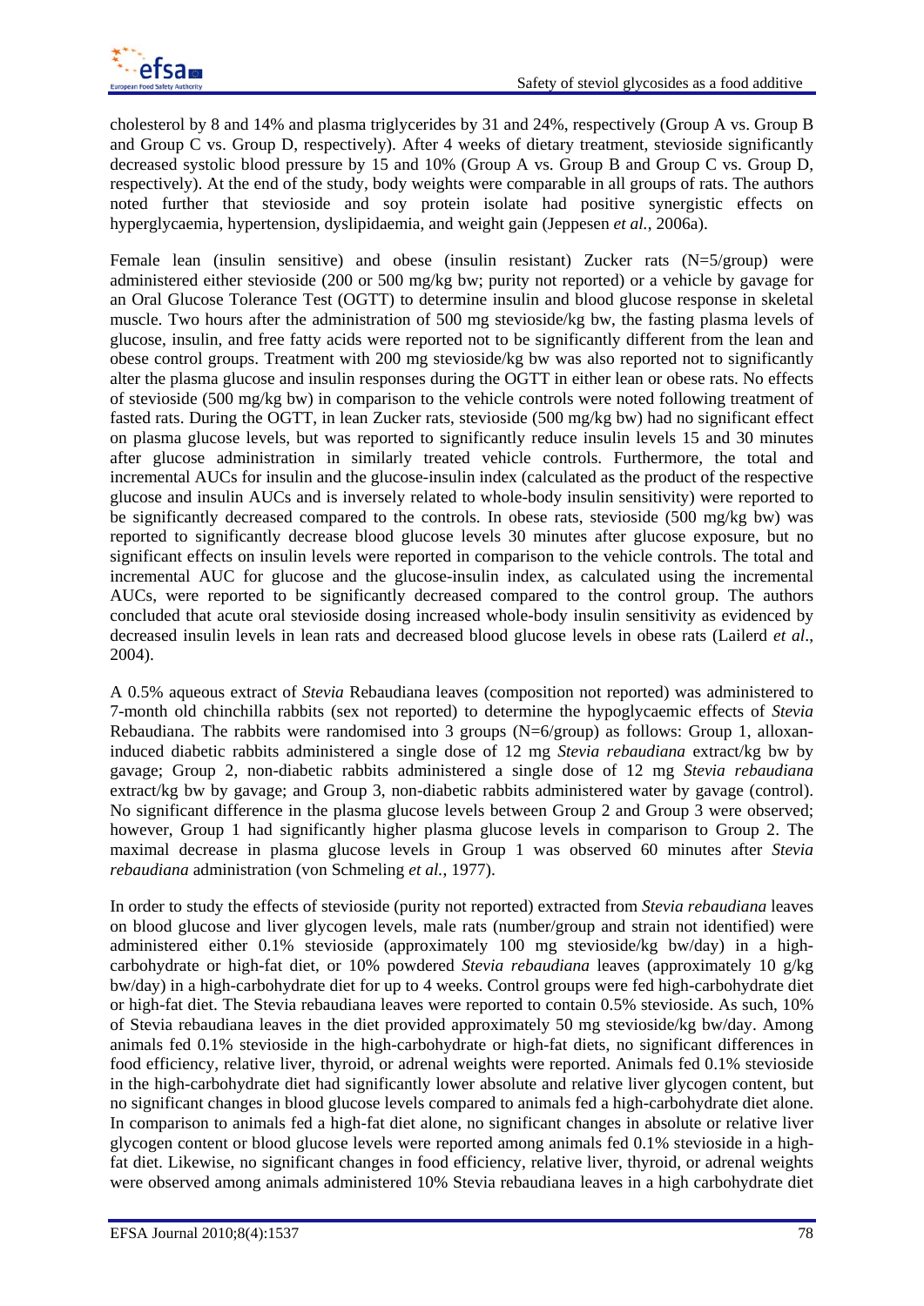cholesterol by 8 and 14% and plasma triglycerides by 31 and 24%, respectively (Group A vs. Group B and Group C vs. Group D, respectively). After 4 weeks of dietary treatment, stevioside significantly decreased systolic blood pressure by 15 and 10% (Group A vs. Group B and Group C vs. Group D, respectively). At the end of the study, body weights were comparable in all groups of rats. The authors noted further that stevioside and soy protein isolate had positive synergistic effects on hyperglycaemia, hypertension, dyslipidaemia, and weight gain (Jeppesen *et al.*, 2006a).

Female lean (insulin sensitive) and obese (insulin resistant) Zucker rats (N=5/group) were administered either stevioside (200 or 500 mg/kg bw; purity not reported) or a vehicle by gavage for an Oral Glucose Tolerance Test (OGTT) to determine insulin and blood glucose response in skeletal muscle. Two hours after the administration of 500 mg stevioside/kg bw, the fasting plasma levels of glucose, insulin, and free fatty acids were reported not to be significantly different from the lean and obese control groups. Treatment with 200 mg stevioside/kg bw was also reported not to significantly alter the plasma glucose and insulin responses during the OGTT in either lean or obese rats. No effects of stevioside (500 mg/kg bw) in comparison to the vehicle controls were noted following treatment of fasted rats. During the OGTT, in lean Zucker rats, stevioside (500 mg/kg bw) had no significant effect on plasma glucose levels, but was reported to significantly reduce insulin levels 15 and 30 minutes after glucose administration in similarly treated vehicle controls. Furthermore, the total and incremental AUCs for insulin and the glucose-insulin index (calculated as the product of the respective glucose and insulin AUCs and is inversely related to whole-body insulin sensitivity) were reported to be significantly decreased compared to the controls. In obese rats, stevioside (500 mg/kg bw) was reported to significantly decrease blood glucose levels 30 minutes after glucose exposure, but no significant effects on insulin levels were reported in comparison to the vehicle controls. The total and incremental AUC for glucose and the glucose-insulin index, as calculated using the incremental AUCs, were reported to be significantly decreased compared to the control group. The authors concluded that acute oral stevioside dosing increased whole-body insulin sensitivity as evidenced by decreased insulin levels in lean rats and decreased blood glucose levels in obese rats (Lailerd *et al*., 2004).

A 0.5% aqueous extract of *Stevia* Rebaudiana leaves (composition not reported) was administered to 7-month old chinchilla rabbits (sex not reported) to determine the hypoglycaemic effects of *Stevia* Rebaudiana. The rabbits were randomised into 3 groups (N=6/group) as follows: Group 1, alloxan-induced diabetic rabbits administered a single dose of 12 mg *Stevia rebaudiana* extract/kg bw by gavage; Group 2, non-diabetic rabbits administered a single dose of 12 mg *Stevia rebaudiana* extract/kg bw by gavage; and Group 3, non-diabetic rabbits administered water by gavage (control). No significant difference in the plasma glucose levels between Group 2 and Group 3 were observed; however, Group 1 had significantly higher plasma glucose levels in comparison to Group 2. The maximal decrease in plasma glucose levels in Group 1 was observed 60 minutes after *Stevia rebaudiana* administration (von Schmeling *et al.*, 1977).

In order to study the effects of stevioside (purity not reported) extracted from *Stevia rebaudiana* leaves on blood glucose and liver glycogen levels, male rats (number/group and strain not identified) were administered either 0.1% stevioside (approximately 100 mg stevioside/kg bw/day) in a high-carbohydrate or high-fat diet, or 10% powdered *Stevia rebaudiana* leaves (approximately 10 g/kg bw/day) in a high-carbohydrate diet for up to 4 weeks. Control groups were fed high-carbohydrate diet or high-fat diet. The Stevia rebaudiana leaves were reported to contain 0.5% stevioside. As such, 10% of Stevia rebaudiana leaves in the diet provided approximately 50 mg stevioside/kg bw/day. Among animals fed 0.1% stevioside in the high-carbohydrate or high-fat diets, no significant differences in food efficiency, relative liver, thyroid, or adrenal weights were reported. Animals fed 0.1% stevioside in the high-carbohydrate diet had significantly lower absolute and relative liver glycogen content, but no significant changes in blood glucose levels compared to animals fed a high-carbohydrate diet alone. In comparison to animals fed a high-fat diet alone, no significant changes in absolute or relative liver glycogen content or blood glucose levels were reported among animals fed 0.1% stevioside in a high-fat diet. Likewise, no significant changes in food efficiency, relative liver, thyroid, or adrenal weights were observed among animals administered 10% Stevia rebaudiana leaves in a high carbohydrate diet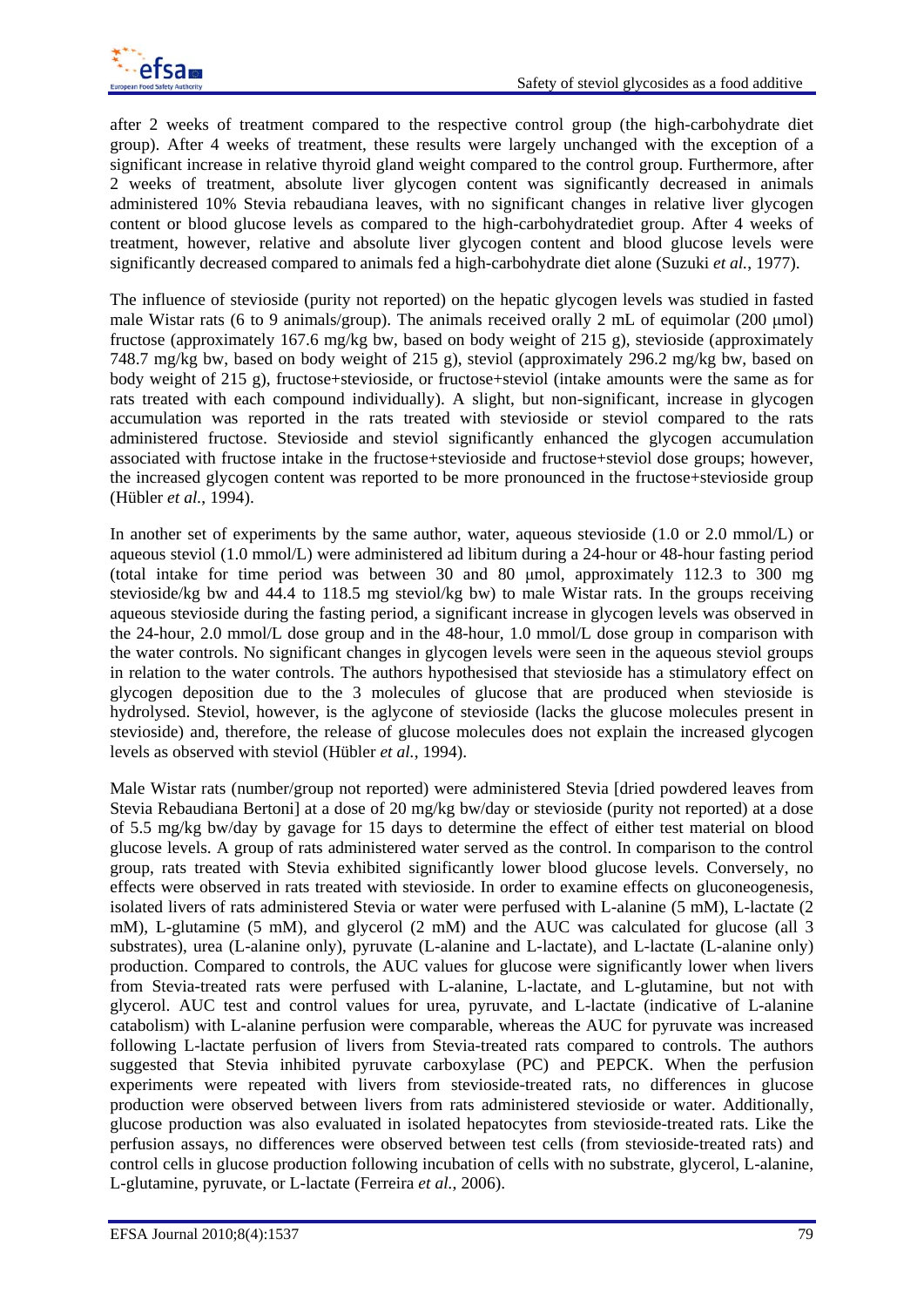after 2 weeks of treatment compared to the respective control group (the high-carbohydrate diet group). After 4 weeks of treatment, these results were largely unchanged with the exception of a significant increase in relative thyroid gland weight compared to the control group. Furthermore, after 2 weeks of treatment, absolute liver glycogen content was significantly decreased in animals administered 10% Stevia rebaudiana leaves, with no significant changes in relative liver glycogen content or blood glucose levels as compared to the high-carbohydratediet group. After 4 weeks of treatment, however, relative and absolute liver glycogen content and blood glucose levels were significantly decreased compared to animals fed a high-carbohydrate diet alone (Suzuki *et al.*, 1977).

The influence of stevioside (purity not reported) on the hepatic glycogen levels was studied in fasted male Wistar rats (6 to 9 animals/group). The animals received orally 2 mL of equimolar (200 μmol) fructose (approximately 167.6 mg/kg bw, based on body weight of 215 g), stevioside (approximately 748.7 mg/kg bw, based on body weight of 215 g), steviol (approximately 296.2 mg/kg bw, based on body weight of 215 g), fructose+stevioside, or fructose+steviol (intake amounts were the same as for rats treated with each compound individually). A slight, but non-significant, increase in glycogen accumulation was reported in the rats treated with stevioside or steviol compared to the rats administered fructose. Stevioside and steviol significantly enhanced the glycogen accumulation associated with fructose intake in the fructose+stevioside and fructose+steviol dose groups; however, the increased glycogen content was reported to be more pronounced in the fructose+stevioside group (Hübler *et al.*, 1994).

In another set of experiments by the same author, water, aqueous stevioside (1.0 or 2.0 mmol/L) or aqueous steviol (1.0 mmol/L) were administered ad libitum during a 24-hour or 48-hour fasting period (total intake for time period was between 30 and 80 μmol, approximately 112.3 to 300 mg stevioside/kg bw and 44.4 to 118.5 mg steviol/kg bw) to male Wistar rats. In the groups receiving aqueous stevioside during the fasting period, a significant increase in glycogen levels was observed in the 24-hour, 2.0 mmol/L dose group and in the 48-hour, 1.0 mmol/L dose group in comparison with the water controls. No significant changes in glycogen levels were seen in the aqueous steviol groups in relation to the water controls. The authors hypothesised that stevioside has a stimulatory effect on glycogen deposition due to the 3 molecules of glucose that are produced when stevioside is hydrolysed. Steviol, however, is the aglycone of stevioside (lacks the glucose molecules present in stevioside) and, therefore, the release of glucose molecules does not explain the increased glycogen levels as observed with steviol (Hübler *et al.*, 1994).

Male Wistar rats (number/group not reported) were administered Stevia [dried powdered leaves from Stevia Rebaudiana Bertoni] at a dose of 20 mg/kg bw/day or stevioside (purity not reported) at a dose of 5.5 mg/kg bw/day by gavage for 15 days to determine the effect of either test material on blood glucose levels. A group of rats administered water served as the control. In comparison to the control group, rats treated with Stevia exhibited significantly lower blood glucose levels. Conversely, no effects were observed in rats treated with stevioside. In order to examine effects on gluconeogenesis, isolated livers of rats administered Stevia or water were perfused with L-alanine (5 mM), L-lactate (2 mM), L-glutamine (5 mM), and glycerol (2 mM) and the AUC was calculated for glucose (all 3 substrates), urea (L-alanine only), pyruvate (L-alanine and L-lactate), and L-lactate (L-alanine only) production. Compared to controls, the AUC values for glucose were significantly lower when livers from Stevia-treated rats were perfused with L-alanine, L-lactate, and L-glutamine, but not with glycerol. AUC test and control values for urea, pyruvate, and L-lactate (indicative of L-alanine catabolism) with L-alanine perfusion were comparable, whereas the AUC for pyruvate was increased following L-lactate perfusion of livers from Stevia-treated rats compared to controls. The authors suggested that Stevia inhibited pyruvate carboxylase (PC) and PEPCK. When the perfusion experiments were repeated with livers from stevioside-treated rats, no differences in glucose production were observed between livers from rats administered stevioside or water. Additionally, glucose production was also evaluated in isolated hepatocytes from stevioside-treated rats. Like the perfusion assays, no differences were observed between test cells (from stevioside-treated rats) and control cells in glucose production following incubation of cells with no substrate, glycerol, L-alanine, L-glutamine, pyruvate, or L-lactate (Ferreira *et al.*, 2006).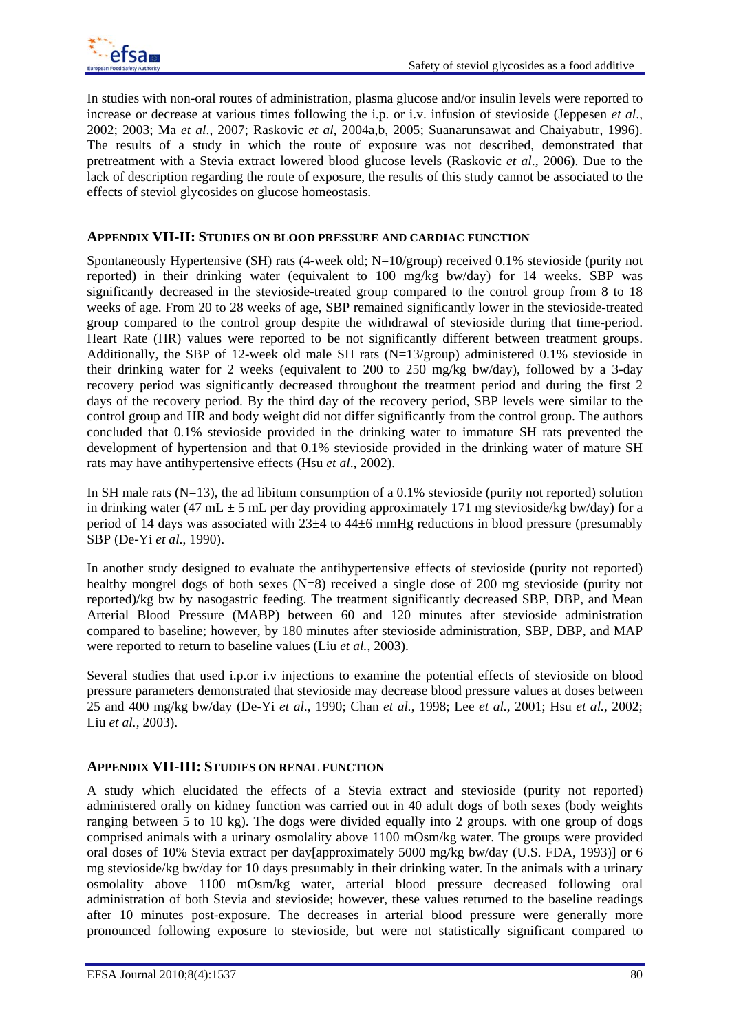In studies with non-oral routes of administration, plasma glucose and/or insulin levels were reported to increase or decrease at various times following the i.p. or i.v. infusion of stevioside (Jeppesen *et al*., 2002; 2003; Ma *et al*., 2007; Raskovic *et al*, 2004a,b, 2005; Suanarunsawat and Chaiyabutr, 1996). The results of a study in which the route of exposure was not described, demonstrated that pretreatment with a Stevia extract lowered blood glucose levels (Raskovic *et al*., 2006). Due to the lack of description regarding the route of exposure, the results of this study cannot be associated to the effects of steviol glycosides on glucose homeostasis.

## APPENDIX VII-II: STUDIES ON BLOOD PRESSURE AND CARDIAC FUNCTION

Spontaneously Hypertensive (SH) rats (4-week old; N=10/group) received 0.1% stevioside (purity not reported) in their drinking water (equivalent to 100 mg/kg bw/day) for 14 weeks. SBP was significantly decreased in the stevioside-treated group compared to the control group from 8 to 18 weeks of age. From 20 to 28 weeks of age, SBP remained significantly lower in the stevioside-treated group compared to the control group despite the withdrawal of stevioside during that time-period. Heart Rate (HR) values were reported to be not significantly different between treatment groups. Additionally, the SBP of 12-week old male SH rats (N=13/group) administered 0.1% stevioside in their drinking water for 2 weeks (equivalent to 200 to 250 mg/kg bw/day), followed by a 3-day recovery period was significantly decreased throughout the treatment period and during the first 2 days of the recovery period. By the third day of the recovery period, SBP levels were similar to the control group and HR and body weight did not differ significantly from the control group. The authors concluded that 0.1% stevioside provided in the drinking water to immature SH rats prevented the development of hypertension and that 0.1% stevioside provided in the drinking water of mature SH rats may have antihypertensive effects (Hsu *et al*., 2002).

In SH male rats (N=13), the ad libitum consumption of a 0.1% stevioside (purity not reported) solution in drinking water (47 mL ± 5 mL per day providing approximately 171 mg stevioside/kg bw/day) for a period of 14 days was associated with 23±4 to 44±6 mmHg reductions in blood pressure (presumably SBP (De-Yi *et al*., 1990).

In another study designed to evaluate the antihypertensive effects of stevioside (purity not reported) healthy mongrel dogs of both sexes (N=8) received a single dose of 200 mg stevioside (purity not reported)/kg bw by nasogastric feeding. The treatment significantly decreased SBP, DBP, and Mean Arterial Blood Pressure (MABP) between 60 and 120 minutes after stevioside administration compared to baseline; however, by 180 minutes after stevioside administration, SBP, DBP, and MAP were reported to return to baseline values (Liu *et al.*, 2003).

Several studies that used i.p.or i.v injections to examine the potential effects of stevioside on blood pressure parameters demonstrated that stevioside may decrease blood pressure values at doses between 25 and 400 mg/kg bw/day (De-Yi *et al.*, 1990; Chan *et al.*, 1998; Lee *et al.*, 2001; Hsu *et al.*, 2002; Liu *et al.*, 2003).

## APPENDIX VII-III: STUDIES ON RENAL FUNCTION

A study which elucidated the effects of a Stevia extract and stevioside (purity not reported) administered orally on kidney function was carried out in 40 adult dogs of both sexes (body weights ranging between 5 to 10 kg). The dogs were divided equally into 2 groups. with one group of dogs comprised animals with a urinary osmolality above 1100 mOsm/kg water. The groups were provided oral doses of 10% Stevia extract per day[approximately 5000 mg/kg bw/day (U.S. FDA, 1993)] or 6 mg stevioside/kg bw/day for 10 days presumably in their drinking water. In the animals with a urinary osmolality above 1100 mOsm/kg water, arterial blood pressure decreased following oral administration of both Stevia and stevioside; however, these values returned to the baseline readings after 10 minutes post-exposure. The decreases in arterial blood pressure were generally more pronounced following exposure to stevioside, but were not statistically significant compared to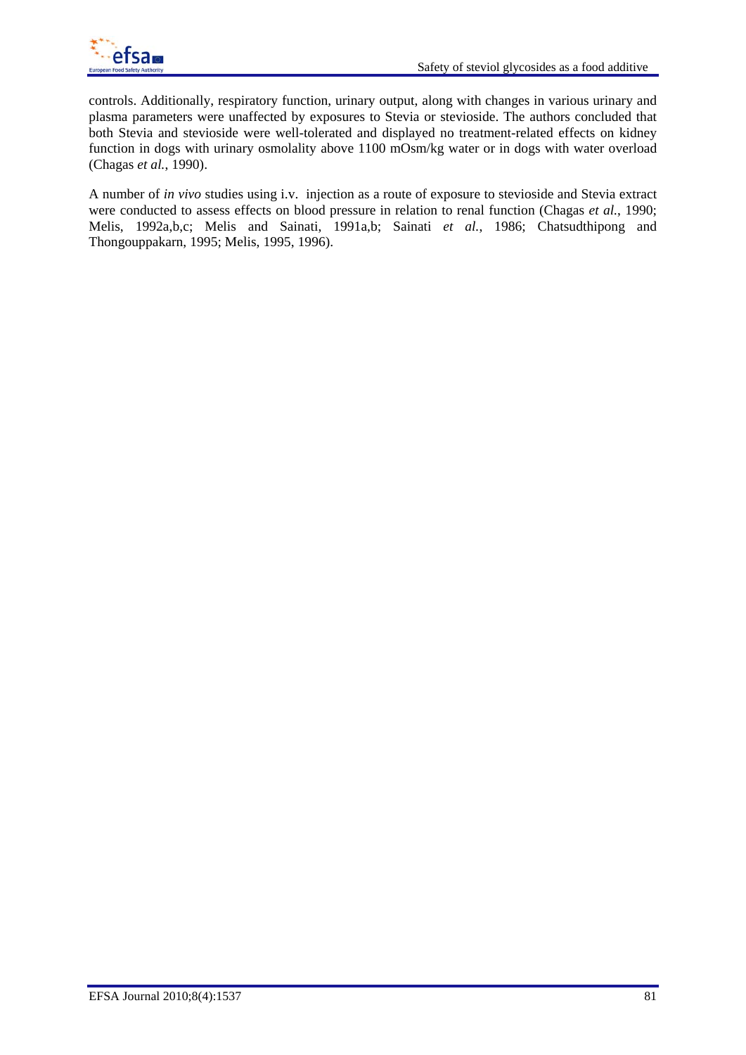controls. Additionally, respiratory function, urinary output, along with changes in various urinary and plasma parameters were unaffected by exposures to Stevia or stevioside. The authors concluded that both Stevia and stevioside were well-tolerated and displayed no treatment-related effects on kidney function in dogs with urinary osmolality above 1100 mOsm/kg water or in dogs with water overload (Chagas *et al.*, 1990).

A number of *in vivo* studies using i.v. injection as a route of exposure to stevioside and Stevia extract were conducted to assess effects on blood pressure in relation to renal function (Chagas *et al.*, 1990; Melis, 1992a,b,c; Melis and Sainati, 1991a,b; Sainati *et al.*, 1986; Chatsudthipong and Thongouppakarn, 1995; Melis, 1995, 1996).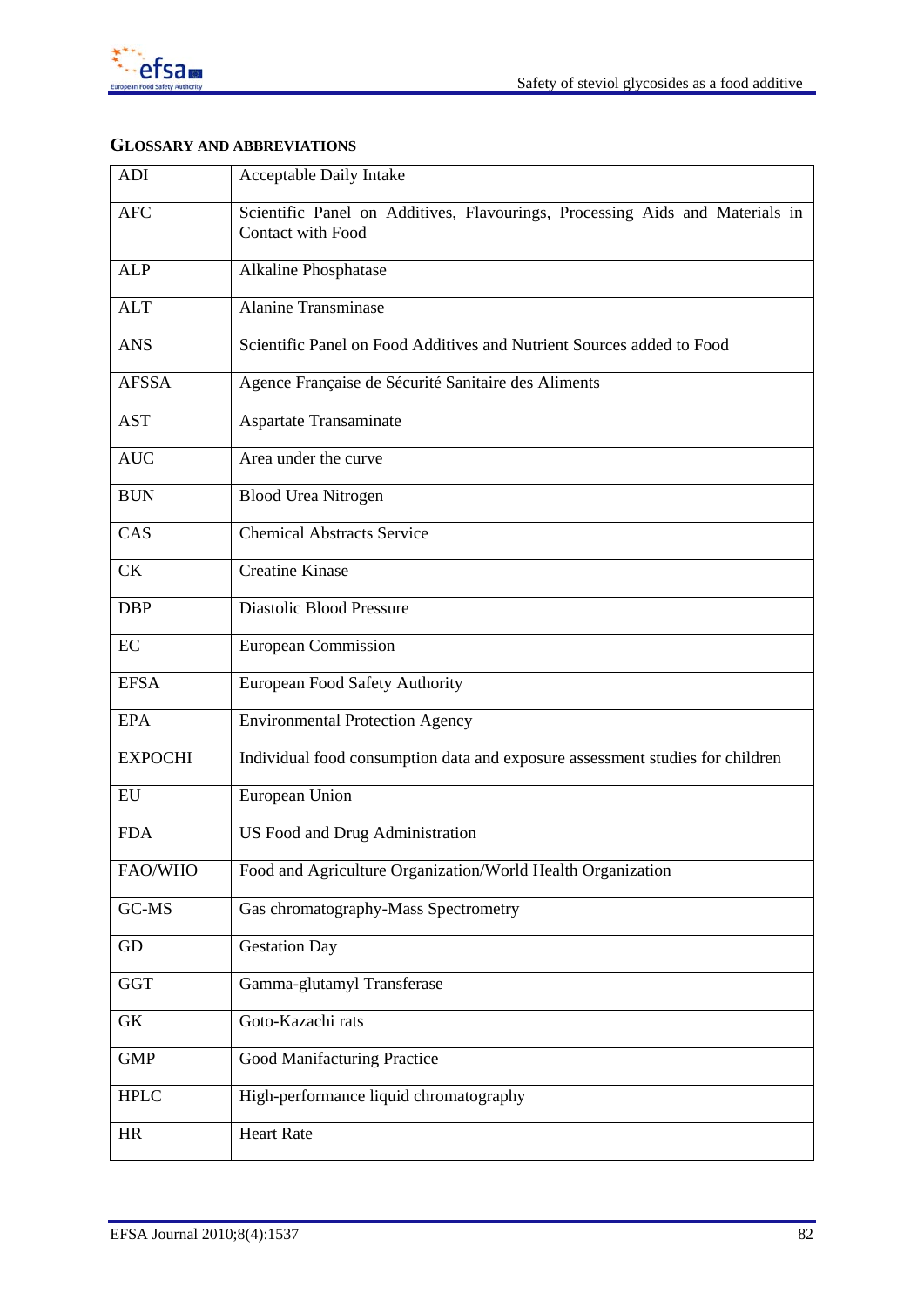## GLOSSARY AND ABBREVIATIONS

| | |
|---|---|
| ADI | Acceptable Daily Intake |
| AFC | Scientific Panel on Additives, Flavourings, Processing Aids and Materials in Contact with Food |
| ALP | Alkaline Phosphatase |
| ALT | Alanine Transminase |
| ANS | Scientific Panel on Food Additives and Nutrient Sources added to Food |
| AFSSA | Agence Française de Sécurité Sanitaire des Aliments |
| AST | Aspartate Transaminate |
| AUC | Area under the curve |
| BUN | Blood Urea Nitrogen |
| CAS | Chemical Abstracts Service |
| CK | Creatine Kinase |
| DBP | Diastolic Blood Pressure |
| EC | European Commission |
| EFSA | European Food Safety Authority |
| EPA | Environmental Protection Agency |
| EXPOCHI | Individual food consumption data and exposure assessment studies for children |
| EU | European Union |
| FDA | US Food and Drug Administration |
| FAO/WHO | Food and Agriculture Organization/World Health Organization |
| GC-MS | Gas chromatography-Mass Spectrometry |
| GD | Gestation Day |
| GGT | Gamma-glutamyl Transferase |
| GK | Goto-Kazachi rats |
| GMP | Good Manifacturing Practice |
| HPLC | High-performance liquid chromatography |
| HR | Heart Rate |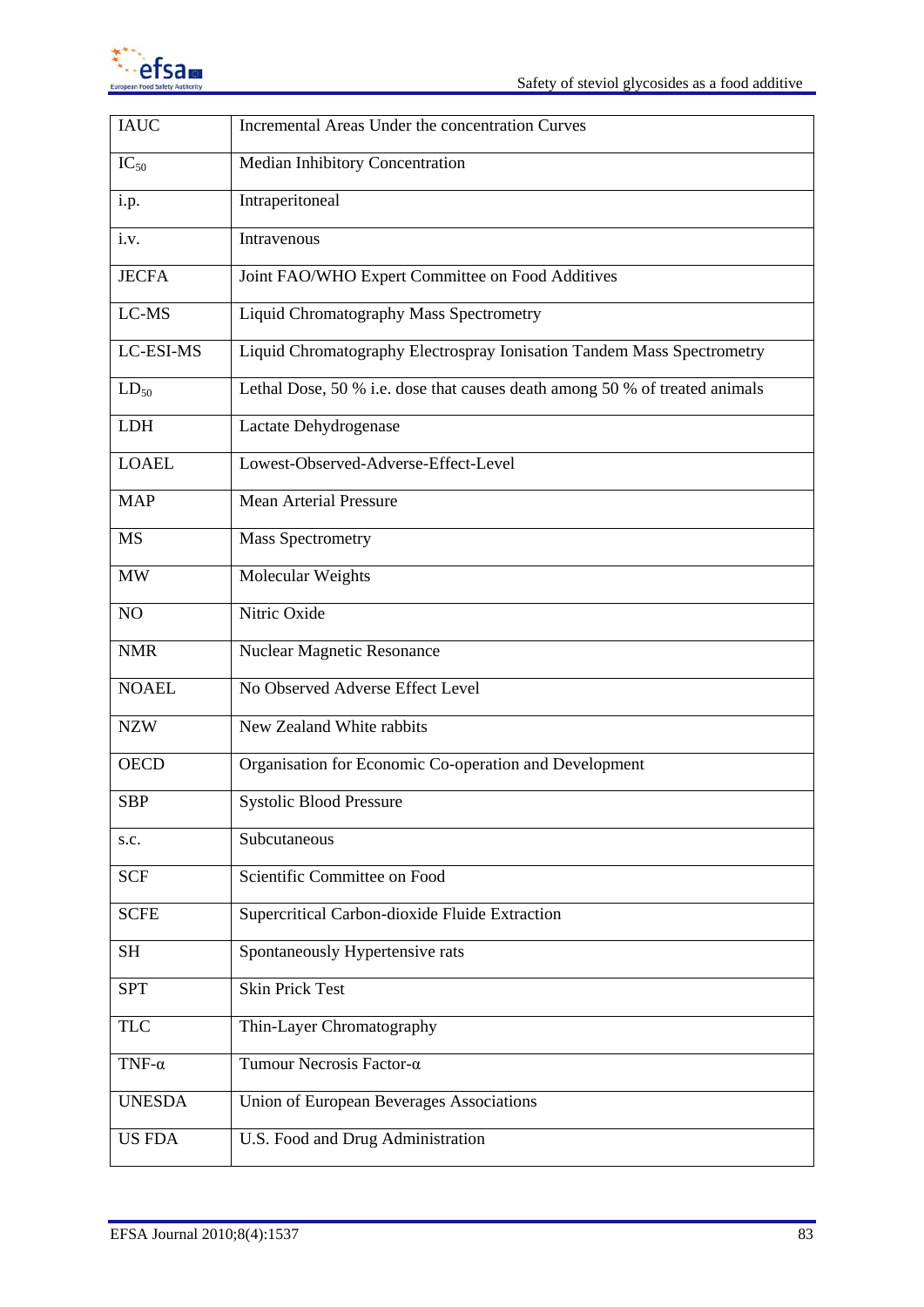| | |
|---|---|
| IAUC | Incremental Areas Under the concentration Curves |
| $IC_{50}$ | Median Inhibitory Concentration |
| i.p. | Intraperitoneal |
| i.v. | Intravenous |
| JECFA | Joint FAO/WHO Expert Committee on Food Additives |
| LC-MS | Liquid Chromatography Mass Spectrometry |
| LC-ESI-MS | Liquid Chromatography Electrospray Ionisation Tandem Mass Spectrometry |
| $LD_{50}$ | Lethal Dose, 50 % i.e. dose that causes death among 50 % of treated animals |
| LDH | Lactate Dehydrogenase |
| LOAEL | Lowest-Observed-Adverse-Effect-Level |
| MAP | Mean Arterial Pressure |
| MS | Mass Spectrometry |
| MW | Molecular Weights |
| NO | Nitric Oxide |
| NMR | Nuclear Magnetic Resonance |
| NOAEL | No Observed Adverse Effect Level |
| NZW | New Zealand White rabbits |
| OECD | Organisation for Economic Co-operation and Development |
| SBP | Systolic Blood Pressure |
| s.c. | Subcutaneous |
| SCF | Scientific Committee on Food |
| SCFE | Supercritical Carbon-dioxide Fluide Extraction |
| SH | Spontaneously Hypertensive rats |
| SPT | Skin Prick Test |
| TLC | Thin-Layer Chromatography |
| TNF-$\alpha$ | Tumour Necrosis Factor-$\alpha$ |
| UNESDA | Union of European Beverages Associations |
| US FDA | U.S. Food and Drug Administration |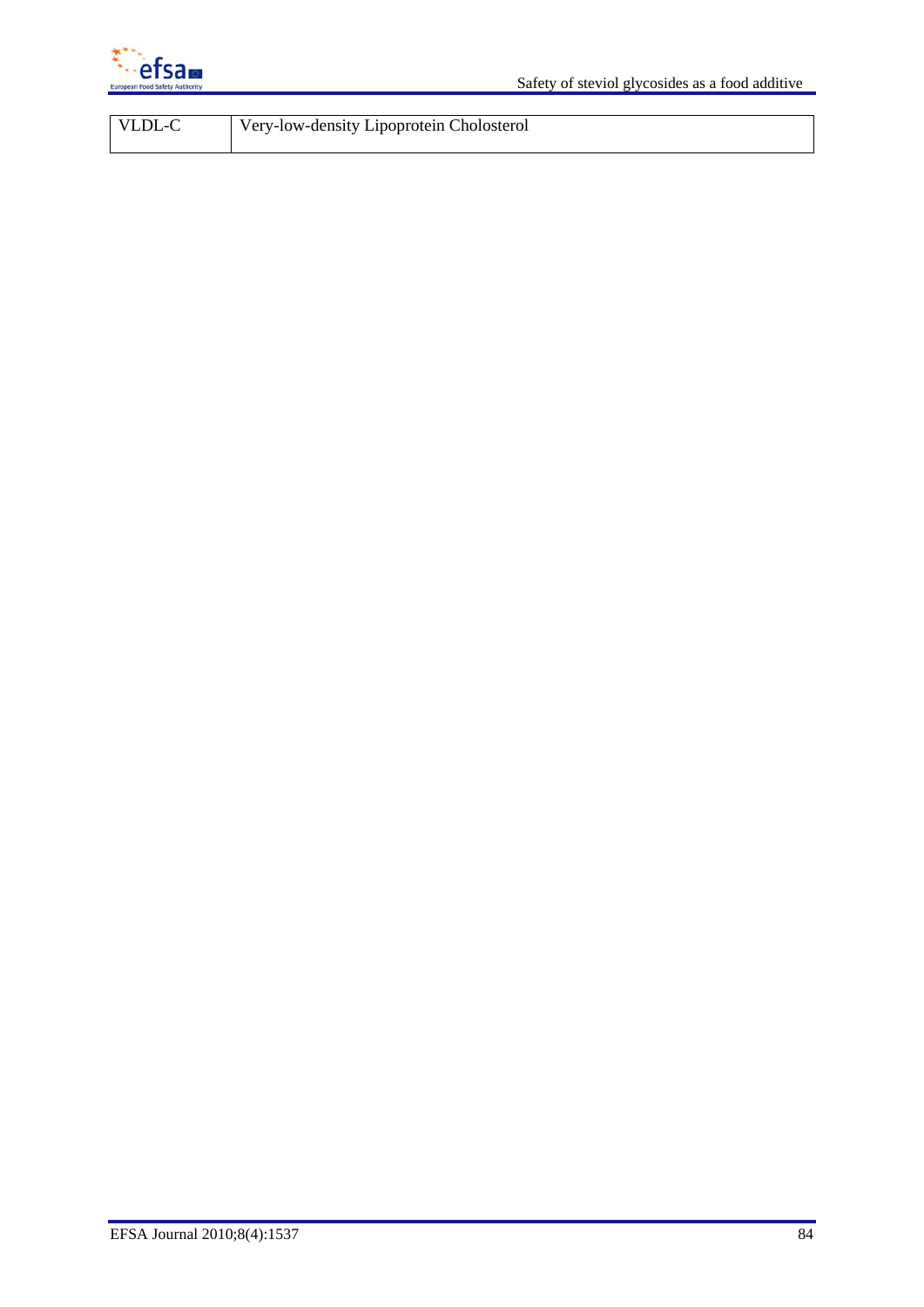| | |
|---|---|
| VLDL-C | Very-low-density Lipoprotein Cholosterol |